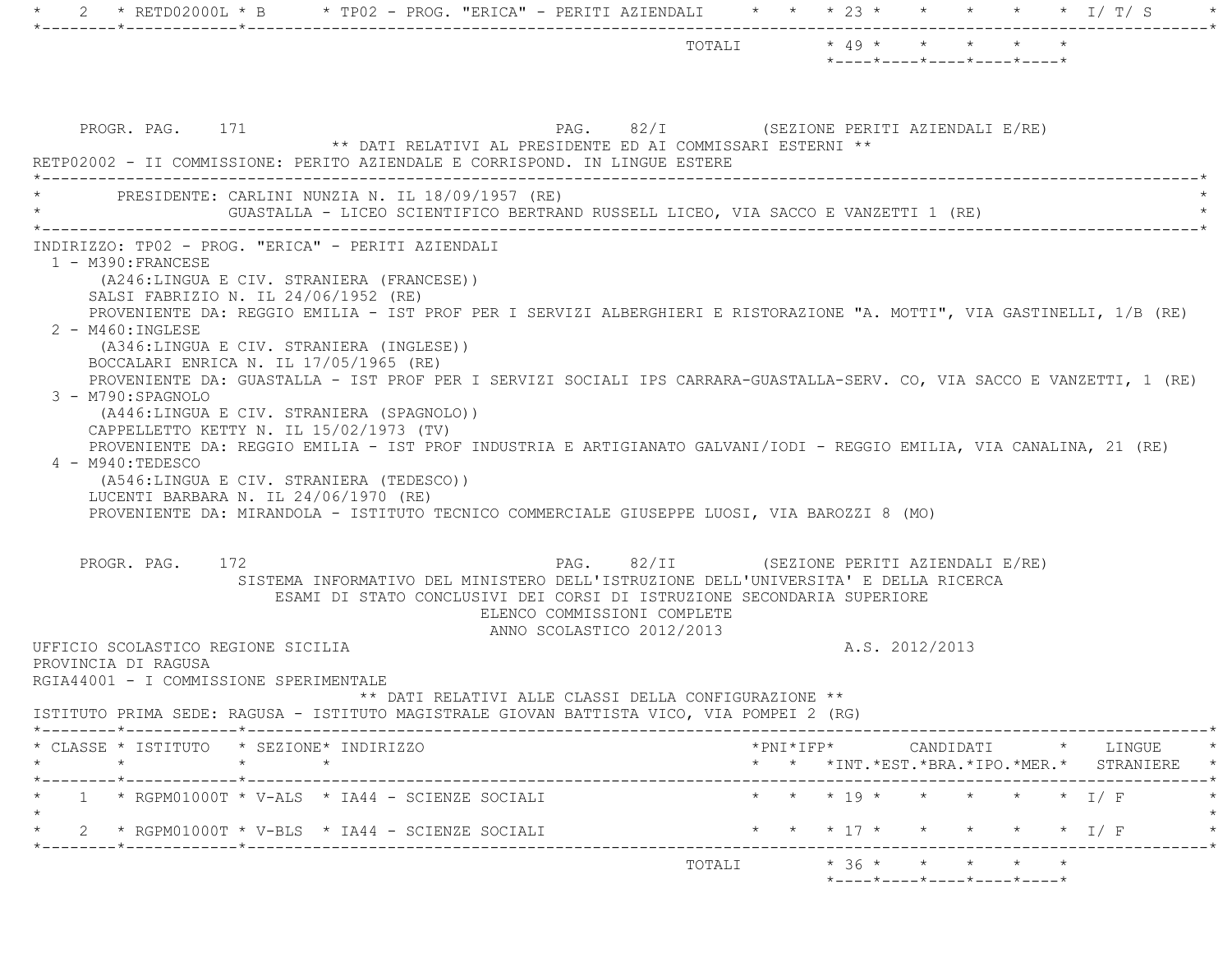| CLASSE | ISTITUTO | SEZIONE | INDIRIZZO | PNI | IFP | INT. | EST. | BRA. | IPO. | MER. | LINGUE STRANIERE |
|---|---|---|---|---|---|---|---|---|---|---|---|
| 2 | RETD02000L | B | TP02 - PROG. "ERICA" - PERITI AZIENDALI | | | 23 | | | | | I/ T/ S |
| | | | TOTALI | | | 49 | | | | | |

PROGR. PAG. 171 PAG. 82/I (SEZIONE PERITI AZIENDALI E/RE)

** DATI RELATIVI AL PRESIDENTE ED AI COMMISSARI ESTERNI **

RETP02002 - II COMMISSIONE: PERITO AZIENDALE E CORRISPOND. IN LINGUE ESTERE

PRESIDENTE: CARLINI NUNZIA N. IL 18/09/1957 (RE)
GUASTALLA - LICEO SCIENTIFICO BERTRAND RUSSELL LICEO, VIA SACCO E VANZETTI 1 (RE)

INDIRIZZO: TP02 - PROG. "ERICA" - PERITI AZIENDALI

1 - M390:FRANCESE
(A246:LINGUA E CIV. STRANIERA (FRANCESE))
SALSI FABRIZIO N. IL 24/06/1952 (RE)
PROVENIENTE DA: REGGIO EMILIA - IST PROF PER I SERVIZI ALBERGHIERI E RISTORAZIONE "A. MOTTI", VIA GASTINELLI, 1/B (RE)

2 - M460:INGLESE
(A346:LINGUA E CIV. STRANIERA (INGLESE))
BOCCALARI ENRICA N. IL 17/05/1965 (RE)
PROVENIENTE DA: GUASTALLA - IST PROF PER I SERVIZI SOCIALI IPS CARRARA-GUASTALLA-SERV. CO, VIA SACCO E VANZETTI, 1 (RE)

3 - M790:SPAGNOLO
(A446:LINGUA E CIV. STRANIERA (SPAGNOLO))
CAPPELLETTO KETTY N. IL 15/02/1973 (TV)
PROVENIENTE DA: REGGIO EMILIA - IST PROF INDUSTRIA E ARTIGIANATO GALVANI/IODI - REGGIO EMILIA, VIA CANALINA, 21 (RE)

4 - M940:TEDESCO
(A546:LINGUA E CIV. STRANIERA (TEDESCO))
LUCENTI BARBARA N. IL 24/06/1970 (RE)
PROVENIENTE DA: MIRANDOLA - ISTITUTO TECNICO COMMERCIALE GIUSEPPE LUOSI, VIA BAROZZI 8 (MO)

PROGR. PAG. 172 PAG. 82/II (SEZIONE PERITI AZIENDALI E/RE)

SISTEMA INFORMATIVO DEL MINISTERO DELL'ISTRUZIONE DELL'UNIVERSITA' E DELLA RICERCA
ESAMI DI STATO CONCLUSIVI DEI CORSI DI ISTRUZIONE SECONDARIA SUPERIORE
ELENCO COMMISSIONI COMPLETE
ANNO SCOLASTICO 2012/2013

UFFICIO SCOLASTICO REGIONE SICILIA A.S. 2012/2013
PROVINCIA DI RAGUSA
RGIA44001 - I COMMISSIONE SPERIMENTALE

** DATI RELATIVI ALLE CLASSI DELLA CONFIGURAZIONE **

ISTITUTO PRIMA SEDE: RAGUSA - ISTITUTO MAGISTRALE GIOVAN BATTISTA VICO, VIA POMPEI 2 (RG)

| CLASSE | ISTITUTO | SEZIONE | INDIRIZZO | PNI | IFP | INT. | EST. | BRA. | IPO. | MER. | LINGUE STRANIERE |
|---|---|---|---|---|---|---|---|---|---|---|---|
| 1 | RGPM01000T | V-ALS | IA44 - SCIENZE SOCIALI | | | 19 | | | | | I/ F |
| 2 | RGPM01000T | V-BLS | IA44 - SCIENZE SOCIALI | | | 17 | | | | | I/ F |
| | | | TOTALI | | | 36 | | | | | |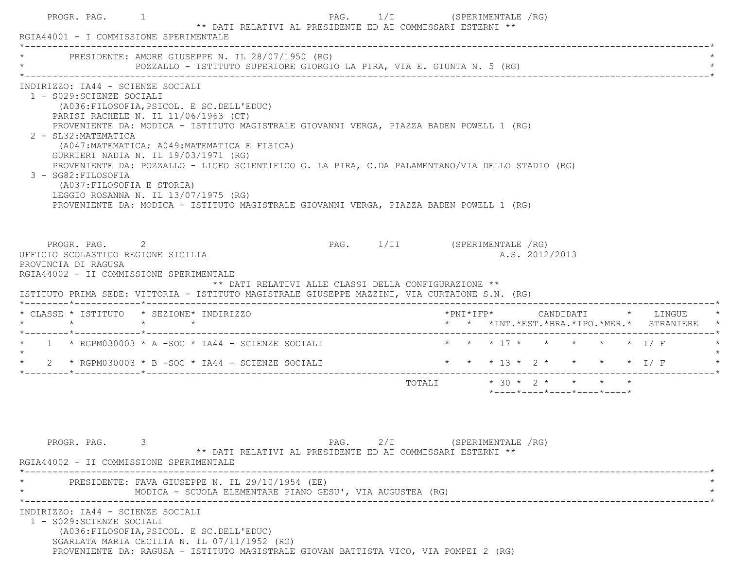** DATI RELATIVI AL PRESIDENTE ED AI COMMISSARI ESTERNI **

RGIA44001 - I COMMISSIONE SPERIMENTALE

PRESIDENTE: AMORE GIUSEPPE N. IL 28/07/1950 (RG)
POZZALLO - ISTITUTO SUPERIORE GIORGIO LA PIRA, VIA E. GIUNTA N. 5 (RG)

INDIRIZZO: IA44 - SCIENZE SOCIALI

1 - S029:SCIENZE SOCIALI
(A036:FILOSOFIA,PSICOL. E SC.DELL'EDUC)
PARISI RACHELE N. IL 11/06/1963 (CT)
PROVENIENTE DA: MODICA - ISTITUTO MAGISTRALE GIOVANNI VERGA, PIAZZA BADEN POWELL 1 (RG)

2 - SL32:MATEMATICA
(A047:MATEMATICA; A049:MATEMATICA E FISICA)
GURRIERI NADIA N. IL 19/03/1971 (RG)
PROVENIENTE DA: POZZALLO - LICEO SCIENTIFICO G. LA PIRA, C.DA PALAMENTANO/VIA DELLO STADIO (RG)

3 - SG82:FILOSOFIA
(A037:FILOSOFIA E STORIA)
LEGGIO ROSANNA N. IL 13/07/1975 (RG)
PROVENIENTE DA: MODICA - ISTITUTO MAGISTRALE GIOVANNI VERGA, PIAZZA BADEN POWELL 1 (RG)

UFFICIO SCOLASTICO REGIONE SICILIA — A.S. 2012/2013

PROVINCIA DI RAGUSA

RGIA44002 - II COMMISSIONE SPERIMENTALE

** DATI RELATIVI ALLE CLASSI DELLA CONFIGURAZIONE **

ISTITUTO PRIMA SEDE: VITTORIA - ISTITUTO MAGISTRALE GIUSEPPE MAZZINI, VIA CURTATONE S.N. (RG)

| CLASSE | ISTITUTO | SEZIONE | INDIRIZZO | PNI | IFP | CANDIDATI INT. | EST. | BRA. | IPO. | MER. | LINGUE STRANIERE |
|---|---|---|---|---|---|---|---|---|---|---|---|
| 1 | RGPM030003 | A -SOC | IA44 - SCIENZE SOCIALI | | | 17 | | | | | I/ F |
| 2 | RGPM030003 | B -SOC | IA44 - SCIENZE SOCIALI | | | 13 | 2 | | | | I/ F |
| | | | TOTALI | | | 30 | 2 | | | | |

** DATI RELATIVI AL PRESIDENTE ED AI COMMISSARI ESTERNI **

RGIA44002 - II COMMISSIONE SPERIMENTALE

PRESIDENTE: FAVA GIUSEPPE N. IL 29/10/1954 (EE)
MODICA - SCUOLA ELEMENTARE PIANO GESU', VIA AUGUSTEA (RG)

INDIRIZZO: IA44 - SCIENZE SOCIALI

1 - S029:SCIENZE SOCIALI
(A036:FILOSOFIA,PSICOL. E SC.DELL'EDUC)
SGARLATA MARIA CECILIA N. IL 07/11/1952 (RG)
PROVENIENTE DA: RAGUSA - ISTITUTO MAGISTRALE GIOVAN BATTISTA VICO, VIA POMPEI 2 (RG)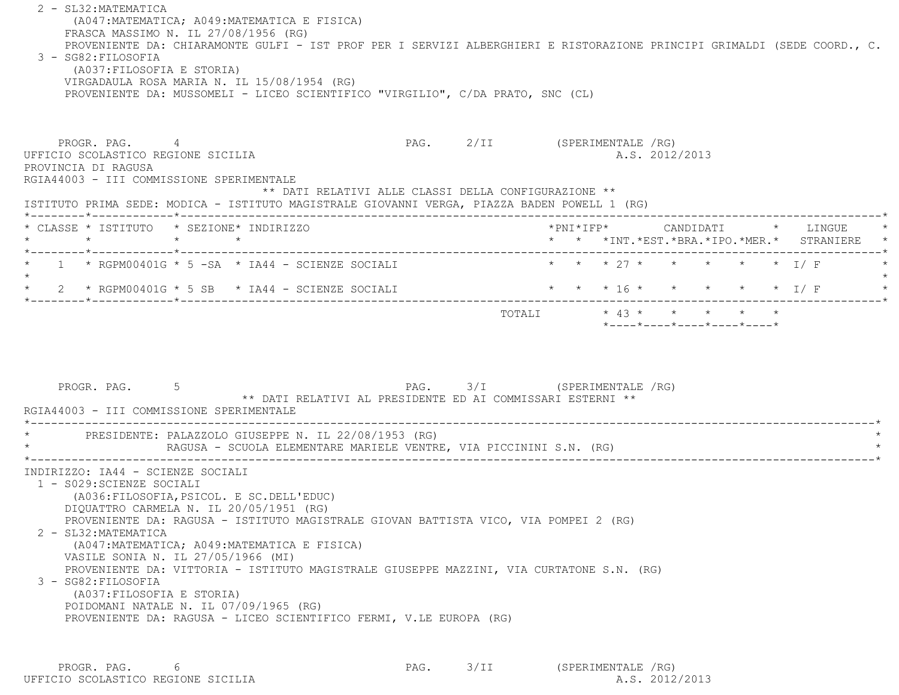2 - SL32:MATEMATICA
(A047:MATEMATICA; A049:MATEMATICA E FISICA)
FRASCA MASSIMO N. IL 27/08/1956 (RG)
PROVENIENTE DA: CHIARAMONTE GULFI - IST PROF PER I SERVIZI ALBERGHIERI E RISTORAZIONE PRINCIPI GRIMALDI (SEDE COORD., C.

3 - SG82:FILOSOFIA
(A037:FILOSOFIA E STORIA)
VIRGADAULA ROSA MARIA N. IL 15/08/1954 (RG)
PROVENIENTE DA: MUSSOMELI - LICEO SCIENTIFICO "VIRGILIO", C/DA PRATO, SNC (CL)

PROGR. PAG. 4 PAG. 2/II (SPERIMENTALE /RG)

UFFICIO SCOLASTICO REGIONE SICILIA A.S. 2012/2013

PROVINCIA DI RAGUSA

RGIA44003 - III COMMISSIONE SPERIMENTALE

** DATI RELATIVI ALLE CLASSI DELLA CONFIGURAZIONE **

ISTITUTO PRIMA SEDE: MODICA - ISTITUTO MAGISTRALE GIOVANNI VERGA, PIAZZA BADEN POWELL 1 (RG)

| CLASSE | ISTITUTO | SEZIONE | INDIRIZZO | PNI | IFP | CANDIDATI INT. | EST. | BRA. | IPO. | MER. | LINGUE STRANIERE |
|---|---|---|---|---|---|---|---|---|---|---|---|
| 1 | RGPM00401G | 5 -SA | IA44 - SCIENZE SOCIALI | | | 27 | | | | | I/ F |
| 2 | RGPM00401G | 5 SB | IA44 - SCIENZE SOCIALI | | | 16 | | | | | I/ F |
| | | | TOTALI | | | 43 | | | | | |

PROGR. PAG. 5 PAG. 3/I (SPERIMENTALE /RG)

** DATI RELATIVI AL PRESIDENTE ED AI COMMISSARI ESTERNI **

RGIA44003 - III COMMISSIONE SPERIMENTALE

PRESIDENTE: PALAZZOLO GIUSEPPE N. IL 22/08/1953 (RG)
RAGUSA - SCUOLA ELEMENTARE MARIELE VENTRE, VIA PICCININI S.N. (RG)

INDIRIZZO: IA44 - SCIENZE SOCIALI

1 - S029:SCIENZE SOCIALI
(A036:FILOSOFIA,PSICOL. E SC.DELL'EDUC)
DIQUATTRO CARMELA N. IL 20/05/1951 (RG)
PROVENIENTE DA: RAGUSA - ISTITUTO MAGISTRALE GIOVAN BATTISTA VICO, VIA POMPEI 2 (RG)

2 - SL32:MATEMATICA
(A047:MATEMATICA; A049:MATEMATICA E FISICA)
VASILE SONIA N. IL 27/05/1966 (MI)
PROVENIENTE DA: VITTORIA - ISTITUTO MAGISTRALE GIUSEPPE MAZZINI, VIA CURTATONE S.N. (RG)

3 - SG82:FILOSOFIA
(A037:FILOSOFIA E STORIA)
POIDOMANI NATALE N. IL 07/09/1965 (RG)
PROVENIENTE DA: RAGUSA - LICEO SCIENTIFICO FERMI, V.LE EUROPA (RG)

PROGR. PAG. 6 PAG. 3/II (SPERIMENTALE /RG)

UFFICIO SCOLASTICO REGIONE SICILIA A.S. 2012/2013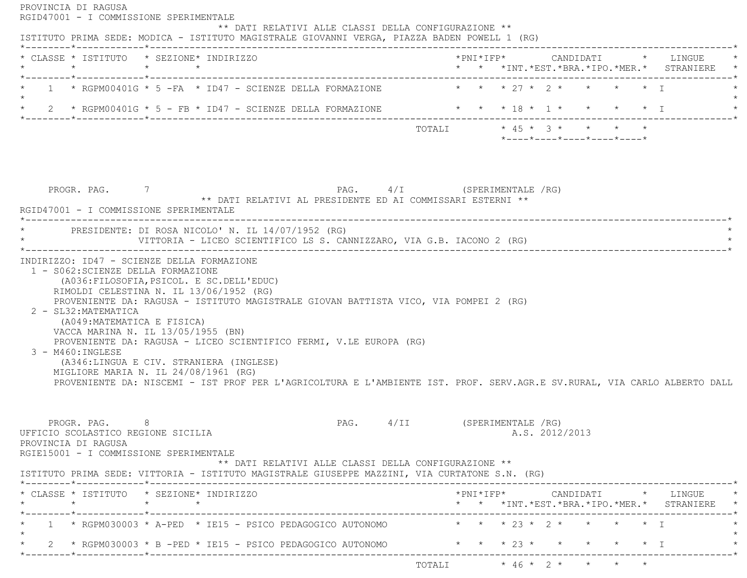PROVINCIA DI RAGUSA
RGID47001 - I COMMISSIONE SPERIMENTALE

** DATI RELATIVI ALLE CLASSI DELLA CONFIGURAZIONE **

ISTITUTO PRIMA SEDE: MODICA - ISTITUTO MAGISTRALE GIOVANNI VERGA, PIAZZA BADEN POWELL 1 (RG)

| CLASSE | ISTITUTO | SEZIONE | INDIRIZZO | PNI | IFP | CANDIDATI INT. | CANDIDATI EST. | CANDIDATI BRA. | CANDIDATI IPO. | CANDIDATI MER. | LINGUE STRANIERE |
|---|---|---|---|---|---|---|---|---|---|---|---|
| 1 | RGPM00401G | 5 -FA | ID47 - SCIENZE DELLA FORMAZIONE | | | 27 | 2 | | | | I |
| 2 | RGPM00401G | 5 - FB | ID47 - SCIENZE DELLA FORMAZIONE | | | 18 | 1 | | | | I |
| | | | TOTALI | | | 45 | 3 | | | | |

PROGR. PAG. 7 PAG. 4/I (SPERIMENTALE /RG)

** DATI RELATIVI AL PRESIDENTE ED AI COMMISSARI ESTERNI **

RGID47001 - I COMMISSIONE SPERIMENTALE

PRESIDENTE: DI ROSA NICOLO' N. IL 14/07/1952 (RG)
VITTORIA - LICEO SCIENTIFICO LS S. CANNIZZARO, VIA G.B. IACONO 2 (RG)

INDIRIZZO: ID47 - SCIENZE DELLA FORMAZIONE

1 - S062:SCIENZE DELLA FORMAZIONE
(A036:FILOSOFIA,PSICOL. E SC.DELL'EDUC)
RIMOLDI CELESTINA N. IL 13/06/1952 (RG)
PROVENIENTE DA: RAGUSA - ISTITUTO MAGISTRALE GIOVAN BATTISTA VICO, VIA POMPEI 2 (RG)

2 - SL32:MATEMATICA
(A049:MATEMATICA E FISICA)
VACCA MARINA N. IL 13/05/1955 (BN)
PROVENIENTE DA: RAGUSA - LICEO SCIENTIFICO FERMI, V.LE EUROPA (RG)

3 - M460:INGLESE
(A346:LINGUA E CIV. STRANIERA (INGLESE)
MIGLIORE MARIA N. IL 24/08/1961 (RG)
PROVENIENTE DA: NISCEMI - IST PROF PER L'AGRICOLTURA E L'AMBIENTE IST. PROF. SERV.AGR.E SV.RURAL, VIA CARLO ALBERTO DALL

PROGR. PAG. 8 PAG. 4/II (SPERIMENTALE /RG)

UFFICIO SCOLASTICO REGIONE SICILIA A.S. 2012/2013
PROVINCIA DI RAGUSA
RGIE15001 - I COMMISSIONE SPERIMENTALE

** DATI RELATIVI ALLE CLASSI DELLA CONFIGURAZIONE **

ISTITUTO PRIMA SEDE: VITTORIA - ISTITUTO MAGISTRALE GIUSEPPE MAZZINI, VIA CURTATONE S.N. (RG)

| CLASSE | ISTITUTO | SEZIONE | INDIRIZZO | PNI | IFP | CANDIDATI INT. | CANDIDATI EST. | CANDIDATI BRA. | CANDIDATI IPO. | CANDIDATI MER. | LINGUE STRANIERE |
|---|---|---|---|---|---|---|---|---|---|---|---|
| 1 | RGPM030003 | A-PED | IE15 - PSICO PEDAGOGICO AUTONOMO | | | 23 | 2 | | | | I |
| 2 | RGPM030003 | B -PED | IE15 - PSICO PEDAGOGICO AUTONOMO | | | 23 | | | | | I |
| | | | TOTALI | | | 46 | 2 | | | | |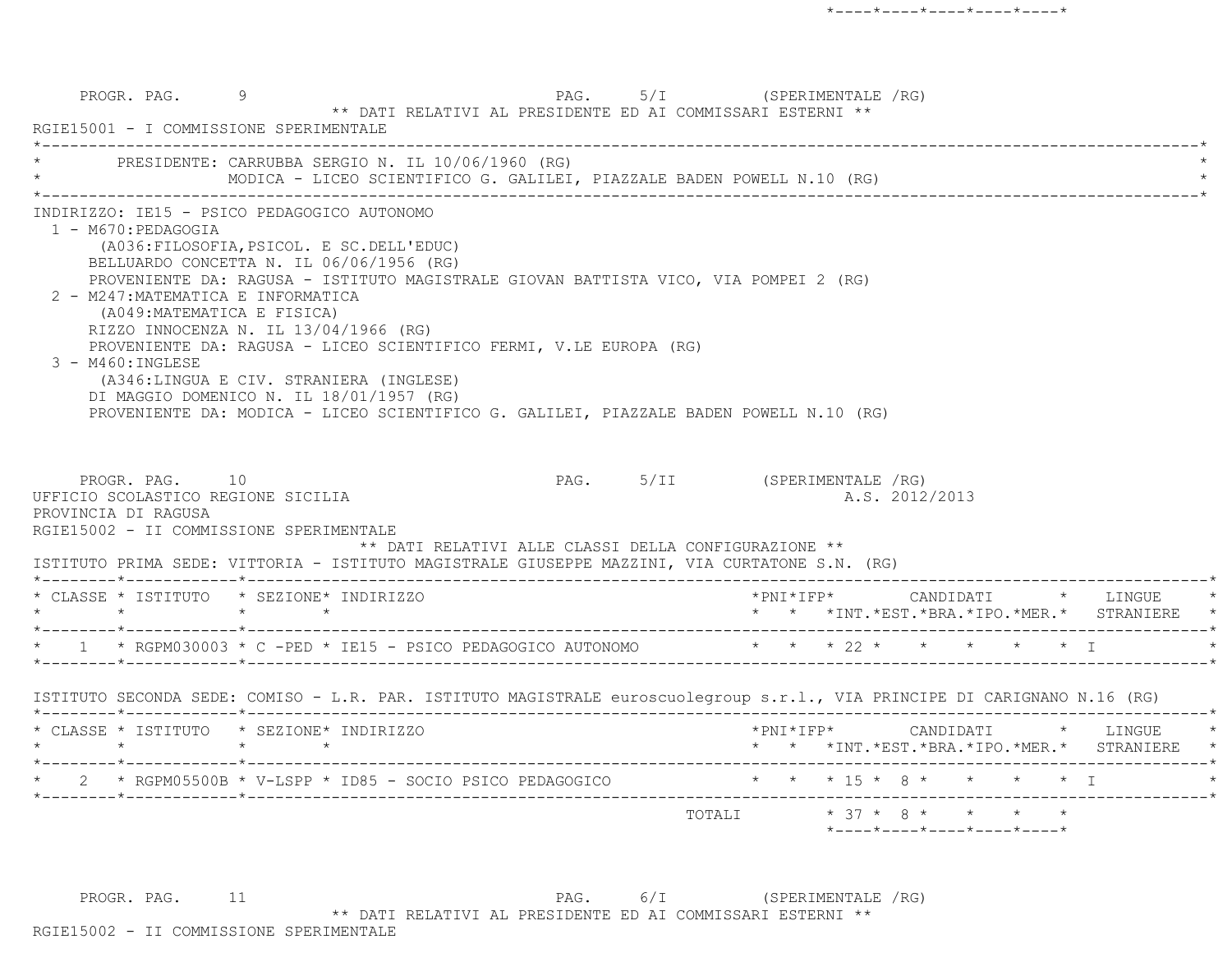PROGR. PAG. 9 PAG. 5/I (SPERIMENTALE /RG)

** DATI RELATIVI AL PRESIDENTE ED AI COMMISSARI ESTERNI **

RGIE15001 - I COMMISSIONE SPERIMENTALE

PRESIDENTE: CARRUBBA SERGIO N. IL 10/06/1960 (RG)
MODICA - LICEO SCIENTIFICO G. GALILEI, PIAZZALE BADEN POWELL N.10 (RG)

INDIRIZZO: IE15 - PSICO PEDAGOGICO AUTONOMO

1 - M670:PEDAGOGIA
   (A036:FILOSOFIA,PSICOL. E SC.DELL'EDUC)
   BELLUARDO CONCETTA N. IL 06/06/1956 (RG)
   PROVENIENTE DA: RAGUSA - ISTITUTO MAGISTRALE GIOVAN BATTISTA VICO, VIA POMPEI 2 (RG)
2 - M247:MATEMATICA E INFORMATICA
   (A049:MATEMATICA E FISICA)
   RIZZO INNOCENZA N. IL 13/04/1966 (RG)
   PROVENIENTE DA: RAGUSA - LICEO SCIENTIFICO FERMI, V.LE EUROPA (RG)
3 - M460:INGLESE
   (A346:LINGUA E CIV. STRANIERA (INGLESE)
   DI MAGGIO DOMENICO N. IL 18/01/1957 (RG)
   PROVENIENTE DA: MODICA - LICEO SCIENTIFICO G. GALILEI, PIAZZALE BADEN POWELL N.10 (RG)

PROGR. PAG. 10 PAG. 5/II (SPERIMENTALE /RG)

UFFICIO SCOLASTICO REGIONE SICILIA A.S. 2012/2013

PROVINCIA DI RAGUSA

RGIE15002 - II COMMISSIONE SPERIMENTALE

** DATI RELATIVI ALLE CLASSI DELLA CONFIGURAZIONE **

ISTITUTO PRIMA SEDE: VITTORIA - ISTITUTO MAGISTRALE GIUSEPPE MAZZINI, VIA CURTATONE S.N. (RG)

| CLASSE | ISTITUTO | SEZIONE | INDIRIZZO | PNI | IFP | CANDIDATI INT. | CANDIDATI EST. | CANDIDATI BRA. | CANDIDATI IPO. | CANDIDATI MER. | LINGUE STRANIERE |
|---|---|---|---|---|---|---|---|---|---|---|---|
| 1 | RGPM030003 | C -PED | IE15 - PSICO PEDAGOGICO AUTONOMO | | | 22 | | | | | I |

ISTITUTO SECONDA SEDE: COMISO - L.R. PAR. ISTITUTO MAGISTRALE euroscuolegroup s.r.l., VIA PRINCIPE DI CARIGNANO N.16 (RG)

| CLASSE | ISTITUTO | SEZIONE | INDIRIZZO | PNI | IFP | CANDIDATI INT. | CANDIDATI EST. | CANDIDATI BRA. | CANDIDATI IPO. | CANDIDATI MER. | LINGUE STRANIERE |
|---|---|---|---|---|---|---|---|---|---|---|---|
| 2 | RGPM05500B | V-LSPP | ID85 - SOCIO PSICO PEDAGOGICO | | | 15 | 8 | | | | I |
| | | | TOTALI | | | 37 | 8 | | | | |

PROGR. PAG. 11 PAG. 6/I (SPERIMENTALE /RG)

** DATI RELATIVI AL PRESIDENTE ED AI COMMISSARI ESTERNI **

RGIE15002 - II COMMISSIONE SPERIMENTALE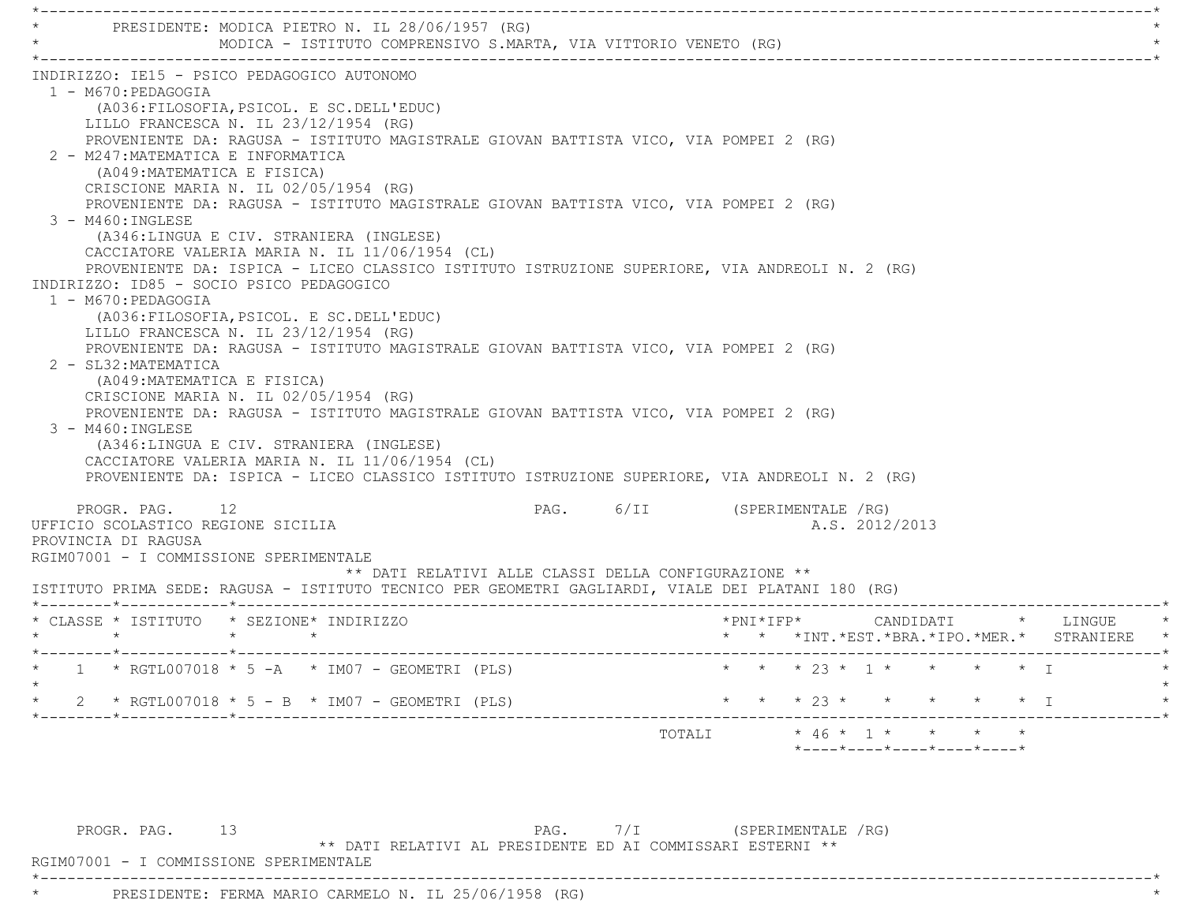PRESIDENTE: MODICA PIETRO N. IL 28/06/1957 (RG)
MODICA - ISTITUTO COMPRENSIVO S.MARTA, VIA VITTORIO VENETO (RG)

INDIRIZZO: IE15 - PSICO PEDAGOGICO AUTONOMO

1 - M670:PEDAGOGIA
(A036:FILOSOFIA,PSICOL. E SC.DELL'EDUC)
LILLO FRANCESCA N. IL 23/12/1954 (RG)
PROVENIENTE DA: RAGUSA - ISTITUTO MAGISTRALE GIOVAN BATTISTA VICO, VIA POMPEI 2 (RG)

2 - M247:MATEMATICA E INFORMATICA
(A049:MATEMATICA E FISICA)
CRISCIONE MARIA N. IL 02/05/1954 (RG)
PROVENIENTE DA: RAGUSA - ISTITUTO MAGISTRALE GIOVAN BATTISTA VICO, VIA POMPEI 2 (RG)

3 - M460:INGLESE
(A346:LINGUA E CIV. STRANIERA (INGLESE)
CACCIATORE VALERIA MARIA N. IL 11/06/1954 (CL)
PROVENIENTE DA: ISPICA - LICEO CLASSICO ISTITUTO ISTRUZIONE SUPERIORE, VIA ANDREOLI N. 2 (RG)

INDIRIZZO: ID85 - SOCIO PSICO PEDAGOGICO

1 - M670:PEDAGOGIA
(A036:FILOSOFIA,PSICOL. E SC.DELL'EDUC)
LILLO FRANCESCA N. IL 23/12/1954 (RG)
PROVENIENTE DA: RAGUSA - ISTITUTO MAGISTRALE GIOVAN BATTISTA VICO, VIA POMPEI 2 (RG)

2 - SL32:MATEMATICA
(A049:MATEMATICA E FISICA)
CRISCIONE MARIA N. IL 02/05/1954 (RG)
PROVENIENTE DA: RAGUSA - ISTITUTO MAGISTRALE GIOVAN BATTISTA VICO, VIA POMPEI 2 (RG)

3 - M460:INGLESE
(A346:LINGUA E CIV. STRANIERA (INGLESE)
CACCIATORE VALERIA MARIA N. IL 11/06/1954 (CL)
PROVENIENTE DA: ISPICA - LICEO CLASSICO ISTITUTO ISTRUZIONE SUPERIORE, VIA ANDREOLI N. 2 (RG)

PROGR. PAG. 12 PAG. 6/II (SPERIMENTALE /RG)

UFFICIO SCOLASTICO REGIONE SICILIA A.S. 2012/2013
PROVINCIA DI RAGUSA
RGIM07001 - I COMMISSIONE SPERIMENTALE

** DATI RELATIVI ALLE CLASSI DELLA CONFIGURAZIONE **

ISTITUTO PRIMA SEDE: RAGUSA - ISTITUTO TECNICO PER GEOMETRI GAGLIARDI, VIALE DEI PLATANI 180 (RG)

| CLASSE | ISTITUTO | SEZIONE | INDIRIZZO | PNI | IFP | CANDIDATI INT. | EST. | BRA. | IPO. | MER. | LINGUE STRANIERE |
|---|---|---|---|---|---|---|---|---|---|---|---|
| 1 | RGTL007018 | 5 -A | IM07 - GEOMETRI (PLS) | | | 23 | 1 | | | | I |
| 2 | RGTL007018 | 5 - B | IM07 - GEOMETRI (PLS) | | | 23 | | | | | I |
| | | | TOTALI | | | 46 | 1 | | | | |

PROGR. PAG. 13 PAG. 7/I (SPERIMENTALE /RG)

** DATI RELATIVI AL PRESIDENTE ED AI COMMISSARI ESTERNI **

RGIM07001 - I COMMISSIONE SPERIMENTALE

PRESIDENTE: FERMA MARIO CARMELO N. IL 25/06/1958 (RG)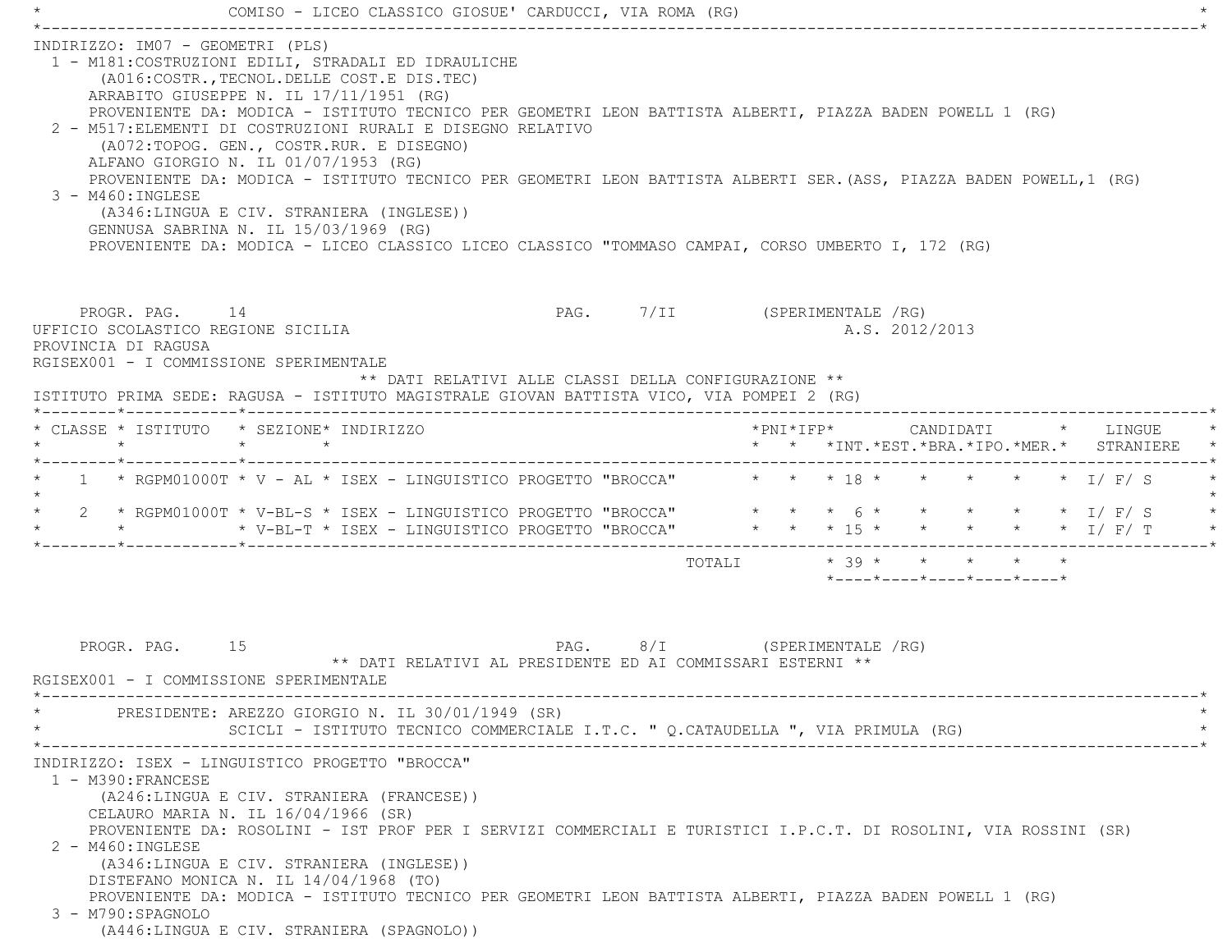COMISO - LICEO CLASSICO GIOSUE' CARDUCCI, VIA ROMA (RG)

INDIRIZZO: IM07 - GEOMETRI (PLS)

1 - M181:COSTRUZIONI EDILI, STRADALI ED IDRAULICHE
(A016:COSTR.,TECNOL.DELLE COST.E DIS.TEC)
ARRABITO GIUSEPPE N. IL 17/11/1951 (RG)
PROVENIENTE DA: MODICA - ISTITUTO TECNICO PER GEOMETRI LEON BATTISTA ALBERTI, PIAZZA BADEN POWELL 1 (RG)

2 - M517:ELEMENTI DI COSTRUZIONI RURALI E DISEGNO RELATIVO
(A072:TOPOG. GEN., COSTR.RUR. E DISEGNO)
ALFANO GIORGIO N. IL 01/07/1953 (RG)
PROVENIENTE DA: MODICA - ISTITUTO TECNICO PER GEOMETRI LEON BATTISTA ALBERTI SER.(ASS, PIAZZA BADEN POWELL,1 (RG)

3 - M460:INGLESE
(A346:LINGUA E CIV. STRANIERA (INGLESE))
GENNUSA SABRINA N. IL 15/03/1969 (RG)
PROVENIENTE DA: MODICA - LICEO CLASSICO LICEO CLASSICO "TOMMASO CAMPAI, CORSO UMBERTO I, 172 (RG)

PROGR. PAG. 14 PAG. 7/II (SPERIMENTALE /RG)

UFFICIO SCOLASTICO REGIONE SICILIA A.S. 2012/2013
PROVINCIA DI RAGUSA
RGISEX001 - I COMMISSIONE SPERIMENTALE

** DATI RELATIVI ALLE CLASSI DELLA CONFIGURAZIONE **

ISTITUTO PRIMA SEDE: RAGUSA - ISTITUTO MAGISTRALE GIOVAN BATTISTA VICO, VIA POMPEI 2 (RG)

| CLASSE | ISTITUTO | SEZIONE | INDIRIZZO | PNI | IFP | CANDIDATI INT. | EST. | BRA. | IPO. | MER. | LINGUE STRANIERE |
|---|---|---|---|---|---|---|---|---|---|---|---|
| 1 | RGPM01000T | V - AL | ISEX - LINGUISTICO PROGETTO "BROCCA" | | | 18 | | | | | I/ F/ S |
| 2 | RGPM01000T | V-BL-S | ISEX - LINGUISTICO PROGETTO "BROCCA" | | | 6 | | | | | I/ F/ S |
| | | V-BL-T | ISEX - LINGUISTICO PROGETTO "BROCCA" | | | 15 | | | | | I/ F/ T |
| | | | TOTALI | | | 39 | | | | | |

PROGR. PAG. 15 PAG. 8/I (SPERIMENTALE /RG)

** DATI RELATIVI AL PRESIDENTE ED AI COMMISSARI ESTERNI **

RGISEX001 - I COMMISSIONE SPERIMENTALE

PRESIDENTE: AREZZO GIORGIO N. IL 30/01/1949 (SR)
SCICLI - ISTITUTO TECNICO COMMERCIALE I.T.C. " Q.CATAUDELLA ", VIA PRIMULA (RG)

INDIRIZZO: ISEX - LINGUISTICO PROGETTO "BROCCA"

1 - M390:FRANCESE
(A246:LINGUA E CIV. STRANIERA (FRANCESE))
CELAURO MARIA N. IL 16/04/1966 (SR)
PROVENIENTE DA: ROSOLINI - IST PROF PER I SERVIZI COMMERCIALI E TURISTICI I.P.C.T. DI ROSOLINI, VIA ROSSINI (SR)

2 - M460:INGLESE
(A346:LINGUA E CIV. STRANIERA (INGLESE))
DISTEFANO MONICA N. IL 14/04/1968 (TO)
PROVENIENTE DA: MODICA - ISTITUTO TECNICO PER GEOMETRI LEON BATTISTA ALBERTI, PIAZZA BADEN POWELL 1 (RG)

3 - M790:SPAGNOLO
(A446:LINGUA E CIV. STRANIERA (SPAGNOLO))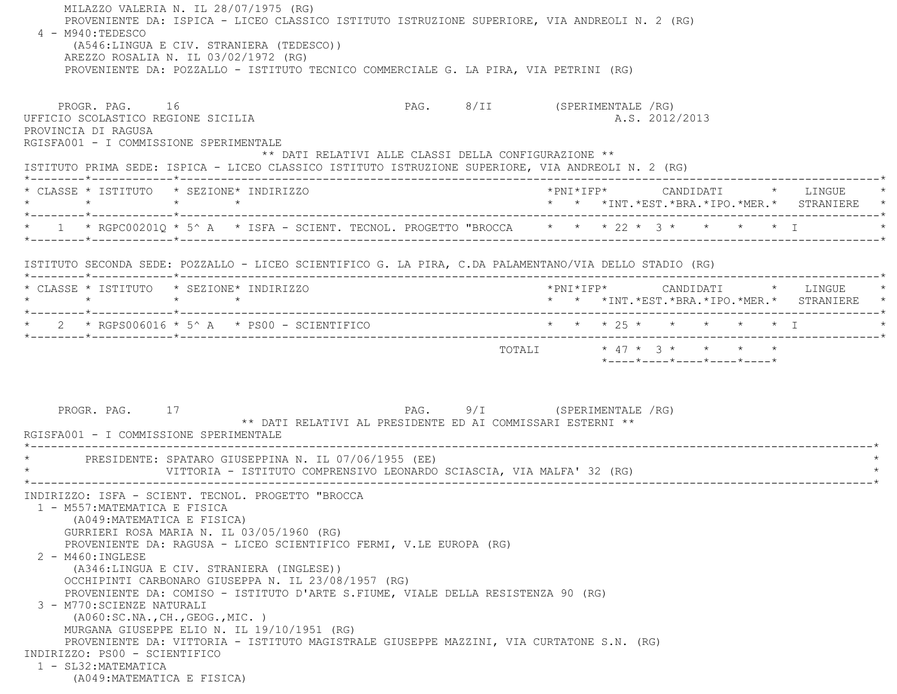MILAZZO VALERIA N. IL 28/07/1975 (RG)
PROVENIENTE DA: ISPICA - LICEO CLASSICO ISTITUTO ISTRUZIONE SUPERIORE, VIA ANDREOLI N. 2 (RG)

4 - M940:TEDESCO
(A546:LINGUA E CIV. STRANIERA (TEDESCO))
AREZZO ROSALIA N. IL 03/02/1972 (RG)
PROVENIENTE DA: POZZALLO - ISTITUTO TECNICO COMMERCIALE G. LA PIRA, VIA PETRINI (RG)

PROGR. PAG. 16 PAG. 8/II (SPERIMENTALE /RG)

UFFICIO SCOLASTICO REGIONE SICILIA A.S. 2012/2013
PROVINCIA DI RAGUSA
RGISFA001 - I COMMISSIONE SPERIMENTALE

** DATI RELATIVI ALLE CLASSI DELLA CONFIGURAZIONE **

ISTITUTO PRIMA SEDE: ISPICA - LICEO CLASSICO ISTITUTO ISTRUZIONE SUPERIORE, VIA ANDREOLI N. 2 (RG)

| CLASSE | ISTITUTO | SEZIONE | INDIRIZZO | PNI | IFP | CANDIDATI INT. | EST. | BRA. | IPO. | MER. | LINGUE STRANIERE |
|---|---|---|---|---|---|---|---|---|---|---|---|
| 1 | RGPC00201Q | 5^ A | ISFA - SCIENT. TECNOL. PROGETTO "BROCCA | | | 22 | 3 | | | | I |

ISTITUTO SECONDA SEDE: POZZALLO - LICEO SCIENTIFICO G. LA PIRA, C.DA PALAMENTANO/VIA DELLO STADIO (RG)

| CLASSE | ISTITUTO | SEZIONE | INDIRIZZO | PNI | IFP | CANDIDATI INT. | EST. | BRA. | IPO. | MER. | LINGUE STRANIERE |
|---|---|---|---|---|---|---|---|---|---|---|---|
| 2 | RGPS006016 | 5^ A | PS00 - SCIENTIFICO | | | 25 | | | | | I |
| | | | TOTALI | | | 47 | 3 | | | | |

PROGR. PAG. 17 PAG. 9/I (SPERIMENTALE /RG)

** DATI RELATIVI AL PRESIDENTE ED AI COMMISSARI ESTERNI **

RGISFA001 - I COMMISSIONE SPERIMENTALE

PRESIDENTE: SPATARO GIUSEPPINA N. IL 07/06/1955 (EE)
VITTORIA - ISTITUTO COMPRENSIVO LEONARDO SCIASCIA, VIA MALFA' 32 (RG)

INDIRIZZO: ISFA - SCIENT. TECNOL. PROGETTO "BROCCA

1 - M557:MATEMATICA E FISICA
(A049:MATEMATICA E FISICA)
GURRIERI ROSA MARIA N. IL 03/05/1960 (RG)
PROVENIENTE DA: RAGUSA - LICEO SCIENTIFICO FERMI, V.LE EUROPA (RG)

2 - M460:INGLESE
(A346:LINGUA E CIV. STRANIERA (INGLESE))
OCCHIPINTI CARBONARO GIUSEPPA N. IL 23/08/1957 (RG)
PROVENIENTE DA: COMISO - ISTITUTO D'ARTE S.FIUME, VIALE DELLA RESISTENZA 90 (RG)

3 - M770:SCIENZE NATURALI
(A060:SC.NA.,CH.,GEOG.,MIC. )
MURGANA GIUSEPPE ELIO N. IL 19/10/1951 (RG)
PROVENIENTE DA: VITTORIA - ISTITUTO MAGISTRALE GIUSEPPE MAZZINI, VIA CURTATONE S.N. (RG)

INDIRIZZO: PS00 - SCIENTIFICO

1 - SL32:MATEMATICA
(A049:MATEMATICA E FISICA)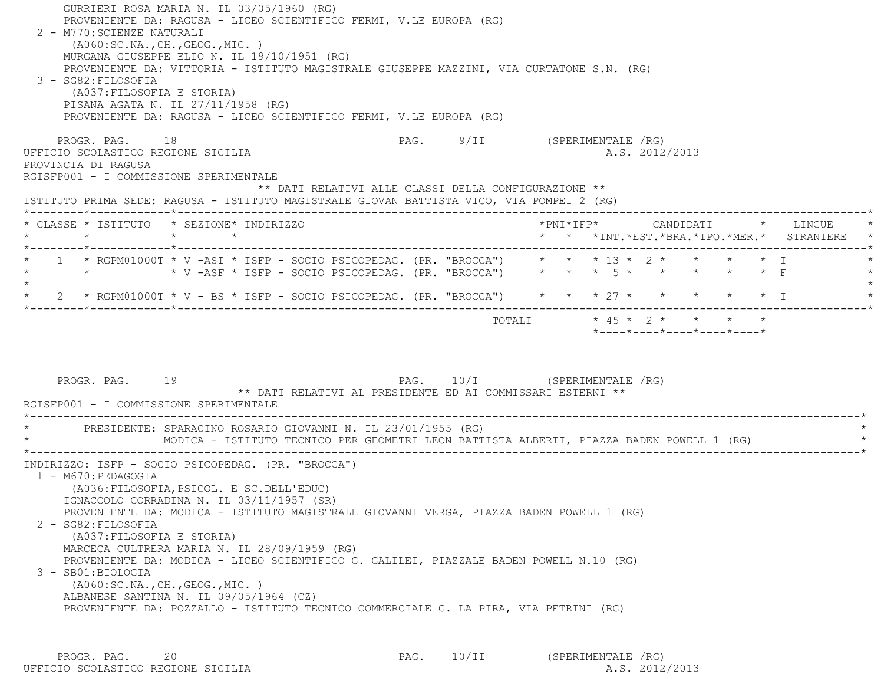GURRIERI ROSA MARIA N. IL 03/05/1960 (RG)
PROVENIENTE DA: RAGUSA - LICEO SCIENTIFICO FERMI, V.LE EUROPA (RG)

2 - M770:SCIENZE NATURALI
(A060:SC.NA.,CH.,GEOG.,MIC. )
MURGANA GIUSEPPE ELIO N. IL 19/10/1951 (RG)
PROVENIENTE DA: VITTORIA - ISTITUTO MAGISTRALE GIUSEPPE MAZZINI, VIA CURTATONE S.N. (RG)

3 - SG82:FILOSOFIA
(A037:FILOSOFIA E STORIA)
PISANA AGATA N. IL 27/11/1958 (RG)
PROVENIENTE DA: RAGUSA - LICEO SCIENTIFICO FERMI, V.LE EUROPA (RG)

PROGR. PAG. 18 PAG. 9/II (SPERIMENTALE /RG)

UFFICIO SCOLASTICO REGIONE SICILIA A.S. 2012/2013
PROVINCIA DI RAGUSA
RGISFP001 - I COMMISSIONE SPERIMENTALE

** DATI RELATIVI ALLE CLASSI DELLA CONFIGURAZIONE **

ISTITUTO PRIMA SEDE: RAGUSA - ISTITUTO MAGISTRALE GIOVAN BATTISTA VICO, VIA POMPEI 2 (RG)

| CLASSE | ISTITUTO | SEZIONE | INDIRIZZO | PNI | IFP | CANDIDATI INT. | CANDIDATI EST. | CANDIDATI BRA. | CANDIDATI IPO. | CANDIDATI MER. | LINGUE STRANIERE |
|---|---|---|---|---|---|---|---|---|---|---|---|
| 1 | RGPM01000T | V -ASI | ISFP - SOCIO PSICOPEDAG. (PR. "BROCCA") | | | 13 | 2 | | | | I |
| | | V -ASF | ISFP - SOCIO PSICOPEDAG. (PR. "BROCCA") | | | 5 | | | | | F |
| 2 | RGPM01000T | V - BS | ISFP - SOCIO PSICOPEDAG. (PR. "BROCCA") | | | 27 | | | | | I |
| | | | TOTALI | | | 45 | 2 | | | | |

PROGR. PAG. 19 PAG. 10/I (SPERIMENTALE /RG)

** DATI RELATIVI AL PRESIDENTE ED AI COMMISSARI ESTERNI **

RGISFP001 - I COMMISSIONE SPERIMENTALE

PRESIDENTE: SPARACINO ROSARIO GIOVANNI N. IL 23/01/1955 (RG)
MODICA - ISTITUTO TECNICO PER GEOMETRI LEON BATTISTA ALBERTI, PIAZZA BADEN POWELL 1 (RG)

INDIRIZZO: ISFP - SOCIO PSICOPEDAG. (PR. "BROCCA")

1 - M670:PEDAGOGIA
(A036:FILOSOFIA,PSICOL. E SC.DELL'EDUC)
IGNACCOLO CORRADINA N. IL 03/11/1957 (SR)
PROVENIENTE DA: MODICA - ISTITUTO MAGISTRALE GIOVANNI VERGA, PIAZZA BADEN POWELL 1 (RG)

2 - SG82:FILOSOFIA
(A037:FILOSOFIA E STORIA)
MARCECA CULTRERA MARIA N. IL 28/09/1959 (RG)
PROVENIENTE DA: MODICA - LICEO SCIENTIFICO G. GALILEI, PIAZZALE BADEN POWELL N.10 (RG)

3 - SB01:BIOLOGIA
(A060:SC.NA.,CH.,GEOG.,MIC. )
ALBANESE SANTINA N. IL 09/05/1964 (CZ)
PROVENIENTE DA: POZZALLO - ISTITUTO TECNICO COMMERCIALE G. LA PIRA, VIA PETRINI (RG)

PROGR. PAG. 20 PAG. 10/II (SPERIMENTALE /RG)

UFFICIO SCOLASTICO REGIONE SICILIA A.S. 2012/2013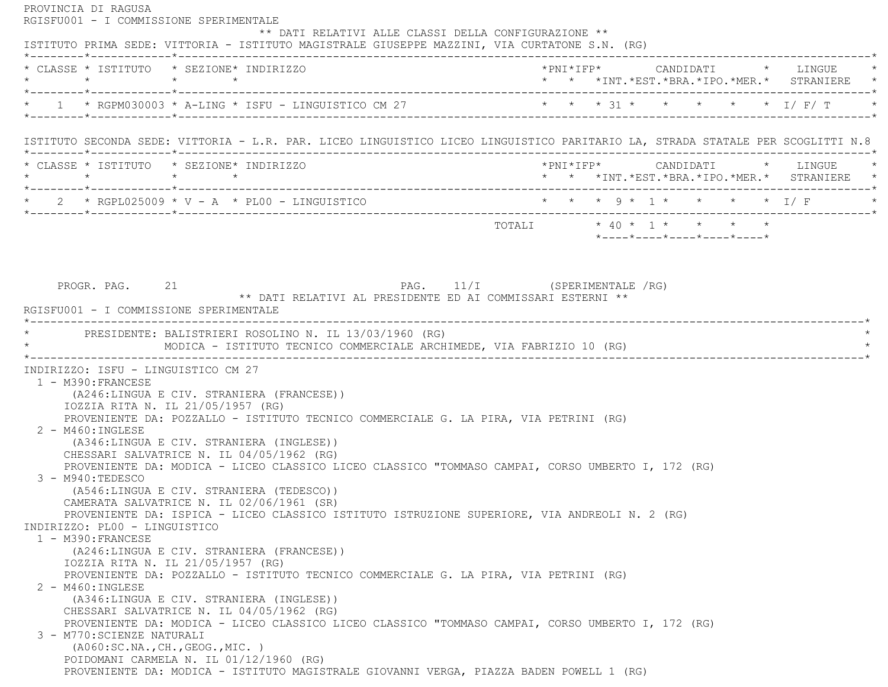PROVINCIA DI RAGUSA

RGISFU001 - I COMMISSIONE SPERIMENTALE

** DATI RELATIVI ALLE CLASSI DELLA CONFIGURAZIONE **

ISTITUTO PRIMA SEDE: VITTORIA - ISTITUTO MAGISTRALE GIUSEPPE MAZZINI, VIA CURTATONE S.N. (RG)

| CLASSE | ISTITUTO | SEZIONE | INDIRIZZO | PNI | IFP | CANDIDATI INT. | EST. | BRA. | IPO. | MER. | LINGUE STRANIERE |
|---|---|---|---|---|---|---|---|---|---|---|---|
| 1 | RGPM030003 | A-LING | ISFU - LINGUISTICO CM 27 | | | 31 | | | | | I/ F/ T |

ISTITUTO SECONDA SEDE: VITTORIA - L.R. PAR. LICEO LINGUISTICO LICEO LINGUISTICO PARITARIO LA, STRADA STATALE PER SCOGLITTI N.8

| CLASSE | ISTITUTO | SEZIONE | INDIRIZZO | PNI | IFP | CANDIDATI INT. | EST. | BRA. | IPO. | MER. | LINGUE STRANIERE |
|---|---|---|---|---|---|---|---|---|---|---|---|
| 2 | RGPL025009 | V - A | PL00 - LINGUISTICO | | | 9 | 1 | | | | I/ F |
| | | | TOTALI | | | 40 | 1 | | | | |

PROGR. PAG. 21 PAG. 11/I (SPERIMENTALE /RG)

** DATI RELATIVI AL PRESIDENTE ED AI COMMISSARI ESTERNI **

RGISFU001 - I COMMISSIONE SPERIMENTALE

PRESIDENTE: BALISTRIERI ROSOLINO N. IL 13/03/1960 (RG)
MODICA - ISTITUTO TECNICO COMMERCIALE ARCHIMEDE, VIA FABRIZIO 10 (RG)

INDIRIZZO: ISFU - LINGUISTICO CM 27

1 - M390:FRANCESE
(A246:LINGUA E CIV. STRANIERA (FRANCESE))
IOZZIA RITA N. IL 21/05/1957 (RG)
PROVENIENTE DA: POZZALLO - ISTITUTO TECNICO COMMERCIALE G. LA PIRA, VIA PETRINI (RG)

2 - M460:INGLESE
(A346:LINGUA E CIV. STRANIERA (INGLESE))
CHESSARI SALVATRICE N. IL 04/05/1962 (RG)
PROVENIENTE DA: MODICA - LICEO CLASSICO LICEO CLASSICO "TOMMASO CAMPAI, CORSO UMBERTO I, 172 (RG)

3 - M940:TEDESCO
(A546:LINGUA E CIV. STRANIERA (TEDESCO))
CAMERATA SALVATRICE N. IL 02/06/1961 (SR)
PROVENIENTE DA: ISPICA - LICEO CLASSICO ISTITUTO ISTRUZIONE SUPERIORE, VIA ANDREOLI N. 2 (RG)

INDIRIZZO: PL00 - LINGUISTICO

1 - M390:FRANCESE
(A246:LINGUA E CIV. STRANIERA (FRANCESE))
IOZZIA RITA N. IL 21/05/1957 (RG)
PROVENIENTE DA: POZZALLO - ISTITUTO TECNICO COMMERCIALE G. LA PIRA, VIA PETRINI (RG)

2 - M460:INGLESE
(A346:LINGUA E CIV. STRANIERA (INGLESE))
CHESSARI SALVATRICE N. IL 04/05/1962 (RG)
PROVENIENTE DA: MODICA - LICEO CLASSICO LICEO CLASSICO "TOMMASO CAMPAI, CORSO UMBERTO I, 172 (RG)

3 - M770:SCIENZE NATURALI
(A060:SC.NA.,CH.,GEOG.,MIC. )
POIDOMANI CARMELA N. IL 01/12/1960 (RG)
PROVENIENTE DA: MODICA - ISTITUTO MAGISTRALE GIOVANNI VERGA, PIAZZA BADEN POWELL 1 (RG)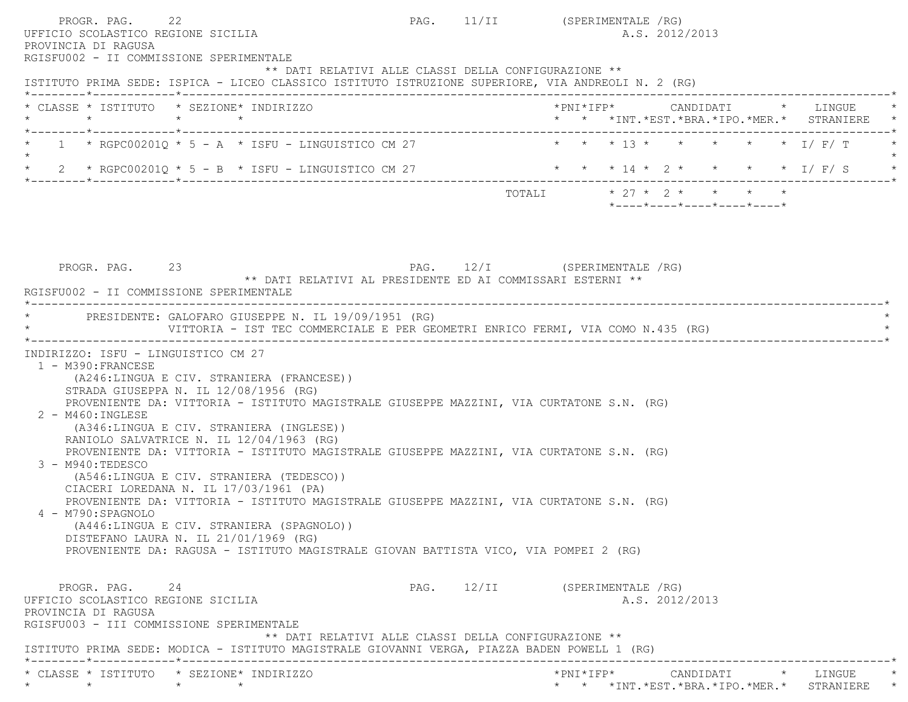PROGR. PAG. 22 PAG. 11/II (SPERIMENTALE /RG)

UFFICIO SCOLASTICO REGIONE SICILIA A.S. 2012/2013

PROVINCIA DI RAGUSA

RGISFU002 - II COMMISSIONE SPERIMENTALE

** DATI RELATIVI ALLE CLASSI DELLA CONFIGURAZIONE **

ISTITUTO PRIMA SEDE: ISPICA - LICEO CLASSICO ISTITUTO ISTRUZIONE SUPERIORE, VIA ANDREOLI N. 2 (RG)

| CLASSE | ISTITUTO | SEZIONE | INDIRIZZO | PNI | IFP | CANDIDATI INT. | EST. | BRA. | IPO. | MER. | LINGUE STRANIERE |
|---|---|---|---|---|---|---|---|---|---|---|---|
| 1 | RGPC00201Q | 5 - A | ISFU - LINGUISTICO CM 27 | | | 13 | | | | | I/ F/ T |
| 2 | RGPC00201Q | 5 - B | ISFU - LINGUISTICO CM 27 | | | 14 | 2 | | | | I/ F/ S |
| | | | TOTALI | | | 27 | 2 | | | | |

PROGR. PAG. 23 PAG. 12/I (SPERIMENTALE /RG)

** DATI RELATIVI AL PRESIDENTE ED AI COMMISSARI ESTERNI **

RGISFU002 - II COMMISSIONE SPERIMENTALE

PRESIDENTE: GALOFARO GIUSEPPE N. IL 19/09/1951 (RG)
VITTORIA - IST TEC COMMERCIALE E PER GEOMETRI ENRICO FERMI, VIA COMO N.435 (RG)

INDIRIZZO: ISFU - LINGUISTICO CM 27

1 - M390:FRANCESE
(A246:LINGUA E CIV. STRANIERA (FRANCESE))
STRADA GIUSEPPA N. IL 12/08/1956 (RG)
PROVENIENTE DA: VITTORIA - ISTITUTO MAGISTRALE GIUSEPPE MAZZINI, VIA CURTATONE S.N. (RG)

2 - M460:INGLESE
(A346:LINGUA E CIV. STRANIERA (INGLESE))
RANIOLO SALVATRICE N. IL 12/04/1963 (RG)
PROVENIENTE DA: VITTORIA - ISTITUTO MAGISTRALE GIUSEPPE MAZZINI, VIA CURTATONE S.N. (RG)

3 - M940:TEDESCO
(A546:LINGUA E CIV. STRANIERA (TEDESCO))
CIACERI LOREDANA N. IL 17/03/1961 (PA)
PROVENIENTE DA: VITTORIA - ISTITUTO MAGISTRALE GIUSEPPE MAZZINI, VIA CURTATONE S.N. (RG)

4 - M790:SPAGNOLO
(A446:LINGUA E CIV. STRANIERA (SPAGNOLO))
DISTEFANO LAURA N. IL 21/01/1969 (RG)
PROVENIENTE DA: RAGUSA - ISTITUTO MAGISTRALE GIOVAN BATTISTA VICO, VIA POMPEI 2 (RG)

PROGR. PAG. 24 PAG. 12/II (SPERIMENTALE /RG)

UFFICIO SCOLASTICO REGIONE SICILIA A.S. 2012/2013

PROVINCIA DI RAGUSA

RGISFU003 - III COMMISSIONE SPERIMENTALE

** DATI RELATIVI ALLE CLASSI DELLA CONFIGURAZIONE **

ISTITUTO PRIMA SEDE: MODICA - ISTITUTO MAGISTRALE GIOVANNI VERGA, PIAZZA BADEN POWELL 1 (RG)

| CLASSE | ISTITUTO | SEZIONE | INDIRIZZO | PNI | IFP | CANDIDATI INT. | EST. | BRA. | IPO. | MER. | LINGUE STRANIERE |
|---|---|---|---|---|---|---|---|---|---|---|---|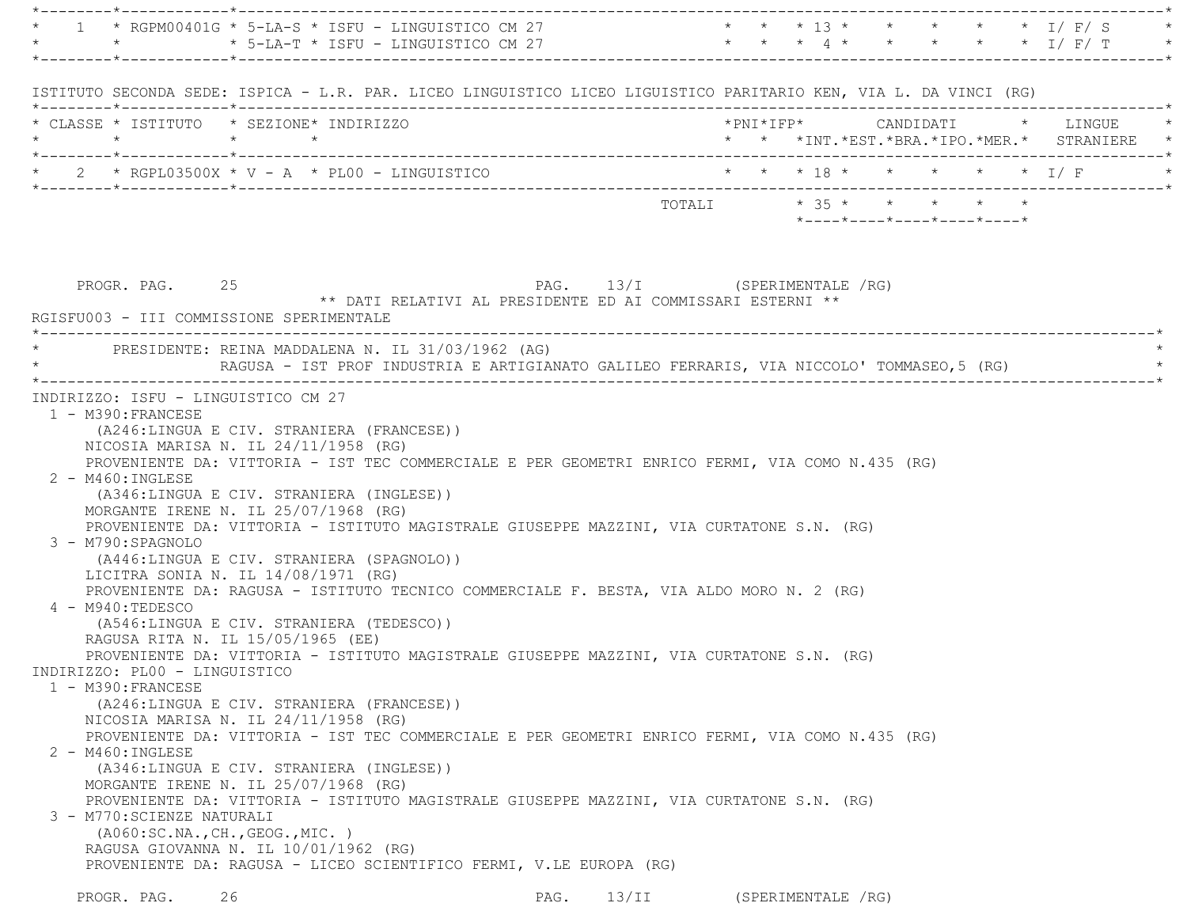| CLASSE | ISTITUTO | SEZIONE | INDIRIZZO | PNI | IFP | INT. | EST. | BRA. | IPO. | MER. | LINGUE STRANIERE |
|---|---|---|---|---|---|---|---|---|---|---|---|
| 1 | RGPM00401G | 5-LA-S | ISFU - LINGUISTICO CM 27 | | | 13 | | | | | I/ F/ S |
| | | 5-LA-T | ISFU - LINGUISTICO CM 27 | | | 4 | | | | | I/ F/ T |

ISTITUTO SECONDA SEDE: ISPICA - L.R. PAR. LICEO LINGUISTICO LICEO LIGUISTICO PARITARIO KEN, VIA L. DA VINCI (RG)

| CLASSE | ISTITUTO | SEZIONE | INDIRIZZO | PNI | IFP | CANDIDATI INT. | EST. | BRA. | IPO. | MER. | LINGUE STRANIERE |
|---|---|---|---|---|---|---|---|---|---|---|---|
| 2 | RGPL03500X | V - A | PL00 - LINGUISTICO | | | 18 | | | | | I/ F |
| | | | TOTALI | | | 35 | | | | | |

PROGR. PAG. 25 PAG. 13/I (SPERIMENTALE /RG)

** DATI RELATIVI AL PRESIDENTE ED AI COMMISSARI ESTERNI **

RGISFU003 - III COMMISSIONE SPERIMENTALE

PRESIDENTE: REINA MADDALENA N. IL 31/03/1962 (AG)
RAGUSA - IST PROF INDUSTRIA E ARTIGIANATO GALILEO FERRARIS, VIA NICCOLO' TOMMASEO,5 (RG)

INDIRIZZO: ISFU - LINGUISTICO CM 27

1 - M390:FRANCESE
 (A246:LINGUA E CIV. STRANIERA (FRANCESE))
 NICOSIA MARISA N. IL 24/11/1958 (RG)
 PROVENIENTE DA: VITTORIA - IST TEC COMMERCIALE E PER GEOMETRI ENRICO FERMI, VIA COMO N.435 (RG)

2 - M460:INGLESE
 (A346:LINGUA E CIV. STRANIERA (INGLESE))
 MORGANTE IRENE N. IL 25/07/1968 (RG)
 PROVENIENTE DA: VITTORIA - ISTITUTO MAGISTRALE GIUSEPPE MAZZINI, VIA CURTATONE S.N. (RG)

3 - M790:SPAGNOLO
 (A446:LINGUA E CIV. STRANIERA (SPAGNOLO))
 LICITRA SONIA N. IL 14/08/1971 (RG)
 PROVENIENTE DA: RAGUSA - ISTITUTO TECNICO COMMERCIALE F. BESTA, VIA ALDO MORO N. 2 (RG)

4 - M940:TEDESCO
 (A546:LINGUA E CIV. STRANIERA (TEDESCO))
 RAGUSA RITA N. IL 15/05/1965 (EE)
 PROVENIENTE DA: VITTORIA - ISTITUTO MAGISTRALE GIUSEPPE MAZZINI, VIA CURTATONE S.N. (RG)

INDIRIZZO: PL00 - LINGUISTICO

1 - M390:FRANCESE
 (A246:LINGUA E CIV. STRANIERA (FRANCESE))
 NICOSIA MARISA N. IL 24/11/1958 (RG)
 PROVENIENTE DA: VITTORIA - IST TEC COMMERCIALE E PER GEOMETRI ENRICO FERMI, VIA COMO N.435 (RG)

2 - M460:INGLESE
 (A346:LINGUA E CIV. STRANIERA (INGLESE))
 MORGANTE IRENE N. IL 25/07/1968 (RG)
 PROVENIENTE DA: VITTORIA - ISTITUTO MAGISTRALE GIUSEPPE MAZZINI, VIA CURTATONE S.N. (RG)

3 - M770:SCIENZE NATURALI
 (A060:SC.NA.,CH.,GEOG.,MIC. )
 RAGUSA GIOVANNA N. IL 10/01/1962 (RG)
 PROVENIENTE DA: RAGUSA - LICEO SCIENTIFICO FERMI, V.LE EUROPA (RG)

PROGR. PAG. 26 PAG. 13/II (SPERIMENTALE /RG)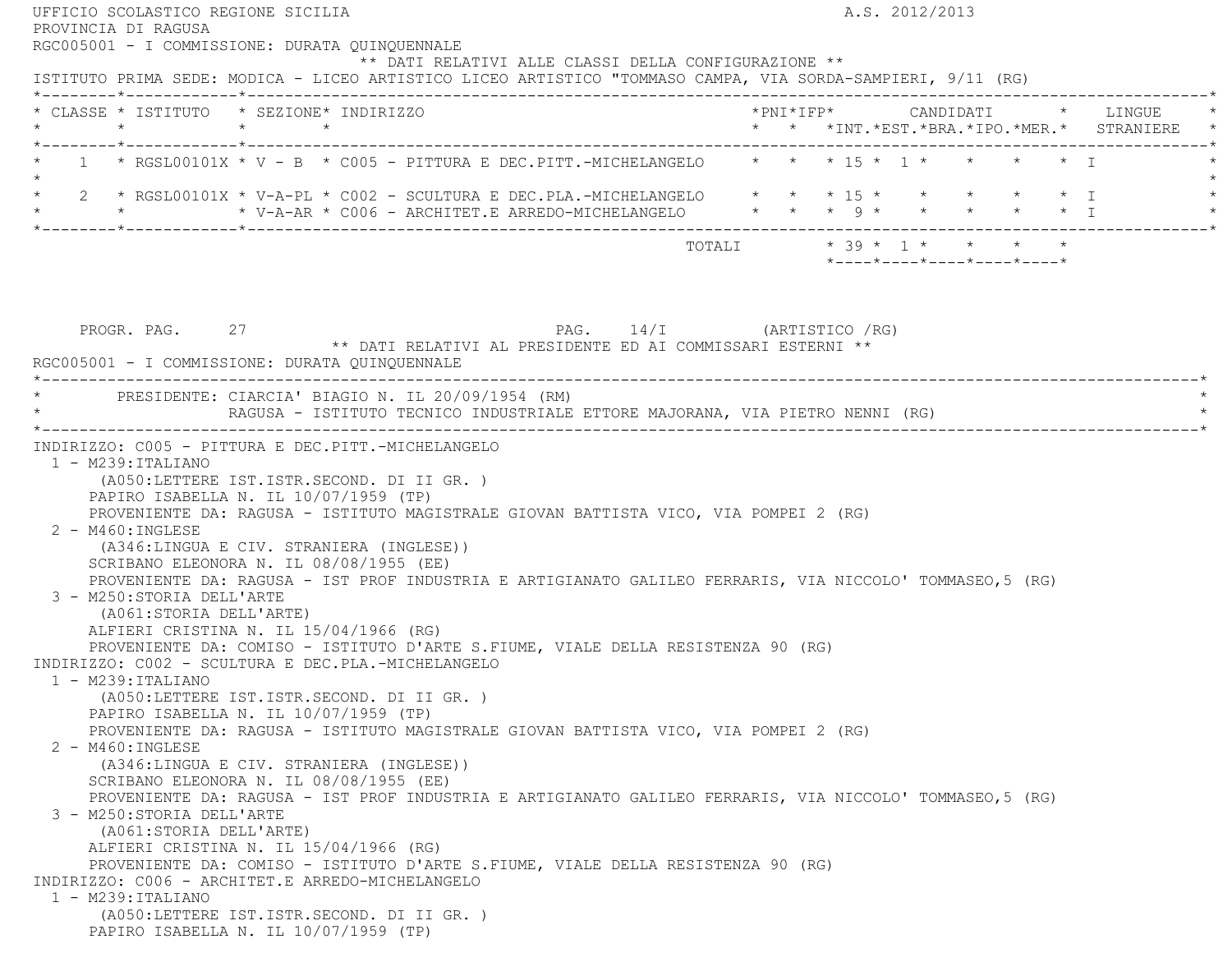UFFICIO SCOLASTICO REGIONE SICILIA A.S. 2012/2013
PROVINCIA DI RAGUSA
RGC005001 - I COMMISSIONE: DURATA QUINQUENNALE

** DATI RELATIVI ALLE CLASSI DELLA CONFIGURAZIONE **

ISTITUTO PRIMA SEDE: MODICA - LICEO ARTISTICO LICEO ARTISTICO "TOMMASO CAMPA, VIA SORDA-SAMPIERI, 9/11 (RG)

| CLASSE | ISTITUTO | SEZIONE | INDIRIZZO | PNI | IFP | CANDIDATI INT. | CANDIDATI EST. | CANDIDATI BRA. | CANDIDATI IPO. | CANDIDATI MER. | LINGUE STRANIERE |
|---|---|---|---|---|---|---|---|---|---|---|---|
| 1 | RGSL00101X | V - B | C005 - PITTURA E DEC.PITT.-MICHELANGELO | | | 15 | 1 | | | | I |
| 2 | RGSL00101X | V-A-PL | C002 - SCULTURA E DEC.PLA.-MICHELANGELO | | | 15 | | | | | I |
| | | V-A-AR | C006 - ARCHITET.E ARREDO-MICHELANGELO | | | 9 | | | | | I |
| | | | TOTALI | | | 39 | 1 | | | | |

PROGR. PAG. 27 PAG. 14/I (ARTISTICO /RG)

** DATI RELATIVI AL PRESIDENTE ED AI COMMISSARI ESTERNI **

RGC005001 - I COMMISSIONE: DURATA QUINQUENNALE

PRESIDENTE: CIARCIA' BIAGIO N. IL 20/09/1954 (RM)
RAGUSA - ISTITUTO TECNICO INDUSTRIALE ETTORE MAJORANA, VIA PIETRO NENNI (RG)

INDIRIZZO: C005 - PITTURA E DEC.PITT.-MICHELANGELO
1 - M239:ITALIANO
(A050:LETTERE IST.ISTR.SECOND. DI II GR. )
PAPIRO ISABELLA N. IL 10/07/1959 (TP)
PROVENIENTE DA: RAGUSA - ISTITUTO MAGISTRALE GIOVAN BATTISTA VICO, VIA POMPEI 2 (RG)
2 - M460:INGLESE
(A346:LINGUA E CIV. STRANIERA (INGLESE))
SCRIBANO ELEONORA N. IL 08/08/1955 (EE)
PROVENIENTE DA: RAGUSA - IST PROF INDUSTRIA E ARTIGIANATO GALILEO FERRARIS, VIA NICCOLO' TOMMASEO,5 (RG)
3 - M250:STORIA DELL'ARTE
(A061:STORIA DELL'ARTE)
ALFIERI CRISTINA N. IL 15/04/1966 (RG)
PROVENIENTE DA: COMISO - ISTITUTO D'ARTE S.FIUME, VIALE DELLA RESISTENZA 90 (RG)
INDIRIZZO: C002 - SCULTURA E DEC.PLA.-MICHELANGELO
1 - M239:ITALIANO
(A050:LETTERE IST.ISTR.SECOND. DI II GR. )
PAPIRO ISABELLA N. IL 10/07/1959 (TP)
PROVENIENTE DA: RAGUSA - ISTITUTO MAGISTRALE GIOVAN BATTISTA VICO, VIA POMPEI 2 (RG)
2 - M460:INGLESE
(A346:LINGUA E CIV. STRANIERA (INGLESE))
SCRIBANO ELEONORA N. IL 08/08/1955 (EE)
PROVENIENTE DA: RAGUSA - IST PROF INDUSTRIA E ARTIGIANATO GALILEO FERRARIS, VIA NICCOLO' TOMMASEO,5 (RG)
3 - M250:STORIA DELL'ARTE
(A061:STORIA DELL'ARTE)
ALFIERI CRISTINA N. IL 15/04/1966 (RG)
PROVENIENTE DA: COMISO - ISTITUTO D'ARTE S.FIUME, VIALE DELLA RESISTENZA 90 (RG)
INDIRIZZO: C006 - ARCHITET.E ARREDO-MICHELANGELO
1 - M239:ITALIANO
(A050:LETTERE IST.ISTR.SECOND. DI II GR. )
PAPIRO ISABELLA N. IL 10/07/1959 (TP)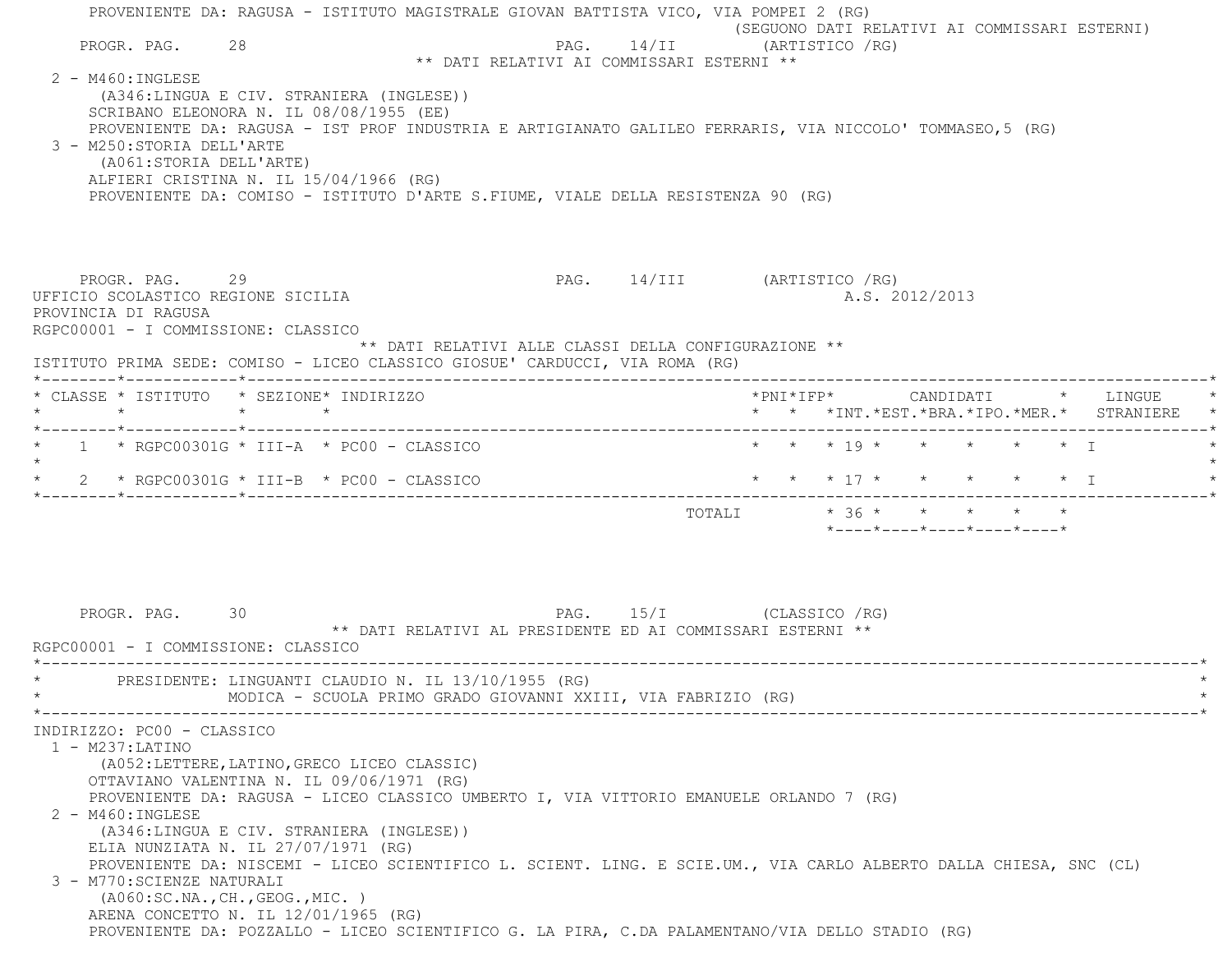PROVENIENTE DA: RAGUSA - ISTITUTO MAGISTRALE GIOVAN BATTISTA VICO, VIA POMPEI 2 (RG)

(SEGUONO DATI RELATIVI AI COMMISSARI ESTERNI)

PROGR. PAG. 28 PAG. 14/II (ARTISTICO /RG)

** DATI RELATIVI AI COMMISSARI ESTERNI **

2 - M460:INGLESE
(A346:LINGUA E CIV. STRANIERA (INGLESE))
SCRIBANO ELEONORA N. IL 08/08/1955 (EE)
PROVENIENTE DA: RAGUSA - IST PROF INDUSTRIA E ARTIGIANATO GALILEO FERRARIS, VIA NICCOLO' TOMMASEO,5 (RG)

3 - M250:STORIA DELL'ARTE
(A061:STORIA DELL'ARTE)
ALFIERI CRISTINA N. IL 15/04/1966 (RG)
PROVENIENTE DA: COMISO - ISTITUTO D'ARTE S.FIUME, VIALE DELLA RESISTENZA 90 (RG)

PROGR. PAG. 29 PAG. 14/III (ARTISTICO /RG)

UFFICIO SCOLASTICO REGIONE SICILIA A.S. 2012/2013
PROVINCIA DI RAGUSA
RGPC00001 - I COMMISSIONE: CLASSICO

** DATI RELATIVI ALLE CLASSI DELLA CONFIGURAZIONE **

ISTITUTO PRIMA SEDE: COMISO - LICEO CLASSICO GIOSUE' CARDUCCI, VIA ROMA (RG)

| CLASSE | ISTITUTO | SEZIONE | INDIRIZZO | PNI | IFP | CANDIDATI INT. | EST. | BRA. | IPO. | MER. | LINGUE STRANIERE |
|---|---|---|---|---|---|---|---|---|---|---|---|
| 1 | RGPC00301G | III-A | PC00 - CLASSICO | | | 19 | | | | | I |
| 2 | RGPC00301G | III-B | PC00 - CLASSICO | | | 17 | | | | | I |
| | | | TOTALI | | | 36 | | | | | |

PROGR. PAG. 30 PAG. 15/I (CLASSICO /RG)

** DATI RELATIVI AL PRESIDENTE ED AI COMMISSARI ESTERNI **

RGPC00001 - I COMMISSIONE: CLASSICO

PRESIDENTE: LINGUANTI CLAUDIO N. IL 13/10/1955 (RG)
MODICA - SCUOLA PRIMO GRADO GIOVANNI XXIII, VIA FABRIZIO (RG)

INDIRIZZO: PC00 - CLASSICO

1 - M237:LATINO
(A052:LETTERE,LATINO,GRECO LICEO CLASSIC)
OTTAVIANO VALENTINA N. IL 09/06/1971 (RG)
PROVENIENTE DA: RAGUSA - LICEO CLASSICO UMBERTO I, VIA VITTORIO EMANUELE ORLANDO 7 (RG)

2 - M460:INGLESE
(A346:LINGUA E CIV. STRANIERA (INGLESE))
ELIA NUNZIATA N. IL 27/07/1971 (RG)
PROVENIENTE DA: NISCEMI - LICEO SCIENTIFICO L. SCIENT. LING. E SCIE.UM., VIA CARLO ALBERTO DALLA CHIESA, SNC (CL)

3 - M770:SCIENZE NATURALI
(A060:SC.NA.,CH.,GEOG.,MIC. )
ARENA CONCETTO N. IL 12/01/1965 (RG)
PROVENIENTE DA: POZZALLO - LICEO SCIENTIFICO G. LA PIRA, C.DA PALAMENTANO/VIA DELLO STADIO (RG)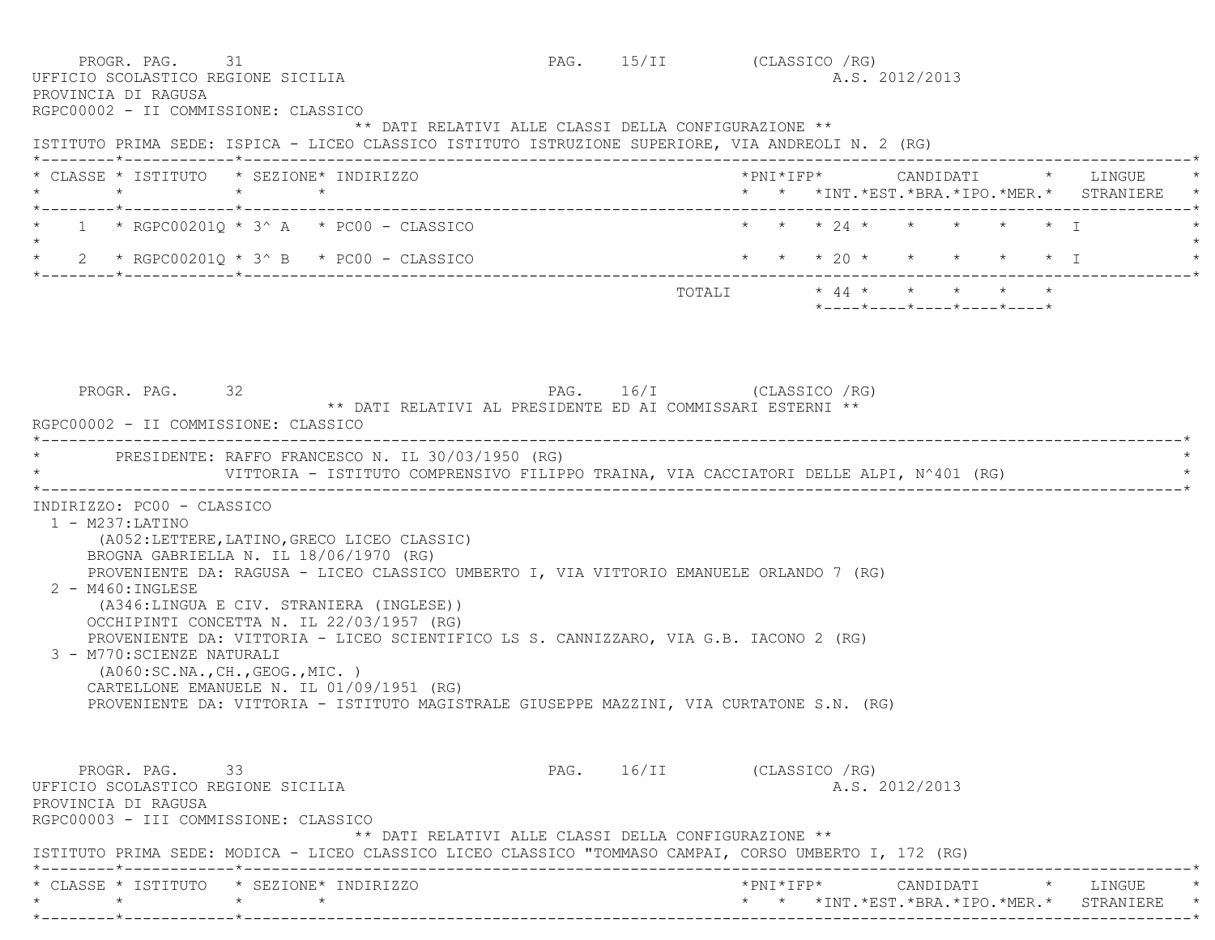PROGR. PAG. 31 PAG. 15/II (CLASSICO /RG)

UFFICIO SCOLASTICO REGIONE SICILIA A.S. 2012/2013

PROVINCIA DI RAGUSA

RGPC00002 - II COMMISSIONE: CLASSICO

** DATI RELATIVI ALLE CLASSI DELLA CONFIGURAZIONE **

ISTITUTO PRIMA SEDE: ISPICA - LICEO CLASSICO ISTITUTO ISTRUZIONE SUPERIORE, VIA ANDREOLI N. 2 (RG)

| CLASSE | ISTITUTO | SEZIONE | INDIRIZZO | PNI | IFP | INT. | EST. | BRA. | IPO. | MER. | LINGUE STRANIERE |
|---|---|---|---|---|---|---|---|---|---|---|---|
| 1 | RGPC00201Q | 3^ A | PC00 - CLASSICO | | | 24 | | | | | I |
| 2 | RGPC00201Q | 3^ B | PC00 - CLASSICO | | | 20 | | | | | I |
| | | | TOTALI | | | 44 | | | | | |

PROGR. PAG. 32 PAG. 16/I (CLASSICO /RG)

** DATI RELATIVI AL PRESIDENTE ED AI COMMISSARI ESTERNI **

RGPC00002 - II COMMISSIONE: CLASSICO

PRESIDENTE: RAFFO FRANCESCO N. IL 30/03/1950 (RG)
VITTORIA - ISTITUTO COMPRENSIVO FILIPPO TRAINA, VIA CACCIATORI DELLE ALPI, N^401 (RG)

INDIRIZZO: PC00 - CLASSICO

1 - M237:LATINO
(A052:LETTERE,LATINO,GRECO LICEO CLASSIC)
BROGNA GABRIELLA N. IL 18/06/1970 (RG)
PROVENIENTE DA: RAGUSA - LICEO CLASSICO UMBERTO I, VIA VITTORIO EMANUELE ORLANDO 7 (RG)

2 - M460:INGLESE
(A346:LINGUA E CIV. STRANIERA (INGLESE))
OCCHIPINTI CONCETTA N. IL 22/03/1957 (RG)
PROVENIENTE DA: VITTORIA - LICEO SCIENTIFICO LS S. CANNIZZARO, VIA G.B. IACONO 2 (RG)

3 - M770:SCIENZE NATURALI
(A060:SC.NA.,CH.,GEOG.,MIC. )
CARTELLONE EMANUELE N. IL 01/09/1951 (RG)
PROVENIENTE DA: VITTORIA - ISTITUTO MAGISTRALE GIUSEPPE MAZZINI, VIA CURTATONE S.N. (RG)

PROGR. PAG. 33 PAG. 16/II (CLASSICO /RG)

UFFICIO SCOLASTICO REGIONE SICILIA A.S. 2012/2013

PROVINCIA DI RAGUSA

RGPC00003 - III COMMISSIONE: CLASSICO

** DATI RELATIVI ALLE CLASSI DELLA CONFIGURAZIONE **

ISTITUTO PRIMA SEDE: MODICA - LICEO CLASSICO LICEO CLASSICO "TOMMASO CAMPAI, CORSO UMBERTO I, 172 (RG)

| CLASSE | ISTITUTO | SEZIONE | INDIRIZZO | PNI | IFP | INT. | EST. | BRA. | IPO. | MER. | LINGUE STRANIERE |
|---|---|---|---|---|---|---|---|---|---|---|---|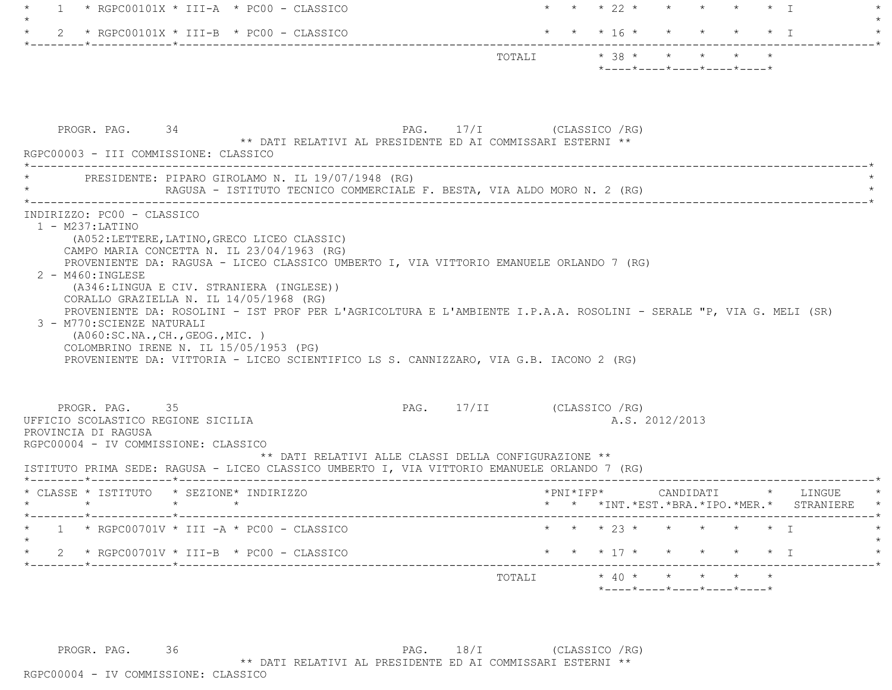| CLASSE | ISTITUTO | SEZIONE | INDIRIZZO | PNI | IFP | INT. | EST. | BRA. | IPO. | MER. | LINGUE STRANIERE |
|---|---|---|---|---|---|---|---|---|---|---|---|
| 1 | RGPC00101X | III-A | PC00 - CLASSICO | | | 22 | | | | | I |
| 2 | RGPC00101X | III-B | PC00 - CLASSICO | | | 16 | | | | | I |
| | | | TOTALI | | | 38 | | | | | |

PROGR. PAG. 34 PAG. 17/I (CLASSICO /RG)

** DATI RELATIVI AL PRESIDENTE ED AI COMMISSARI ESTERNI **

RGPC00003 - III COMMISSIONE: CLASSICO

PRESIDENTE: PIPARO GIROLAMO N. IL 19/07/1948 (RG)
RAGUSA - ISTITUTO TECNICO COMMERCIALE F. BESTA, VIA ALDO MORO N. 2 (RG)

INDIRIZZO: PC00 - CLASSICO

1 - M237:LATINO
(A052:LETTERE,LATINO,GRECO LICEO CLASSIC)
CAMPO MARIA CONCETTA N. IL 23/04/1963 (RG)
PROVENIENTE DA: RAGUSA - LICEO CLASSICO UMBERTO I, VIA VITTORIO EMANUELE ORLANDO 7 (RG)

2 - M460:INGLESE
(A346:LINGUA E CIV. STRANIERA (INGLESE))
CORALLO GRAZIELLA N. IL 14/05/1968 (RG)
PROVENIENTE DA: ROSOLINI - IST PROF PER L'AGRICOLTURA E L'AMBIENTE I.P.A.A. ROSOLINI - SERALE "P, VIA G. MELI (SR)

3 - M770:SCIENZE NATURALI
(A060:SC.NA.,CH.,GEOG.,MIC. )
COLOMBRINO IRENE N. IL 15/05/1953 (PG)
PROVENIENTE DA: VITTORIA - LICEO SCIENTIFICO LS S. CANNIZZARO, VIA G.B. IACONO 2 (RG)

PROGR. PAG. 35 PAG. 17/II (CLASSICO /RG)

UFFICIO SCOLASTICO REGIONE SICILIA A.S. 2012/2013

PROVINCIA DI RAGUSA

RGPC00004 - IV COMMISSIONE: CLASSICO

** DATI RELATIVI ALLE CLASSI DELLA CONFIGURAZIONE **

ISTITUTO PRIMA SEDE: RAGUSA - LICEO CLASSICO UMBERTO I, VIA VITTORIO EMANUELE ORLANDO 7 (RG)

| CLASSE | ISTITUTO | SEZIONE | INDIRIZZO | PNI | IFP | INT. | EST. | BRA. | IPO. | MER. | LINGUE STRANIERE |
|---|---|---|---|---|---|---|---|---|---|---|---|
| 1 | RGPC00701V | III -A | PC00 - CLASSICO | | | 23 | | | | | I |
| 2 | RGPC00701V | III-B | PC00 - CLASSICO | | | 17 | | | | | I |
| | | | TOTALI | | | 40 | | | | | |

PROGR. PAG. 36 PAG. 18/I (CLASSICO /RG)

** DATI RELATIVI AL PRESIDENTE ED AI COMMISSARI ESTERNI **

RGPC00004 - IV COMMISSIONE: CLASSICO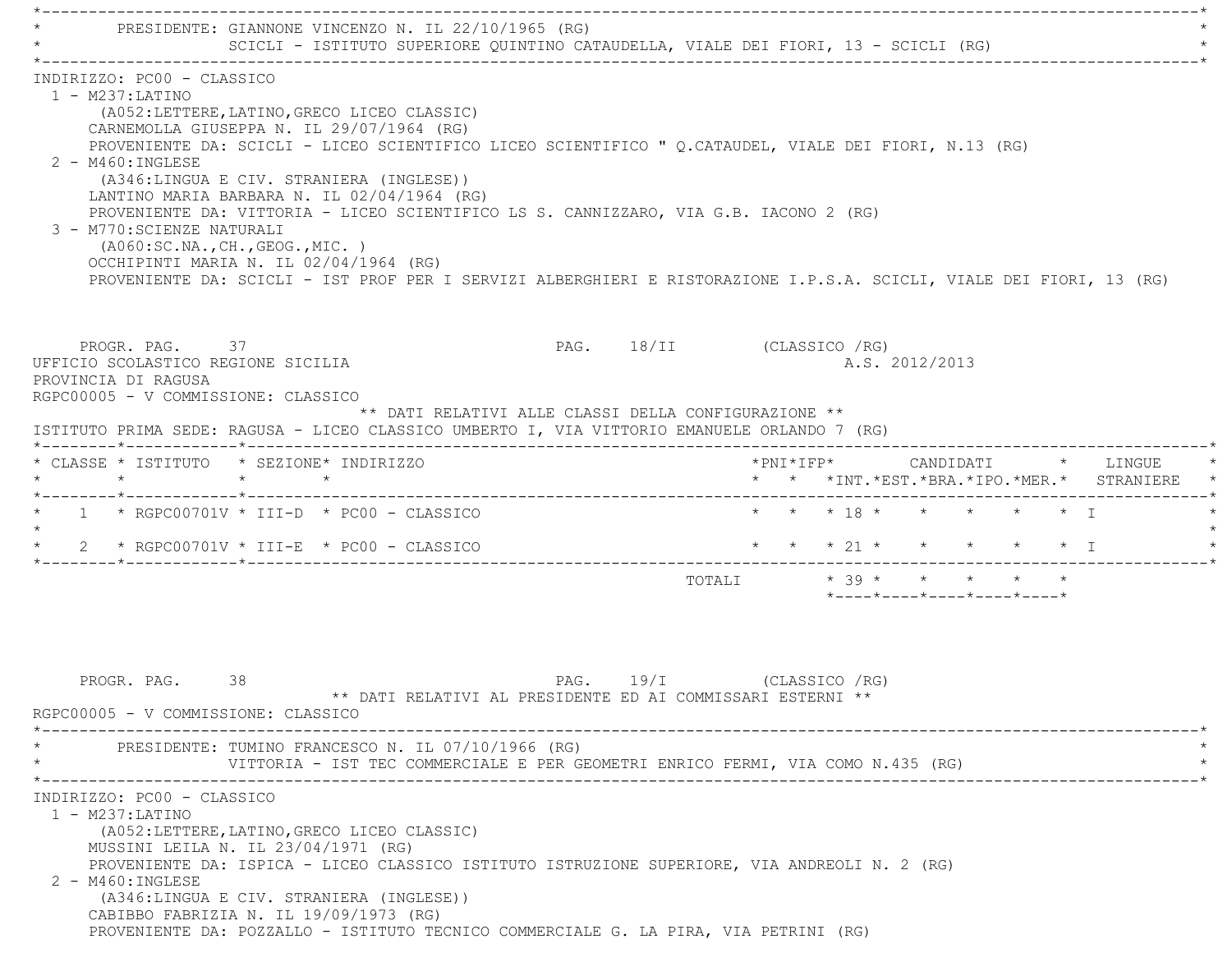PRESIDENTE: GIANNONE VINCENZO N. IL 22/10/1965 (RG)
SCICLI - ISTITUTO SUPERIORE QUINTINO CATAUDELLA, VIALE DEI FIORI, 13 - SCICLI (RG)

INDIRIZZO: PC00 - CLASSICO

1 - M237:LATINO
(A052:LETTERE,LATINO,GRECO LICEO CLASSIC)
CARNEMOLLA GIUSEPPA N. IL 29/07/1964 (RG)
PROVENIENTE DA: SCICLI - LICEO SCIENTIFICO LICEO SCIENTIFICO " Q.CATAUDEL, VIALE DEI FIORI, N.13 (RG)

2 - M460:INGLESE
(A346:LINGUA E CIV. STRANIERA (INGLESE))
LANTINO MARIA BARBARA N. IL 02/04/1964 (RG)
PROVENIENTE DA: VITTORIA - LICEO SCIENTIFICO LS S. CANNIZZARO, VIA G.B. IACONO 2 (RG)

3 - M770:SCIENZE NATURALI
(A060:SC.NA.,CH.,GEOG.,MIC. )
OCCHIPINTI MARIA N. IL 02/04/1964 (RG)
PROVENIENTE DA: SCICLI - IST PROF PER I SERVIZI ALBERGHIERI E RISTORAZIONE I.P.S.A. SCICLI, VIALE DEI FIORI, 13 (RG)

PROGR. PAG. 37 PAG. 18/II (CLASSICO /RG)

UFFICIO SCOLASTICO REGIONE SICILIA A.S. 2012/2013
PROVINCIA DI RAGUSA
RGPC00005 - V COMMISSIONE: CLASSICO

** DATI RELATIVI ALLE CLASSI DELLA CONFIGURAZIONE **

ISTITUTO PRIMA SEDE: RAGUSA - LICEO CLASSICO UMBERTO I, VIA VITTORIO EMANUELE ORLANDO 7 (RG)

| CLASSE | ISTITUTO | SEZIONE | INDIRIZZO | PNI | IFP | CANDIDATI INT. | EST. | BRA. | IPO. | MER. | LINGUE STRANIERE |
|---|---|---|---|---|---|---|---|---|---|---|---|
| 1 | RGPC00701V | III-D | PC00 - CLASSICO | | | 18 | | | | | I |
| 2 | RGPC00701V | III-E | PC00 - CLASSICO | | | 21 | | | | | I |
| | | | TOTALI | | | 39 | | | | | |

PROGR. PAG. 38 PAG. 19/I (CLASSICO /RG)

** DATI RELATIVI AL PRESIDENTE ED AI COMMISSARI ESTERNI **

RGPC00005 - V COMMISSIONE: CLASSICO

PRESIDENTE: TUMINO FRANCESCO N. IL 07/10/1966 (RG)
VITTORIA - IST TEC COMMERCIALE E PER GEOMETRI ENRICO FERMI, VIA COMO N.435 (RG)

INDIRIZZO: PC00 - CLASSICO

1 - M237:LATINO
(A052:LETTERE,LATINO,GRECO LICEO CLASSIC)
MUSSINI LEILA N. IL 23/04/1971 (RG)
PROVENIENTE DA: ISPICA - LICEO CLASSICO ISTITUTO ISTRUZIONE SUPERIORE, VIA ANDREOLI N. 2 (RG)

2 - M460:INGLESE
(A346:LINGUA E CIV. STRANIERA (INGLESE))
CABIBBO FABRIZIA N. IL 19/09/1973 (RG)
PROVENIENTE DA: POZZALLO - ISTITUTO TECNICO COMMERCIALE G. LA PIRA, VIA PETRINI (RG)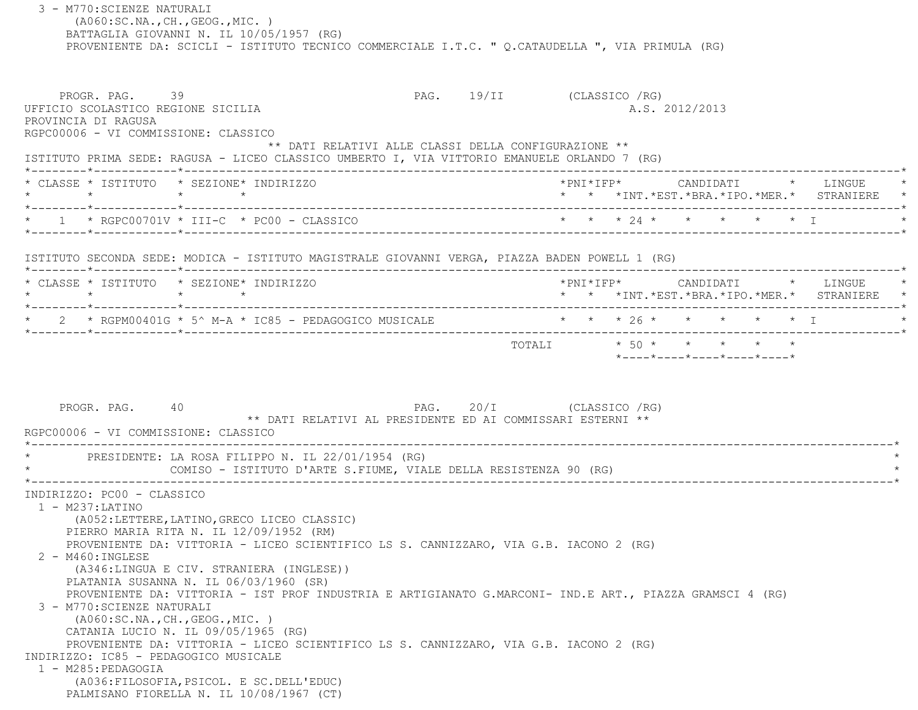3 - M770:SCIENZE NATURALI
(A060:SC.NA.,CH.,GEOG.,MIC. )
BATTAGLIA GIOVANNI N. IL 10/05/1957 (RG)
PROVENIENTE DA: SCICLI - ISTITUTO TECNICO COMMERCIALE I.T.C. " Q.CATAUDELLA ", VIA PRIMULA (RG)

PROGR. PAG. 39 PAG. 19/II (CLASSICO /RG)
UFFICIO SCOLASTICO REGIONE SICILIA A.S. 2012/2013
PROVINCIA DI RAGUSA
RGPC00006 - VI COMMISSIONE: CLASSICO

** DATI RELATIVI ALLE CLASSI DELLA CONFIGURAZIONE **

ISTITUTO PRIMA SEDE: RAGUSA - LICEO CLASSICO UMBERTO I, VIA VITTORIO EMANUELE ORLANDO 7 (RG)

| CLASSE | ISTITUTO | SEZIONE | INDIRIZZO | PNI | IFP | CANDIDATI INT. | EST. | BRA. | IPO. | MER. | LINGUE STRANIERE |
|---|---|---|---|---|---|---|---|---|---|---|---|
| 1 | RGPC00701V | III-C | PC00 - CLASSICO | | | 24 | | | | | I |

ISTITUTO SECONDA SEDE: MODICA - ISTITUTO MAGISTRALE GIOVANNI VERGA, PIAZZA BADEN POWELL 1 (RG)

| CLASSE | ISTITUTO | SEZIONE | INDIRIZZO | PNI | IFP | CANDIDATI INT. | EST. | BRA. | IPO. | MER. | LINGUE STRANIERE |
|---|---|---|---|---|---|---|---|---|---|---|---|
| 2 | RGPM00401G | 5^ M-A | IC85 - PEDAGOGICO MUSICALE | | | 26 | | | | | I |
| | | | TOTALI | | | 50 | | | | | |

PROGR. PAG. 40 PAG. 20/I (CLASSICO /RG)

** DATI RELATIVI AL PRESIDENTE ED AI COMMISSARI ESTERNI **

RGPC00006 - VI COMMISSIONE: CLASSICO

PRESIDENTE: LA ROSA FILIPPO N. IL 22/01/1954 (RG)
COMISO - ISTITUTO D'ARTE S.FIUME, VIALE DELLA RESISTENZA 90 (RG)

INDIRIZZO: PC00 - CLASSICO

1 - M237:LATINO
(A052:LETTERE,LATINO,GRECO LICEO CLASSIC)
PIERRO MARIA RITA N. IL 12/09/1952 (RM)
PROVENIENTE DA: VITTORIA - LICEO SCIENTIFICO LS S. CANNIZZARO, VIA G.B. IACONO 2 (RG)

2 - M460:INGLESE
(A346:LINGUA E CIV. STRANIERA (INGLESE))
PLATANIA SUSANNA N. IL 06/03/1960 (SR)
PROVENIENTE DA: VITTORIA - IST PROF INDUSTRIA E ARTIGIANATO G.MARCONI- IND.E ART., PIAZZA GRAMSCI 4 (RG)

3 - M770:SCIENZE NATURALI
(A060:SC.NA.,CH.,GEOG.,MIC. )
CATANIA LUCIO N. IL 09/05/1965 (RG)
PROVENIENTE DA: VITTORIA - LICEO SCIENTIFICO LS S. CANNIZZARO, VIA G.B. IACONO 2 (RG)

INDIRIZZO: IC85 - PEDAGOGICO MUSICALE

1 - M285:PEDAGOGIA
(A036:FILOSOFIA,PSICOL. E SC.DELL'EDUC)
PALMISANO FIORELLA N. IL 10/08/1967 (CT)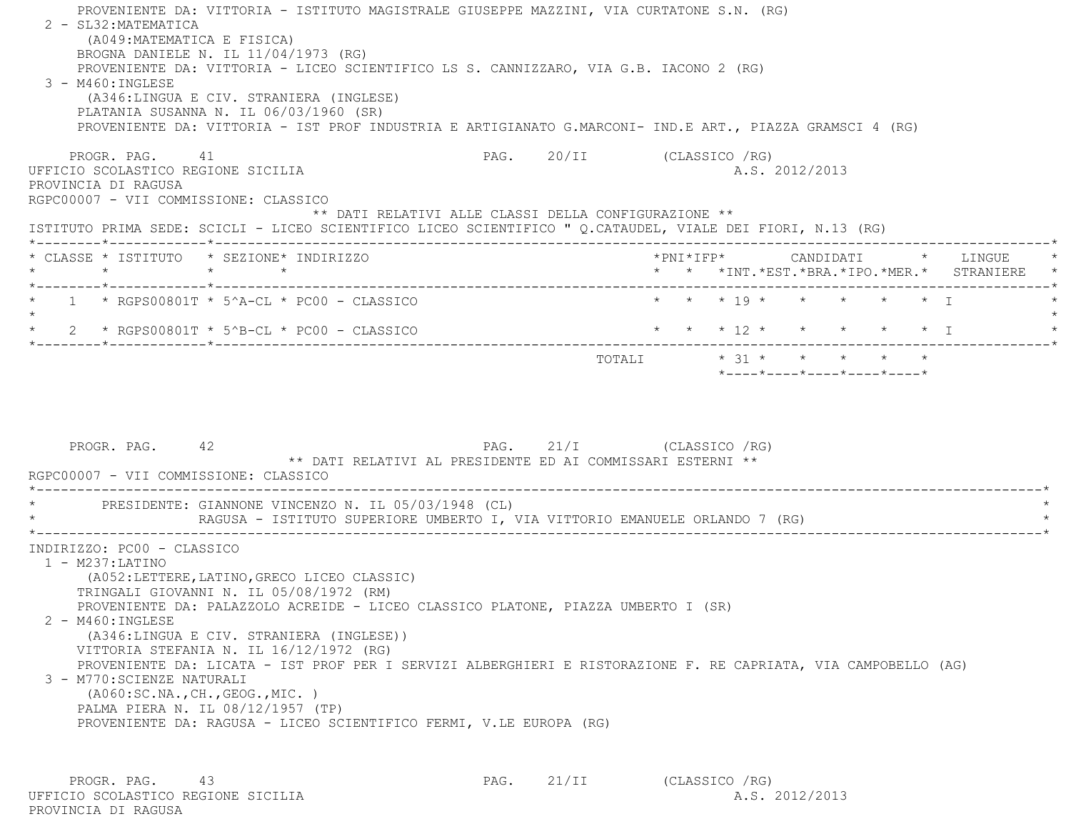PROVENIENTE DA: VITTORIA - ISTITUTO MAGISTRALE GIUSEPPE MAZZINI, VIA CURTATONE S.N. (RG)

2 - SL32:MATEMATICA
(A049:MATEMATICA E FISICA)
BROGNA DANIELE N. IL 11/04/1973 (RG)
PROVENIENTE DA: VITTORIA - LICEO SCIENTIFICO LS S. CANNIZZARO, VIA G.B. IACONO 2 (RG)

3 - M460:INGLESE
(A346:LINGUA E CIV. STRANIERA (INGLESE)
PLATANIA SUSANNA N. IL 06/03/1960 (SR)
PROVENIENTE DA: VITTORIA - IST PROF INDUSTRIA E ARTIGIANATO G.MARCONI- IND.E ART., PIAZZA GRAMSCI 4 (RG)

PROGR. PAG. 41 PAG. 20/II (CLASSICO /RG)

UFFICIO SCOLASTICO REGIONE SICILIA A.S. 2012/2013
PROVINCIA DI RAGUSA
RGPC00007 - VII COMMISSIONE: CLASSICO

** DATI RELATIVI ALLE CLASSI DELLA CONFIGURAZIONE **

ISTITUTO PRIMA SEDE: SCICLI - LICEO SCIENTIFICO LICEO SCIENTIFICO " Q.CATAUDEL, VIALE DEI FIORI, N.13 (RG)

| CLASSE | ISTITUTO | SEZIONE | INDIRIZZO | PNI | IFP | CANDIDATI INT. | EST. | BRA. | IPO. | MER. | LINGUE STRANIERE |
|---|---|---|---|---|---|---|---|---|---|---|---|
| 1 | RGPS00801T | 5^A-CL | PC00 - CLASSICO | | | 19 | | | | | I |
| 2 | RGPS00801T | 5^B-CL | PC00 - CLASSICO | | | 12 | | | | | I |
| | | | TOTALI | | | 31 | | | | | |

PROGR. PAG. 42 PAG. 21/I (CLASSICO /RG)

** DATI RELATIVI AL PRESIDENTE ED AI COMMISSARI ESTERNI **

RGPC00007 - VII COMMISSIONE: CLASSICO

PRESIDENTE: GIANNONE VINCENZO N. IL 05/03/1948 (CL)
RAGUSA - ISTITUTO SUPERIORE UMBERTO I, VIA VITTORIO EMANUELE ORLANDO 7 (RG)

INDIRIZZO: PC00 - CLASSICO

1 - M237:LATINO
(A052:LETTERE,LATINO,GRECO LICEO CLASSIC)
TRINGALI GIOVANNI N. IL 05/08/1972 (RM)
PROVENIENTE DA: PALAZZOLO ACREIDE - LICEO CLASSICO PLATONE, PIAZZA UMBERTO I (SR)

2 - M460:INGLESE
(A346:LINGUA E CIV. STRANIERA (INGLESE))
VITTORIA STEFANIA N. IL 16/12/1972 (RG)
PROVENIENTE DA: LICATA - IST PROF PER I SERVIZI ALBERGHIERI E RISTORAZIONE F. RE CAPRIATA, VIA CAMPOBELLO (AG)

3 - M770:SCIENZE NATURALI
(A060:SC.NA.,CH.,GEOG.,MIC. )
PALMA PIERA N. IL 08/12/1957 (TP)
PROVENIENTE DA: RAGUSA - LICEO SCIENTIFICO FERMI, V.LE EUROPA (RG)

PROGR. PAG. 43 PAG. 21/II (CLASSICO /RG)

UFFICIO SCOLASTICO REGIONE SICILIA A.S. 2012/2013
PROVINCIA DI RAGUSA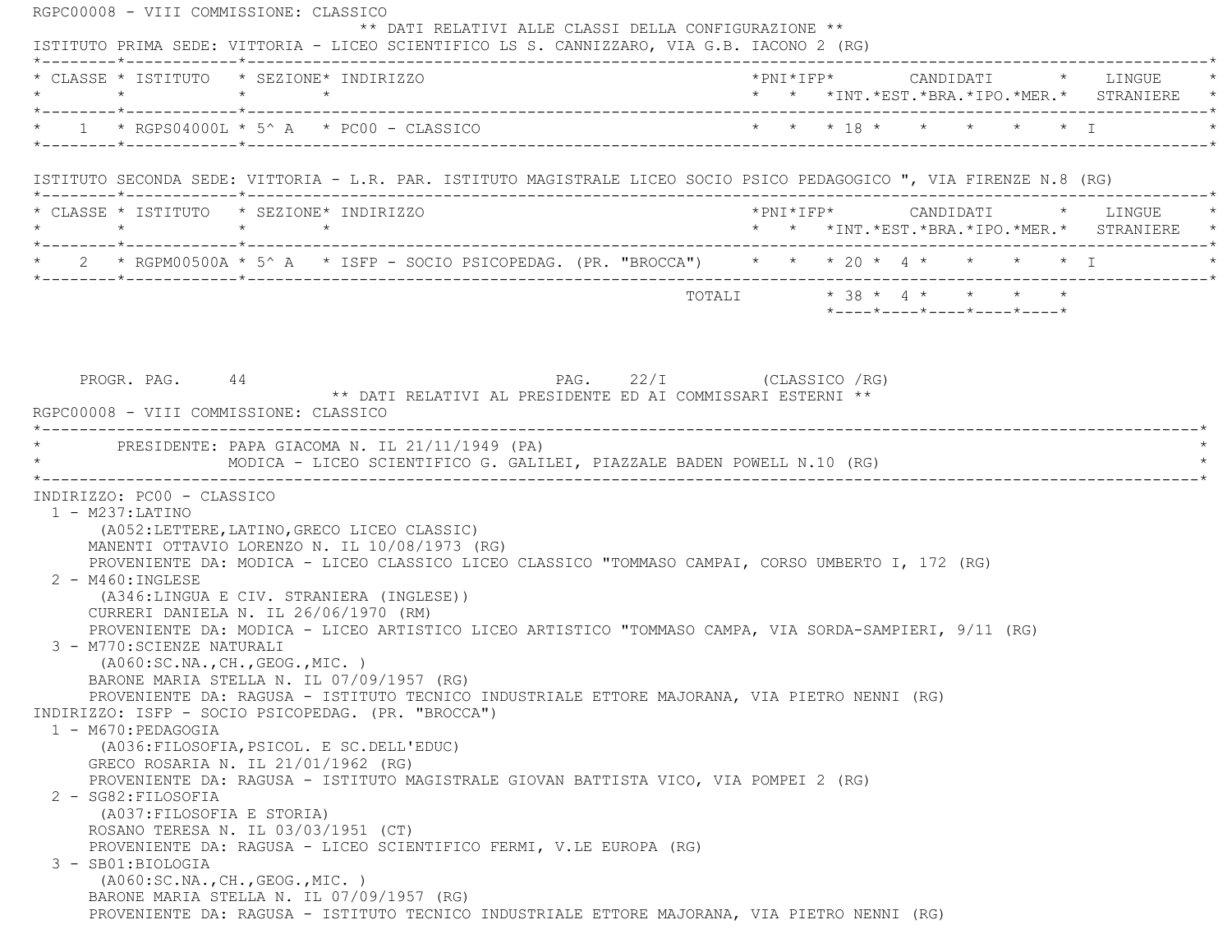RGPC00008 - VIII COMMISSIONE: CLASSICO

** DATI RELATIVI ALLE CLASSI DELLA CONFIGURAZIONE **

ISTITUTO PRIMA SEDE: VITTORIA - LICEO SCIENTIFICO LS S. CANNIZZARO, VIA G.B. IACONO 2 (RG)

| CLASSE | ISTITUTO | SEZIONE | INDIRIZZO | PNI | IFP | CANDIDATI INT. | EST. | BRA. | IPO. | MER. | LINGUE STRANIERE |
|---|---|---|---|---|---|---|---|---|---|---|---|
| 1 | RGPS04000L | 5^ A | PC00 - CLASSICO | | | 18 | | | | | I |

ISTITUTO SECONDA SEDE: VITTORIA - L.R. PAR. ISTITUTO MAGISTRALE LICEO SOCIO PSICO PEDAGOGICO ", VIA FIRENZE N.8 (RG)

| CLASSE | ISTITUTO | SEZIONE | INDIRIZZO | PNI | IFP | CANDIDATI INT. | EST. | BRA. | IPO. | MER. | LINGUE STRANIERE |
|---|---|---|---|---|---|---|---|---|---|---|---|
| 2 | RGPM00500A | 5^ A | ISFP - SOCIO PSICOPEDAG. (PR. "BROCCA") | | | 20 | 4 | | | | I |
| | | | TOTALI | | | 38 | 4 | | | | |

PROGR. PAG. 44 PAG. 22/I (CLASSICO /RG)

** DATI RELATIVI AL PRESIDENTE ED AI COMMISSARI ESTERNI **

RGPC00008 - VIII COMMISSIONE: CLASSICO

PRESIDENTE: PAPA GIACOMA N. IL 21/11/1949 (PA)
MODICA - LICEO SCIENTIFICO G. GALILEI, PIAZZALE BADEN POWELL N.10 (RG)

INDIRIZZO: PC00 - CLASSICO

1 - M237:LATINO
(A052:LETTERE,LATINO,GRECO LICEO CLASSIC)
MANENTI OTTAVIO LORENZO N. IL 10/08/1973 (RG)
PROVENIENTE DA: MODICA - LICEO CLASSICO LICEO CLASSICO "TOMMASO CAMPAI, CORSO UMBERTO I, 172 (RG)

2 - M460:INGLESE
(A346:LINGUA E CIV. STRANIERA (INGLESE))
CURRERI DANIELA N. IL 26/06/1970 (RM)
PROVENIENTE DA: MODICA - LICEO ARTISTICO LICEO ARTISTICO "TOMMASO CAMPA, VIA SORDA-SAMPIERI, 9/11 (RG)

3 - M770:SCIENZE NATURALI
(A060:SC.NA.,CH.,GEOG.,MIC. )
BARONE MARIA STELLA N. IL 07/09/1957 (RG)
PROVENIENTE DA: RAGUSA - ISTITUTO TECNICO INDUSTRIALE ETTORE MAJORANA, VIA PIETRO NENNI (RG)

INDIRIZZO: ISFP - SOCIO PSICOPEDAG. (PR. "BROCCA")

1 - M670:PEDAGOGIA
(A036:FILOSOFIA,PSICOL. E SC.DELL'EDUC)
GRECO ROSARIA N. IL 21/01/1962 (RG)
PROVENIENTE DA: RAGUSA - ISTITUTO MAGISTRALE GIOVAN BATTISTA VICO, VIA POMPEI 2 (RG)

2 - SG82:FILOSOFIA
(A037:FILOSOFIA E STORIA)
ROSANO TERESA N. IL 03/03/1951 (CT)
PROVENIENTE DA: RAGUSA - LICEO SCIENTIFICO FERMI, V.LE EUROPA (RG)

3 - SB01:BIOLOGIA
(A060:SC.NA.,CH.,GEOG.,MIC. )
BARONE MARIA STELLA N. IL 07/09/1957 (RG)
PROVENIENTE DA: RAGUSA - ISTITUTO TECNICO INDUSTRIALE ETTORE MAJORANA, VIA PIETRO NENNI (RG)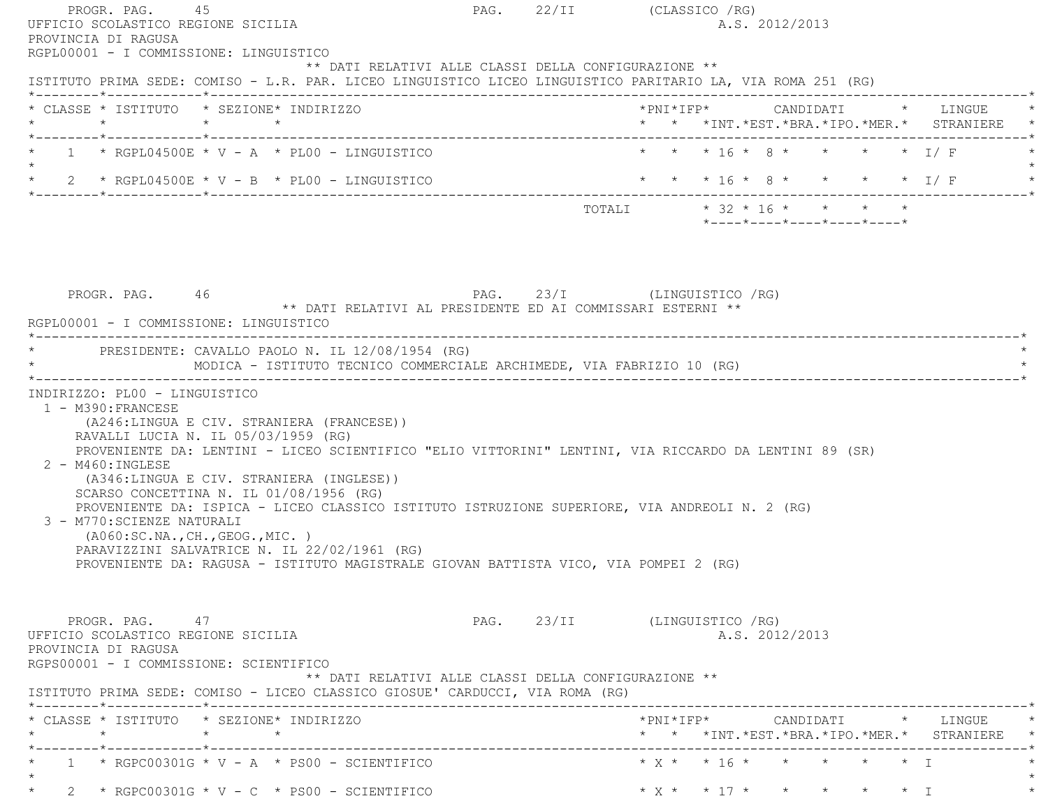PROGR. PAG. 45 PAG. 22/II (CLASSICO /RG)

UFFICIO SCOLASTICO REGIONE SICILIA A.S. 2012/2013

PROVINCIA DI RAGUSA

RGPL00001 - I COMMISSIONE: LINGUISTICO

** DATI RELATIVI ALLE CLASSI DELLA CONFIGURAZIONE **

ISTITUTO PRIMA SEDE: COMISO - L.R. PAR. LICEO LINGUISTICO LICEO LINGUISTICO PARITARIO LA, VIA ROMA 251 (RG)

| CLASSE | ISTITUTO | SEZIONE | INDIRIZZO | PNI | IFP | CANDIDATI INT. | EST. | BRA. | IPO. | MER. | LINGUE STRANIERE |
|---|---|---|---|---|---|---|---|---|---|---|---|
| 1 | RGPL04500E | V - A | PL00 - LINGUISTICO | | | 16 | 8 | | | | I/ F |
| 2 | RGPL04500E | V - B | PL00 - LINGUISTICO | | | 16 | 8 | | | | I/ F |
| | | | TOTALI | | | 32 | 16 | | | | |

PROGR. PAG. 46 PAG. 23/I (LINGUISTICO /RG)

** DATI RELATIVI AL PRESIDENTE ED AI COMMISSARI ESTERNI **

RGPL00001 - I COMMISSIONE: LINGUISTICO

PRESIDENTE: CAVALLO PAOLO N. IL 12/08/1954 (RG)
MODICA - ISTITUTO TECNICO COMMERCIALE ARCHIMEDE, VIA FABRIZIO 10 (RG)

INDIRIZZO: PL00 - LINGUISTICO

1 - M390:FRANCESE
(A246:LINGUA E CIV. STRANIERA (FRANCESE))
RAVALLI LUCIA N. IL 05/03/1959 (RG)
PROVENIENTE DA: LENTINI - LICEO SCIENTIFICO "ELIO VITTORINI" LENTINI, VIA RICCARDO DA LENTINI 89 (SR)

2 - M460:INGLESE
(A346:LINGUA E CIV. STRANIERA (INGLESE))
SCARSO CONCETTINA N. IL 01/08/1956 (RG)
PROVENIENTE DA: ISPICA - LICEO CLASSICO ISTITUTO ISTRUZIONE SUPERIORE, VIA ANDREOLI N. 2 (RG)

3 - M770:SCIENZE NATURALI
(A060:SC.NA.,CH.,GEOG.,MIC. )
PARAVIZZINI SALVATRICE N. IL 22/02/1961 (RG)
PROVENIENTE DA: RAGUSA - ISTITUTO MAGISTRALE GIOVAN BATTISTA VICO, VIA POMPEI 2 (RG)

PROGR. PAG. 47 PAG. 23/II (LINGUISTICO /RG)

UFFICIO SCOLASTICO REGIONE SICILIA A.S. 2012/2013

PROVINCIA DI RAGUSA

RGPS00001 - I COMMISSIONE: SCIENTIFICO

** DATI RELATIVI ALLE CLASSI DELLA CONFIGURAZIONE **

ISTITUTO PRIMA SEDE: COMISO - LICEO CLASSICO GIOSUE' CARDUCCI, VIA ROMA (RG)

| CLASSE | ISTITUTO | SEZIONE | INDIRIZZO | PNI | IFP | CANDIDATI INT. | EST. | BRA. | IPO. | MER. | LINGUE STRANIERE |
|---|---|---|---|---|---|---|---|---|---|---|---|
| 1 | RGPC00301G | V - A | PS00 - SCIENTIFICO | X | | 16 | | | | | I |
| 2 | RGPC00301G | V - C | PS00 - SCIENTIFICO | X | | 17 | | | | | I |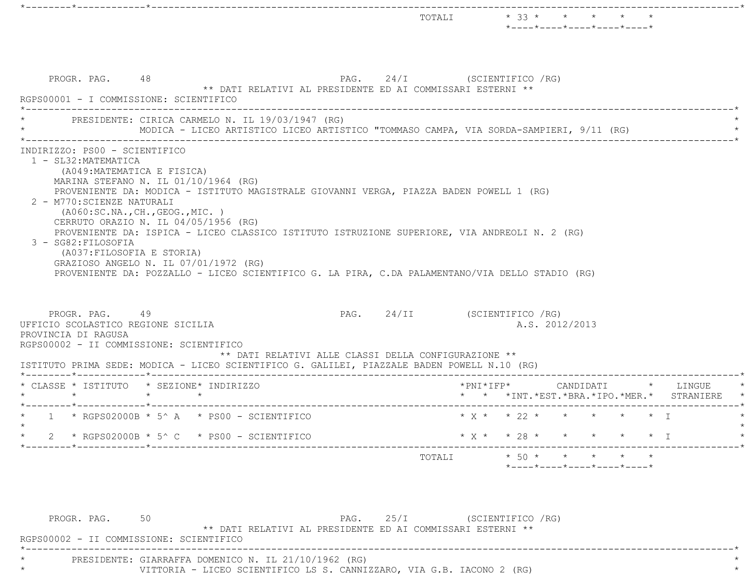| | | | | | | | | | | | |
|---|---|---|---|---|---|---|---|---|---|---|---|
| | | | TOTALI | | | 33 | | | | | |

PROGR. PAG. 48 PAG. 24/I (SCIENTIFICO /RG)

** DATI RELATIVI AL PRESIDENTE ED AI COMMISSARI ESTERNI **

RGPS00001 - I COMMISSIONE: SCIENTIFICO

PRESIDENTE: CIRICA CARMELO N. IL 19/03/1947 (RG)
MODICA - LICEO ARTISTICO LICEO ARTISTICO "TOMMASO CAMPA, VIA SORDA-SAMPIERI, 9/11 (RG)

INDIRIZZO: PS00 - SCIENTIFICO

1 - SL32:MATEMATICA
(A049:MATEMATICA E FISICA)
MARINA STEFANO N. IL 01/10/1964 (RG)
PROVENIENTE DA: MODICA - ISTITUTO MAGISTRALE GIOVANNI VERGA, PIAZZA BADEN POWELL 1 (RG)

2 - M770:SCIENZE NATURALI
(A060:SC.NA.,CH.,GEOG.,MIC. )
CERRUTO ORAZIO N. IL 04/05/1956 (RG)
PROVENIENTE DA: ISPICA - LICEO CLASSICO ISTITUTO ISTRUZIONE SUPERIORE, VIA ANDREOLI N. 2 (RG)

3 - SG82:FILOSOFIA
(A037:FILOSOFIA E STORIA)
GRAZIOSO ANGELO N. IL 07/01/1972 (RG)
PROVENIENTE DA: POZZALLO - LICEO SCIENTIFICO G. LA PIRA, C.DA PALAMENTANO/VIA DELLO STADIO (RG)

PROGR. PAG. 49 PAG. 24/II (SCIENTIFICO /RG)

UFFICIO SCOLASTICO REGIONE SICILIA A.S. 2012/2013

PROVINCIA DI RAGUSA

RGPS00002 - II COMMISSIONE: SCIENTIFICO

** DATI RELATIVI ALLE CLASSI DELLA CONFIGURAZIONE **

ISTITUTO PRIMA SEDE: MODICA - LICEO SCIENTIFICO G. GALILEI, PIAZZALE BADEN POWELL N.10 (RG)

| CLASSE | ISTITUTO | SEZIONE | INDIRIZZO | PNI | IFP | CANDIDATI INT. | EST. | BRA. | IPO. | MER. | LINGUE STRANIERE |
|---|---|---|---|---|---|---|---|---|---|---|---|
| 1 | RGPS02000B | 5^ A | PS00 - SCIENTIFICO | X | | 22 | | | | | I |
| 2 | RGPS02000B | 5^ C | PS00 - SCIENTIFICO | X | | 28 | | | | | I |
| | | | TOTALI | | | 50 | | | | | |

PROGR. PAG. 50 PAG. 25/I (SCIENTIFICO /RG)

** DATI RELATIVI AL PRESIDENTE ED AI COMMISSARI ESTERNI **

RGPS00002 - II COMMISSIONE: SCIENTIFICO

PRESIDENTE: GIARRAFFA DOMENICO N. IL 21/10/1962 (RG)
VITTORIA - LICEO SCIENTIFICO LS S. CANNIZZARO, VIA G.B. IACONO 2 (RG)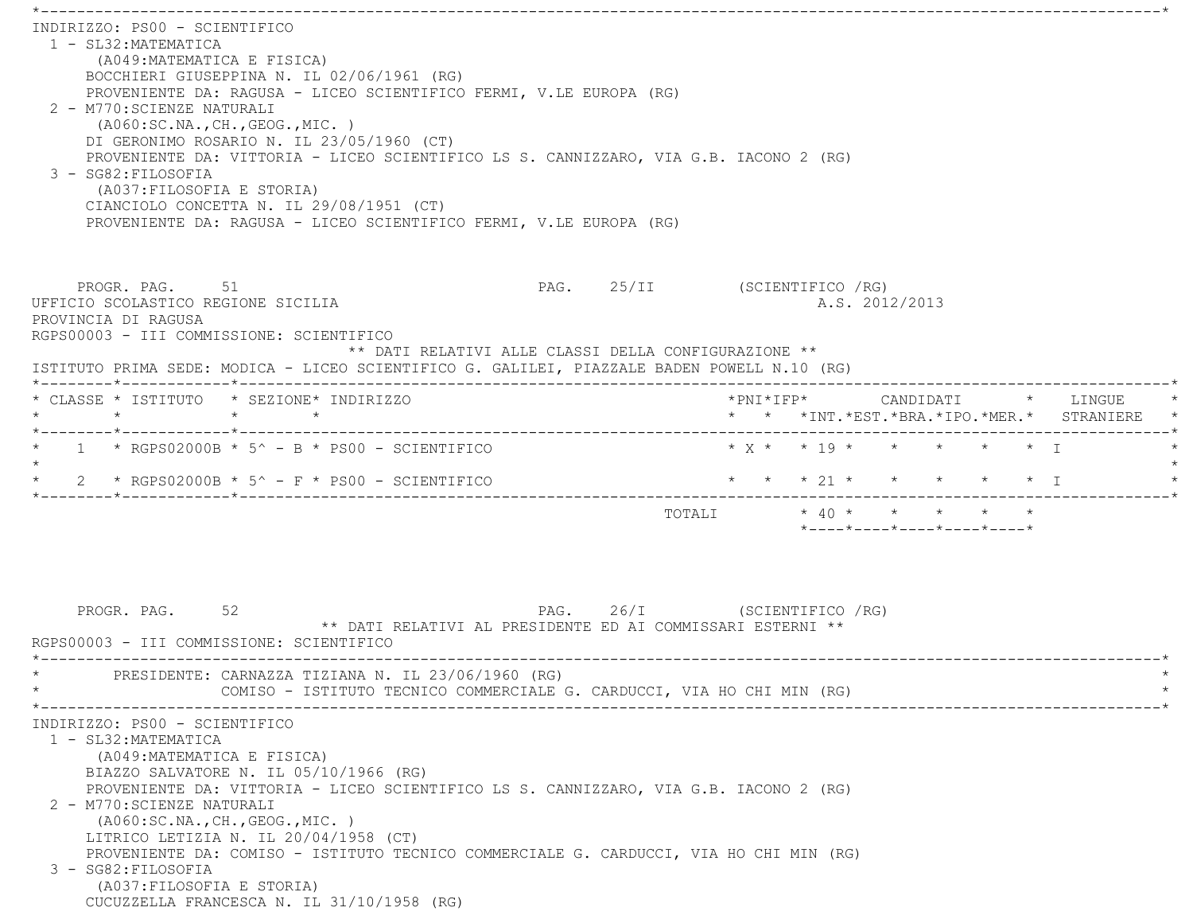INDIRIZZO: PS00 - SCIENTIFICO

1 - SL32:MATEMATICA
(A049:MATEMATICA E FISICA)
BOCCHIERI GIUSEPPINA N. IL 02/06/1961 (RG)
PROVENIENTE DA: RAGUSA - LICEO SCIENTIFICO FERMI, V.LE EUROPA (RG)

2 - M770:SCIENZE NATURALI
(A060:SC.NA.,CH.,GEOG.,MIC. )
DI GERONIMO ROSARIO N. IL 23/05/1960 (CT)
PROVENIENTE DA: VITTORIA - LICEO SCIENTIFICO LS S. CANNIZZARO, VIA G.B. IACONO 2 (RG)

3 - SG82:FILOSOFIA
(A037:FILOSOFIA E STORIA)
CIANCIOLO CONCETTA N. IL 29/08/1951 (CT)
PROVENIENTE DA: RAGUSA - LICEO SCIENTIFICO FERMI, V.LE EUROPA (RG)

PROGR. PAG. 51 PAG. 25/II (SCIENTIFICO /RG)

UFFICIO SCOLASTICO REGIONE SICILIA A.S. 2012/2013

PROVINCIA DI RAGUSA

RGPS00003 - III COMMISSIONE: SCIENTIFICO

** DATI RELATIVI ALLE CLASSI DELLA CONFIGURAZIONE **

ISTITUTO PRIMA SEDE: MODICA - LICEO SCIENTIFICO G. GALILEI, PIAZZALE BADEN POWELL N.10 (RG)

| CLASSE | ISTITUTO | SEZIONE | INDIRIZZO | PNI | IFP | CANDIDATI INT. | EST. | BRA. | IPO. | MER. | LINGUE STRANIERE |
|---|---|---|---|---|---|---|---|---|---|---|---|
| 1 | RGPS02000B | 5^ - B | PS00 - SCIENTIFICO | X | | 19 | | | | | I |
| 2 | RGPS02000B | 5^ - F | PS00 - SCIENTIFICO | | | 21 | | | | | I |
| | | | TOTALI | | | 40 | | | | | |

PROGR. PAG. 52 PAG. 26/I (SCIENTIFICO /RG)

** DATI RELATIVI AL PRESIDENTE ED AI COMMISSARI ESTERNI **

RGPS00003 - III COMMISSIONE: SCIENTIFICO

PRESIDENTE: CARNAZZA TIZIANA N. IL 23/06/1960 (RG)
COMISO - ISTITUTO TECNICO COMMERCIALE G. CARDUCCI, VIA HO CHI MIN (RG)

INDIRIZZO: PS00 - SCIENTIFICO

1 - SL32:MATEMATICA
(A049:MATEMATICA E FISICA)
BIAZZO SALVATORE N. IL 05/10/1966 (RG)
PROVENIENTE DA: VITTORIA - LICEO SCIENTIFICO LS S. CANNIZZARO, VIA G.B. IACONO 2 (RG)

2 - M770:SCIENZE NATURALI
(A060:SC.NA.,CH.,GEOG.,MIC. )
LITRICO LETIZIA N. IL 20/04/1958 (CT)
PROVENIENTE DA: COMISO - ISTITUTO TECNICO COMMERCIALE G. CARDUCCI, VIA HO CHI MIN (RG)

3 - SG82:FILOSOFIA
(A037:FILOSOFIA E STORIA)
CUCUZZELLA FRANCESCA N. IL 31/10/1958 (RG)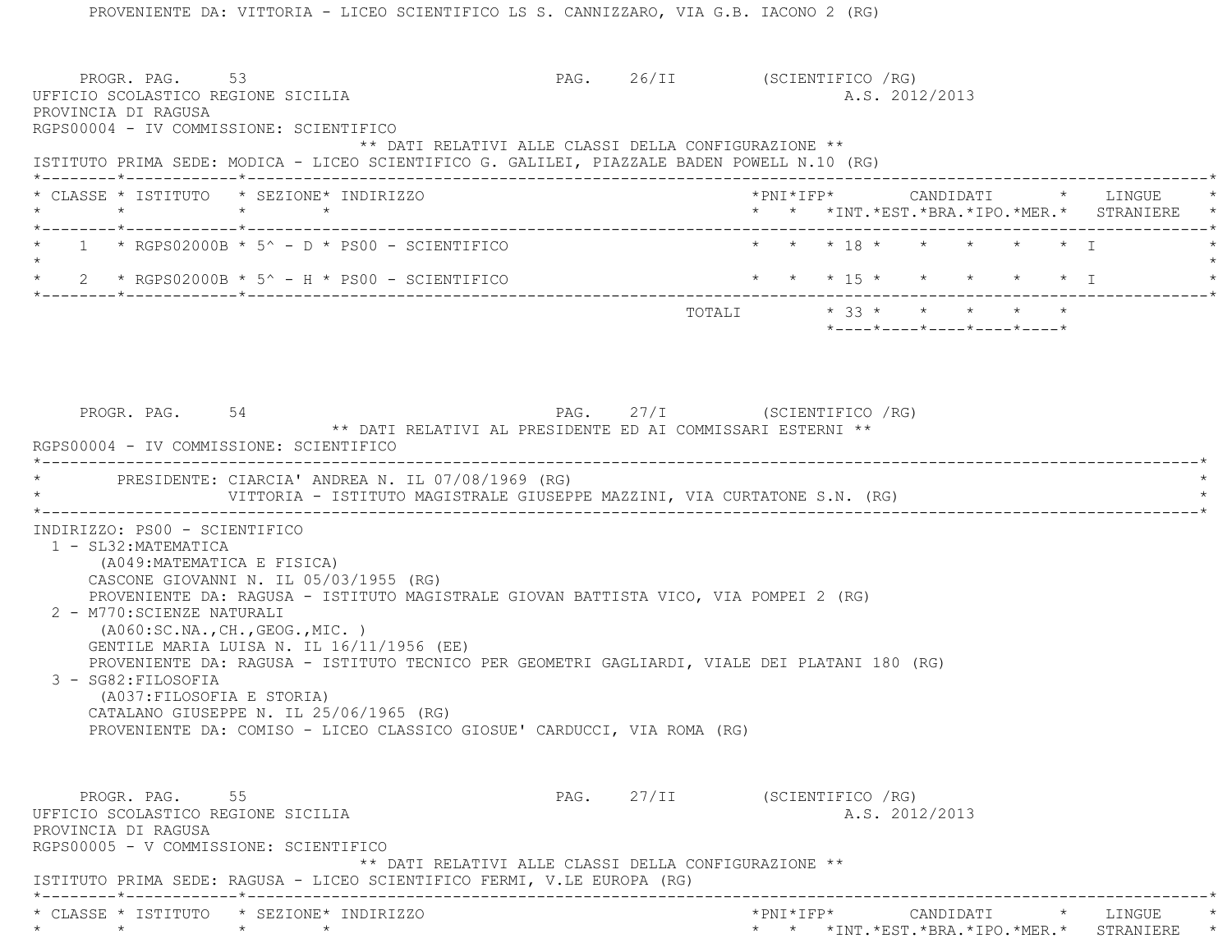PROVENIENTE DA: VITTORIA - LICEO SCIENTIFICO LS S. CANNIZZARO, VIA G.B. IACONO 2 (RG)

PROGR. PAG. 53 PAG. 26/II (SCIENTIFICO /RG)

UFFICIO SCOLASTICO REGIONE SICILIA A.S. 2012/2013

PROVINCIA DI RAGUSA

RGPS00004 - IV COMMISSIONE: SCIENTIFICO

** DATI RELATIVI ALLE CLASSI DELLA CONFIGURAZIONE **

ISTITUTO PRIMA SEDE: MODICA - LICEO SCIENTIFICO G. GALILEI, PIAZZALE BADEN POWELL N.10 (RG)

| CLASSE | ISTITUTO | SEZIONE | INDIRIZZO | PNI | IFP | CANDIDATI INT. | EST. | BRA. | IPO. | MER. | LINGUE STRANIERE |
|---|---|---|---|---|---|---|---|---|---|---|---|
| 1 | RGPS02000B | 5^ - D | PS00 - SCIENTIFICO | | | 18 | | | | | I |
| 2 | RGPS02000B | 5^ - H | PS00 - SCIENTIFICO | | | 15 | | | | | I |
| | | | TOTALI | | | 33 | | | | | |

PROGR. PAG. 54 PAG. 27/I (SCIENTIFICO /RG)

** DATI RELATIVI AL PRESIDENTE ED AI COMMISSARI ESTERNI **

RGPS00004 - IV COMMISSIONE: SCIENTIFICO

PRESIDENTE: CIARCIA' ANDREA N. IL 07/08/1969 (RG)
VITTORIA - ISTITUTO MAGISTRALE GIUSEPPE MAZZINI, VIA CURTATONE S.N. (RG)

INDIRIZZO: PS00 - SCIENTIFICO

1 - SL32:MATEMATICA
(A049:MATEMATICA E FISICA)
CASCONE GIOVANNI N. IL 05/03/1955 (RG)
PROVENIENTE DA: RAGUSA - ISTITUTO MAGISTRALE GIOVAN BATTISTA VICO, VIA POMPEI 2 (RG)

2 - M770:SCIENZE NATURALI
(A060:SC.NA.,CH.,GEOG.,MIC. )
GENTILE MARIA LUISA N. IL 16/11/1956 (EE)
PROVENIENTE DA: RAGUSA - ISTITUTO TECNICO PER GEOMETRI GAGLIARDI, VIALE DEI PLATANI 180 (RG)

3 - SG82:FILOSOFIA
(A037:FILOSOFIA E STORIA)
CATALANO GIUSEPPE N. IL 25/06/1965 (RG)
PROVENIENTE DA: COMISO - LICEO CLASSICO GIOSUE' CARDUCCI, VIA ROMA (RG)

PROGR. PAG. 55 PAG. 27/II (SCIENTIFICO /RG)

UFFICIO SCOLASTICO REGIONE SICILIA A.S. 2012/2013

PROVINCIA DI RAGUSA

RGPS00005 - V COMMISSIONE: SCIENTIFICO

** DATI RELATIVI ALLE CLASSI DELLA CONFIGURAZIONE **

ISTITUTO PRIMA SEDE: RAGUSA - LICEO SCIENTIFICO FERMI, V.LE EUROPA (RG)

| CLASSE | ISTITUTO | SEZIONE | INDIRIZZO | PNI | IFP | CANDIDATI INT. | EST. | BRA. | IPO. | MER. | LINGUE STRANIERE |
|---|---|---|---|---|---|---|---|---|---|---|---|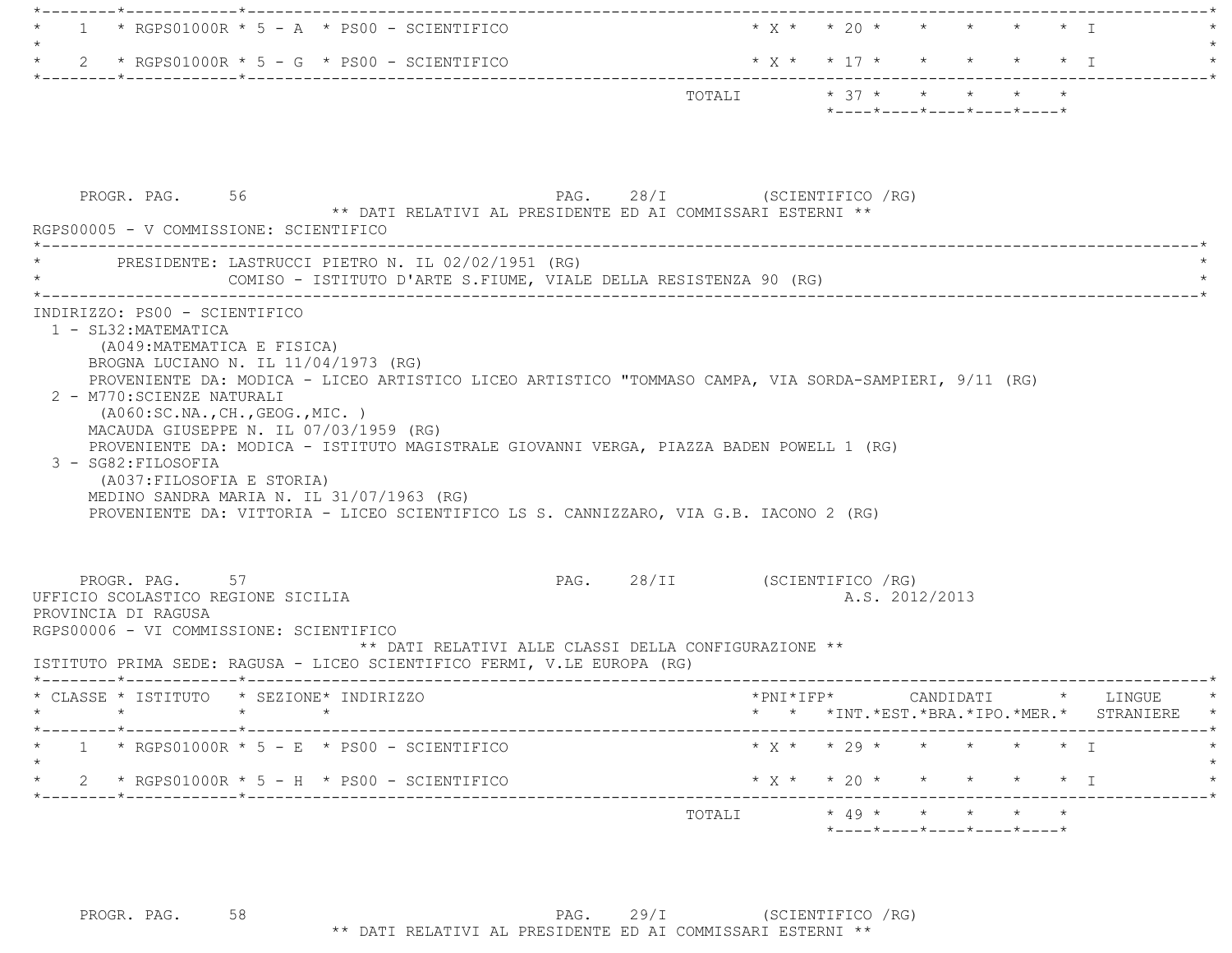| CLASSE | ISTITUTO | SEZIONE | INDIRIZZO | PNI | IFP | INT. | EST. | BRA. | IPO. | MER. | LINGUE STRANIERE |
|---|---|---|---|---|---|---|---|---|---|---|---|
| 1 | RGPS01000R | 5 - A | PS00 - SCIENTIFICO | X | | 20 | | | | | I |
| 2 | RGPS01000R | 5 - G | PS00 - SCIENTIFICO | X | | 17 | | | | | I |
| | | | TOTALI | | | 37 | | | | | |

PROGR. PAG. 56 PAG. 28/I (SCIENTIFICO /RG)

** DATI RELATIVI AL PRESIDENTE ED AI COMMISSARI ESTERNI **

RGPS00005 - V COMMISSIONE: SCIENTIFICO

PRESIDENTE: LASTRUCCI PIETRO N. IL 02/02/1951 (RG)
COMISO - ISTITUTO D'ARTE S.FIUME, VIALE DELLA RESISTENZA 90 (RG)

INDIRIZZO: PS00 - SCIENTIFICO

1 - SL32:MATEMATICA
(A049:MATEMATICA E FISICA)
BROGNA LUCIANO N. IL 11/04/1973 (RG)
PROVENIENTE DA: MODICA - LICEO ARTISTICO LICEO ARTISTICO "TOMMASO CAMPA, VIA SORDA-SAMPIERI, 9/11 (RG)

2 - M770:SCIENZE NATURALI
(A060:SC.NA.,CH.,GEOG.,MIC. )
MACAUDA GIUSEPPE N. IL 07/03/1959 (RG)
PROVENIENTE DA: MODICA - ISTITUTO MAGISTRALE GIOVANNI VERGA, PIAZZA BADEN POWELL 1 (RG)

3 - SG82:FILOSOFIA
(A037:FILOSOFIA E STORIA)
MEDINO SANDRA MARIA N. IL 31/07/1963 (RG)
PROVENIENTE DA: VITTORIA - LICEO SCIENTIFICO LS S. CANNIZZARO, VIA G.B. IACONO 2 (RG)

PROGR. PAG. 57 PAG. 28/II (SCIENTIFICO /RG)

UFFICIO SCOLASTICO REGIONE SICILIA A.S. 2012/2013

PROVINCIA DI RAGUSA

RGPS00006 - VI COMMISSIONE: SCIENTIFICO

** DATI RELATIVI ALLE CLASSI DELLA CONFIGURAZIONE **

ISTITUTO PRIMA SEDE: RAGUSA - LICEO SCIENTIFICO FERMI, V.LE EUROPA (RG)

| CLASSE | ISTITUTO | SEZIONE | INDIRIZZO | PNI | IFP | INT. | EST. | BRA. | IPO. | MER. | LINGUE STRANIERE |
|---|---|---|---|---|---|---|---|---|---|---|---|
| 1 | RGPS01000R | 5 - E | PS00 - SCIENTIFICO | X | | 29 | | | | | I |
| 2 | RGPS01000R | 5 - H | PS00 - SCIENTIFICO | X | | 20 | | | | | I |
| | | | TOTALI | | | 49 | | | | | |

PROGR. PAG. 58 PAG. 29/I (SCIENTIFICO /RG)

** DATI RELATIVI AL PRESIDENTE ED AI COMMISSARI ESTERNI **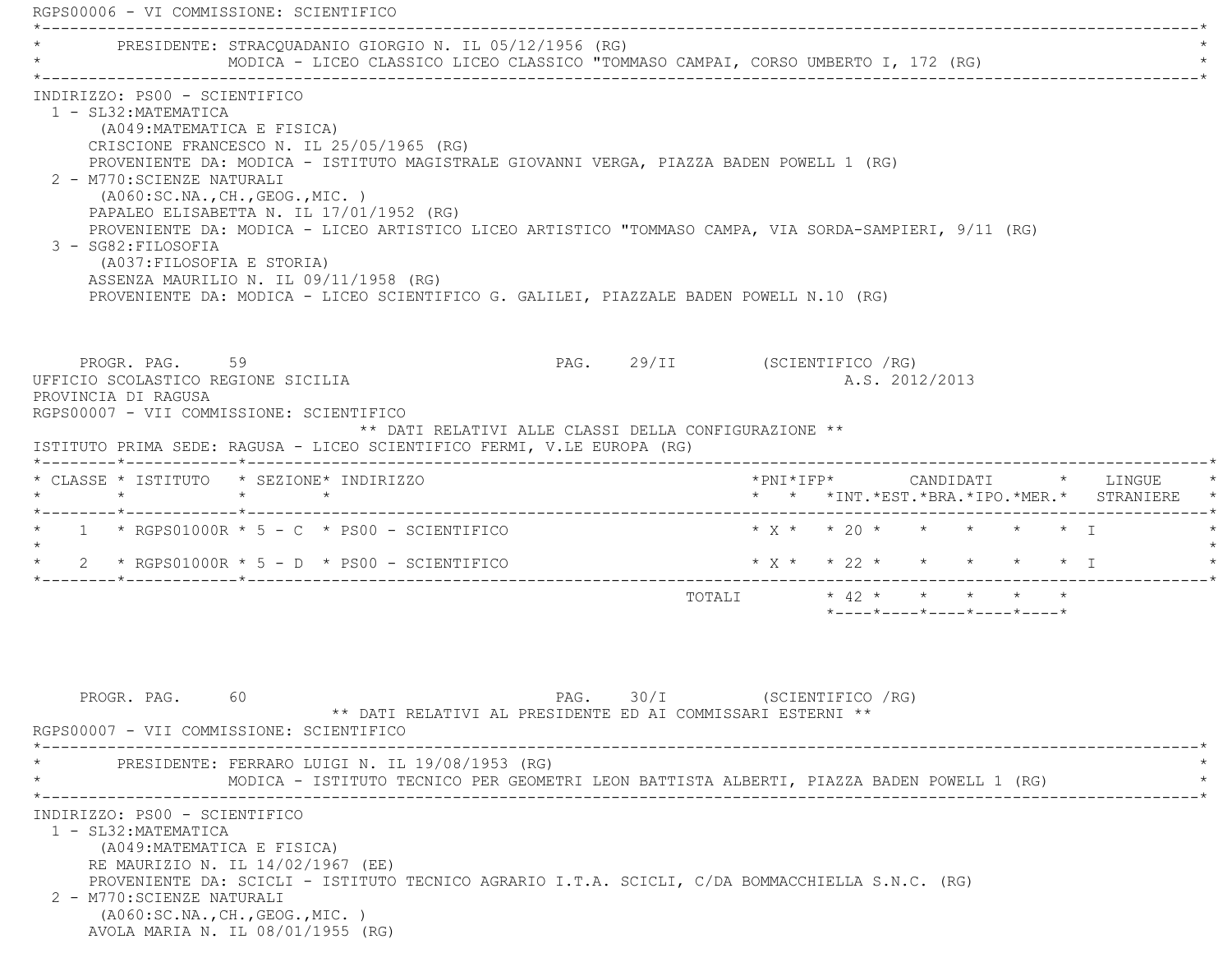RGPS00006 - VI COMMISSIONE: SCIENTIFICO

PRESIDENTE: STRACQUADANIO GIORGIO N. IL 05/12/1956 (RG)
MODICA - LICEO CLASSICO LICEO CLASSICO "TOMMASO CAMPAI, CORSO UMBERTO I, 172 (RG)

INDIRIZZO: PS00 - SCIENTIFICO

1 - SL32:MATEMATICA
(A049:MATEMATICA E FISICA)
CRISCIONE FRANCESCO N. IL 25/05/1965 (RG)
PROVENIENTE DA: MODICA - ISTITUTO MAGISTRALE GIOVANNI VERGA, PIAZZA BADEN POWELL 1 (RG)

2 - M770:SCIENZE NATURALI
(A060:SC.NA.,CH.,GEOG.,MIC. )
PAPALEO ELISABETTA N. IL 17/01/1952 (RG)
PROVENIENTE DA: MODICA - LICEO ARTISTICO LICEO ARTISTICO "TOMMASO CAMPA, VIA SORDA-SAMPIERI, 9/11 (RG)

3 - SG82:FILOSOFIA
(A037:FILOSOFIA E STORIA)
ASSENZA MAURILIO N. IL 09/11/1958 (RG)
PROVENIENTE DA: MODICA - LICEO SCIENTIFICO G. GALILEI, PIAZZALE BADEN POWELL N.10 (RG)

PROGR. PAG. 59 PAG. 29/II (SCIENTIFICO /RG)

UFFICIO SCOLASTICO REGIONE SICILIA A.S. 2012/2013
PROVINCIA DI RAGUSA
RGPS00007 - VII COMMISSIONE: SCIENTIFICO

** DATI RELATIVI ALLE CLASSI DELLA CONFIGURAZIONE **

ISTITUTO PRIMA SEDE: RAGUSA - LICEO SCIENTIFICO FERMI, V.LE EUROPA (RG)

| CLASSE | ISTITUTO | SEZIONE | INDIRIZZO | PNI | IFP | CANDIDATI INT. | EST. | BRA. | IPO. | MER. | LINGUE STRANIERE |
|---|---|---|---|---|---|---|---|---|---|---|---|
| 1 | RGPS01000R | 5 - C | PS00 - SCIENTIFICO | X | | 20 | | | | | I |
| 2 | RGPS01000R | 5 - D | PS00 - SCIENTIFICO | X | | 22 | | | | | I |
| | | | TOTALI | | | 42 | | | | | |

PROGR. PAG. 60 PAG. 30/I (SCIENTIFICO /RG)

** DATI RELATIVI AL PRESIDENTE ED AI COMMISSARI ESTERNI **

RGPS00007 - VII COMMISSIONE: SCIENTIFICO

PRESIDENTE: FERRARO LUIGI N. IL 19/08/1953 (RG)
MODICA - ISTITUTO TECNICO PER GEOMETRI LEON BATTISTA ALBERTI, PIAZZA BADEN POWELL 1 (RG)

INDIRIZZO: PS00 - SCIENTIFICO

1 - SL32:MATEMATICA
(A049:MATEMATICA E FISICA)
RE MAURIZIO N. IL 14/02/1967 (EE)
PROVENIENTE DA: SCICLI - ISTITUTO TECNICO AGRARIO I.T.A. SCICLI, C/DA BOMMACCHIELLA S.N.C. (RG)

2 - M770:SCIENZE NATURALI
(A060:SC.NA.,CH.,GEOG.,MIC. )
AVOLA MARIA N. IL 08/01/1955 (RG)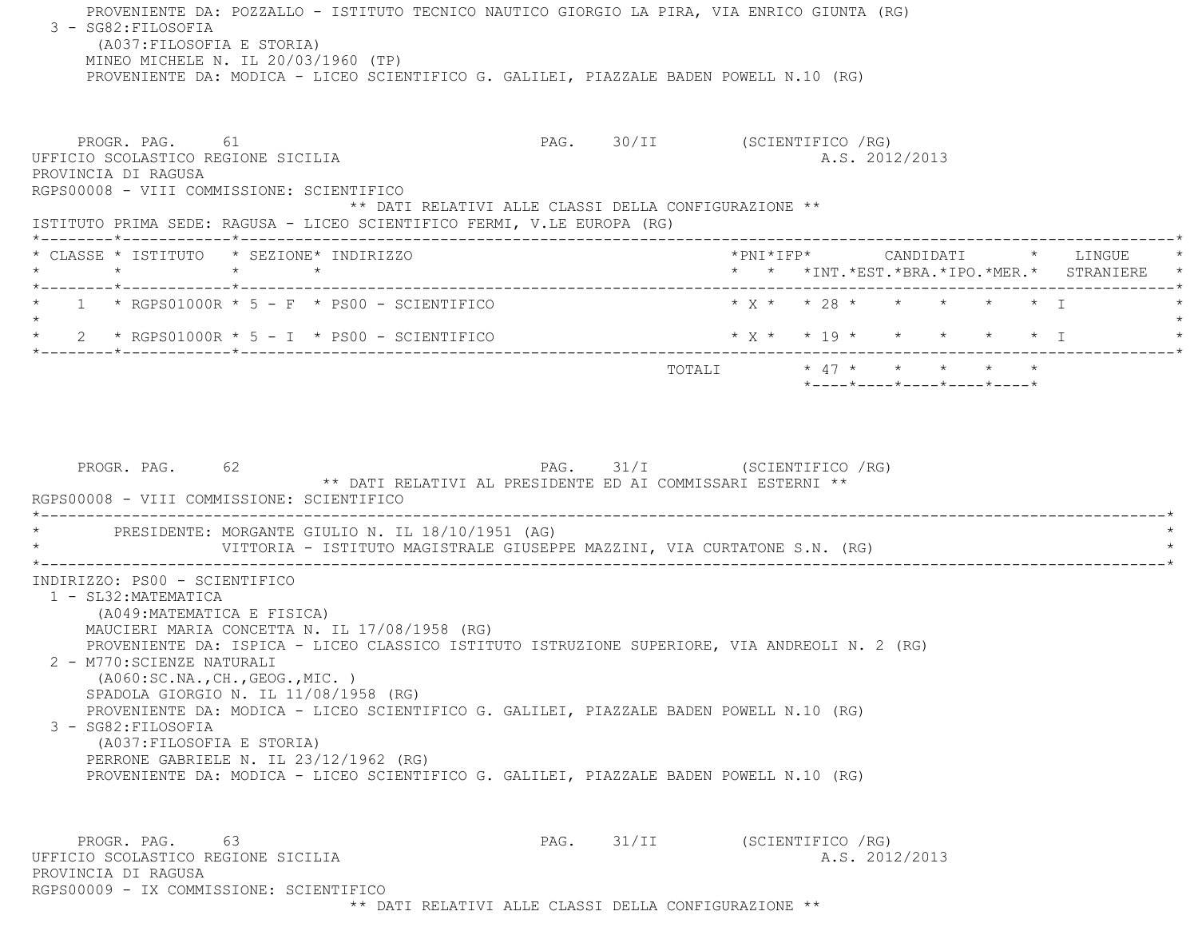PROVENIENTE DA: POZZALLO - ISTITUTO TECNICO NAUTICO GIORGIO LA PIRA, VIA ENRICO GIUNTA (RG)

3 - SG82:FILOSOFIA
(A037:FILOSOFIA E STORIA)
MINEO MICHELE N. IL 20/03/1960 (TP)
PROVENIENTE DA: MODICA - LICEO SCIENTIFICO G. GALILEI, PIAZZALE BADEN POWELL N.10 (RG)

PROGR. PAG. 61 PAG. 30/II (SCIENTIFICO /RG)

UFFICIO SCOLASTICO REGIONE SICILIA A.S. 2012/2013

PROVINCIA DI RAGUSA

RGPS00008 - VIII COMMISSIONE: SCIENTIFICO

** DATI RELATIVI ALLE CLASSI DELLA CONFIGURAZIONE **

ISTITUTO PRIMA SEDE: RAGUSA - LICEO SCIENTIFICO FERMI, V.LE EUROPA (RG)

| CLASSE | ISTITUTO | SEZIONE | INDIRIZZO | PNI | IFP | CANDIDATI INT. | EST. | BRA. | IPO. | MER. | LINGUE STRANIERE |
|---|---|---|---|---|---|---|---|---|---|---|---|
| 1 | RGPS01000R | 5 - F | PS00 - SCIENTIFICO | X | | 28 | | | | | I |
| 2 | RGPS01000R | 5 - I | PS00 - SCIENTIFICO | X | | 19 | | | | | I |
| | | | TOTALI | | | 47 | | | | | |

PROGR. PAG. 62 PAG. 31/I (SCIENTIFICO /RG)

** DATI RELATIVI AL PRESIDENTE ED AI COMMISSARI ESTERNI **

RGPS00008 - VIII COMMISSIONE: SCIENTIFICO

PRESIDENTE: MORGANTE GIULIO N. IL 18/10/1951 (AG)
VITTORIA - ISTITUTO MAGISTRALE GIUSEPPE MAZZINI, VIA CURTATONE S.N. (RG)

INDIRIZZO: PS00 - SCIENTIFICO

1 - SL32:MATEMATICA
(A049:MATEMATICA E FISICA)
MAUCIERI MARIA CONCETTA N. IL 17/08/1958 (RG)
PROVENIENTE DA: ISPICA - LICEO CLASSICO ISTITUTO ISTRUZIONE SUPERIORE, VIA ANDREOLI N. 2 (RG)

2 - M770:SCIENZE NATURALI
(A060:SC.NA.,CH.,GEOG.,MIC. )
SPADOLA GIORGIO N. IL 11/08/1958 (RG)
PROVENIENTE DA: MODICA - LICEO SCIENTIFICO G. GALILEI, PIAZZALE BADEN POWELL N.10 (RG)

3 - SG82:FILOSOFIA
(A037:FILOSOFIA E STORIA)
PERRONE GABRIELE N. IL 23/12/1962 (RG)
PROVENIENTE DA: MODICA - LICEO SCIENTIFICO G. GALILEI, PIAZZALE BADEN POWELL N.10 (RG)

PROGR. PAG. 63 PAG. 31/II (SCIENTIFICO /RG)

UFFICIO SCOLASTICO REGIONE SICILIA A.S. 2012/2013

PROVINCIA DI RAGUSA

RGPS00009 - IX COMMISSIONE: SCIENTIFICO

** DATI RELATIVI ALLE CLASSI DELLA CONFIGURAZIONE **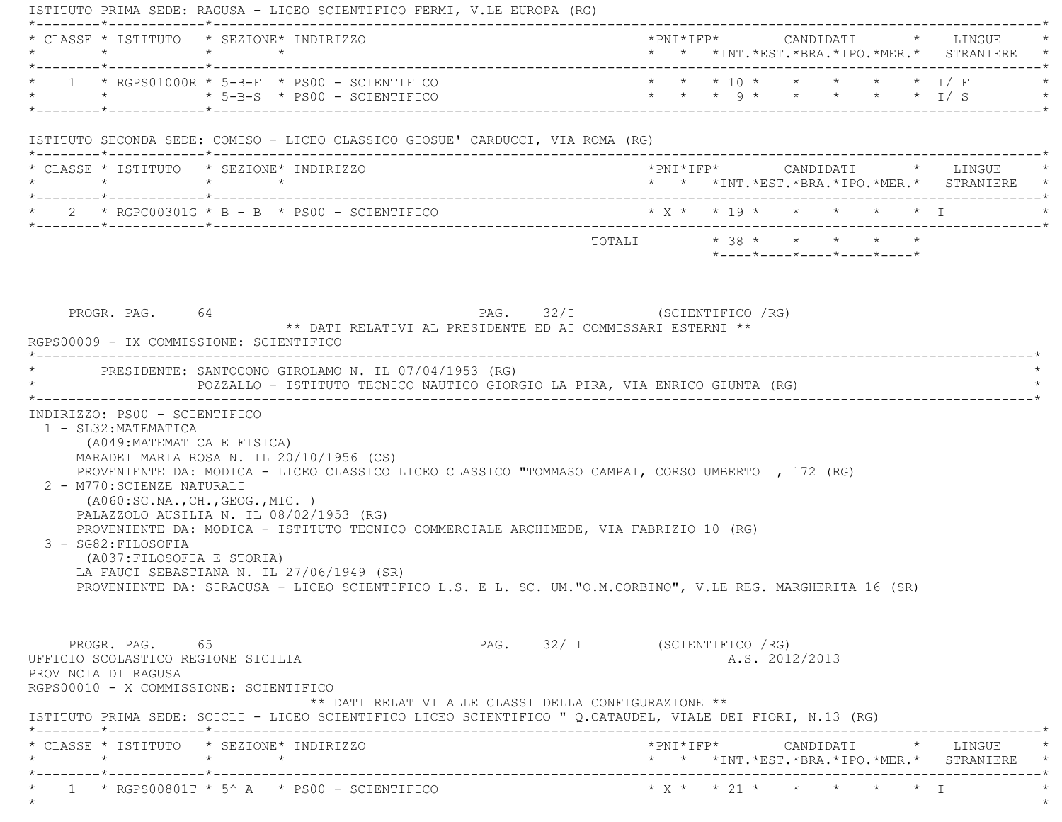ISTITUTO PRIMA SEDE: RAGUSA - LICEO SCIENTIFICO FERMI, V.LE EUROPA (RG)

| CLASSE | ISTITUTO | SEZIONE | INDIRIZZO | PNI | IFP | CANDIDATI INT. | EST. | BRA. | IPO. | MER. | LINGUE STRANIERE |
|---|---|---|---|---|---|---|---|---|---|---|---|
| 1 | RGPS01000R | 5-B-F | PS00 - SCIENTIFICO | | | 10 | | | | | I/ F |
| | | 5-B-S | PS00 - SCIENTIFICO | | | 9 | | | | | I/ S |

ISTITUTO SECONDA SEDE: COMISO - LICEO CLASSICO GIOSUE' CARDUCCI, VIA ROMA (RG)

| CLASSE | ISTITUTO | SEZIONE | INDIRIZZO | PNI | IFP | CANDIDATI INT. | EST. | BRA. | IPO. | MER. | LINGUE STRANIERE |
|---|---|---|---|---|---|---|---|---|---|---|---|
| 2 | RGPC00301G | B - B | PS00 - SCIENTIFICO | X | | 19 | | | | | I |
| | | | TOTALI | | | 38 | | | | | |

PROGR. PAG. 64 PAG. 32/I (SCIENTIFICO /RG)

** DATI RELATIVI AL PRESIDENTE ED AI COMMISSARI ESTERNI **

RGPS00009 - IX COMMISSIONE: SCIENTIFICO

PRESIDENTE: SANTOCONO GIROLAMO N. IL 07/04/1953 (RG)
POZZALLO - ISTITUTO TECNICO NAUTICO GIORGIO LA PIRA, VIA ENRICO GIUNTA (RG)

INDIRIZZO: PS00 - SCIENTIFICO

1 - SL32:MATEMATICA
(A049:MATEMATICA E FISICA)
MARADEI MARIA ROSA N. IL 20/10/1956 (CS)
PROVENIENTE DA: MODICA - LICEO CLASSICO LICEO CLASSICO "TOMMASO CAMPAI, CORSO UMBERTO I, 172 (RG)

2 - M770:SCIENZE NATURALI
(A060:SC.NA.,CH.,GEOG.,MIC. )
PALAZZOLO AUSILIA N. IL 08/02/1953 (RG)
PROVENIENTE DA: MODICA - ISTITUTO TECNICO COMMERCIALE ARCHIMEDE, VIA FABRIZIO 10 (RG)

3 - SG82:FILOSOFIA
(A037:FILOSOFIA E STORIA)
LA FAUCI SEBASTIANA N. IL 27/06/1949 (SR)
PROVENIENTE DA: SIRACUSA - LICEO SCIENTIFICO L.S. E L. SC. UM."O.M.CORBINO", V.LE REG. MARGHERITA 16 (SR)

PROGR. PAG. 65 PAG. 32/II (SCIENTIFICO /RG)

UFFICIO SCOLASTICO REGIONE SICILIA A.S. 2012/2013

PROVINCIA DI RAGUSA

RGPS00010 - X COMMISSIONE: SCIENTIFICO

** DATI RELATIVI ALLE CLASSI DELLA CONFIGURAZIONE **

ISTITUTO PRIMA SEDE: SCICLI - LICEO SCIENTIFICO LICEO SCIENTIFICO " Q.CATAUDEL, VIALE DEI FIORI, N.13 (RG)

| CLASSE | ISTITUTO | SEZIONE | INDIRIZZO | PNI | IFP | CANDIDATI INT. | EST. | BRA. | IPO. | MER. | LINGUE STRANIERE |
|---|---|---|---|---|---|---|---|---|---|---|---|
| 1 | RGPS00801T | 5^ A | PS00 - SCIENTIFICO | X | | 21 | | | | | I |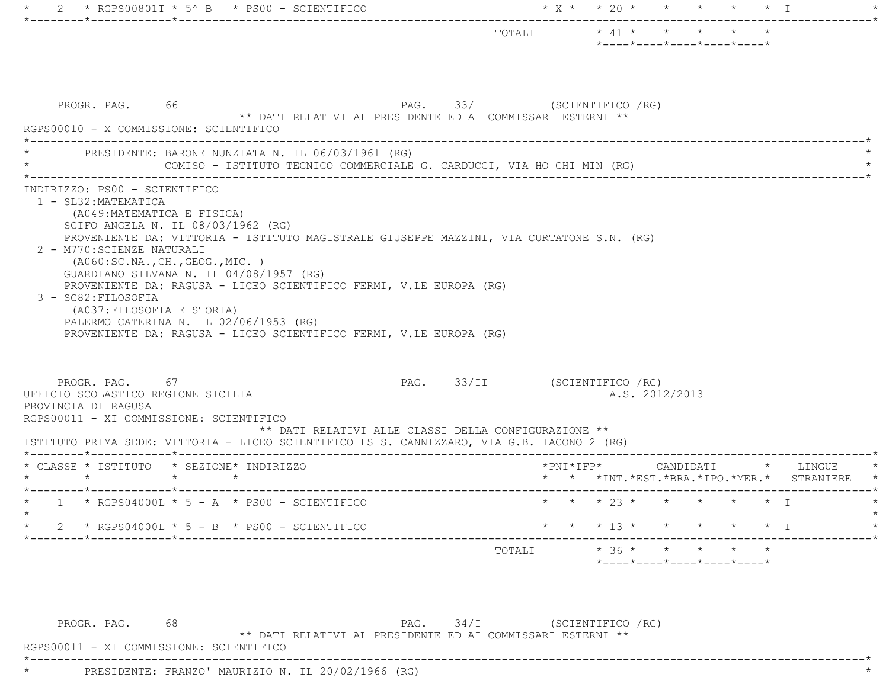| CLASSE | ISTITUTO | SEZIONE | INDIRIZZO | PNI | IFP | INT. | EST. | BRA. | IPO. | MER. | LINGUE STRANIERE |
|---|---|---|---|---|---|---|---|---|---|---|---|
| 2 | RGPS00801T | 5^ B | PS00 - SCIENTIFICO | X | | 20 | | | | | I |
| | | | TOTALI | | | 41 | | | | | |

PROGR. PAG. 66 PAG. 33/I (SCIENTIFICO /RG)

** DATI RELATIVI AL PRESIDENTE ED AI COMMISSARI ESTERNI **

RGPS00010 - X COMMISSIONE: SCIENTIFICO

PRESIDENTE: BARONE NUNZIATA N. IL 06/03/1961 (RG)
COMISO - ISTITUTO TECNICO COMMERCIALE G. CARDUCCI, VIA HO CHI MIN (RG)

INDIRIZZO: PS00 - SCIENTIFICO

1 - SL32:MATEMATICA
(A049:MATEMATICA E FISICA)
SCIFO ANGELA N. IL 08/03/1962 (RG)
PROVENIENTE DA: VITTORIA - ISTITUTO MAGISTRALE GIUSEPPE MAZZINI, VIA CURTATONE S.N. (RG)

2 - M770:SCIENZE NATURALI
(A060:SC.NA.,CH.,GEOG.,MIC. )
GUARDIANO SILVANA N. IL 04/08/1957 (RG)
PROVENIENTE DA: RAGUSA - LICEO SCIENTIFICO FERMI, V.LE EUROPA (RG)

3 - SG82:FILOSOFIA
(A037:FILOSOFIA E STORIA)
PALERMO CATERINA N. IL 02/06/1953 (RG)
PROVENIENTE DA: RAGUSA - LICEO SCIENTIFICO FERMI, V.LE EUROPA (RG)

PROGR. PAG. 67 PAG. 33/II (SCIENTIFICO /RG)

UFFICIO SCOLASTICO REGIONE SICILIA A.S. 2012/2013
PROVINCIA DI RAGUSA
RGPS00011 - XI COMMISSIONE: SCIENTIFICO

** DATI RELATIVI ALLE CLASSI DELLA CONFIGURAZIONE **

ISTITUTO PRIMA SEDE: VITTORIA - LICEO SCIENTIFICO LS S. CANNIZZARO, VIA G.B. IACONO 2 (RG)

| CLASSE | ISTITUTO | SEZIONE | INDIRIZZO | PNI | IFP | INT. | EST. | BRA. | IPO. | MER. | LINGUE STRANIERE |
|---|---|---|---|---|---|---|---|---|---|---|---|
| 1 | RGPS04000L | 5 - A | PS00 - SCIENTIFICO | | | 23 | | | | | I |
| 2 | RGPS04000L | 5 - B | PS00 - SCIENTIFICO | | | 13 | | | | | I |
| | | | TOTALI | | | 36 | | | | | |

PROGR. PAG. 68 PAG. 34/I (SCIENTIFICO /RG)

** DATI RELATIVI AL PRESIDENTE ED AI COMMISSARI ESTERNI **

RGPS00011 - XI COMMISSIONE: SCIENTIFICO

PRESIDENTE: FRANZO' MAURIZIO N. IL 20/02/1966 (RG)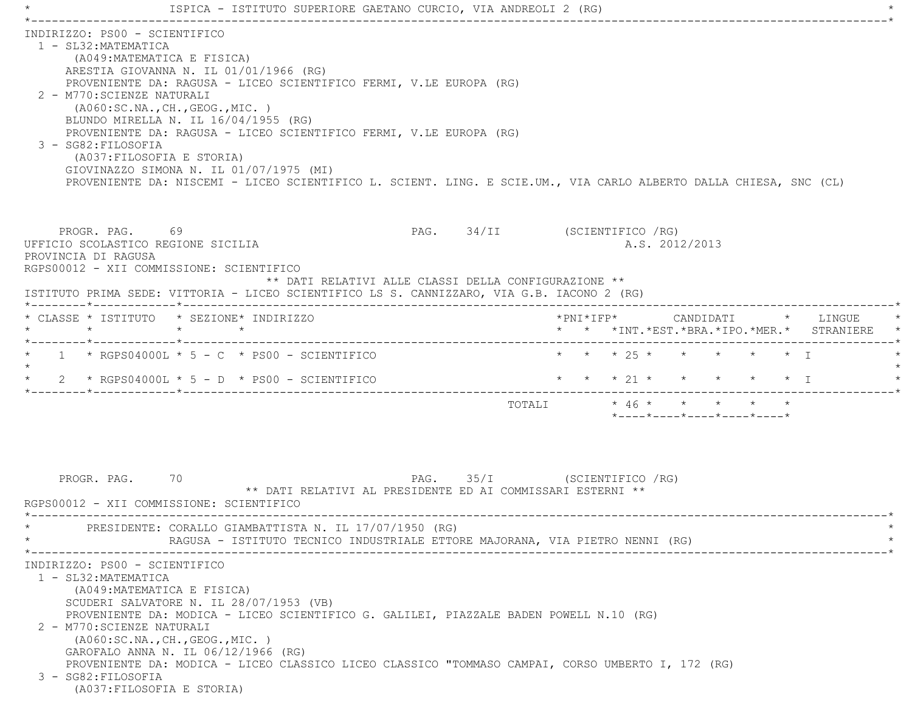ISPICA - ISTITUTO SUPERIORE GAETANO CURCIO, VIA ANDREOLI 2 (RG)

INDIRIZZO: PS00 - SCIENTIFICO

1 - SL32:MATEMATICA
   (A049:MATEMATICA E FISICA)
   ARESTIA GIOVANNA N. IL 01/01/1966 (RG)
   PROVENIENTE DA: RAGUSA - LICEO SCIENTIFICO FERMI, V.LE EUROPA (RG)
2 - M770:SCIENZE NATURALI
   (A060:SC.NA.,CH.,GEOG.,MIC. )
   BLUNDO MIRELLA N. IL 16/04/1955 (RG)
   PROVENIENTE DA: RAGUSA - LICEO SCIENTIFICO FERMI, V.LE EUROPA (RG)
3 - SG82:FILOSOFIA
   (A037:FILOSOFIA E STORIA)
   GIOVINAZZO SIMONA N. IL 01/07/1975 (MI)
   PROVENIENTE DA: NISCEMI - LICEO SCIENTIFICO L. SCIENT. LING. E SCIE.UM., VIA CARLO ALBERTO DALLA CHIESA, SNC (CL)

PROGR. PAG. 69 PAG. 34/II (SCIENTIFICO /RG)

UFFICIO SCOLASTICO REGIONE SICILIA A.S. 2012/2013

PROVINCIA DI RAGUSA

RGPS00012 - XII COMMISSIONE: SCIENTIFICO

** DATI RELATIVI ALLE CLASSI DELLA CONFIGURAZIONE **

ISTITUTO PRIMA SEDE: VITTORIA - LICEO SCIENTIFICO LS S. CANNIZZARO, VIA G.B. IACONO 2 (RG)

| CLASSE | ISTITUTO | SEZIONE | INDIRIZZO | PNI | IFP | CANDIDATI INT. | EST. | BRA. | IPO. | MER. | LINGUE STRANIERE |
|---|---|---|---|---|---|---|---|---|---|---|---|
| 1 | RGPS04000L | 5 - C | PS00 - SCIENTIFICO | | | 25 | | | | | I |
| 2 | RGPS04000L | 5 - D | PS00 - SCIENTIFICO | | | 21 | | | | | I |
| | | | | | TOTALI | 46 | | | | | |

PROGR. PAG. 70 PAG. 35/I (SCIENTIFICO /RG)

** DATI RELATIVI AL PRESIDENTE ED AI COMMISSARI ESTERNI **

RGPS00012 - XII COMMISSIONE: SCIENTIFICO

PRESIDENTE: CORALLO GIAMBATTISTA N. IL 17/07/1950 (RG)
RAGUSA - ISTITUTO TECNICO INDUSTRIALE ETTORE MAJORANA, VIA PIETRO NENNI (RG)

INDIRIZZO: PS00 - SCIENTIFICO

1 - SL32:MATEMATICA
   (A049:MATEMATICA E FISICA)
   SCUDERI SALVATORE N. IL 28/07/1953 (VB)
   PROVENIENTE DA: MODICA - LICEO SCIENTIFICO G. GALILEI, PIAZZALE BADEN POWELL N.10 (RG)
2 - M770:SCIENZE NATURALI
   (A060:SC.NA.,CH.,GEOG.,MIC. )
   GAROFALO ANNA N. IL 06/12/1966 (RG)
   PROVENIENTE DA: MODICA - LICEO CLASSICO LICEO CLASSICO "TOMMASO CAMPAI, CORSO UMBERTO I, 172 (RG)
3 - SG82:FILOSOFIA
   (A037:FILOSOFIA E STORIA)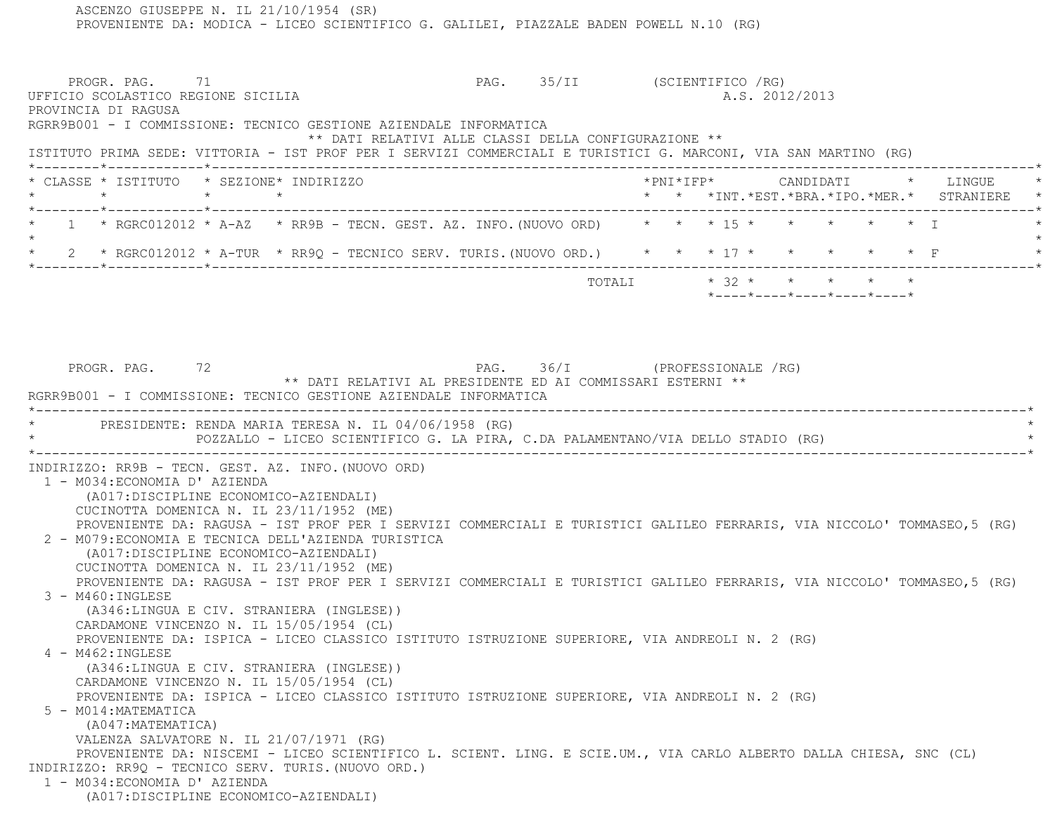ASCENZO GIUSEPPE N. IL 21/10/1954 (SR)
PROVENIENTE DA: MODICA - LICEO SCIENTIFICO G. GALILEI, PIAZZALE BADEN POWELL N.10 (RG)

PROGR. PAG. 71 PAG. 35/II (SCIENTIFICO /RG)

UFFICIO SCOLASTICO REGIONE SICILIA A.S. 2012/2013

PROVINCIA DI RAGUSA

RGRR9B001 - I COMMISSIONE: TECNICO GESTIONE AZIENDALE INFORMATICA

** DATI RELATIVI ALLE CLASSI DELLA CONFIGURAZIONE **

ISTITUTO PRIMA SEDE: VITTORIA - IST PROF PER I SERVIZI COMMERCIALI E TURISTICI G. MARCONI, VIA SAN MARTINO (RG)

| CLASSE | ISTITUTO | SEZIONE | INDIRIZZO | PNI | IFP | CANDIDATI INT. | EST. | BRA. | IPO. | MER. | LINGUE STRANIERE |
|---|---|---|---|---|---|---|---|---|---|---|---|
| 1 | RGRC012012 | A-AZ | RR9B - TECN. GEST. AZ. INFO.(NUOVO ORD) | | | 15 | | | | | I |
| 2 | RGRC012012 | A-TUR | RR9Q - TECNICO SERV. TURIS.(NUOVO ORD.) | | | 17 | | | | | F |
| | | | TOTALI | | | 32 | | | | | |

PROGR. PAG. 72 PAG. 36/I (PROFESSIONALE /RG)

** DATI RELATIVI AL PRESIDENTE ED AI COMMISSARI ESTERNI **

RGRR9B001 - I COMMISSIONE: TECNICO GESTIONE AZIENDALE INFORMATICA

PRESIDENTE: RENDA MARIA TERESA N. IL 04/06/1958 (RG)
POZZALLO - LICEO SCIENTIFICO G. LA PIRA, C.DA PALAMENTANO/VIA DELLO STADIO (RG)

INDIRIZZO: RR9B - TECN. GEST. AZ. INFO.(NUOVO ORD)

1 - M034:ECONOMIA D' AZIENDA
(A017:DISCIPLINE ECONOMICO-AZIENDALI)
CUCINOTTA DOMENICA N. IL 23/11/1952 (ME)
PROVENIENTE DA: RAGUSA - IST PROF PER I SERVIZI COMMERCIALI E TURISTICI GALILEO FERRARIS, VIA NICCOLO' TOMMASEO,5 (RG)

2 - M079:ECONOMIA E TECNICA DELL'AZIENDA TURISTICA
(A017:DISCIPLINE ECONOMICO-AZIENDALI)
CUCINOTTA DOMENICA N. IL 23/11/1952 (ME)
PROVENIENTE DA: RAGUSA - IST PROF PER I SERVIZI COMMERCIALI E TURISTICI GALILEO FERRARIS, VIA NICCOLO' TOMMASEO,5 (RG)

3 - M460:INGLESE
(A346:LINGUA E CIV. STRANIERA (INGLESE))
CARDAMONE VINCENZO N. IL 15/05/1954 (CL)
PROVENIENTE DA: ISPICA - LICEO CLASSICO ISTITUTO ISTRUZIONE SUPERIORE, VIA ANDREOLI N. 2 (RG)

4 - M462:INGLESE
(A346:LINGUA E CIV. STRANIERA (INGLESE))
CARDAMONE VINCENZO N. IL 15/05/1954 (CL)
PROVENIENTE DA: ISPICA - LICEO CLASSICO ISTITUTO ISTRUZIONE SUPERIORE, VIA ANDREOLI N. 2 (RG)

5 - M014:MATEMATICA
(A047:MATEMATICA)
VALENZA SALVATORE N. IL 21/07/1971 (RG)
PROVENIENTE DA: NISCEMI - LICEO SCIENTIFICO L. SCIENT. LING. E SCIE.UM., VIA CARLO ALBERTO DALLA CHIESA, SNC (CL)

INDIRIZZO: RR9Q - TECNICO SERV. TURIS.(NUOVO ORD.)

1 - M034:ECONOMIA D' AZIENDA
(A017:DISCIPLINE ECONOMICO-AZIENDALI)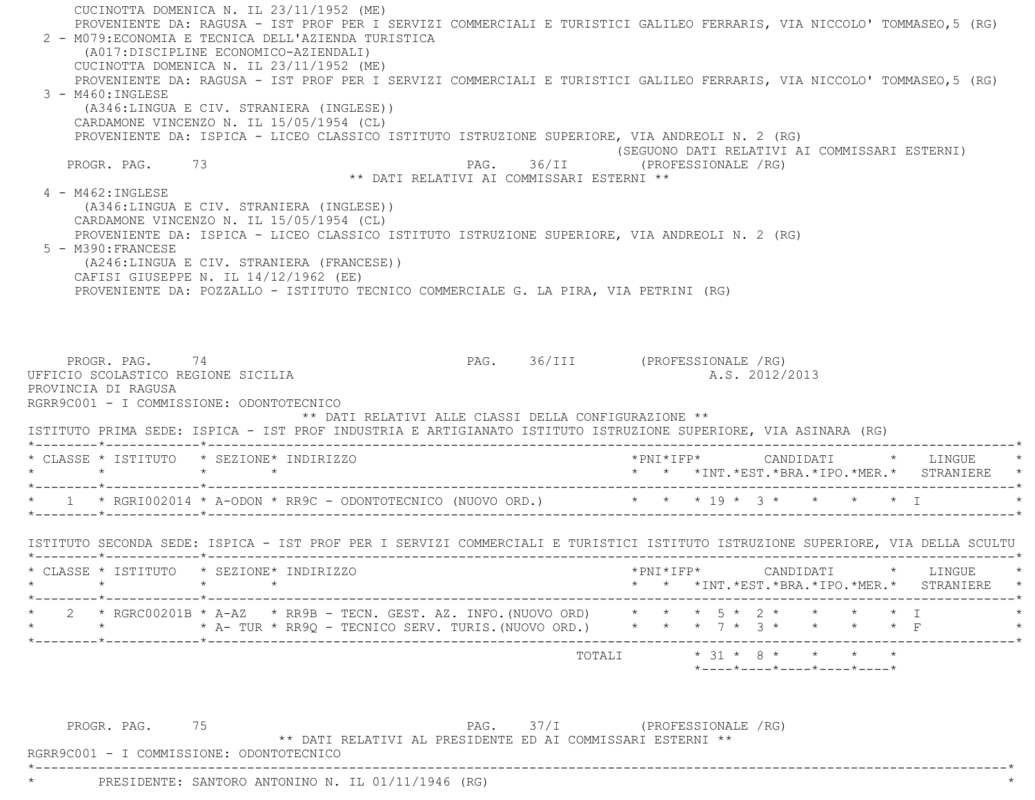CUCINOTTA DOMENICA N. IL 23/11/1952 (ME)
PROVENIENTE DA: RAGUSA - IST PROF PER I SERVIZI COMMERCIALI E TURISTICI GALILEO FERRARIS, VIA NICCOLO' TOMMASEO,5 (RG)

2 - M079:ECONOMIA E TECNICA DELL'AZIENDA TURISTICA
(A017:DISCIPLINE ECONOMICO-AZIENDALI)
CUCINOTTA DOMENICA N. IL 23/11/1952 (ME)
PROVENIENTE DA: RAGUSA - IST PROF PER I SERVIZI COMMERCIALI E TURISTICI GALILEO FERRARIS, VIA NICCOLO' TOMMASEO,5 (RG)

3 - M460:INGLESE
(A346:LINGUA E CIV. STRANIERA (INGLESE))
CARDAMONE VINCENZO N. IL 15/05/1954 (CL)
PROVENIENTE DA: ISPICA - LICEO CLASSICO ISTITUTO ISTRUZIONE SUPERIORE, VIA ANDREOLI N. 2 (RG)

(SEGUONO DATI RELATIVI AI COMMISSARI ESTERNI)

PROGR. PAG. 73 PAG. 36/II (PROFESSIONALE /RG)

** DATI RELATIVI AI COMMISSARI ESTERNI **

4 - M462:INGLESE
(A346:LINGUA E CIV. STRANIERA (INGLESE))
CARDAMONE VINCENZO N. IL 15/05/1954 (CL)
PROVENIENTE DA: ISPICA - LICEO CLASSICO ISTITUTO ISTRUZIONE SUPERIORE, VIA ANDREOLI N. 2 (RG)

5 - M390:FRANCESE
(A246:LINGUA E CIV. STRANIERA (FRANCESE))
CAFISI GIUSEPPE N. IL 14/12/1962 (EE)
PROVENIENTE DA: POZZALLO - ISTITUTO TECNICO COMMERCIALE G. LA PIRA, VIA PETRINI (RG)

PROGR. PAG. 74 PAG. 36/III (PROFESSIONALE /RG)

UFFICIO SCOLASTICO REGIONE SICILIA A.S. 2012/2013
PROVINCIA DI RAGUSA
RGRR9C001 - I COMMISSIONE: ODONTOTECNICO

** DATI RELATIVI ALLE CLASSI DELLA CONFIGURAZIONE **

ISTITUTO PRIMA SEDE: ISPICA - IST PROF INDUSTRIA E ARTIGIANATO ISTITUTO ISTRUZIONE SUPERIORE, VIA ASINARA (RG)

| CLASSE | ISTITUTO | SEZIONE | INDIRIZZO | PNI | IFP | CANDIDATI INT. | EST. | BRA. | IPO. | MER. | LINGUE STRANIERE |
|---|---|---|---|---|---|---|---|---|---|---|---|
| 1 | RGRI002014 | A-ODON | RR9C - ODONTOTECNICO (NUOVO ORD.) | | | 19 | 3 | | | | I |

ISTITUTO SECONDA SEDE: ISPICA - IST PROF PER I SERVIZI COMMERCIALI E TURISTICI ISTITUTO ISTRUZIONE SUPERIORE, VIA DELLA SCULTU

| CLASSE | ISTITUTO | SEZIONE | INDIRIZZO | PNI | IFP | CANDIDATI INT. | EST. | BRA. | IPO. | MER. | LINGUE STRANIERE |
|---|---|---|---|---|---|---|---|---|---|---|---|
| 2 | RGRC00201B | A-AZ | RR9B - TECN. GEST. AZ. INFO.(NUOVO ORD) | | | 5 | 2 | | | | I |
| | | A- TUR | RR9Q - TECNICO SERV. TURIS.(NUOVO ORD.) | | | 7 | 3 | | | | F |
| | | | TOTALI | | | 31 | 8 | | | | |

PROGR. PAG. 75 PAG. 37/I (PROFESSIONALE /RG)

** DATI RELATIVI AL PRESIDENTE ED AI COMMISSARI ESTERNI **

RGRR9C001 - I COMMISSIONE: ODONTOTECNICO

PRESIDENTE: SANTORO ANTONINO N. IL 01/11/1946 (RG)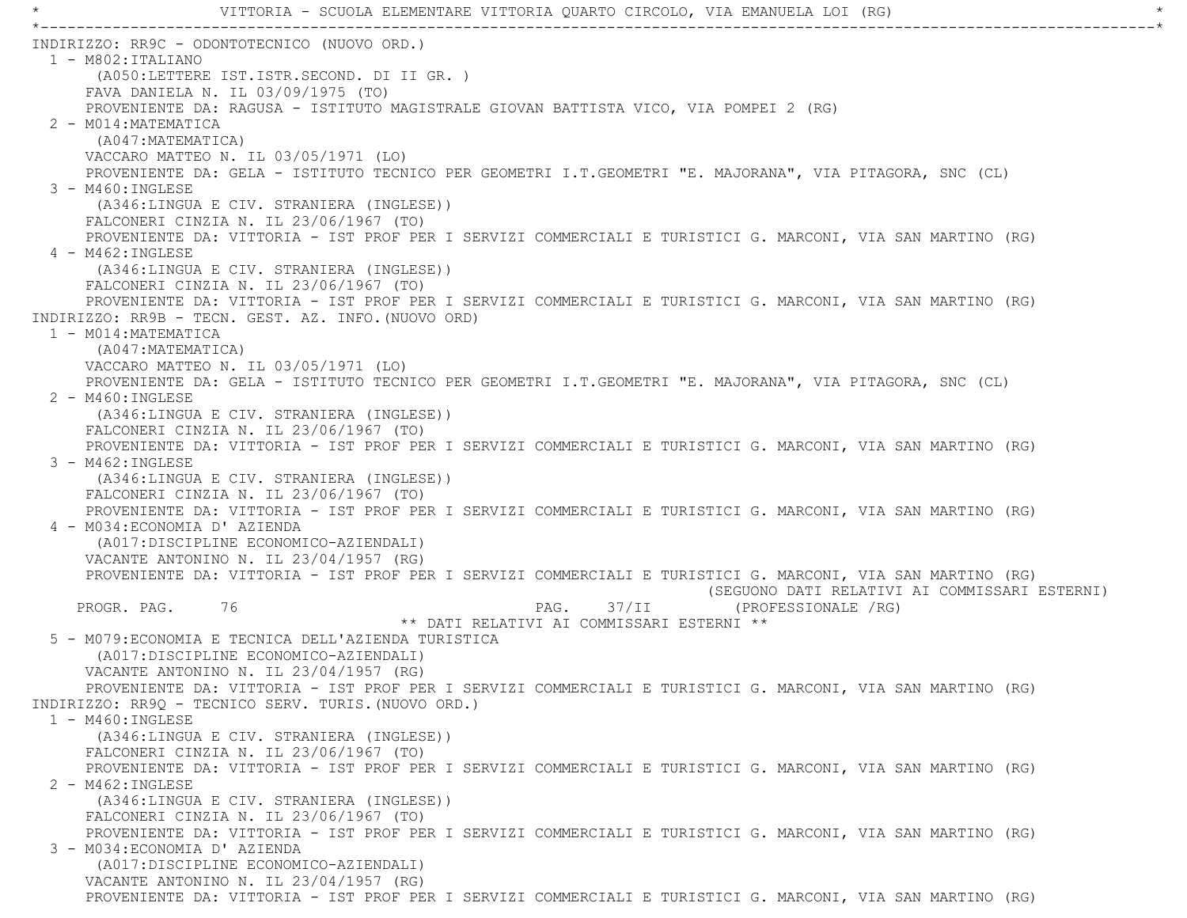VITTORIA - SCUOLA ELEMENTARE VITTORIA QUARTO CIRCOLO, VIA EMANUELA LOI (RG)

INDIRIZZO: RR9C - ODONTOTECNICO (NUOVO ORD.)

1 - M802:ITALIANO
(A050:LETTERE IST.ISTR.SECOND. DI II GR. )
FAVA DANIELA N. IL 03/09/1975 (TO)
PROVENIENTE DA: RAGUSA - ISTITUTO MAGISTRALE GIOVAN BATTISTA VICO, VIA POMPEI 2 (RG)

2 - M014:MATEMATICA
(A047:MATEMATICA)
VACCARO MATTEO N. IL 03/05/1971 (LO)
PROVENIENTE DA: GELA - ISTITUTO TECNICO PER GEOMETRI I.T.GEOMETRI "E. MAJORANA", VIA PITAGORA, SNC (CL)

3 - M460:INGLESE
(A346:LINGUA E CIV. STRANIERA (INGLESE))
FALCONERI CINZIA N. IL 23/06/1967 (TO)
PROVENIENTE DA: VITTORIA - IST PROF PER I SERVIZI COMMERCIALI E TURISTICI G. MARCONI, VIA SAN MARTINO (RG)

4 - M462:INGLESE
(A346:LINGUA E CIV. STRANIERA (INGLESE))
FALCONERI CINZIA N. IL 23/06/1967 (TO)
PROVENIENTE DA: VITTORIA - IST PROF PER I SERVIZI COMMERCIALI E TURISTICI G. MARCONI, VIA SAN MARTINO (RG)

INDIRIZZO: RR9B - TECN. GEST. AZ. INFO.(NUOVO ORD)

1 - M014:MATEMATICA
(A047:MATEMATICA)
VACCARO MATTEO N. IL 03/05/1971 (LO)
PROVENIENTE DA: GELA - ISTITUTO TECNICO PER GEOMETRI I.T.GEOMETRI "E. MAJORANA", VIA PITAGORA, SNC (CL)

2 - M460:INGLESE
(A346:LINGUA E CIV. STRANIERA (INGLESE))
FALCONERI CINZIA N. IL 23/06/1967 (TO)
PROVENIENTE DA: VITTORIA - IST PROF PER I SERVIZI COMMERCIALI E TURISTICI G. MARCONI, VIA SAN MARTINO (RG)

3 - M462:INGLESE
(A346:LINGUA E CIV. STRANIERA (INGLESE))
FALCONERI CINZIA N. IL 23/06/1967 (TO)
PROVENIENTE DA: VITTORIA - IST PROF PER I SERVIZI COMMERCIALI E TURISTICI G. MARCONI, VIA SAN MARTINO (RG)

4 - M034:ECONOMIA D' AZIENDA
(A017:DISCIPLINE ECONOMICO-AZIENDALI)
VACANTE ANTONINO N. IL 23/04/1957 (RG)
PROVENIENTE DA: VITTORIA - IST PROF PER I SERVIZI COMMERCIALI E TURISTICI G. MARCONI, VIA SAN MARTINO (RG)

(SEGUONO DATI RELATIVI AI COMMISSARI ESTERNI)

** DATI RELATIVI AI COMMISSARI ESTERNI **

5 - M079:ECONOMIA E TECNICA DELL'AZIENDA TURISTICA
(A017:DISCIPLINE ECONOMICO-AZIENDALI)
VACANTE ANTONINO N. IL 23/04/1957 (RG)
PROVENIENTE DA: VITTORIA - IST PROF PER I SERVIZI COMMERCIALI E TURISTICI G. MARCONI, VIA SAN MARTINO (RG)

INDIRIZZO: RR9Q - TECNICO SERV. TURIS.(NUOVO ORD.)

1 - M460:INGLESE
(A346:LINGUA E CIV. STRANIERA (INGLESE))
FALCONERI CINZIA N. IL 23/06/1967 (TO)
PROVENIENTE DA: VITTORIA - IST PROF PER I SERVIZI COMMERCIALI E TURISTICI G. MARCONI, VIA SAN MARTINO (RG)

2 - M462:INGLESE
(A346:LINGUA E CIV. STRANIERA (INGLESE))
FALCONERI CINZIA N. IL 23/06/1967 (TO)
PROVENIENTE DA: VITTORIA - IST PROF PER I SERVIZI COMMERCIALI E TURISTICI G. MARCONI, VIA SAN MARTINO (RG)

3 - M034:ECONOMIA D' AZIENDA
(A017:DISCIPLINE ECONOMICO-AZIENDALI)
VACANTE ANTONINO N. IL 23/04/1957 (RG)
PROVENIENTE DA: VITTORIA - IST PROF PER I SERVIZI COMMERCIALI E TURISTICI G. MARCONI, VIA SAN MARTINO (RG)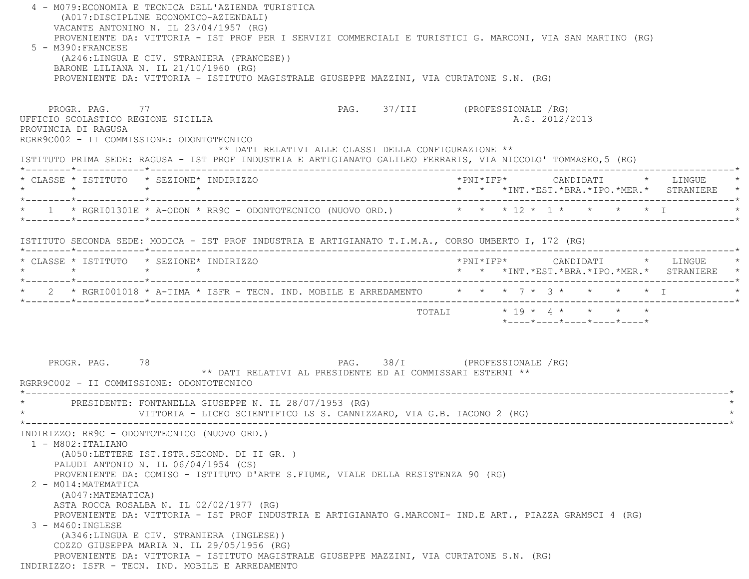4 - M079:ECONOMIA E TECNICA DELL'AZIENDA TURISTICA
(A017:DISCIPLINE ECONOMICO-AZIENDALI)
VACANTE ANTONINO N. IL 23/04/1957 (RG)
PROVENIENTE DA: VITTORIA - IST PROF PER I SERVIZI COMMERCIALI E TURISTICI G. MARCONI, VIA SAN MARTINO (RG)

5 - M390:FRANCESE
(A246:LINGUA E CIV. STRANIERA (FRANCESE))
BARONE LILIANA N. IL 21/10/1960 (RG)
PROVENIENTE DA: VITTORIA - ISTITUTO MAGISTRALE GIUSEPPE MAZZINI, VIA CURTATONE S.N. (RG)

PROGR. PAG. 77 PAG. 37/III (PROFESSIONALE /RG)

UFFICIO SCOLASTICO REGIONE SICILIA A.S. 2012/2013

PROVINCIA DI RAGUSA

RGRR9C002 - II COMMISSIONE: ODONTOTECNICO

** DATI RELATIVI ALLE CLASSI DELLA CONFIGURAZIONE **

ISTITUTO PRIMA SEDE: RAGUSA - IST PROF INDUSTRIA E ARTIGIANATO GALILEO FERRARIS, VIA NICCOLO' TOMMASEO,5 (RG)

| CLASSE | ISTITUTO | SEZIONE | INDIRIZZO | PNI | IFP | CANDIDATI INT. | EST. | BRA. | IPO. | MER. | LINGUE STRANIERE |
|---|---|---|---|---|---|---|---|---|---|---|---|
| 1 | RGRI01301E | A-ODON | RR9C - ODONTOTECNICO (NUOVO ORD.) | | | 12 | 1 | | | | I |

ISTITUTO SECONDA SEDE: MODICA - IST PROF INDUSTRIA E ARTIGIANATO T.I.M.A., CORSO UMBERTO I, 172 (RG)

| CLASSE | ISTITUTO | SEZIONE | INDIRIZZO | PNI | IFP | CANDIDATI INT. | EST. | BRA. | IPO. | MER. | LINGUE STRANIERE |
|---|---|---|---|---|---|---|---|---|---|---|---|
| 2 | RGRI001018 | A-TIMA | ISFR - TECN. IND. MOBILE E ARREDAMENTO | | | 7 | 3 | | | | I |
| | | | TOTALI | | | 19 | 4 | | | | |

PROGR. PAG. 78 PAG. 38/I (PROFESSIONALE /RG)

** DATI RELATIVI AL PRESIDENTE ED AI COMMISSARI ESTERNI **

RGRR9C002 - II COMMISSIONE: ODONTOTECNICO

PRESIDENTE: FONTANELLA GIUSEPPE N. IL 28/07/1953 (RG)
VITTORIA - LICEO SCIENTIFICO LS S. CANNIZZARO, VIA G.B. IACONO 2 (RG)

INDIRIZZO: RR9C - ODONTOTECNICO (NUOVO ORD.)

1 - M802:ITALIANO
(A050:LETTERE IST.ISTR.SECOND. DI II GR. )
PALUDI ANTONIO N. IL 06/04/1954 (CS)
PROVENIENTE DA: COMISO - ISTITUTO D'ARTE S.FIUME, VIALE DELLA RESISTENZA 90 (RG)

2 - M014:MATEMATICA
(A047:MATEMATICA)
ASTA ROCCA ROSALBA N. IL 02/02/1977 (RG)
PROVENIENTE DA: VITTORIA - IST PROF INDUSTRIA E ARTIGIANATO G.MARCONI- IND.E ART., PIAZZA GRAMSCI 4 (RG)

3 - M460:INGLESE
(A346:LINGUA E CIV. STRANIERA (INGLESE))
COZZO GIUSEPPA MARIA N. IL 29/05/1956 (RG)
PROVENIENTE DA: VITTORIA - ISTITUTO MAGISTRALE GIUSEPPE MAZZINI, VIA CURTATONE S.N. (RG)

INDIRIZZO: ISFR - TECN. IND. MOBILE E ARREDAMENTO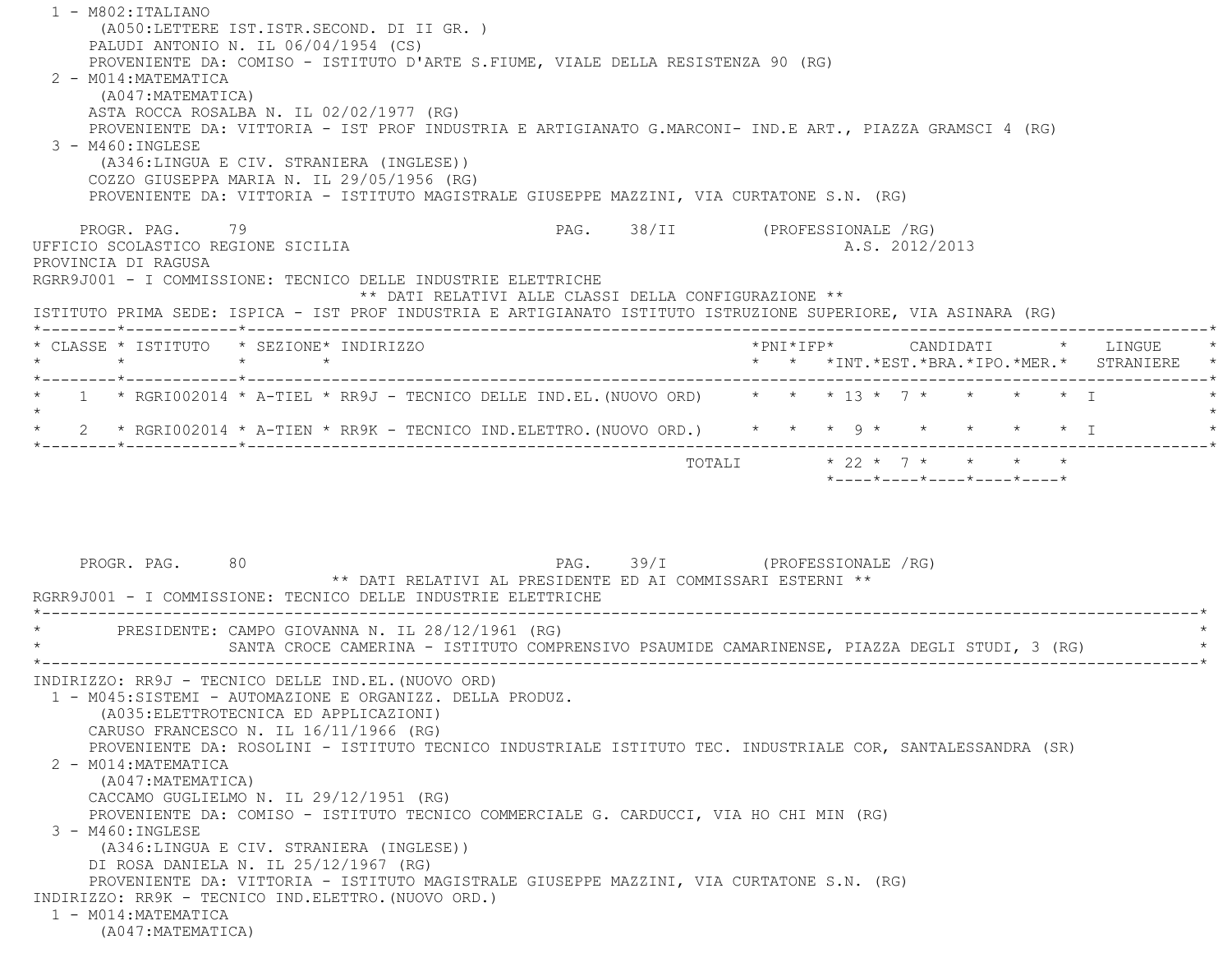1 - M802:ITALIANO
   (A050:LETTERE IST.ISTR.SECOND. DI II GR. )
   PALUDI ANTONIO N. IL 06/04/1954 (CS)
   PROVENIENTE DA: COMISO - ISTITUTO D'ARTE S.FIUME, VIALE DELLA RESISTENZA 90 (RG)

2 - M014:MATEMATICA
   (A047:MATEMATICA)
   ASTA ROCCA ROSALBA N. IL 02/02/1977 (RG)
   PROVENIENTE DA: VITTORIA - IST PROF INDUSTRIA E ARTIGIANATO G.MARCONI- IND.E ART., PIAZZA GRAMSCI 4 (RG)

3 - M460:INGLESE
   (A346:LINGUA E CIV. STRANIERA (INGLESE))
   COZZO GIUSEPPA MARIA N. IL 29/05/1956 (RG)
   PROVENIENTE DA: VITTORIA - ISTITUTO MAGISTRALE GIUSEPPE MAZZINI, VIA CURTATONE S.N. (RG)

PROGR. PAG. 79 PAG. 38/II (PROFESSIONALE /RG)

UFFICIO SCOLASTICO REGIONE SICILIA A.S. 2012/2013

PROVINCIA DI RAGUSA

RGRR9J001 - I COMMISSIONE: TECNICO DELLE INDUSTRIE ELETTRICHE

** DATI RELATIVI ALLE CLASSI DELLA CONFIGURAZIONE **

ISTITUTO PRIMA SEDE: ISPICA - IST PROF INDUSTRIA E ARTIGIANATO ISTITUTO ISTRUZIONE SUPERIORE, VIA ASINARA (RG)

| CLASSE | ISTITUTO | SEZIONE | INDIRIZZO | PNI | IFP | CANDIDATI INT. | EST. | BRA. | IPO. | MER. | LINGUE STRANIERE |
|---|---|---|---|---|---|---|---|---|---|---|---|
| 1 | RGRI002014 | A-TIEL | RR9J - TECNICO DELLE IND.EL.(NUOVO ORD) | | | 13 | 7 | | | | I |
| 2 | RGRI002014 | A-TIEN | RR9K - TECNICO IND.ELETTRO.(NUOVO ORD.) | | | 9 | | | | | I |
| | | | TOTALI | | | 22 | 7 | | | | |

PROGR. PAG. 80 PAG. 39/I (PROFESSIONALE /RG)

** DATI RELATIVI AL PRESIDENTE ED AI COMMISSARI ESTERNI **

RGRR9J001 - I COMMISSIONE: TECNICO DELLE INDUSTRIE ELETTRICHE

PRESIDENTE: CAMPO GIOVANNA N. IL 28/12/1961 (RG)
SANTA CROCE CAMERINA - ISTITUTO COMPRENSIVO PSAUMIDE CAMARINENSE, PIAZZA DEGLI STUDI, 3 (RG)

INDIRIZZO: RR9J - TECNICO DELLE IND.EL.(NUOVO ORD)

1 - M045:SISTEMI - AUTOMAZIONE E ORGANIZZ. DELLA PRODUZ.
   (A035:ELETTROTECNICA ED APPLICAZIONI)
   CARUSO FRANCESCO N. IL 16/11/1966 (RG)
   PROVENIENTE DA: ROSOLINI - ISTITUTO TECNICO INDUSTRIALE ISTITUTO TEC. INDUSTRIALE COR, SANTALESSANDRA (SR)

2 - M014:MATEMATICA
   (A047:MATEMATICA)
   CACCAMO GUGLIELMO N. IL 29/12/1951 (RG)
   PROVENIENTE DA: COMISO - ISTITUTO TECNICO COMMERCIALE G. CARDUCCI, VIA HO CHI MIN (RG)

3 - M460:INGLESE
   (A346:LINGUA E CIV. STRANIERA (INGLESE))
   DI ROSA DANIELA N. IL 25/12/1967 (RG)
   PROVENIENTE DA: VITTORIA - ISTITUTO MAGISTRALE GIUSEPPE MAZZINI, VIA CURTATONE S.N. (RG)

INDIRIZZO: RR9K - TECNICO IND.ELETTRO.(NUOVO ORD.)

1 - M014:MATEMATICA
   (A047:MATEMATICA)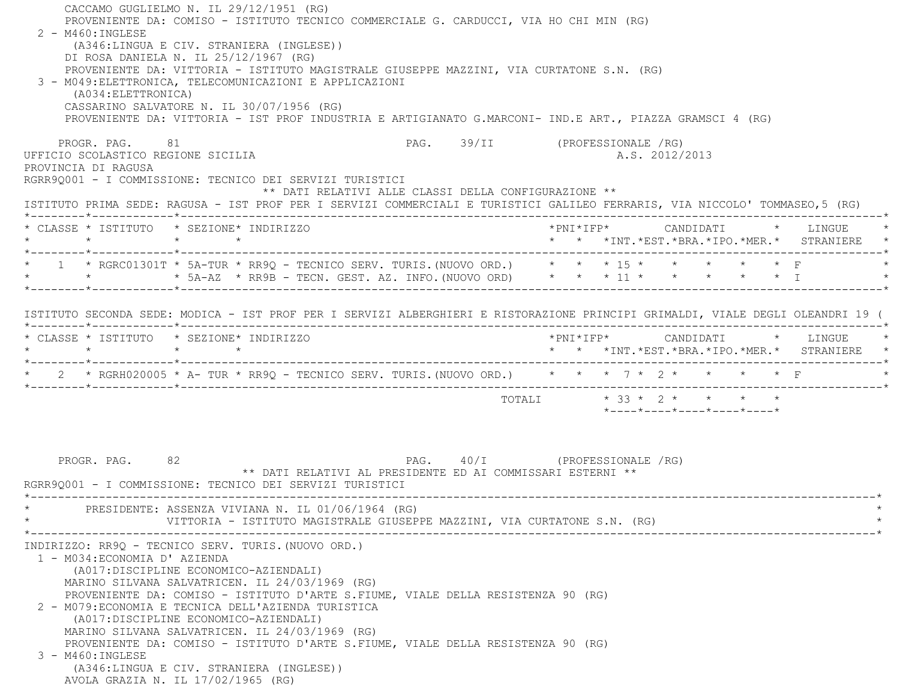CACCAMO GUGLIELMO N. IL 29/12/1951 (RG)
PROVENIENTE DA: COMISO - ISTITUTO TECNICO COMMERCIALE G. CARDUCCI, VIA HO CHI MIN (RG)

2 - M460:INGLESE
(A346:LINGUA E CIV. STRANIERA (INGLESE))
DI ROSA DANIELA N. IL 25/12/1967 (RG)
PROVENIENTE DA: VITTORIA - ISTITUTO MAGISTRALE GIUSEPPE MAZZINI, VIA CURTATONE S.N. (RG)

3 - M049:ELETTRONICA, TELECOMUNICAZIONI E APPLICAZIONI
(A034:ELETTRONICA)
CASSARINO SALVATORE N. IL 30/07/1956 (RG)
PROVENIENTE DA: VITTORIA - IST PROF INDUSTRIA E ARTIGIANATO G.MARCONI- IND.E ART., PIAZZA GRAMSCI 4 (RG)

PROGR. PAG. 81 PAG. 39/II (PROFESSIONALE /RG)

UFFICIO SCOLASTICO REGIONE SICILIA A.S. 2012/2013

PROVINCIA DI RAGUSA

RGRR9Q001 - I COMMISSIONE: TECNICO DEI SERVIZI TURISTICI

** DATI RELATIVI ALLE CLASSI DELLA CONFIGURAZIONE **

ISTITUTO PRIMA SEDE: RAGUSA - IST PROF PER I SERVIZI COMMERCIALI E TURISTICI GALILEO FERRARIS, VIA NICCOLO' TOMMASEO,5 (RG)

| CLASSE | ISTITUTO | SEZIONE | INDIRIZZO | PNI | IFP | CANDIDATI INT. | EST. | BRA. | IPO. | MER. | LINGUE STRANIERE |
|---|---|---|---|---|---|---|---|---|---|---|---|
| 1 | RGRC01301T | 5A-TUR | RR9Q - TECNICO SERV. TURIS.(NUOVO ORD.) | | | 15 | | | | | F |
| | | 5A-AZ | RR9B - TECN. GEST. AZ. INFO.(NUOVO ORD) | | | 11 | | | | | I |

ISTITUTO SECONDA SEDE: MODICA - IST PROF PER I SERVIZI ALBERGHIERI E RISTORAZIONE PRINCIPI GRIMALDI, VIALE DEGLI OLEANDRI 19 (

| CLASSE | ISTITUTO | SEZIONE | INDIRIZZO | PNI | IFP | CANDIDATI INT. | EST. | BRA. | IPO. | MER. | LINGUE STRANIERE |
|---|---|---|---|---|---|---|---|---|---|---|---|
| 2 | RGRH020005 | A- TUR | RR9Q - TECNICO SERV. TURIS.(NUOVO ORD.) | | | 7 | 2 | | | | F |
| | | | TOTALI | | | 33 | 2 | | | | |

PROGR. PAG. 82 PAG. 40/I (PROFESSIONALE /RG)

** DATI RELATIVI AL PRESIDENTE ED AI COMMISSARI ESTERNI **

RGRR9Q001 - I COMMISSIONE: TECNICO DEI SERVIZI TURISTICI

PRESIDENTE: ASSENZA VIVIANA N. IL 01/06/1964 (RG)
VITTORIA - ISTITUTO MAGISTRALE GIUSEPPE MAZZINI, VIA CURTATONE S.N. (RG)

INDIRIZZO: RR9Q - TECNICO SERV. TURIS.(NUOVO ORD.)

1 - M034:ECONOMIA D' AZIENDA
(A017:DISCIPLINE ECONOMICO-AZIENDALI)
MARINO SILVANA SALVATRICEN. IL 24/03/1969 (RG)
PROVENIENTE DA: COMISO - ISTITUTO D'ARTE S.FIUME, VIALE DELLA RESISTENZA 90 (RG)

2 - M079:ECONOMIA E TECNICA DELL'AZIENDA TURISTICA
(A017:DISCIPLINE ECONOMICO-AZIENDALI)
MARINO SILVANA SALVATRICEN. IL 24/03/1969 (RG)
PROVENIENTE DA: COMISO - ISTITUTO D'ARTE S.FIUME, VIALE DELLA RESISTENZA 90 (RG)

3 - M460:INGLESE
(A346:LINGUA E CIV. STRANIERA (INGLESE))
AVOLA GRAZIA N. IL 17/02/1965 (RG)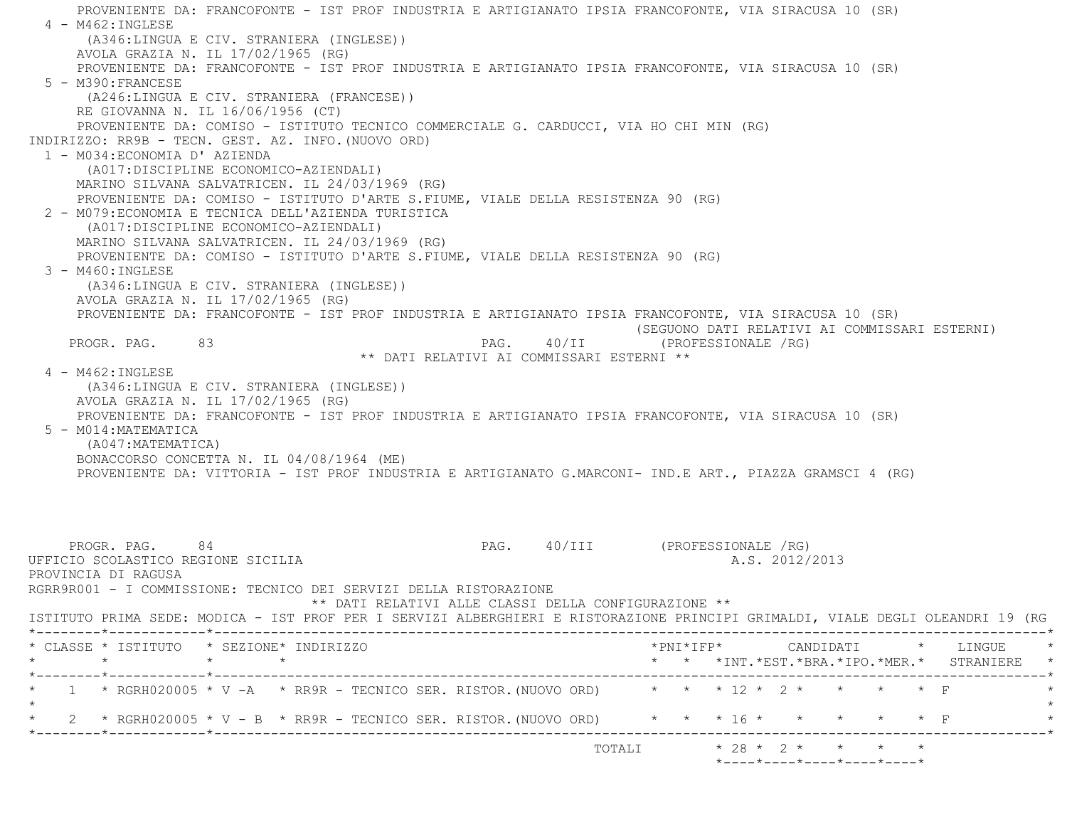PROVENIENTE DA: FRANCOFONTE - IST PROF INDUSTRIA E ARTIGIANATO IPSIA FRANCOFONTE, VIA SIRACUSA 10 (SR)

4 - M462:INGLESE
(A346:LINGUA E CIV. STRANIERA (INGLESE))
AVOLA GRAZIA N. IL 17/02/1965 (RG)
PROVENIENTE DA: FRANCOFONTE - IST PROF INDUSTRIA E ARTIGIANATO IPSIA FRANCOFONTE, VIA SIRACUSA 10 (SR)

5 - M390:FRANCESE
(A246:LINGUA E CIV. STRANIERA (FRANCESE))
RE GIOVANNA N. IL 16/06/1956 (CT)
PROVENIENTE DA: COMISO - ISTITUTO TECNICO COMMERCIALE G. CARDUCCI, VIA HO CHI MIN (RG)

INDIRIZZO: RR9B - TECN. GEST. AZ. INFO.(NUOVO ORD)

1 - M034:ECONOMIA D' AZIENDA
(A017:DISCIPLINE ECONOMICO-AZIENDALI)
MARINO SILVANA SALVATRICEN. IL 24/03/1969 (RG)
PROVENIENTE DA: COMISO - ISTITUTO D'ARTE S.FIUME, VIALE DELLA RESISTENZA 90 (RG)

2 - M079:ECONOMIA E TECNICA DELL'AZIENDA TURISTICA
(A017:DISCIPLINE ECONOMICO-AZIENDALI)
MARINO SILVANA SALVATRICEN. IL 24/03/1969 (RG)
PROVENIENTE DA: COMISO - ISTITUTO D'ARTE S.FIUME, VIALE DELLA RESISTENZA 90 (RG)

3 - M460:INGLESE
(A346:LINGUA E CIV. STRANIERA (INGLESE))
AVOLA GRAZIA N. IL 17/02/1965 (RG)
PROVENIENTE DA: FRANCOFONTE - IST PROF INDUSTRIA E ARTIGIANATO IPSIA FRANCOFONTE, VIA SIRACUSA 10 (SR)

(SEGUONO DATI RELATIVI AI COMMISSARI ESTERNI)

PROGR. PAG. 83 PAG. 40/II (PROFESSIONALE /RG)

** DATI RELATIVI AI COMMISSARI ESTERNI **

4 - M462:INGLESE
(A346:LINGUA E CIV. STRANIERA (INGLESE))
AVOLA GRAZIA N. IL 17/02/1965 (RG)
PROVENIENTE DA: FRANCOFONTE - IST PROF INDUSTRIA E ARTIGIANATO IPSIA FRANCOFONTE, VIA SIRACUSA 10 (SR)

5 - M014:MATEMATICA
(A047:MATEMATICA)
BONACCORSO CONCETTA N. IL 04/08/1964 (ME)
PROVENIENTE DA: VITTORIA - IST PROF INDUSTRIA E ARTIGIANATO G.MARCONI- IND.E ART., PIAZZA GRAMSCI 4 (RG)

PROGR. PAG. 84 PAG. 40/III (PROFESSIONALE /RG)

UFFICIO SCOLASTICO REGIONE SICILIA A.S. 2012/2013

PROVINCIA DI RAGUSA

RGRR9R001 - I COMMISSIONE: TECNICO DEI SERVIZI DELLA RISTORAZIONE

** DATI RELATIVI ALLE CLASSI DELLA CONFIGURAZIONE **

ISTITUTO PRIMA SEDE: MODICA - IST PROF PER I SERVIZI ALBERGHIERI E RISTORAZIONE PRINCIPI GRIMALDI, VIALE DEGLI OLEANDRI 19 (RG

| CLASSE | ISTITUTO | SEZIONE | INDIRIZZO | PNI | IFP | CANDIDATI INT. | EST. | BRA. | IPO. | MER. | LINGUE STRANIERE |
|---|---|---|---|---|---|---|---|---|---|---|---|
| 1 | RGRH020005 | V -A | RR9R - TECNICO SER. RISTOR.(NUOVO ORD) | | | 12 | 2 | | | | F |
| 2 | RGRH020005 | V - B | RR9R - TECNICO SER. RISTOR.(NUOVO ORD) | | | 16 | | | | | F |
| | | | TOTALI | | | 28 | 2 | | | | |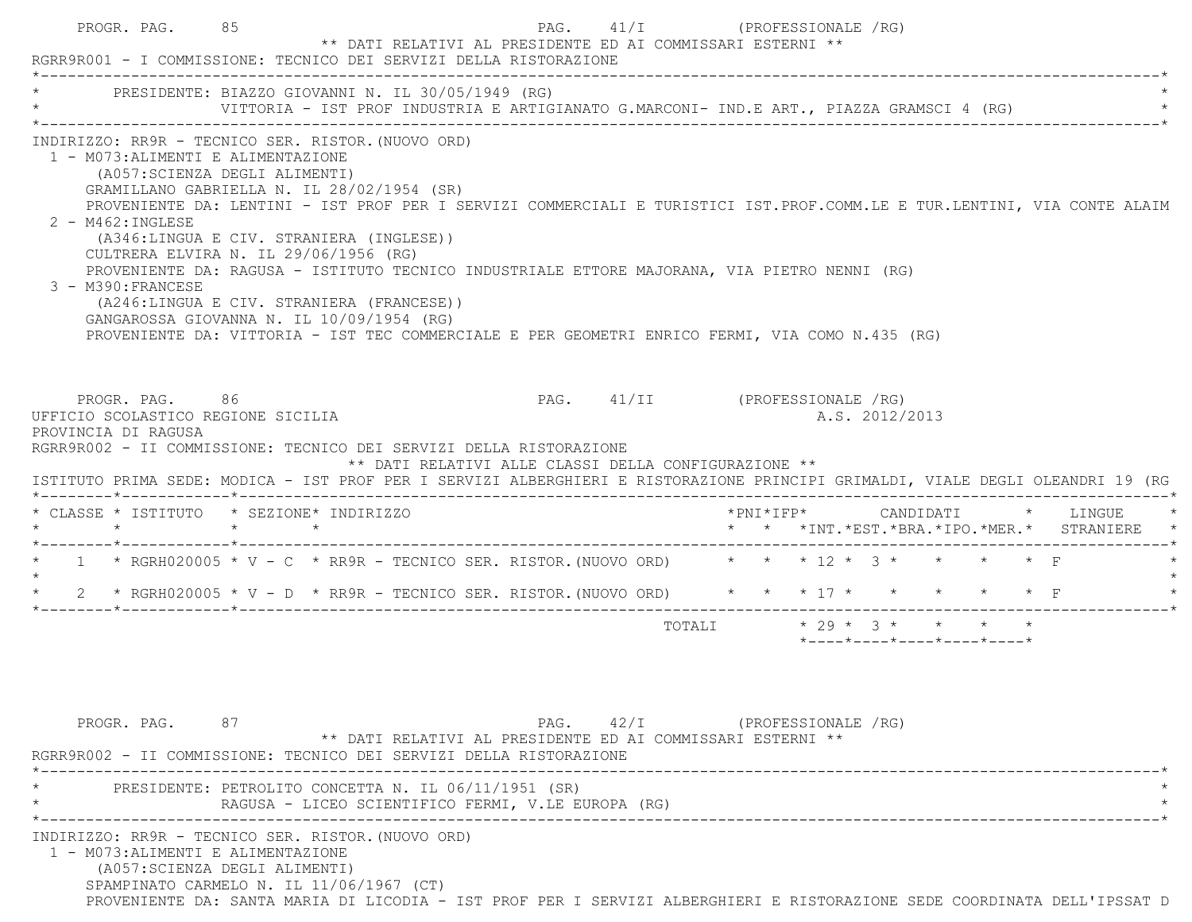PROGR. PAG. 85 PAG. 41/I (PROFESSIONALE /RG)

** DATI RELATIVI AL PRESIDENTE ED AI COMMISSARI ESTERNI **

RGRR9R001 - I COMMISSIONE: TECNICO DEI SERVIZI DELLA RISTORAZIONE

PRESIDENTE: BIAZZO GIOVANNI N. IL 30/05/1949 (RG)
VITTORIA - IST PROF INDUSTRIA E ARTIGIANATO G.MARCONI- IND.E ART., PIAZZA GRAMSCI 4 (RG)

INDIRIZZO: RR9R - TECNICO SER. RISTOR.(NUOVO ORD)

1 - M073:ALIMENTI E ALIMENTAZIONE
(A057:SCIENZA DEGLI ALIMENTI)
GRAMILLANO GABRIELLA N. IL 28/02/1954 (SR)
PROVENIENTE DA: LENTINI - IST PROF PER I SERVIZI COMMERCIALI E TURISTICI IST.PROF.COMM.LE E TUR.LENTINI, VIA CONTE ALAIM

2 - M462:INGLESE
(A346:LINGUA E CIV. STRANIERA (INGLESE))
CULTRERA ELVIRA N. IL 29/06/1956 (RG)
PROVENIENTE DA: RAGUSA - ISTITUTO TECNICO INDUSTRIALE ETTORE MAJORANA, VIA PIETRO NENNI (RG)

3 - M390:FRANCESE
(A246:LINGUA E CIV. STRANIERA (FRANCESE))
GANGAROSSA GIOVANNA N. IL 10/09/1954 (RG)
PROVENIENTE DA: VITTORIA - IST TEC COMMERCIALE E PER GEOMETRI ENRICO FERMI, VIA COMO N.435 (RG)

PROGR. PAG. 86 PAG. 41/II (PROFESSIONALE /RG)

UFFICIO SCOLASTICO REGIONE SICILIA A.S. 2012/2013

PROVINCIA DI RAGUSA

RGRR9R002 - II COMMISSIONE: TECNICO DEI SERVIZI DELLA RISTORAZIONE

** DATI RELATIVI ALLE CLASSI DELLA CONFIGURAZIONE **

ISTITUTO PRIMA SEDE: MODICA - IST PROF PER I SERVIZI ALBERGHIERI E RISTORAZIONE PRINCIPI GRIMALDI, VIALE DEGLI OLEANDRI 19 (RG

| CLASSE | ISTITUTO | SEZIONE | INDIRIZZO | PNI | IFP | CANDIDATI INT. | EST. | BRA. | IPO. | MER. | LINGUE STRANIERE |
|---|---|---|---|---|---|---|---|---|---|---|---|
| 1 | RGRH020005 | V - C | RR9R - TECNICO SER. RISTOR.(NUOVO ORD) | | | 12 | 3 | | | | F |
| 2 | RGRH020005 | V - D | RR9R - TECNICO SER. RISTOR.(NUOVO ORD) | | | 17 | | | | | F |
| | | | TOTALI | | | 29 | 3 | | | | |

PROGR. PAG. 87 PAG. 42/I (PROFESSIONALE /RG)

** DATI RELATIVI AL PRESIDENTE ED AI COMMISSARI ESTERNI **

RGRR9R002 - II COMMISSIONE: TECNICO DEI SERVIZI DELLA RISTORAZIONE

PRESIDENTE: PETROLITO CONCETTA N. IL 06/11/1951 (SR)
RAGUSA - LICEO SCIENTIFICO FERMI, V.LE EUROPA (RG)

INDIRIZZO: RR9R - TECNICO SER. RISTOR.(NUOVO ORD)

1 - M073:ALIMENTI E ALIMENTAZIONE
(A057:SCIENZA DEGLI ALIMENTI)
SPAMPINATO CARMELO N. IL 11/06/1967 (CT)
PROVENIENTE DA: SANTA MARIA DI LICODIA - IST PROF PER I SERVIZI ALBERGHIERI E RISTORAZIONE SEDE COORDINATA DELL'IPSSAT D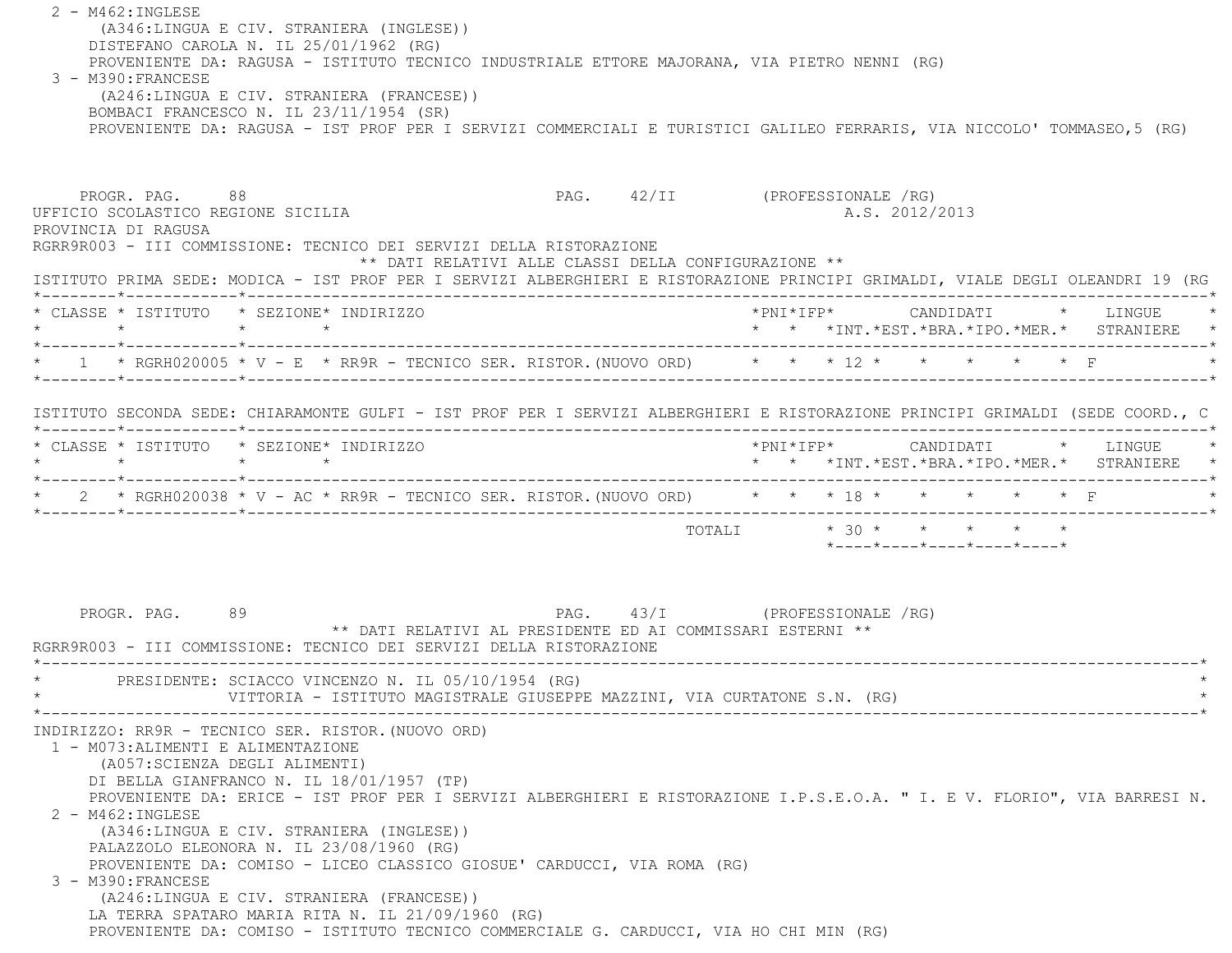2 - M462:INGLESE
(A346:LINGUA E CIV. STRANIERA (INGLESE))
DISTEFANO CAROLA N. IL 25/01/1962 (RG)
PROVENIENTE DA: RAGUSA - ISTITUTO TECNICO INDUSTRIALE ETTORE MAJORANA, VIA PIETRO NENNI (RG)

3 - M390:FRANCESE
(A246:LINGUA E CIV. STRANIERA (FRANCESE))
BOMBACI FRANCESCO N. IL 23/11/1954 (SR)
PROVENIENTE DA: RAGUSA - IST PROF PER I SERVIZI COMMERCIALI E TURISTICI GALILEO FERRARIS, VIA NICCOLO' TOMMASEO,5 (RG)

PROGR. PAG. 88 PAG. 42/II (PROFESSIONALE /RG)

UFFICIO SCOLASTICO REGIONE SICILIA A.S. 2012/2013

PROVINCIA DI RAGUSA

RGRR9R003 - III COMMISSIONE: TECNICO DEI SERVIZI DELLA RISTORAZIONE

** DATI RELATIVI ALLE CLASSI DELLA CONFIGURAZIONE **

ISTITUTO PRIMA SEDE: MODICA - IST PROF PER I SERVIZI ALBERGHIERI E RISTORAZIONE PRINCIPI GRIMALDI, VIALE DEGLI OLEANDRI 19 (RG

| CLASSE | ISTITUTO | SEZIONE | INDIRIZZO | PNI | IFP | CANDIDATI INT. | EST. | BRA. | IPO. | MER. | LINGUE STRANIERE |
|---|---|---|---|---|---|---|---|---|---|---|---|
| 1 | RGRH020005 | V - E | RR9R - TECNICO SER. RISTOR.(NUOVO ORD) | | | 12 | | | | | F |

ISTITUTO SECONDA SEDE: CHIARAMONTE GULFI - IST PROF PER I SERVIZI ALBERGHIERI E RISTORAZIONE PRINCIPI GRIMALDI (SEDE COORD., C

| CLASSE | ISTITUTO | SEZIONE | INDIRIZZO | PNI | IFP | CANDIDATI INT. | EST. | BRA. | IPO. | MER. | LINGUE STRANIERE |
|---|---|---|---|---|---|---|---|---|---|---|---|
| 2 | RGRH020038 | V - AC | RR9R - TECNICO SER. RISTOR.(NUOVO ORD) | | | 18 | | | | | F |
| | | | TOTALI | | | 30 | | | | | |

PROGR. PAG. 89 PAG. 43/I (PROFESSIONALE /RG)

** DATI RELATIVI AL PRESIDENTE ED AI COMMISSARI ESTERNI **

RGRR9R003 - III COMMISSIONE: TECNICO DEI SERVIZI DELLA RISTORAZIONE

PRESIDENTE: SCIACCO VINCENZO N. IL 05/10/1954 (RG)
VITTORIA - ISTITUTO MAGISTRALE GIUSEPPE MAZZINI, VIA CURTATONE S.N. (RG)

INDIRIZZO: RR9R - TECNICO SER. RISTOR.(NUOVO ORD)

1 - M073:ALIMENTI E ALIMENTAZIONE
(A057:SCIENZA DEGLI ALIMENTI)
DI BELLA GIANFRANCO N. IL 18/01/1957 (TP)
PROVENIENTE DA: ERICE - IST PROF PER I SERVIZI ALBERGHIERI E RISTORAZIONE I.P.S.E.O.A. " I. E V. FLORIO", VIA BARRESI N.

2 - M462:INGLESE
(A346:LINGUA E CIV. STRANIERA (INGLESE))
PALAZZOLO ELEONORA N. IL 23/08/1960 (RG)
PROVENIENTE DA: COMISO - LICEO CLASSICO GIOSUE' CARDUCCI, VIA ROMA (RG)

3 - M390:FRANCESE
(A246:LINGUA E CIV. STRANIERA (FRANCESE))
LA TERRA SPATARO MARIA RITA N. IL 21/09/1960 (RG)
PROVENIENTE DA: COMISO - ISTITUTO TECNICO COMMERCIALE G. CARDUCCI, VIA HO CHI MIN (RG)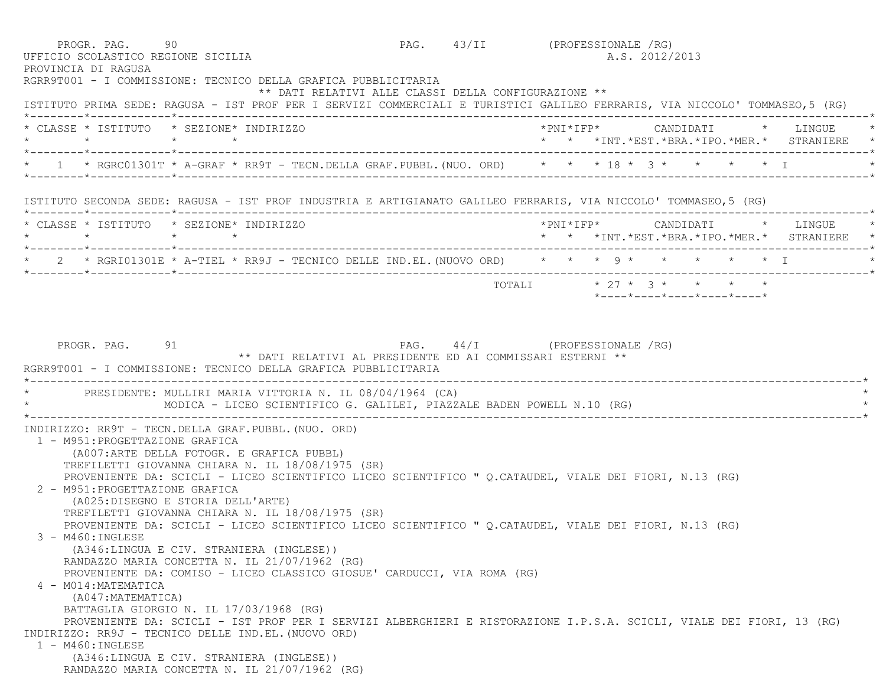PROGR. PAG. 90 PAG. 43/II (PROFESSIONALE /RG)

UFFICIO SCOLASTICO REGIONE SICILIA A.S. 2012/2013

PROVINCIA DI RAGUSA

RGRR9T001 - I COMMISSIONE: TECNICO DELLA GRAFICA PUBBLICITARIA

** DATI RELATIVI ALLE CLASSI DELLA CONFIGURAZIONE **

ISTITUTO PRIMA SEDE: RAGUSA - IST PROF PER I SERVIZI COMMERCIALI E TURISTICI GALILEO FERRARIS, VIA NICCOLO' TOMMASEO,5 (RG)

| CLASSE | ISTITUTO | SEZIONE | INDIRIZZO | PNI | IFP | INT. | EST. | BRA. | IPO. | MER. | LINGUE STRANIERE |
|---|---|---|---|---|---|---|---|---|---|---|---|
| 1 | RGRC01301T | A-GRAF | RR9T - TECN.DELLA GRAF.PUBBL.(NUO. ORD) | | | 18 | 3 | | | | I |

ISTITUTO SECONDA SEDE: RAGUSA - IST PROF INDUSTRIA E ARTIGIANATO GALILEO FERRARIS, VIA NICCOLO' TOMMASEO,5 (RG)

| CLASSE | ISTITUTO | SEZIONE | INDIRIZZO | PNI | IFP | INT. | EST. | BRA. | IPO. | MER. | LINGUE STRANIERE |
|---|---|---|---|---|---|---|---|---|---|---|---|
| 2 | RGRI01301E | A-TIEL | RR9J - TECNICO DELLE IND.EL.(NUOVO ORD) | | | 9 | | | | | I |
| | | | TOTALI | | | 27 | 3 | | | | |

PROGR. PAG. 91 PAG. 44/I (PROFESSIONALE /RG)

** DATI RELATIVI AL PRESIDENTE ED AI COMMISSARI ESTERNI **

RGRR9T001 - I COMMISSIONE: TECNICO DELLA GRAFICA PUBBLICITARIA

PRESIDENTE: MULLIRI MARIA VITTORIA N. IL 08/04/1964 (CA)
MODICA - LICEO SCIENTIFICO G. GALILEI, PIAZZALE BADEN POWELL N.10 (RG)

INDIRIZZO: RR9T - TECN.DELLA GRAF.PUBBL.(NUO. ORD)

1 - M951:PROGETTAZIONE GRAFICA
(A007:ARTE DELLA FOTOGR. E GRAFICA PUBBL)
TREFILETTI GIOVANNA CHIARA N. IL 18/08/1975 (SR)
PROVENIENTE DA: SCICLI - LICEO SCIENTIFICO LICEO SCIENTIFICO " Q.CATAUDEL, VIALE DEI FIORI, N.13 (RG)

2 - M951:PROGETTAZIONE GRAFICA
(A025:DISEGNO E STORIA DELL'ARTE)
TREFILETTI GIOVANNA CHIARA N. IL 18/08/1975 (SR)
PROVENIENTE DA: SCICLI - LICEO SCIENTIFICO LICEO SCIENTIFICO " Q.CATAUDEL, VIALE DEI FIORI, N.13 (RG)

3 - M460:INGLESE
(A346:LINGUA E CIV. STRANIERA (INGLESE))
RANDAZZO MARIA CONCETTA N. IL 21/07/1962 (RG)
PROVENIENTE DA: COMISO - LICEO CLASSICO GIOSUE' CARDUCCI, VIA ROMA (RG)

4 - M014:MATEMATICA
(A047:MATEMATICA)
BATTAGLIA GIORGIO N. IL 17/03/1968 (RG)
PROVENIENTE DA: SCICLI - IST PROF PER I SERVIZI ALBERGHIERI E RISTORAZIONE I.P.S.A. SCICLI, VIALE DEI FIORI, 13 (RG)

INDIRIZZO: RR9J - TECNICO DELLE IND.EL.(NUOVO ORD)

1 - M460:INGLESE
(A346:LINGUA E CIV. STRANIERA (INGLESE))
RANDAZZO MARIA CONCETTA N. IL 21/07/1962 (RG)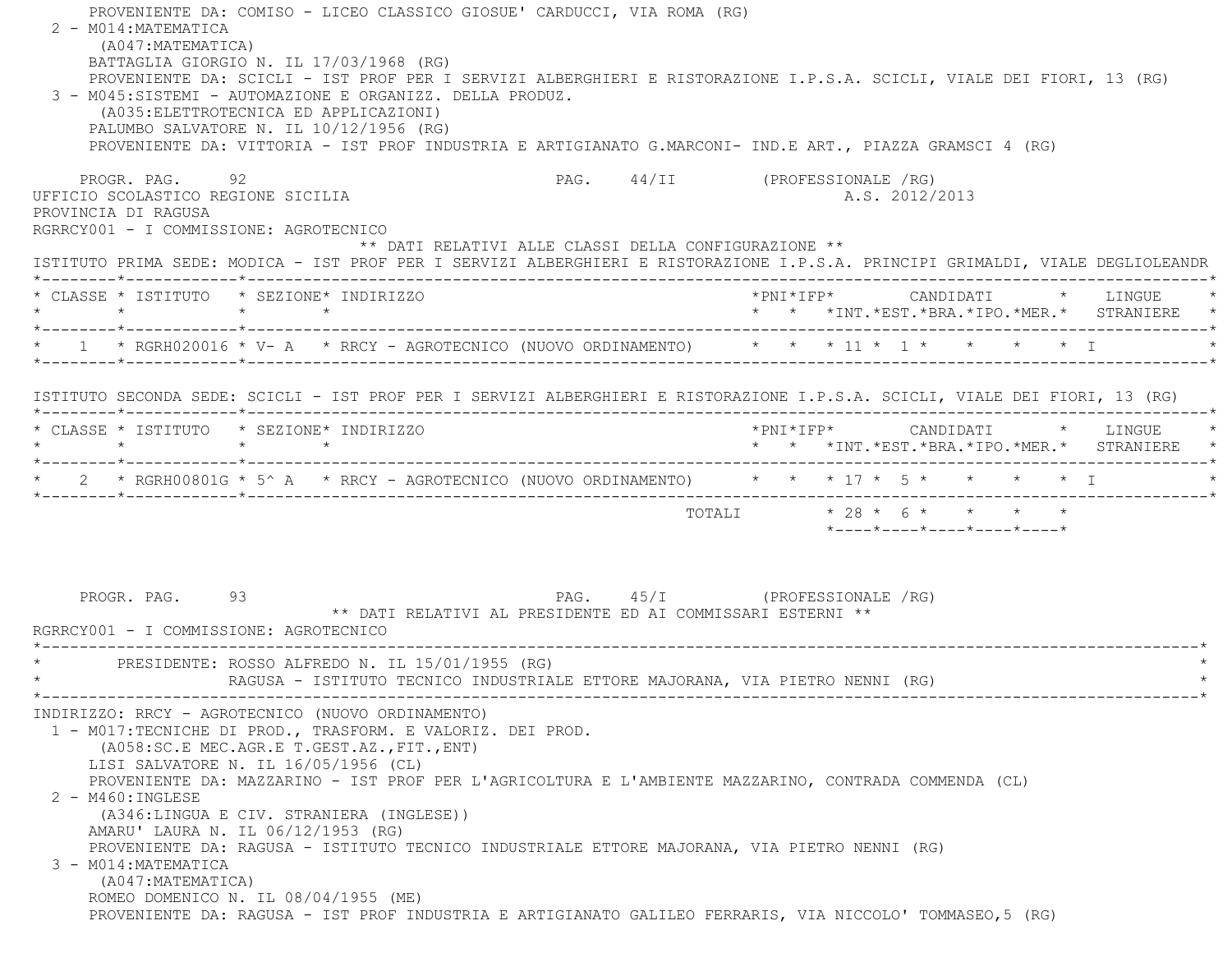PROVENIENTE DA: COMISO - LICEO CLASSICO GIOSUE' CARDUCCI, VIA ROMA (RG)

2 - M014:MATEMATICA
(A047:MATEMATICA)
BATTAGLIA GIORGIO N. IL 17/03/1968 (RG)
PROVENIENTE DA: SCICLI - IST PROF PER I SERVIZI ALBERGHIERI E RISTORAZIONE I.P.S.A. SCICLI, VIALE DEI FIORI, 13 (RG)

3 - M045:SISTEMI - AUTOMAZIONE E ORGANIZZ. DELLA PRODUZ.
(A035:ELETTROTECNICA ED APPLICAZIONI)
PALUMBO SALVATORE N. IL 10/12/1956 (RG)
PROVENIENTE DA: VITTORIA - IST PROF INDUSTRIA E ARTIGIANATO G.MARCONI- IND.E ART., PIAZZA GRAMSCI 4 (RG)

PROGR. PAG. 92 PAG. 44/II (PROFESSIONALE /RG)

UFFICIO SCOLASTICO REGIONE SICILIA A.S. 2012/2013
PROVINCIA DI RAGUSA
RGRRCY001 - I COMMISSIONE: AGROTECNICO

** DATI RELATIVI ALLE CLASSI DELLA CONFIGURAZIONE **

ISTITUTO PRIMA SEDE: MODICA - IST PROF PER I SERVIZI ALBERGHIERI E RISTORAZIONE I.P.S.A. PRINCIPI GRIMALDI, VIALE DEGLIOLEANDR

| CLASSE | ISTITUTO | SEZIONE | INDIRIZZO | PNI | IFP | CANDIDATI INT. | EST. | BRA. | IPO. | MER. | LINGUE STRANIERE |
|---|---|---|---|---|---|---|---|---|---|---|---|
| 1 | RGRH020016 | V- A | RRCY - AGROTECNICO (NUOVO ORDINAMENTO) | | | 11 | 1 | | | | I |

ISTITUTO SECONDA SEDE: SCICLI - IST PROF PER I SERVIZI ALBERGHIERI E RISTORAZIONE I.P.S.A. SCICLI, VIALE DEI FIORI, 13 (RG)

| CLASSE | ISTITUTO | SEZIONE | INDIRIZZO | PNI | IFP | CANDIDATI INT. | EST. | BRA. | IPO. | MER. | LINGUE STRANIERE |
|---|---|---|---|---|---|---|---|---|---|---|---|
| 2 | RGRH00801G | 5^ A | RRCY - AGROTECNICO (NUOVO ORDINAMENTO) | | | 17 | 5 | | | | I |
| | | | TOTALI | | | 28 | 6 | | | | |

PROGR. PAG. 93 PAG. 45/I (PROFESSIONALE /RG)

** DATI RELATIVI AL PRESIDENTE ED AI COMMISSARI ESTERNI **

RGRRCY001 - I COMMISSIONE: AGROTECNICO

PRESIDENTE: ROSSO ALFREDO N. IL 15/01/1955 (RG)
RAGUSA - ISTITUTO TECNICO INDUSTRIALE ETTORE MAJORANA, VIA PIETRO NENNI (RG)

INDIRIZZO: RRCY - AGROTECNICO (NUOVO ORDINAMENTO)

1 - M017:TECNICHE DI PROD., TRASFORM. E VALORIZ. DEI PROD.
(A058:SC.E MEC.AGR.E T.GEST.AZ.,FIT.,ENT)
LISI SALVATORE N. IL 16/05/1956 (CL)
PROVENIENTE DA: MAZZARINO - IST PROF PER L'AGRICOLTURA E L'AMBIENTE MAZZARINO, CONTRADA COMMENDA (CL)

2 - M460:INGLESE
(A346:LINGUA E CIV. STRANIERA (INGLESE))
AMARU' LAURA N. IL 06/12/1953 (RG)
PROVENIENTE DA: RAGUSA - ISTITUTO TECNICO INDUSTRIALE ETTORE MAJORANA, VIA PIETRO NENNI (RG)

3 - M014:MATEMATICA
(A047:MATEMATICA)
ROMEO DOMENICO N. IL 08/04/1955 (ME)
PROVENIENTE DA: RAGUSA - IST PROF INDUSTRIA E ARTIGIANATO GALILEO FERRARIS, VIA NICCOLO' TOMMASEO,5 (RG)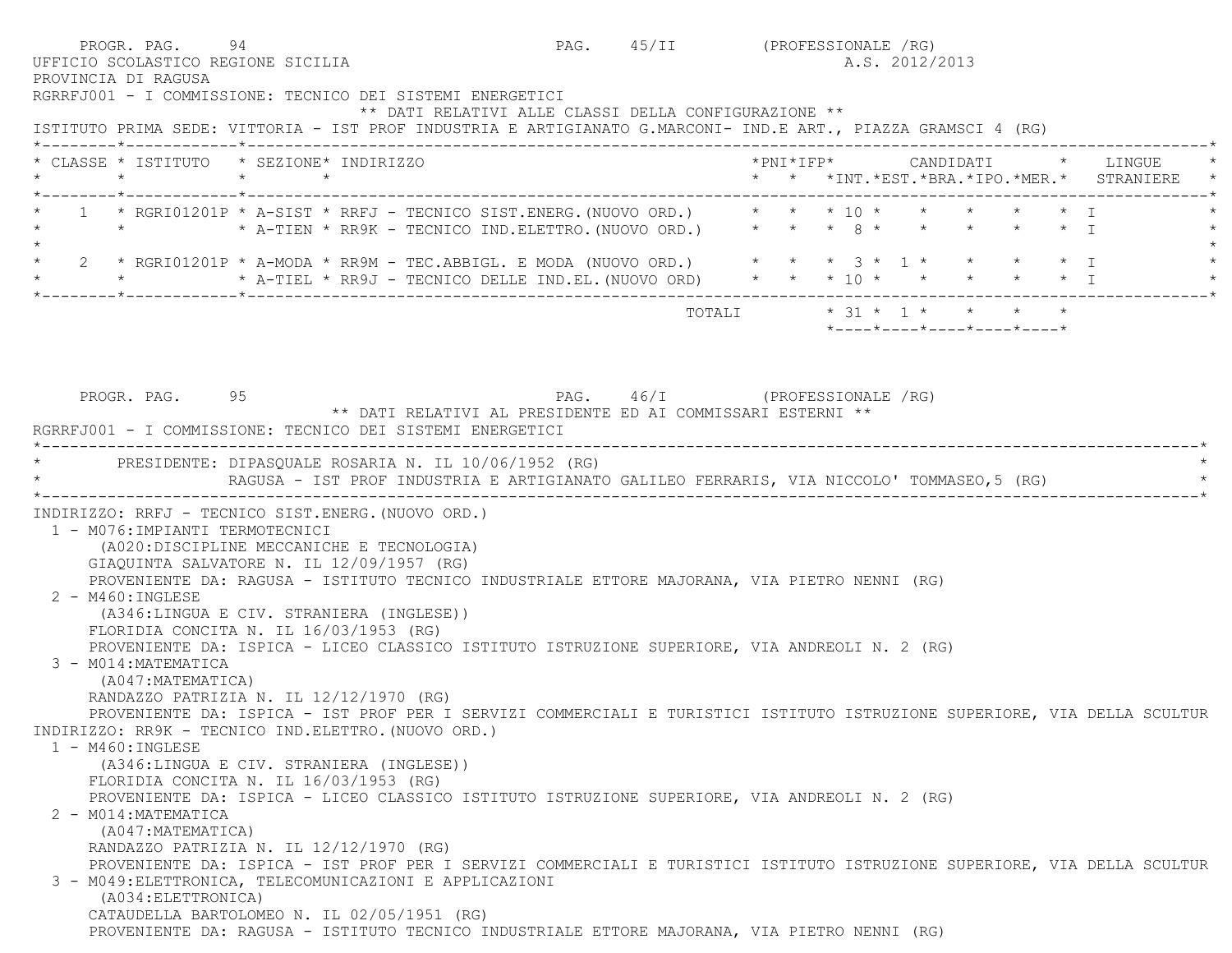UFFICIO SCOLASTICO REGIONE SICILIA A.S. 2012/2013

PROVINCIA DI RAGUSA

RGRRFJ001 - I COMMISSIONE: TECNICO DEI SISTEMI ENERGETICI

** DATI RELATIVI ALLE CLASSI DELLA CONFIGURAZIONE **

ISTITUTO PRIMA SEDE: VITTORIA - IST PROF INDUSTRIA E ARTIGIANATO G.MARCONI- IND.E ART., PIAZZA GRAMSCI 4 (RG)

| CLASSE | ISTITUTO | SEZIONE | INDIRIZZO | PNI | IFP | CANDIDATI INT. | EST. | BRA. | IPO. | MER. | LINGUE STRANIERE |
|---|---|---|---|---|---|---|---|---|---|---|---|
| 1 | RGRI01201P | A-SIST | RRFJ - TECNICO SIST.ENERG.(NUOVO ORD.) | | | 10 | | | | | I |
| | | A-TIEN | RR9K - TECNICO IND.ELETTRO.(NUOVO ORD.) | | | 8 | | | | | I |
| 2 | RGRI01201P | A-MODA | RR9M - TEC.ABBIGL. E MODA (NUOVO ORD.) | | | 3 | 1 | | | | I |
| | | A-TIEL | RR9J - TECNICO DELLE IND.EL.(NUOVO ORD) | | | 10 | | | | | I |
| | | | TOTALI | | | 31 | 1 | | | | |

** DATI RELATIVI AL PRESIDENTE ED AI COMMISSARI ESTERNI **

RGRRFJ001 - I COMMISSIONE: TECNICO DEI SISTEMI ENERGETICI

PRESIDENTE: DIPASQUALE ROSARIA N. IL 10/06/1952 (RG)
RAGUSA - IST PROF INDUSTRIA E ARTIGIANATO GALILEO FERRARIS, VIA NICCOLO' TOMMASEO,5 (RG)

INDIRIZZO: RRFJ - TECNICO SIST.ENERG.(NUOVO ORD.)

1 - M076:IMPIANTI TERMOTECNICI
(A020:DISCIPLINE MECCANICHE E TECNOLOGIA)
GIAQUINTA SALVATORE N. IL 12/09/1957 (RG)
PROVENIENTE DA: RAGUSA - ISTITUTO TECNICO INDUSTRIALE ETTORE MAJORANA, VIA PIETRO NENNI (RG)

2 - M460:INGLESE
(A346:LINGUA E CIV. STRANIERA (INGLESE))
FLORIDIA CONCITA N. IL 16/03/1953 (RG)
PROVENIENTE DA: ISPICA - LICEO CLASSICO ISTITUTO ISTRUZIONE SUPERIORE, VIA ANDREOLI N. 2 (RG)

3 - M014:MATEMATICA
(A047:MATEMATICA)
RANDAZZO PATRIZIA N. IL 12/12/1970 (RG)
PROVENIENTE DA: ISPICA - IST PROF PER I SERVIZI COMMERCIALI E TURISTICI ISTITUTO ISTRUZIONE SUPERIORE, VIA DELLA SCULTUR

INDIRIZZO: RR9K - TECNICO IND.ELETTRO.(NUOVO ORD.)

1 - M460:INGLESE
(A346:LINGUA E CIV. STRANIERA (INGLESE))
FLORIDIA CONCITA N. IL 16/03/1953 (RG)
PROVENIENTE DA: ISPICA - LICEO CLASSICO ISTITUTO ISTRUZIONE SUPERIORE, VIA ANDREOLI N. 2 (RG)

2 - M014:MATEMATICA
(A047:MATEMATICA)
RANDAZZO PATRIZIA N. IL 12/12/1970 (RG)
PROVENIENTE DA: ISPICA - IST PROF PER I SERVIZI COMMERCIALI E TURISTICI ISTITUTO ISTRUZIONE SUPERIORE, VIA DELLA SCULTUR

3 - M049:ELETTRONICA, TELECOMUNICAZIONI E APPLICAZIONI
(A034:ELETTRONICA)
CATAUDELLA BARTOLOMEO N. IL 02/05/1951 (RG)
PROVENIENTE DA: RAGUSA - ISTITUTO TECNICO INDUSTRIALE ETTORE MAJORANA, VIA PIETRO NENNI (RG)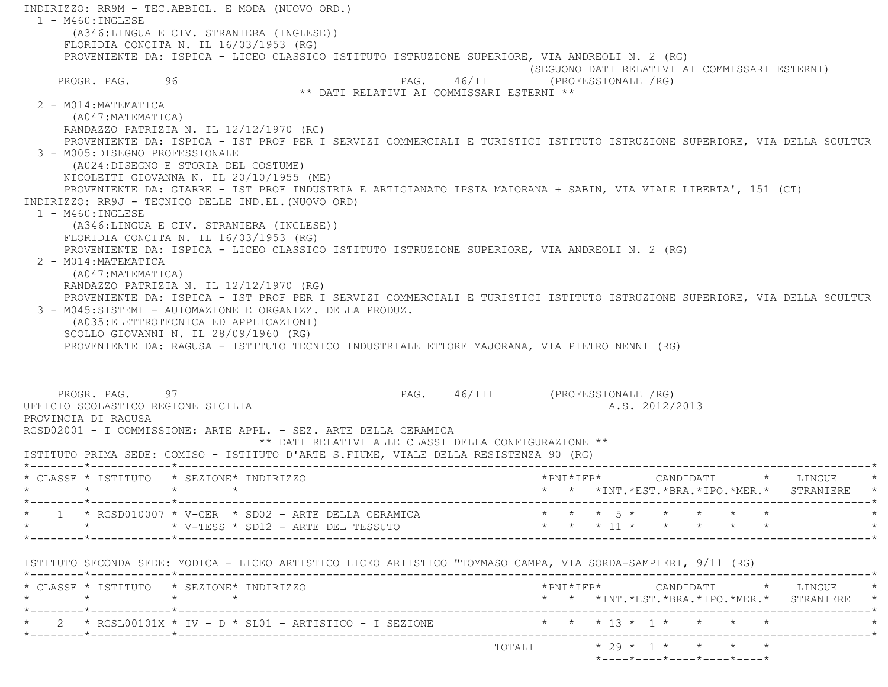INDIRIZZO: RR9M - TEC.ABBIGL. E MODA (NUOVO ORD.)

1 - M460:INGLESE
(A346:LINGUA E CIV. STRANIERA (INGLESE))
FLORIDIA CONCITA N. IL 16/03/1953 (RG)
PROVENIENTE DA: ISPICA - LICEO CLASSICO ISTITUTO ISTRUZIONE SUPERIORE, VIA ANDREOLI N. 2 (RG)

(SEGUONO DATI RELATIVI AI COMMISSARI ESTERNI)

** DATI RELATIVI AI COMMISSARI ESTERNI **

2 - M014:MATEMATICA
(A047:MATEMATICA)
RANDAZZO PATRIZIA N. IL 12/12/1970 (RG)
PROVENIENTE DA: ISPICA - IST PROF PER I SERVIZI COMMERCIALI E TURISTICI ISTITUTO ISTRUZIONE SUPERIORE, VIA DELLA SCULTUR

3 - M005:DISEGNO PROFESSIONALE
(A024:DISEGNO E STORIA DEL COSTUME)
NICOLETTI GIOVANNA N. IL 20/10/1955 (ME)
PROVENIENTE DA: GIARRE - IST PROF INDUSTRIA E ARTIGIANATO IPSIA MAIORANA + SABIN, VIA VIALE LIBERTA', 151 (CT)

INDIRIZZO: RR9J - TECNICO DELLE IND.EL.(NUOVO ORD)

1 - M460:INGLESE
(A346:LINGUA E CIV. STRANIERA (INGLESE))
FLORIDIA CONCITA N. IL 16/03/1953 (RG)
PROVENIENTE DA: ISPICA - LICEO CLASSICO ISTITUTO ISTRUZIONE SUPERIORE, VIA ANDREOLI N. 2 (RG)

2 - M014:MATEMATICA
(A047:MATEMATICA)
RANDAZZO PATRIZIA N. IL 12/12/1970 (RG)
PROVENIENTE DA: ISPICA - IST PROF PER I SERVIZI COMMERCIALI E TURISTICI ISTITUTO ISTRUZIONE SUPERIORE, VIA DELLA SCULTUR

3 - M045:SISTEMI - AUTOMAZIONE E ORGANIZZ. DELLA PRODUZ.
(A035:ELETTROTECNICA ED APPLICAZIONI)
SCOLLO GIOVANNI N. IL 28/09/1960 (RG)
PROVENIENTE DA: RAGUSA - ISTITUTO TECNICO INDUSTRIALE ETTORE MAJORANA, VIA PIETRO NENNI (RG)

UFFICIO SCOLASTICO REGIONE SICILIA — A.S. 2012/2013
PROVINCIA DI RAGUSA
RGSD02001 - I COMMISSIONE: ARTE APPL. - SEZ. ARTE DELLA CERAMICA

** DATI RELATIVI ALLE CLASSI DELLA CONFIGURAZIONE **

ISTITUTO PRIMA SEDE: COMISO - ISTITUTO D'ARTE S.FIUME, VIALE DELLA RESISTENZA 90 (RG)

| CLASSE | ISTITUTO | SEZIONE | INDIRIZZO | PNI | IFP | CANDIDATI INT. | CANDIDATI EST. | CANDIDATI BRA. | CANDIDATI IPO. | CANDIDATI MER. | LINGUE STRANIERE |
|---|---|---|---|---|---|---|---|---|---|---|---|
| 1 | RGSD010007 | V-CER | SD02 - ARTE DELLA CERAMICA | | | 5 | | | | | |
| | | V-TESS | SD12 - ARTE DEL TESSUTO | | | 11 | | | | | |

ISTITUTO SECONDA SEDE: MODICA - LICEO ARTISTICO LICEO ARTISTICO "TOMMASO CAMPA, VIA SORDA-SAMPIERI, 9/11 (RG)

| CLASSE | ISTITUTO | SEZIONE | INDIRIZZO | PNI | IFP | CANDIDATI INT. | CANDIDATI EST. | CANDIDATI BRA. | CANDIDATI IPO. | CANDIDATI MER. | LINGUE STRANIERE |
|---|---|---|---|---|---|---|---|---|---|---|---|
| 2 | RGSL00101X | IV - D | SL01 - ARTISTICO - I SEZIONE | | | 13 | 1 | | | | |
| | | | TOTALI | | | 29 | 1 | | | | |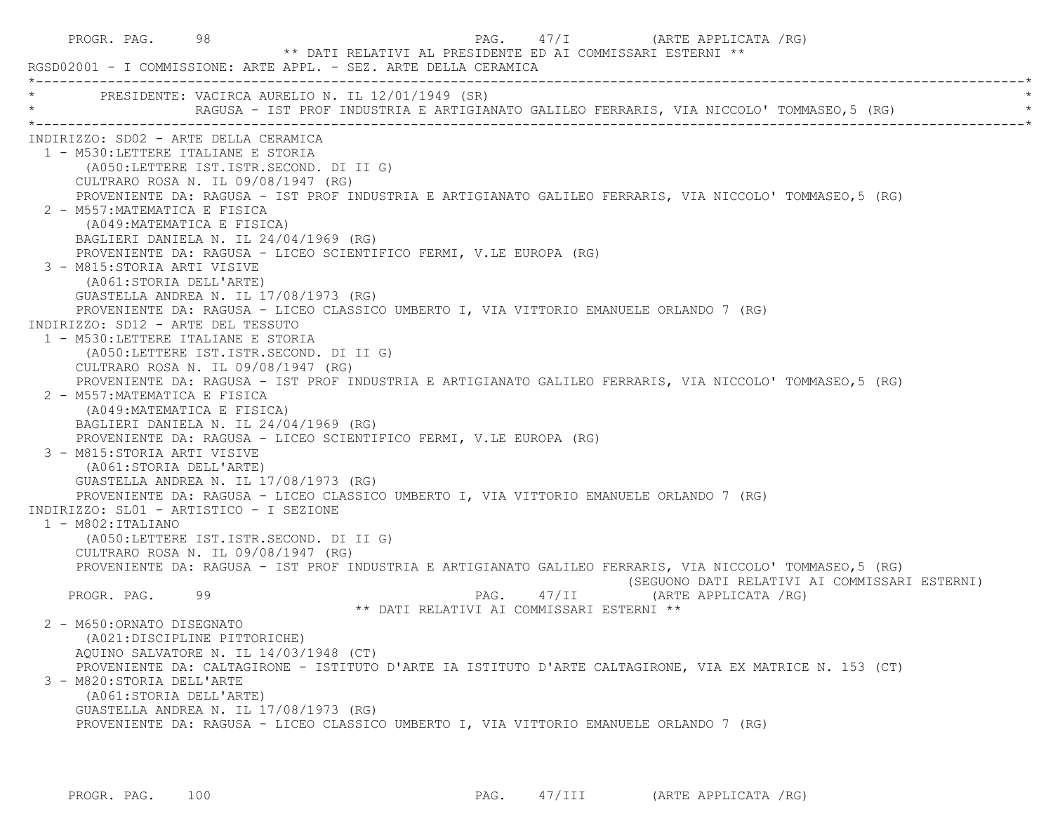** DATI RELATIVI AL PRESIDENTE ED AI COMMISSARI ESTERNI **

RGSD02001 - I COMMISSIONE: ARTE APPL. - SEZ. ARTE DELLA CERAMICA

PRESIDENTE: VACIRCA AURELIO N. IL 12/01/1949 (SR)
RAGUSA - IST PROF INDUSTRIA E ARTIGIANATO GALILEO FERRARIS, VIA NICCOLO' TOMMASEO,5 (RG)

INDIRIZZO: SD02 - ARTE DELLA CERAMICA

1 - M530:LETTERE ITALIANE E STORIA
(A050:LETTERE IST.ISTR.SECOND. DI II G)
CULTRARO ROSA N. IL 09/08/1947 (RG)
PROVENIENTE DA: RAGUSA - IST PROF INDUSTRIA E ARTIGIANATO GALILEO FERRARIS, VIA NICCOLO' TOMMASEO,5 (RG)

2 - M557:MATEMATICA E FISICA
(A049:MATEMATICA E FISICA)
BAGLIERI DANIELA N. IL 24/04/1969 (RG)
PROVENIENTE DA: RAGUSA - LICEO SCIENTIFICO FERMI, V.LE EUROPA (RG)

3 - M815:STORIA ARTI VISIVE
(A061:STORIA DELL'ARTE)
GUASTELLA ANDREA N. IL 17/08/1973 (RG)
PROVENIENTE DA: RAGUSA - LICEO CLASSICO UMBERTO I, VIA VITTORIO EMANUELE ORLANDO 7 (RG)

INDIRIZZO: SD12 - ARTE DEL TESSUTO

1 - M530:LETTERE ITALIANE E STORIA
(A050:LETTERE IST.ISTR.SECOND. DI II G)
CULTRARO ROSA N. IL 09/08/1947 (RG)
PROVENIENTE DA: RAGUSA - IST PROF INDUSTRIA E ARTIGIANATO GALILEO FERRARIS, VIA NICCOLO' TOMMASEO,5 (RG)

2 - M557:MATEMATICA E FISICA
(A049:MATEMATICA E FISICA)
BAGLIERI DANIELA N. IL 24/04/1969 (RG)
PROVENIENTE DA: RAGUSA - LICEO SCIENTIFICO FERMI, V.LE EUROPA (RG)

3 - M815:STORIA ARTI VISIVE
(A061:STORIA DELL'ARTE)
GUASTELLA ANDREA N. IL 17/08/1973 (RG)
PROVENIENTE DA: RAGUSA - LICEO CLASSICO UMBERTO I, VIA VITTORIO EMANUELE ORLANDO 7 (RG)

INDIRIZZO: SL01 - ARTISTICO - I SEZIONE

1 - M802:ITALIANO
(A050:LETTERE IST.ISTR.SECOND. DI II G)
CULTRARO ROSA N. IL 09/08/1947 (RG)
PROVENIENTE DA: RAGUSA - IST PROF INDUSTRIA E ARTIGIANATO GALILEO FERRARIS, VIA NICCOLO' TOMMASEO,5 (RG)

(SEGUONO DATI RELATIVI AI COMMISSARI ESTERNI)

** DATI RELATIVI AI COMMISSARI ESTERNI **

2 - M650:ORNATO DISEGNATO
(A021:DISCIPLINE PITTORICHE)
AQUINO SALVATORE N. IL 14/03/1948 (CT)
PROVENIENTE DA: CALTAGIRONE - ISTITUTO D'ARTE IA ISTITUTO D'ARTE CALTAGIRONE, VIA EX MATRICE N. 153 (CT)

3 - M820:STORIA DELL'ARTE
(A061:STORIA DELL'ARTE)
GUASTELLA ANDREA N. IL 17/08/1973 (RG)
PROVENIENTE DA: RAGUSA - LICEO CLASSICO UMBERTO I, VIA VITTORIO EMANUELE ORLANDO 7 (RG)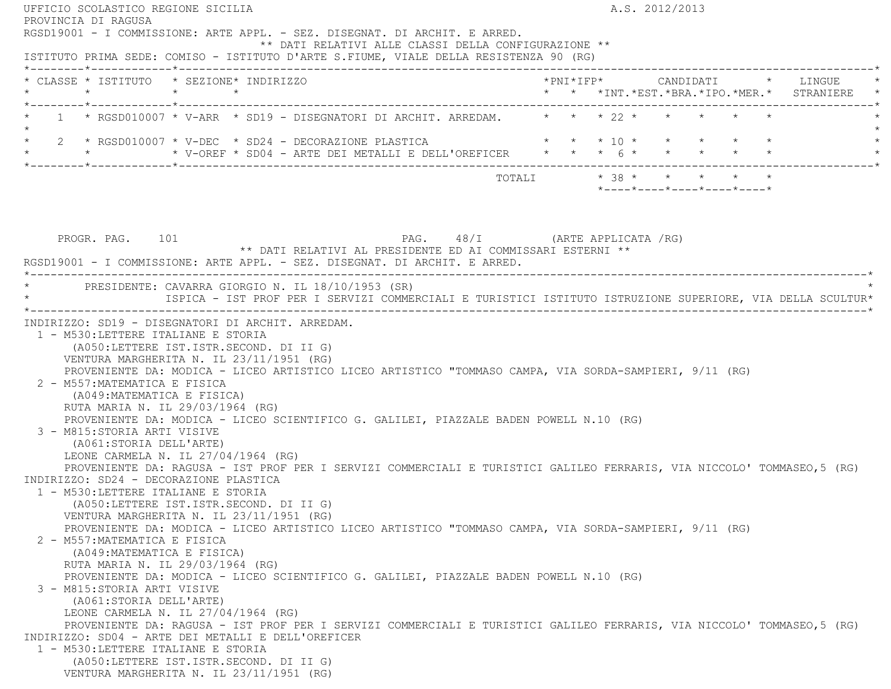UFFICIO SCOLASTICO REGIONE SICILIA A.S. 2012/2013
PROVINCIA DI RAGUSA
RGSD19001 - I COMMISSIONE: ARTE APPL. - SEZ. DISEGNAT. DI ARCHIT. E ARRED.

** DATI RELATIVI ALLE CLASSI DELLA CONFIGURAZIONE **

ISTITUTO PRIMA SEDE: COMISO - ISTITUTO D'ARTE S.FIUME, VIALE DELLA RESISTENZA 90 (RG)

| CLASSE | ISTITUTO | SEZIONE | INDIRIZZO | PNI | IFP | CANDIDATI INT. | CANDIDATI EST. | CANDIDATI BRA. | CANDIDATI IPO. | CANDIDATI MER. | LINGUE STRANIERE |
|---|---|---|---|---|---|---|---|---|---|---|---|
| 1 | RGSD010007 | V-ARR | SD19 - DISEGNATORI DI ARCHIT. ARREDAM. | | | 22 | | | | | |
| 2 | RGSD010007 | V-DEC | SD24 - DECORAZIONE PLASTICA | | | 10 | | | | | |
| | | V-OREF | SD04 - ARTE DEI METALLI E DELL'OREFICER | | | 6 | | | | | |
| | | | TOTALI | | | 38 | | | | | |

PROGR. PAG. 101 PAG. 48/I (ARTE APPLICATA /RG)

** DATI RELATIVI AL PRESIDENTE ED AI COMMISSARI ESTERNI **

RGSD19001 - I COMMISSIONE: ARTE APPL. - SEZ. DISEGNAT. DI ARCHIT. E ARRED.

PRESIDENTE: CAVARRA GIORGIO N. IL 18/10/1953 (SR)
ISPICA - IST PROF PER I SERVIZI COMMERCIALI E TURISTICI ISTITUTO ISTRUZIONE SUPERIORE, VIA DELLA SCULTUR

INDIRIZZO: SD19 - DISEGNATORI DI ARCHIT. ARREDAM.

1 - M530:LETTERE ITALIANE E STORIA
(A050:LETTERE IST.ISTR.SECOND. DI II G)
VENTURA MARGHERITA N. IL 23/11/1951 (RG)
PROVENIENTE DA: MODICA - LICEO ARTISTICO LICEO ARTISTICO "TOMMASO CAMPA, VIA SORDA-SAMPIERI, 9/11 (RG)

2 - M557:MATEMATICA E FISICA
(A049:MATEMATICA E FISICA)
RUTA MARIA N. IL 29/03/1964 (RG)
PROVENIENTE DA: MODICA - LICEO SCIENTIFICO G. GALILEI, PIAZZALE BADEN POWELL N.10 (RG)

3 - M815:STORIA ARTI VISIVE
(A061:STORIA DELL'ARTE)
LEONE CARMELA N. IL 27/04/1964 (RG)
PROVENIENTE DA: RAGUSA - IST PROF PER I SERVIZI COMMERCIALI E TURISTICI GALILEO FERRARIS, VIA NICCOLO' TOMMASEO,5 (RG)

INDIRIZZO: SD24 - DECORAZIONE PLASTICA

1 - M530:LETTERE ITALIANE E STORIA
(A050:LETTERE IST.ISTR.SECOND. DI II G)
VENTURA MARGHERITA N. IL 23/11/1951 (RG)
PROVENIENTE DA: MODICA - LICEO ARTISTICO LICEO ARTISTICO "TOMMASO CAMPA, VIA SORDA-SAMPIERI, 9/11 (RG)

2 - M557:MATEMATICA E FISICA
(A049:MATEMATICA E FISICA)
RUTA MARIA N. IL 29/03/1964 (RG)
PROVENIENTE DA: MODICA - LICEO SCIENTIFICO G. GALILEI, PIAZZALE BADEN POWELL N.10 (RG)

3 - M815:STORIA ARTI VISIVE
(A061:STORIA DELL'ARTE)
LEONE CARMELA N. IL 27/04/1964 (RG)
PROVENIENTE DA: RAGUSA - IST PROF PER I SERVIZI COMMERCIALI E TURISTICI GALILEO FERRARIS, VIA NICCOLO' TOMMASEO,5 (RG)

INDIRIZZO: SD04 - ARTE DEI METALLI E DELL'OREFICER

1 - M530:LETTERE ITALIANE E STORIA
(A050:LETTERE IST.ISTR.SECOND. DI II G)
VENTURA MARGHERITA N. IL 23/11/1951 (RG)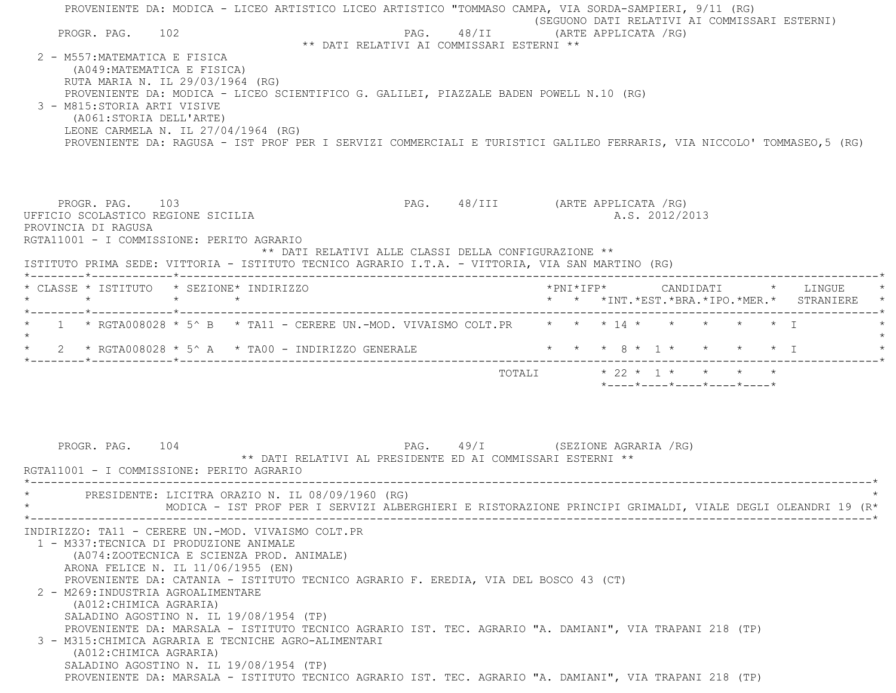PROVENIENTE DA: MODICA - LICEO ARTISTICO LICEO ARTISTICO "TOMMASO CAMPA, VIA SORDA-SAMPIERI, 9/11 (RG)

(SEGUONO DATI RELATIVI AI COMMISSARI ESTERNI)

PROGR. PAG. 102 PAG. 48/II (ARTE APPLICATA /RG)

** DATI RELATIVI AI COMMISSARI ESTERNI **

2 - M557:MATEMATICA E FISICA
(A049:MATEMATICA E FISICA)
RUTA MARIA N. IL 29/03/1964 (RG)
PROVENIENTE DA: MODICA - LICEO SCIENTIFICO G. GALILEI, PIAZZALE BADEN POWELL N.10 (RG)

3 - M815:STORIA ARTI VISIVE
(A061:STORIA DELL'ARTE)
LEONE CARMELA N. IL 27/04/1964 (RG)
PROVENIENTE DA: RAGUSA - IST PROF PER I SERVIZI COMMERCIALI E TURISTICI GALILEO FERRARIS, VIA NICCOLO' TOMMASEO,5 (RG)

PROGR. PAG. 103 PAG. 48/III (ARTE APPLICATA /RG)

UFFICIO SCOLASTICO REGIONE SICILIA A.S. 2012/2013

PROVINCIA DI RAGUSA

RGTA11001 - I COMMISSIONE: PERITO AGRARIO

** DATI RELATIVI ALLE CLASSI DELLA CONFIGURAZIONE **

ISTITUTO PRIMA SEDE: VITTORIA - ISTITUTO TECNICO AGRARIO I.T.A. - VITTORIA, VIA SAN MARTINO (RG)

| CLASSE | ISTITUTO | SEZIONE | INDIRIZZO | PNI | IFP | CANDIDATI INT. | EST. | BRA. | IPO. | MER. | LINGUE STRANIERE |
|---|---|---|---|---|---|---|---|---|---|---|---|
| 1 | RGTA008028 | 5^ B | TA11 - CERERE UN.-MOD. VIVAISMO COLT.PR | | | 14 | | | | | I |
| 2 | RGTA008028 | 5^ A | TA00 - INDIRIZZO GENERALE | | | 8 | 1 | | | | I |
| | | | TOTALI | | | 22 | 1 | | | | |

PROGR. PAG. 104 PAG. 49/I (SEZIONE AGRARIA /RG)

** DATI RELATIVI AL PRESIDENTE ED AI COMMISSARI ESTERNI **

RGTA11001 - I COMMISSIONE: PERITO AGRARIO

PRESIDENTE: LICITRA ORAZIO N. IL 08/09/1960 (RG)
MODICA - IST PROF PER I SERVIZI ALBERGHIERI E RISTORAZIONE PRINCIPI GRIMALDI, VIALE DEGLI OLEANDRI 19 (R

INDIRIZZO: TA11 - CERERE UN.-MOD. VIVAISMO COLT.PR

1 - M337:TECNICA DI PRODUZIONE ANIMALE
(A074:ZOOTECNICA E SCIENZA PROD. ANIMALE)
ARONA FELICE N. IL 11/06/1955 (EN)
PROVENIENTE DA: CATANIA - ISTITUTO TECNICO AGRARIO F. EREDIA, VIA DEL BOSCO 43 (CT)

2 - M269:INDUSTRIA AGROALIMENTARE
(A012:CHIMICA AGRARIA)
SALADINO AGOSTINO N. IL 19/08/1954 (TP)
PROVENIENTE DA: MARSALA - ISTITUTO TECNICO AGRARIO IST. TEC. AGRARIO "A. DAMIANI", VIA TRAPANI 218 (TP)

3 - M315:CHIMICA AGRARIA E TECNICHE AGRO-ALIMENTARI
(A012:CHIMICA AGRARIA)
SALADINO AGOSTINO N. IL 19/08/1954 (TP)
PROVENIENTE DA: MARSALA - ISTITUTO TECNICO AGRARIO IST. TEC. AGRARIO "A. DAMIANI", VIA TRAPANI 218 (TP)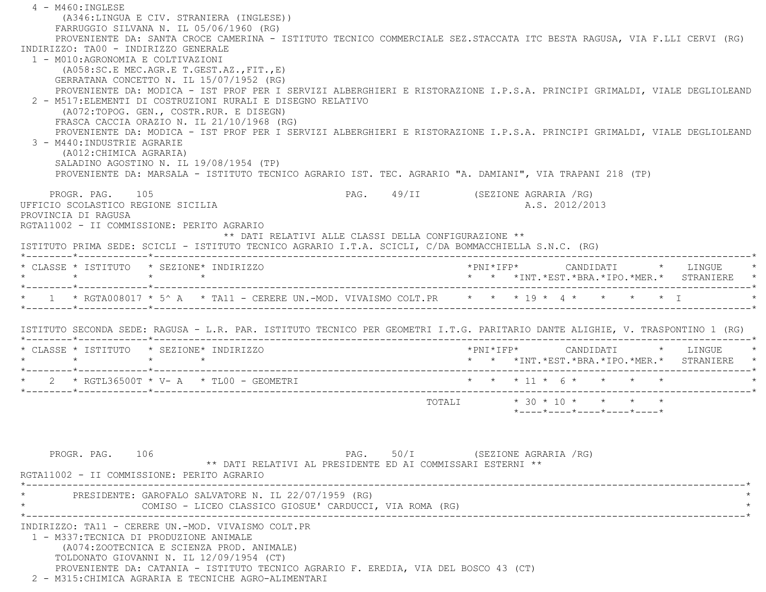4 - M460:INGLESE
(A346:LINGUA E CIV. STRANIERA (INGLESE))
FARRUGGIO SILVANA N. IL 05/06/1960 (RG)
PROVENIENTE DA: SANTA CROCE CAMERINA - ISTITUTO TECNICO COMMERCIALE SEZ.STACCATA ITC BESTA RAGUSA, VIA F.LLI CERVI (RG)

INDIRIZZO: TA00 - INDIRIZZO GENERALE

1 - M010:AGRONOMIA E COLTIVAZIONI
(A058:SC.E MEC.AGR.E T.GEST.AZ.,FIT.,E)
GERRATANA CONCETTO N. IL 15/07/1952 (RG)
PROVENIENTE DA: MODICA - IST PROF PER I SERVIZI ALBERGHIERI E RISTORAZIONE I.P.S.A. PRINCIPI GRIMALDI, VIALE DEGLIOLEAND

2 - M517:ELEMENTI DI COSTRUZIONI RURALI E DISEGNO RELATIVO
(A072:TOPOG. GEN., COSTR.RUR. E DISEGN)
FRASCA CACCIA ORAZIO N. IL 21/10/1968 (RG)
PROVENIENTE DA: MODICA - IST PROF PER I SERVIZI ALBERGHIERI E RISTORAZIONE I.P.S.A. PRINCIPI GRIMALDI, VIALE DEGLIOLEAND

3 - M440:INDUSTRIE AGRARIE
(A012:CHIMICA AGRARIA)
SALADINO AGOSTINO N. IL 19/08/1954 (TP)
PROVENIENTE DA: MARSALA - ISTITUTO TECNICO AGRARIO IST. TEC. AGRARIO "A. DAMIANI", VIA TRAPANI 218 (TP)

PROGR. PAG. 105 PAG. 49/II (SEZIONE AGRARIA /RG)

UFFICIO SCOLASTICO REGIONE SICILIA A.S. 2012/2013

PROVINCIA DI RAGUSA

RGTA11002 - II COMMISSIONE: PERITO AGRARIO

** DATI RELATIVI ALLE CLASSI DELLA CONFIGURAZIONE **

ISTITUTO PRIMA SEDE: SCICLI - ISTITUTO TECNICO AGRARIO I.T.A. SCICLI, C/DA BOMMACCHIELLA S.N.C. (RG)

| CLASSE | ISTITUTO | SEZIONE | INDIRIZZO | PNI | IFP | CANDIDATI INT. | EST. | BRA. | IPO. | MER. | LINGUE STRANIERE |
|---|---|---|---|---|---|---|---|---|---|---|---|
| 1 | RGTA008017 | 5^ A | TA11 - CERERE UN.-MOD. VIVAISMO COLT.PR | | | 19 | 4 | | | | I |

ISTITUTO SECONDA SEDE: RAGUSA - L.R. PAR. ISTITUTO TECNICO PER GEOMETRI I.T.G. PARITARIO DANTE ALIGHIE, V. TRASPONTINO 1 (RG)

| CLASSE | ISTITUTO | SEZIONE | INDIRIZZO | PNI | IFP | CANDIDATI INT. | EST. | BRA. | IPO. | MER. | LINGUE STRANIERE |
|---|---|---|---|---|---|---|---|---|---|---|---|
| 2 | RGTL36500T | V- A | TL00 - GEOMETRI | | | 11 | 6 | | | | |
| | | | TOTALI | | | 30 | 10 | | | | |

PROGR. PAG. 106 PAG. 50/I (SEZIONE AGRARIA /RG)

** DATI RELATIVI AL PRESIDENTE ED AI COMMISSARI ESTERNI **

RGTA11002 - II COMMISSIONE: PERITO AGRARIO

PRESIDENTE: GAROFALO SALVATORE N. IL 22/07/1959 (RG)
COMISO - LICEO CLASSICO GIOSUE' CARDUCCI, VIA ROMA (RG)

INDIRIZZO: TA11 - CERERE UN.-MOD. VIVAISMO COLT.PR

1 - M337:TECNICA DI PRODUZIONE ANIMALE
(A074:ZOOTECNICA E SCIENZA PROD. ANIMALE)
TOLDONATO GIOVANNI N. IL 12/09/1954 (CT)
PROVENIENTE DA: CATANIA - ISTITUTO TECNICO AGRARIO F. EREDIA, VIA DEL BOSCO 43 (CT)

2 - M315:CHIMICA AGRARIA E TECNICHE AGRO-ALIMENTARI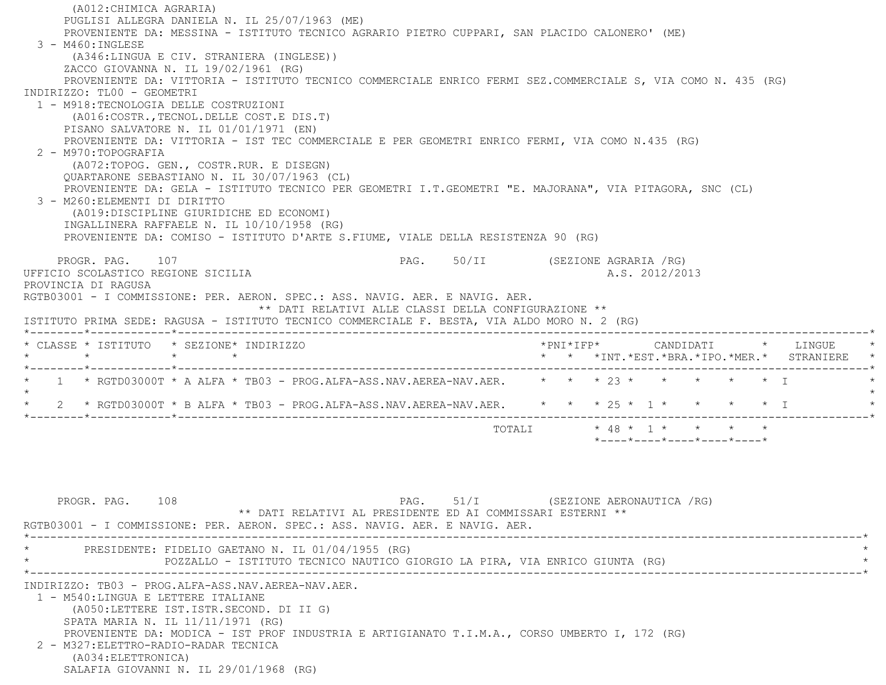(A012:CHIMICA AGRARIA)
PUGLISI ALLEGRA DANIELA N. IL 25/07/1963 (ME)
PROVENIENTE DA: MESSINA - ISTITUTO TECNICO AGRARIO PIETRO CUPPARI, SAN PLACIDO CALONERO' (ME)

3 - M460:INGLESE
(A346:LINGUA E CIV. STRANIERA (INGLESE))
ZACCO GIOVANNA N. IL 19/02/1961 (RG)
PROVENIENTE DA: VITTORIA - ISTITUTO TECNICO COMMERCIALE ENRICO FERMI SEZ.COMMERCIALE S, VIA COMO N. 435 (RG)

INDIRIZZO: TL00 - GEOMETRI

1 - M918:TECNOLOGIA DELLE COSTRUZIONI
(A016:COSTR.,TECNOL.DELLE COST.E DIS.T)
PISANO SALVATORE N. IL 01/01/1971 (EN)
PROVENIENTE DA: VITTORIA - IST TEC COMMERCIALE E PER GEOMETRI ENRICO FERMI, VIA COMO N.435 (RG)

2 - M970:TOPOGRAFIA
(A072:TOPOG. GEN., COSTR.RUR. E DISEGN)
QUARTARONE SEBASTIANO N. IL 30/07/1963 (CL)
PROVENIENTE DA: GELA - ISTITUTO TECNICO PER GEOMETRI I.T.GEOMETRI "E. MAJORANA", VIA PITAGORA, SNC (CL)

3 - M260:ELEMENTI DI DIRITTO
(A019:DISCIPLINE GIURIDICHE ED ECONOMI)
INGALLINERA RAFFAELE N. IL 10/10/1958 (RG)
PROVENIENTE DA: COMISO - ISTITUTO D'ARTE S.FIUME, VIALE DELLA RESISTENZA 90 (RG)

PROGR. PAG. 107 PAG. 50/II (SEZIONE AGRARIA /RG)

UFFICIO SCOLASTICO REGIONE SICILIA A.S. 2012/2013

PROVINCIA DI RAGUSA

RGTB03001 - I COMMISSIONE: PER. AERON. SPEC.: ASS. NAVIG. AER. E NAVIG. AER.

** DATI RELATIVI ALLE CLASSI DELLA CONFIGURAZIONE **

ISTITUTO PRIMA SEDE: RAGUSA - ISTITUTO TECNICO COMMERCIALE F. BESTA, VIA ALDO MORO N. 2 (RG)

| CLASSE | ISTITUTO | SEZIONE | INDIRIZZO | PNI | IFP | CANDIDATI INT. | EST. | BRA. | IPO. | MER. | LINGUE STRANIERE |
|---|---|---|---|---|---|---|---|---|---|---|---|
| 1 | RGTD03000T | A ALFA | TB03 - PROG.ALFA-ASS.NAV.AEREA-NAV.AER. | | | 23 | | | | | I |
| 2 | RGTD03000T | B ALFA | TB03 - PROG.ALFA-ASS.NAV.AEREA-NAV.AER. | | | 25 | 1 | | | | I |
| | | | TOTALI | | | 48 | 1 | | | | |

PROGR. PAG. 108 PAG. 51/I (SEZIONE AERONAUTICA /RG)

** DATI RELATIVI AL PRESIDENTE ED AI COMMISSARI ESTERNI **

RGTB03001 - I COMMISSIONE: PER. AERON. SPEC.: ASS. NAVIG. AER. E NAVIG. AER.

PRESIDENTE: FIDELIO GAETANO N. IL 01/04/1955 (RG)
POZZALLO - ISTITUTO TECNICO NAUTICO GIORGIO LA PIRA, VIA ENRICO GIUNTA (RG)

INDIRIZZO: TB03 - PROG.ALFA-ASS.NAV.AEREA-NAV.AER.

1 - M540:LINGUA E LETTERE ITALIANE
(A050:LETTERE IST.ISTR.SECOND. DI II G)
SPATA MARIA N. IL 11/11/1971 (RG)
PROVENIENTE DA: MODICA - IST PROF INDUSTRIA E ARTIGIANATO T.I.M.A., CORSO UMBERTO I, 172 (RG)

2 - M327:ELETTRO-RADIO-RADAR TECNICA
(A034:ELETTRONICA)
SALAFIA GIOVANNI N. IL 29/01/1968 (RG)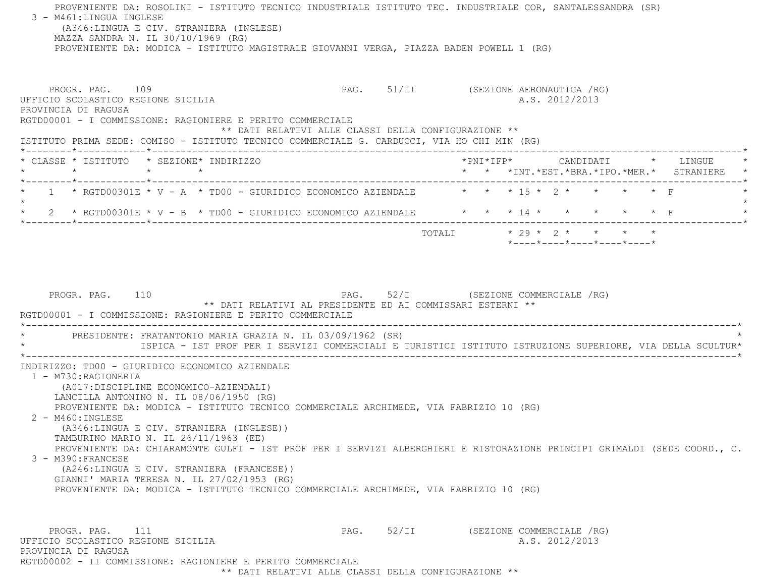PROVENIENTE DA: ROSOLINI - ISTITUTO TECNICO INDUSTRIALE ISTITUTO TEC. INDUSTRIALE COR, SANTALESSANDRA (SR)

3 - M461:LINGUA INGLESE
(A346:LINGUA E CIV. STRANIERA (INGLESE)
MAZZA SANDRA N. IL 30/10/1969 (RG)
PROVENIENTE DA: MODICA - ISTITUTO MAGISTRALE GIOVANNI VERGA, PIAZZA BADEN POWELL 1 (RG)

PROGR. PAG. 109 PAG. 51/II (SEZIONE AERONAUTICA /RG)

UFFICIO SCOLASTICO REGIONE SICILIA A.S. 2012/2013

PROVINCIA DI RAGUSA

RGTD00001 - I COMMISSIONE: RAGIONIERE E PERITO COMMERCIALE

** DATI RELATIVI ALLE CLASSI DELLA CONFIGURAZIONE **

ISTITUTO PRIMA SEDE: COMISO - ISTITUTO TECNICO COMMERCIALE G. CARDUCCI, VIA HO CHI MIN (RG)

| CLASSE | ISTITUTO | SEZIONE | INDIRIZZO | PNI | IFP | CANDIDATI INT. | EST. | BRA. | IPO. | MER. | LINGUE STRANIERE |
|---|---|---|---|---|---|---|---|---|---|---|---|
| 1 | RGTD00301E | V - A | TD00 - GIURIDICO ECONOMICO AZIENDALE | | | 15 | 2 | | | | F |
| 2 | RGTD00301E | V - B | TD00 - GIURIDICO ECONOMICO AZIENDALE | | | 14 | | | | | F |
| | | | TOTALI | | | 29 | 2 | | | | |

PROGR. PAG. 110 PAG. 52/I (SEZIONE COMMERCIALE /RG)

** DATI RELATIVI AL PRESIDENTE ED AI COMMISSARI ESTERNI **

RGTD00001 - I COMMISSIONE: RAGIONIERE E PERITO COMMERCIALE

PRESIDENTE: FRATANTONIO MARIA GRAZIA N. IL 03/09/1962 (SR)
ISPICA - IST PROF PER I SERVIZI COMMERCIALI E TURISTICI ISTITUTO ISTRUZIONE SUPERIORE, VIA DELLA SCULTUR

INDIRIZZO: TD00 - GIURIDICO ECONOMICO AZIENDALE

1 - M730:RAGIONERIA
(A017:DISCIPLINE ECONOMICO-AZIENDALI)
LANCILLA ANTONINO N. IL 08/06/1950 (RG)
PROVENIENTE DA: MODICA - ISTITUTO TECNICO COMMERCIALE ARCHIMEDE, VIA FABRIZIO 10 (RG)

2 - M460:INGLESE
(A346:LINGUA E CIV. STRANIERA (INGLESE))
TAMBURINO MARIO N. IL 26/11/1963 (EE)
PROVENIENTE DA: CHIARAMONTE GULFI - IST PROF PER I SERVIZI ALBERGHIERI E RISTORAZIONE PRINCIPI GRIMALDI (SEDE COORD., C.

3 - M390:FRANCESE
(A246:LINGUA E CIV. STRANIERA (FRANCESE))
GIANNI' MARIA TERESA N. IL 27/02/1953 (RG)
PROVENIENTE DA: MODICA - ISTITUTO TECNICO COMMERCIALE ARCHIMEDE, VIA FABRIZIO 10 (RG)

PROGR. PAG. 111 PAG. 52/II (SEZIONE COMMERCIALE /RG)

UFFICIO SCOLASTICO REGIONE SICILIA A.S. 2012/2013

PROVINCIA DI RAGUSA

RGTD00002 - II COMMISSIONE: RAGIONIERE E PERITO COMMERCIALE

** DATI RELATIVI ALLE CLASSI DELLA CONFIGURAZIONE **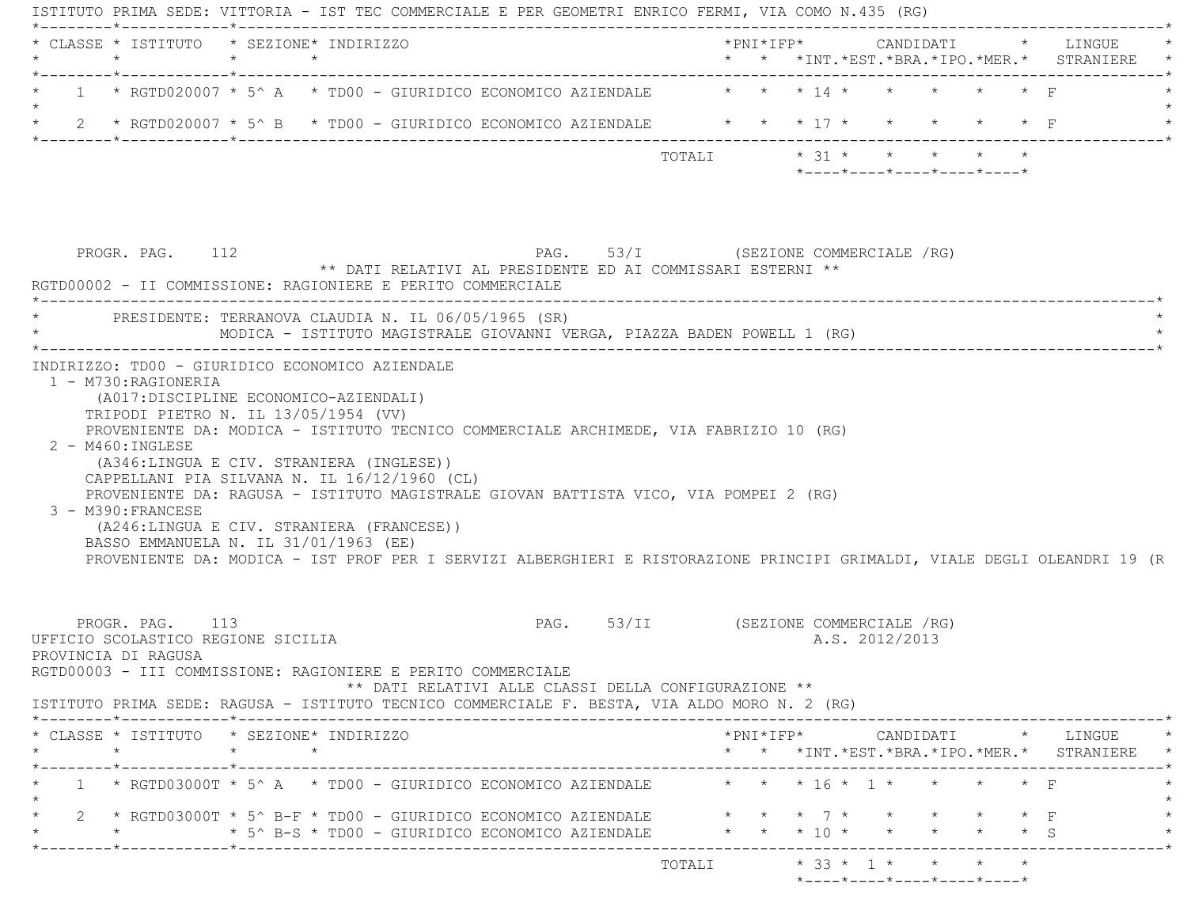ISTITUTO PRIMA SEDE: VITTORIA - IST TEC COMMERCIALE E PER GEOMETRI ENRICO FERMI, VIA COMO N.435 (RG)

| CLASSE | ISTITUTO | SEZIONE | INDIRIZZO | PNI | IFP | CANDIDATI INT. | EST. | BRA. | IPO. | MER. | LINGUE STRANIERE |
|---|---|---|---|---|---|---|---|---|---|---|---|
| 1 | RGTD020007 | 5^ A | TD00 - GIURIDICO ECONOMICO AZIENDALE | | | 14 | | | | | F |
| 2 | RGTD020007 | 5^ B | TD00 - GIURIDICO ECONOMICO AZIENDALE | | | 17 | | | | | F |
| | | | | | TOTALI | 31 | | | | | |

PROGR. PAG. 112 PAG. 53/I (SEZIONE COMMERCIALE /RG)

** DATI RELATIVI AL PRESIDENTE ED AI COMMISSARI ESTERNI **

RGTD00002 - II COMMISSIONE: RAGIONIERE E PERITO COMMERCIALE

PRESIDENTE: TERRANOVA CLAUDIA N. IL 06/05/1965 (SR)
MODICA - ISTITUTO MAGISTRALE GIOVANNI VERGA, PIAZZA BADEN POWELL 1 (RG)

INDIRIZZO: TD00 - GIURIDICO ECONOMICO AZIENDALE

1 - M730:RAGIONERIA
(A017:DISCIPLINE ECONOMICO-AZIENDALI)
TRIPODI PIETRO N. IL 13/05/1954 (VV)
PROVENIENTE DA: MODICA - ISTITUTO TECNICO COMMERCIALE ARCHIMEDE, VIA FABRIZIO 10 (RG)

2 - M460:INGLESE
(A346:LINGUA E CIV. STRANIERA (INGLESE))
CAPPELLANI PIA SILVANA N. IL 16/12/1960 (CL)
PROVENIENTE DA: RAGUSA - ISTITUTO MAGISTRALE GIOVAN BATTISTA VICO, VIA POMPEI 2 (RG)

3 - M390:FRANCESE
(A246:LINGUA E CIV. STRANIERA (FRANCESE))
BASSO EMMANUELA N. IL 31/01/1963 (EE)
PROVENIENTE DA: MODICA - IST PROF PER I SERVIZI ALBERGHIERI E RISTORAZIONE PRINCIPI GRIMALDI, VIALE DEGLI OLEANDRI 19 (R

PROGR. PAG. 113 PAG. 53/II (SEZIONE COMMERCIALE /RG)

UFFICIO SCOLASTICO REGIONE SICILIA A.S. 2012/2013
PROVINCIA DI RAGUSA
RGTD00003 - III COMMISSIONE: RAGIONIERE E PERITO COMMERCIALE

** DATI RELATIVI ALLE CLASSI DELLA CONFIGURAZIONE **

ISTITUTO PRIMA SEDE: RAGUSA - ISTITUTO TECNICO COMMERCIALE F. BESTA, VIA ALDO MORO N. 2 (RG)

| CLASSE | ISTITUTO | SEZIONE | INDIRIZZO | PNI | IFP | CANDIDATI INT. | EST. | BRA. | IPO. | MER. | LINGUE STRANIERE |
|---|---|---|---|---|---|---|---|---|---|---|---|
| 1 | RGTD03000T | 5^ A | TD00 - GIURIDICO ECONOMICO AZIENDALE | | | 16 | 1 | | | | F |
| 2 | RGTD03000T | 5^ B-F | TD00 - GIURIDICO ECONOMICO AZIENDALE | | | 7 | | | | | F |
| | | 5^ B-S | TD00 - GIURIDICO ECONOMICO AZIENDALE | | | 10 | | | | | S |
| | | | | | TOTALI | 33 | 1 | | | | |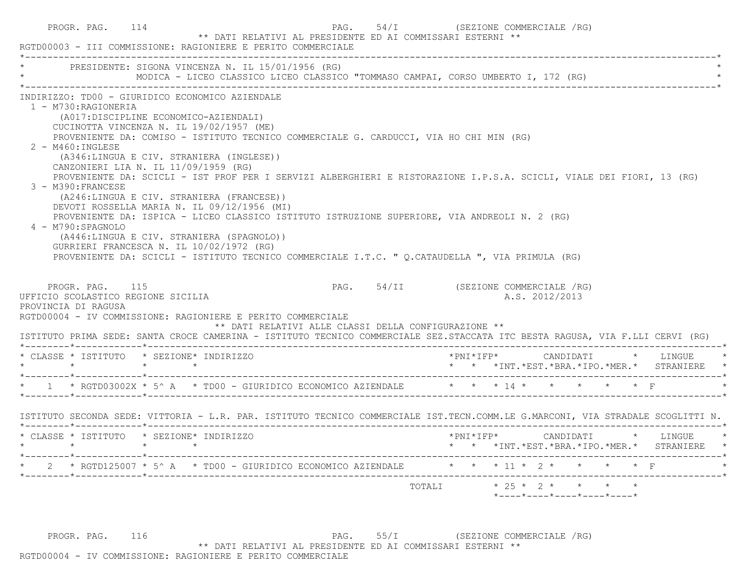PROGR. PAG. 114 PAG. 54/I (SEZIONE COMMERCIALE /RG)

** DATI RELATIVI AL PRESIDENTE ED AI COMMISSARI ESTERNI **

RGTD00003 - III COMMISSIONE: RAGIONIERE E PERITO COMMERCIALE

PRESIDENTE: SIGONA VINCENZA N. IL 15/01/1956 (RG)
MODICA - LICEO CLASSICO LICEO CLASSICO "TOMMASO CAMPAI, CORSO UMBERTO I, 172 (RG)

INDIRIZZO: TD00 - GIURIDICO ECONOMICO AZIENDALE

1 - M730:RAGIONERIA
(A017:DISCIPLINE ECONOMICO-AZIENDALI)
CUCINOTTA VINCENZA N. IL 19/02/1957 (ME)
PROVENIENTE DA: COMISO - ISTITUTO TECNICO COMMERCIALE G. CARDUCCI, VIA HO CHI MIN (RG)

2 - M460:INGLESE
(A346:LINGUA E CIV. STRANIERA (INGLESE))
CANZONIERI LIA N. IL 11/09/1959 (RG)
PROVENIENTE DA: SCICLI - IST PROF PER I SERVIZI ALBERGHIERI E RISTORAZIONE I.P.S.A. SCICLI, VIALE DEI FIORI, 13 (RG)

3 - M390:FRANCESE
(A246:LINGUA E CIV. STRANIERA (FRANCESE))
DEVOTI ROSSELLA MARIA N. IL 09/12/1956 (MI)
PROVENIENTE DA: ISPICA - LICEO CLASSICO ISTITUTO ISTRUZIONE SUPERIORE, VIA ANDREOLI N. 2 (RG)

4 - M790:SPAGNOLO
(A446:LINGUA E CIV. STRANIERA (SPAGNOLO))
GURRIERI FRANCESCA N. IL 10/02/1972 (RG)
PROVENIENTE DA: SCICLI - ISTITUTO TECNICO COMMERCIALE I.T.C. " Q.CATAUDELLA ", VIA PRIMULA (RG)

PROGR. PAG. 115 PAG. 54/II (SEZIONE COMMERCIALE /RG)

UFFICIO SCOLASTICO REGIONE SICILIA A.S. 2012/2013

PROVINCIA DI RAGUSA

RGTD00004 - IV COMMISSIONE: RAGIONIERE E PERITO COMMERCIALE

** DATI RELATIVI ALLE CLASSI DELLA CONFIGURAZIONE **

ISTITUTO PRIMA SEDE: SANTA CROCE CAMERINA - ISTITUTO TECNICO COMMERCIALE SEZ.STACCATA ITC BESTA RAGUSA, VIA F.LLI CERVI (RG)

| CLASSE | ISTITUTO | SEZIONE | INDIRIZZO | PNI | IFP | CANDIDATI INT. | EST. | BRA. | IPO. | MER. | LINGUE STRANIERE |
|---|---|---|---|---|---|---|---|---|---|---|---|
| 1 | RGTD03002X | 5^ A | TD00 - GIURIDICO ECONOMICO AZIENDALE | | | 14 | | | | | F |

ISTITUTO SECONDA SEDE: VITTORIA - L.R. PAR. ISTITUTO TECNICO COMMERCIALE IST.TECN.COMM.LE G.MARCONI, VIA STRADALE SCOGLITTI N.

| CLASSE | ISTITUTO | SEZIONE | INDIRIZZO | PNI | IFP | CANDIDATI INT. | EST. | BRA. | IPO. | MER. | LINGUE STRANIERE |
|---|---|---|---|---|---|---|---|---|---|---|---|
| 2 | RGTD125007 | 5^ A | TD00 - GIURIDICO ECONOMICO AZIENDALE | | | 11 | 2 | | | | F |
| | | | TOTALI | | | 25 | 2 | | | | |

PROGR. PAG. 116 PAG. 55/I (SEZIONE COMMERCIALE /RG)

** DATI RELATIVI AL PRESIDENTE ED AI COMMISSARI ESTERNI **

RGTD00004 - IV COMMISSIONE: RAGIONIERE E PERITO COMMERCIALE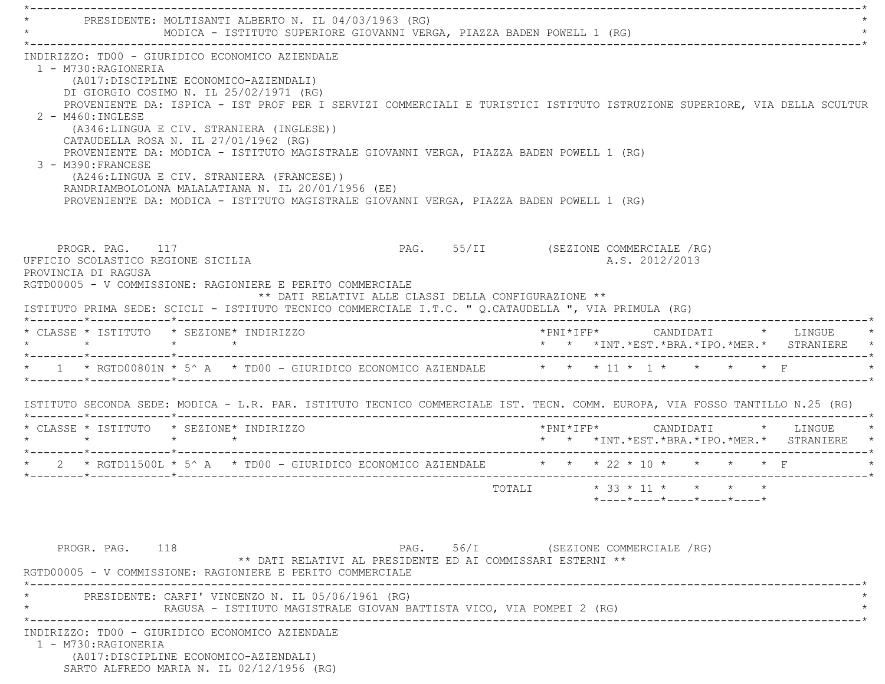PRESIDENTE: MOLTISANTI ALBERTO N. IL 04/03/1963 (RG)
MODICA - ISTITUTO SUPERIORE GIOVANNI VERGA, PIAZZA BADEN POWELL 1 (RG)

INDIRIZZO: TD00 - GIURIDICO ECONOMICO AZIENDALE

1 - M730:RAGIONERIA
(A017:DISCIPLINE ECONOMICO-AZIENDALI)
DI GIORGIO COSIMO N. IL 25/02/1971 (RG)
PROVENIENTE DA: ISPICA - IST PROF PER I SERVIZI COMMERCIALI E TURISTICI ISTITUTO ISTRUZIONE SUPERIORE, VIA DELLA SCULTUR

2 - M460:INGLESE
(A346:LINGUA E CIV. STRANIERA (INGLESE))
CATAUDELLA ROSA N. IL 27/01/1962 (RG)
PROVENIENTE DA: MODICA - ISTITUTO MAGISTRALE GIOVANNI VERGA, PIAZZA BADEN POWELL 1 (RG)

3 - M390:FRANCESE
(A246:LINGUA E CIV. STRANIERA (FRANCESE))
RANDRIAMBOLOLONA MALALATIANA N. IL 20/01/1956 (EE)
PROVENIENTE DA: MODICA - ISTITUTO MAGISTRALE GIOVANNI VERGA, PIAZZA BADEN POWELL 1 (RG)

PROGR. PAG. 117 PAG. 55/II (SEZIONE COMMERCIALE /RG)
UFFICIO SCOLASTICO REGIONE SICILIA A.S. 2012/2013
PROVINCIA DI RAGUSA
RGTD00005 - V COMMISSIONE: RAGIONIERE E PERITO COMMERCIALE

** DATI RELATIVI ALLE CLASSI DELLA CONFIGURAZIONE **

ISTITUTO PRIMA SEDE: SCICLI - ISTITUTO TECNICO COMMERCIALE I.T.C. " Q.CATAUDELLA ", VIA PRIMULA (RG)

| CLASSE | ISTITUTO | SEZIONE | INDIRIZZO | PNI | IFP | CANDIDATI INT. | EST. | BRA. | IPO. | MER. | LINGUE STRANIERE |
|---|---|---|---|---|---|---|---|---|---|---|---|
| 1 | RGTD00801N | 5^ A | TD00 - GIURIDICO ECONOMICO AZIENDALE | | | 11 | 1 | | | | F |

ISTITUTO SECONDA SEDE: MODICA - L.R. PAR. ISTITUTO TECNICO COMMERCIALE IST. TECN. COMM. EUROPA, VIA FOSSO TANTILLO N.25 (RG)

| CLASSE | ISTITUTO | SEZIONE | INDIRIZZO | PNI | IFP | CANDIDATI INT. | EST. | BRA. | IPO. | MER. | LINGUE STRANIERE |
|---|---|---|---|---|---|---|---|---|---|---|---|
| 2 | RGTD11500L | 5^ A | TD00 - GIURIDICO ECONOMICO AZIENDALE | | | 22 | 10 | | | | F |
| | | | TOTALI | | | 33 | 11 | | | | |

PROGR. PAG. 118 PAG. 56/I (SEZIONE COMMERCIALE /RG)

** DATI RELATIVI AL PRESIDENTE ED AI COMMISSARI ESTERNI **

RGTD00005 - V COMMISSIONE: RAGIONIERE E PERITO COMMERCIALE

PRESIDENTE: CARFI' VINCENZO N. IL 05/06/1961 (RG)
RAGUSA - ISTITUTO MAGISTRALE GIOVAN BATTISTA VICO, VIA POMPEI 2 (RG)

INDIRIZZO: TD00 - GIURIDICO ECONOMICO AZIENDALE

1 - M730:RAGIONERIA
(A017:DISCIPLINE ECONOMICO-AZIENDALI)
SARTO ALFREDO MARIA N. IL 02/12/1956 (RG)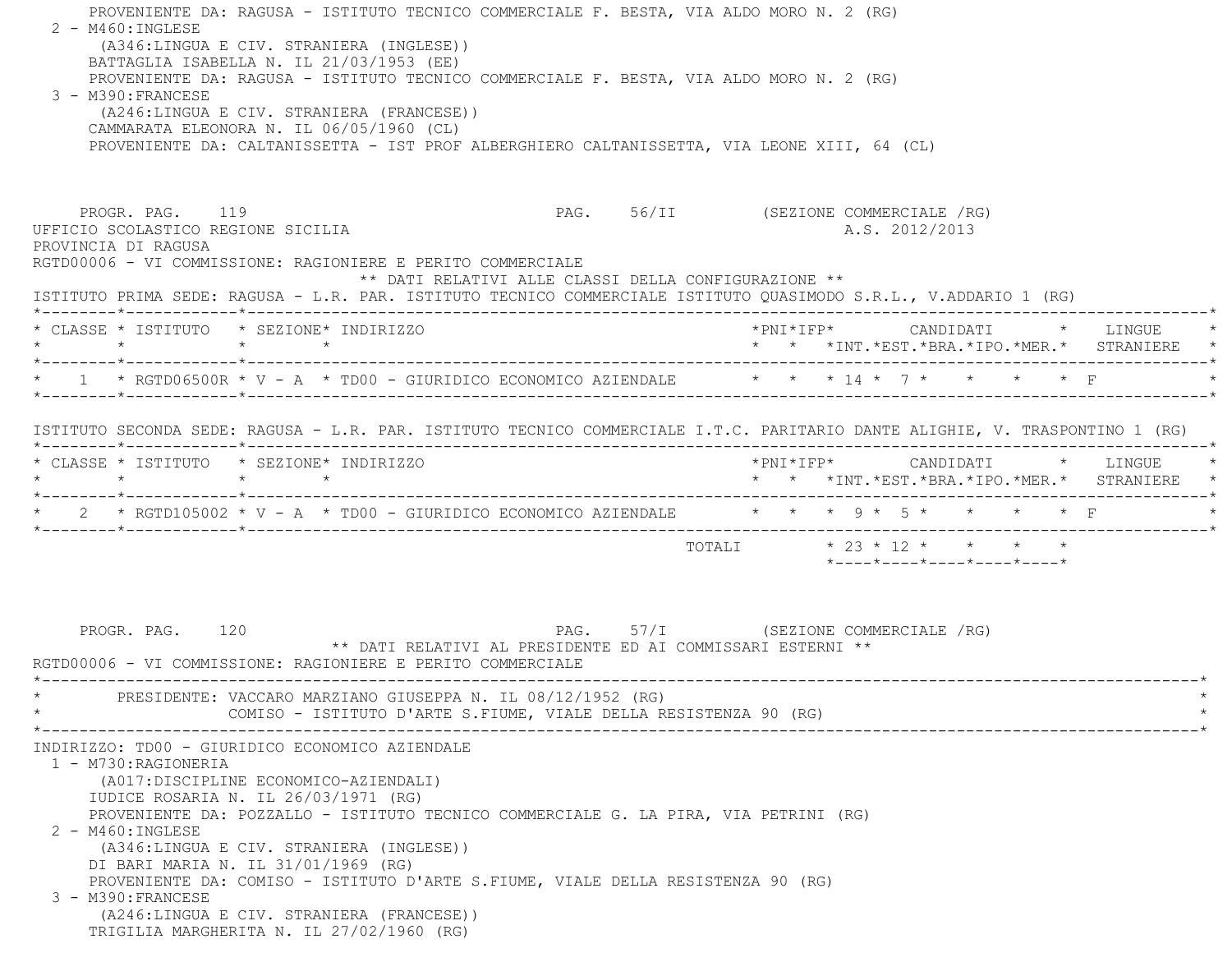PROVENIENTE DA: RAGUSA - ISTITUTO TECNICO COMMERCIALE F. BESTA, VIA ALDO MORO N. 2 (RG)

2 - M460:INGLESE
(A346:LINGUA E CIV. STRANIERA (INGLESE))
BATTAGLIA ISABELLA N. IL 21/03/1953 (EE)
PROVENIENTE DA: RAGUSA - ISTITUTO TECNICO COMMERCIALE F. BESTA, VIA ALDO MORO N. 2 (RG)

3 - M390:FRANCESE
(A246:LINGUA E CIV. STRANIERA (FRANCESE))
CAMMARATA ELEONORA N. IL 06/05/1960 (CL)
PROVENIENTE DA: CALTANISSETTA - IST PROF ALBERGHIERO CALTANISSETTA, VIA LEONE XIII, 64 (CL)

PROGR. PAG. 119 PAG. 56/II (SEZIONE COMMERCIALE /RG)

UFFICIO SCOLASTICO REGIONE SICILIA A.S. 2012/2013

PROVINCIA DI RAGUSA

RGTD00006 - VI COMMISSIONE: RAGIONIERE E PERITO COMMERCIALE

** DATI RELATIVI ALLE CLASSI DELLA CONFIGURAZIONE **

ISTITUTO PRIMA SEDE: RAGUSA - L.R. PAR. ISTITUTO TECNICO COMMERCIALE ISTITUTO QUASIMODO S.R.L., V.ADDARIO 1 (RG)

| CLASSE | ISTITUTO | SEZIONE | INDIRIZZO | PNI | IFP | INT. | EST. | BRA. | IPO. | MER. | LINGUE STRANIERE |
|---|---|---|---|---|---|---|---|---|---|---|---|
| 1 | RGTD06500R | V - A | TD00 - GIURIDICO ECONOMICO AZIENDALE | | | 14 | 7 | | | | F |

ISTITUTO SECONDA SEDE: RAGUSA - L.R. PAR. ISTITUTO TECNICO COMMERCIALE I.T.C. PARITARIO DANTE ALIGHIE, V. TRASPONTINO 1 (RG)

| CLASSE | ISTITUTO | SEZIONE | INDIRIZZO | PNI | IFP | INT. | EST. | BRA. | IPO. | MER. | LINGUE STRANIERE |
|---|---|---|---|---|---|---|---|---|---|---|---|
| 2 | RGTD105002 | V - A | TD00 - GIURIDICO ECONOMICO AZIENDALE | | | 9 | 5 | | | | F |
| | | | TOTALI | | | 23 | 12 | | | | |

PROGR. PAG. 120 PAG. 57/I (SEZIONE COMMERCIALE /RG)

** DATI RELATIVI AL PRESIDENTE ED AI COMMISSARI ESTERNI **

RGTD00006 - VI COMMISSIONE: RAGIONIERE E PERITO COMMERCIALE

PRESIDENTE: VACCARO MARZIANO GIUSEPPA N. IL 08/12/1952 (RG)
COMISO - ISTITUTO D'ARTE S.FIUME, VIALE DELLA RESISTENZA 90 (RG)

INDIRIZZO: TD00 - GIURIDICO ECONOMICO AZIENDALE

1 - M730:RAGIONERIA
(A017:DISCIPLINE ECONOMICO-AZIENDALI)
IUDICE ROSARIA N. IL 26/03/1971 (RG)
PROVENIENTE DA: POZZALLO - ISTITUTO TECNICO COMMERCIALE G. LA PIRA, VIA PETRINI (RG)

2 - M460:INGLESE
(A346:LINGUA E CIV. STRANIERA (INGLESE))
DI BARI MARIA N. IL 31/01/1969 (RG)
PROVENIENTE DA: COMISO - ISTITUTO D'ARTE S.FIUME, VIALE DELLA RESISTENZA 90 (RG)

3 - M390:FRANCESE
(A246:LINGUA E CIV. STRANIERA (FRANCESE))
TRIGILIA MARGHERITA N. IL 27/02/1960 (RG)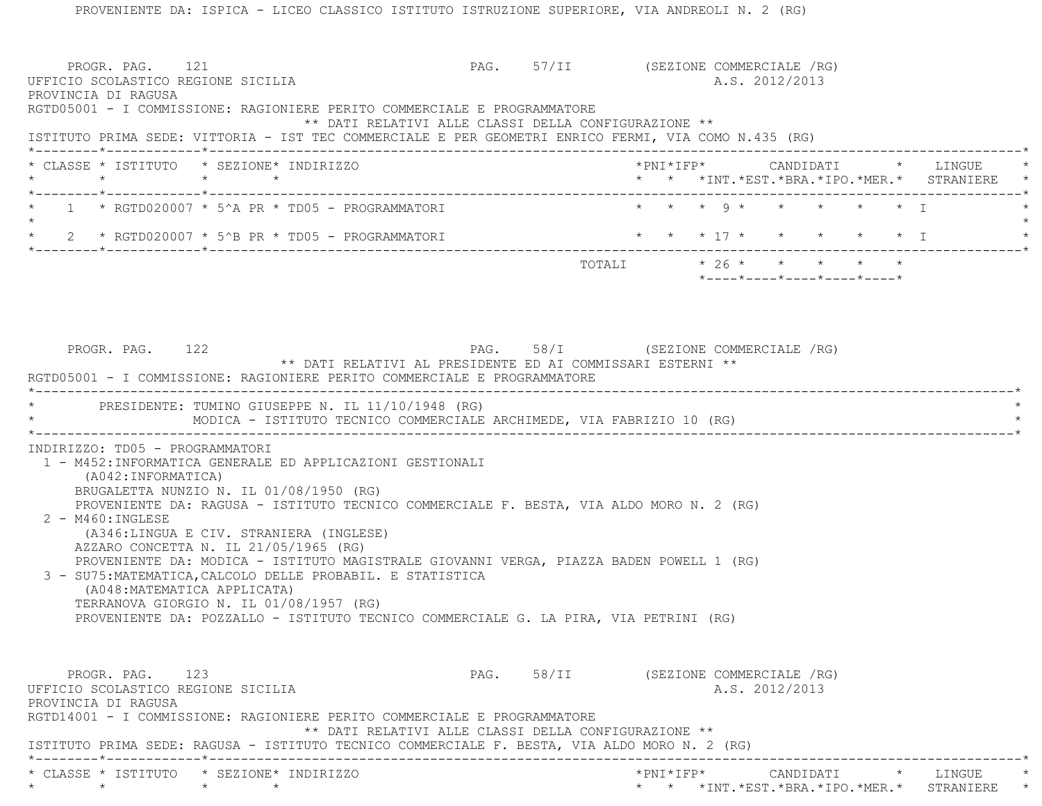PROVENIENTE DA: ISPICA - LICEO CLASSICO ISTITUTO ISTRUZIONE SUPERIORE, VIA ANDREOLI N. 2 (RG)

PROGR. PAG. 121 PAG. 57/II (SEZIONE COMMERCIALE /RG)

UFFICIO SCOLASTICO REGIONE SICILIA A.S. 2012/2013

PROVINCIA DI RAGUSA

RGTD05001 - I COMMISSIONE: RAGIONIERE PERITO COMMERCIALE E PROGRAMMATORE

** DATI RELATIVI ALLE CLASSI DELLA CONFIGURAZIONE **

ISTITUTO PRIMA SEDE: VITTORIA - IST TEC COMMERCIALE E PER GEOMETRI ENRICO FERMI, VIA COMO N.435 (RG)

| CLASSE | ISTITUTO | SEZIONE | INDIRIZZO | PNI | IFP | INT. | EST. | BRA. | IPO. | MER. | LINGUE STRANIERE |
|---|---|---|---|---|---|---|---|---|---|---|---|
| 1 | RGTD020007 | 5^A PR | TD05 - PROGRAMMATORI | | | 9 | | | | | I |
| 2 | RGTD020007 | 5^B PR | TD05 - PROGRAMMATORI | | | 17 | | | | | I |
| | | | TOTALI | | | 26 | | | | | |

PROGR. PAG. 122 PAG. 58/I (SEZIONE COMMERCIALE /RG)

** DATI RELATIVI AL PRESIDENTE ED AI COMMISSARI ESTERNI **

RGTD05001 - I COMMISSIONE: RAGIONIERE PERITO COMMERCIALE E PROGRAMMATORE

PRESIDENTE: TUMINO GIUSEPPE N. IL 11/10/1948 (RG)
MODICA - ISTITUTO TECNICO COMMERCIALE ARCHIMEDE, VIA FABRIZIO 10 (RG)

INDIRIZZO: TD05 - PROGRAMMATORI

1 - M452:INFORMATICA GENERALE ED APPLICAZIONI GESTIONALI
(A042:INFORMATICA)
BRUGALETTA NUNZIO N. IL 01/08/1950 (RG)
PROVENIENTE DA: RAGUSA - ISTITUTO TECNICO COMMERCIALE F. BESTA, VIA ALDO MORO N. 2 (RG)

2 - M460:INGLESE
(A346:LINGUA E CIV. STRANIERA (INGLESE)
AZZARO CONCETTA N. IL 21/05/1965 (RG)
PROVENIENTE DA: MODICA - ISTITUTO MAGISTRALE GIOVANNI VERGA, PIAZZA BADEN POWELL 1 (RG)

3 - SU75:MATEMATICA,CALCOLO DELLE PROBABIL. E STATISTICA
(A048:MATEMATICA APPLICATA)
TERRANOVA GIORGIO N. IL 01/08/1957 (RG)
PROVENIENTE DA: POZZALLO - ISTITUTO TECNICO COMMERCIALE G. LA PIRA, VIA PETRINI (RG)

PROGR. PAG. 123 PAG. 58/II (SEZIONE COMMERCIALE /RG)

UFFICIO SCOLASTICO REGIONE SICILIA A.S. 2012/2013

PROVINCIA DI RAGUSA

RGTD14001 - I COMMISSIONE: RAGIONIERE PERITO COMMERCIALE E PROGRAMMATORE

** DATI RELATIVI ALLE CLASSI DELLA CONFIGURAZIONE **

ISTITUTO PRIMA SEDE: RAGUSA - ISTITUTO TECNICO COMMERCIALE F. BESTA, VIA ALDO MORO N. 2 (RG)

| CLASSE | ISTITUTO | SEZIONE | INDIRIZZO | PNI | IFP | INT. | EST. | BRA. | IPO. | MER. | LINGUE STRANIERE |
|---|---|---|---|---|---|---|---|---|---|---|---|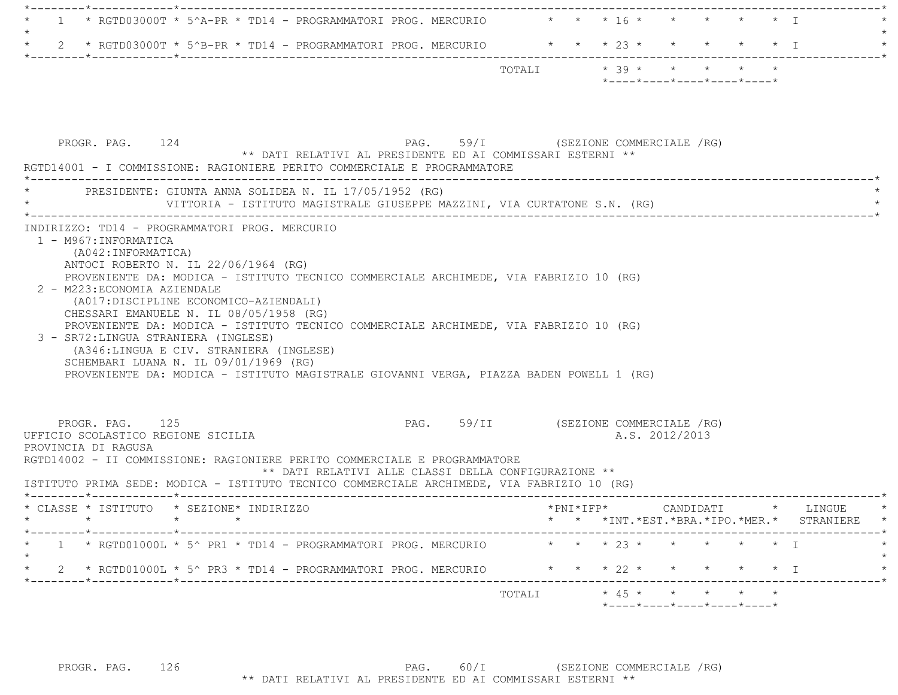| CLASSE | ISTITUTO | SEZIONE | INDIRIZZO | PNI | IFP | INT. | EST. | BRA. | IPO. | MER. | LINGUE STRANIERE |
|---|---|---|---|---|---|---|---|---|---|---|---|
| 1 | RGTD03000T | 5^A-PR | TD14 - PROGRAMMATORI PROG. MERCURIO | | | 16 | | | | | I |
| 2 | RGTD03000T | 5^B-PR | TD14 - PROGRAMMATORI PROG. MERCURIO | | | 23 | | | | | I |
| | | | TOTALI | | | 39 | | | | | |

PROGR. PAG. 124 PAG. 59/I (SEZIONE COMMERCIALE /RG)

** DATI RELATIVI AL PRESIDENTE ED AI COMMISSARI ESTERNI **

RGTD14001 - I COMMISSIONE: RAGIONIERE PERITO COMMERCIALE E PROGRAMMATORE

PRESIDENTE: GIUNTA ANNA SOLIDEA N. IL 17/05/1952 (RG)
VITTORIA - ISTITUTO MAGISTRALE GIUSEPPE MAZZINI, VIA CURTATONE S.N. (RG)

INDIRIZZO: TD14 - PROGRAMMATORI PROG. MERCURIO

1 - M967:INFORMATICA
(A042:INFORMATICA)
ANTOCI ROBERTO N. IL 22/06/1964 (RG)
PROVENIENTE DA: MODICA - ISTITUTO TECNICO COMMERCIALE ARCHIMEDE, VIA FABRIZIO 10 (RG)

2 - M223:ECONOMIA AZIENDALE
(A017:DISCIPLINE ECONOMICO-AZIENDALI)
CHESSARI EMANUELE N. IL 08/05/1958 (RG)
PROVENIENTE DA: MODICA - ISTITUTO TECNICO COMMERCIALE ARCHIMEDE, VIA FABRIZIO 10 (RG)

3 - SR72:LINGUA STRANIERA (INGLESE)
(A346:LINGUA E CIV. STRANIERA (INGLESE)
SCHEMBARI LUANA N. IL 09/01/1969 (RG)
PROVENIENTE DA: MODICA - ISTITUTO MAGISTRALE GIOVANNI VERGA, PIAZZA BADEN POWELL 1 (RG)

PROGR. PAG. 125 PAG. 59/II (SEZIONE COMMERCIALE /RG)

UFFICIO SCOLASTICO REGIONE SICILIA A.S. 2012/2013

PROVINCIA DI RAGUSA

RGTD14002 - II COMMISSIONE: RAGIONIERE PERITO COMMERCIALE E PROGRAMMATORE

** DATI RELATIVI ALLE CLASSI DELLA CONFIGURAZIONE **

ISTITUTO PRIMA SEDE: MODICA - ISTITUTO TECNICO COMMERCIALE ARCHIMEDE, VIA FABRIZIO 10 (RG)

| CLASSE | ISTITUTO | SEZIONE | INDIRIZZO | PNI | IFP | INT. | EST. | BRA. | IPO. | MER. | LINGUE STRANIERE |
|---|---|---|---|---|---|---|---|---|---|---|---|
| 1 | RGTD01000L | 5^ PR1 | TD14 - PROGRAMMATORI PROG. MERCURIO | | | 23 | | | | | I |
| 2 | RGTD01000L | 5^ PR3 | TD14 - PROGRAMMATORI PROG. MERCURIO | | | 22 | | | | | I |
| | | | TOTALI | | | 45 | | | | | |

PROGR. PAG. 126 PAG. 60/I (SEZIONE COMMERCIALE /RG)

** DATI RELATIVI AL PRESIDENTE ED AI COMMISSARI ESTERNI **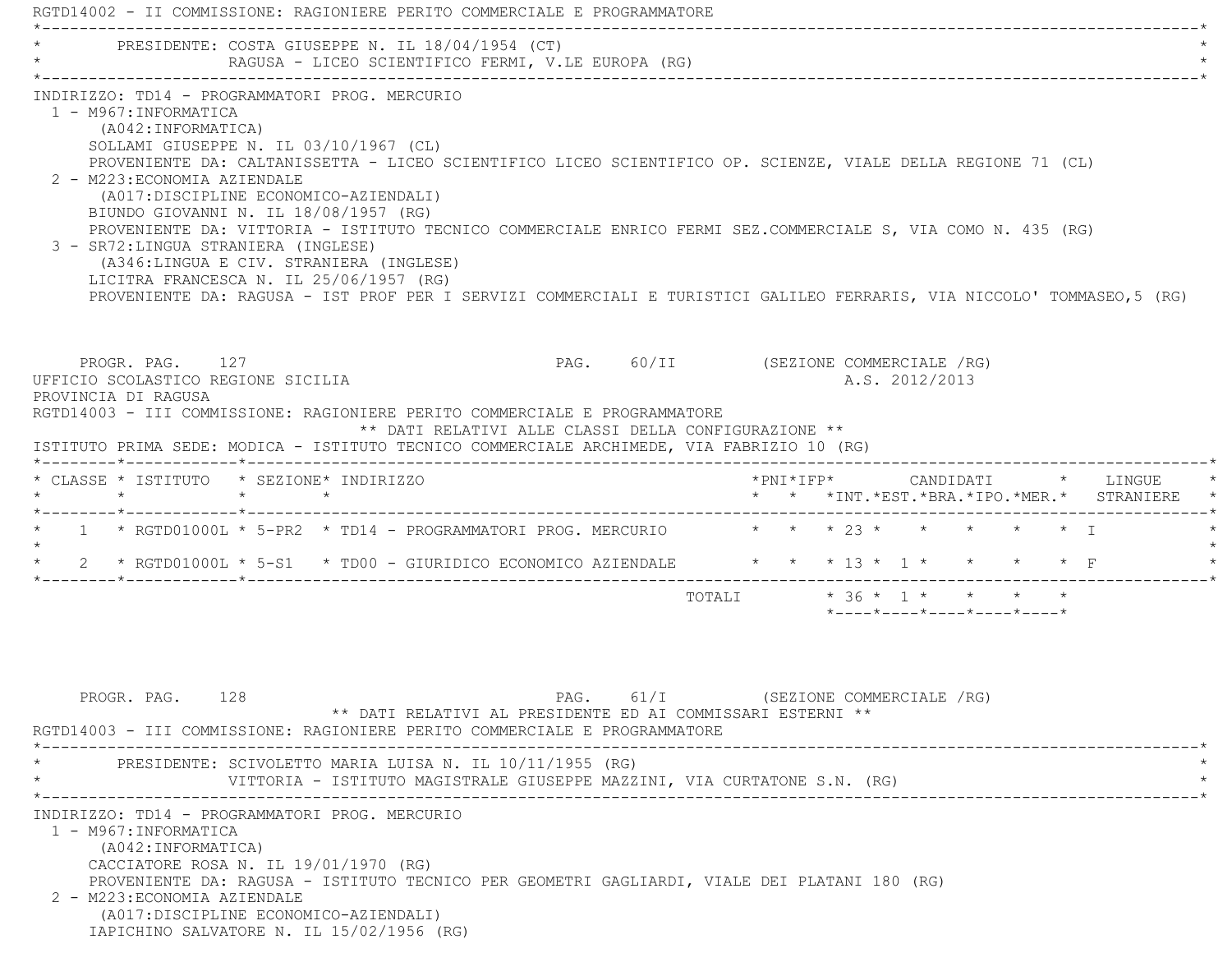RGTD14002 - II COMMISSIONE: RAGIONIERE PERITO COMMERCIALE E PROGRAMMATORE

PRESIDENTE: COSTA GIUSEPPE N. IL 18/04/1954 (CT)
RAGUSA - LICEO SCIENTIFICO FERMI, V.LE EUROPA (RG)

INDIRIZZO: TD14 - PROGRAMMATORI PROG. MERCURIO

1 - M967:INFORMATICA
(A042:INFORMATICA)
SOLLAMI GIUSEPPE N. IL 03/10/1967 (CL)
PROVENIENTE DA: CALTANISSETTA - LICEO SCIENTIFICO LICEO SCIENTIFICO OP. SCIENZE, VIALE DELLA REGIONE 71 (CL)

2 - M223:ECONOMIA AZIENDALE
(A017:DISCIPLINE ECONOMICO-AZIENDALI)
BIUNDO GIOVANNI N. IL 18/08/1957 (RG)
PROVENIENTE DA: VITTORIA - ISTITUTO TECNICO COMMERCIALE ENRICO FERMI SEZ.COMMERCIALE S, VIA COMO N. 435 (RG)

3 - SR72:LINGUA STRANIERA (INGLESE)
(A346:LINGUA E CIV. STRANIERA (INGLESE)
LICITRA FRANCESCA N. IL 25/06/1957 (RG)
PROVENIENTE DA: RAGUSA - IST PROF PER I SERVIZI COMMERCIALI E TURISTICI GALILEO FERRARIS, VIA NICCOLO' TOMMASEO,5 (RG)

PROGR. PAG. 127 PAG. 60/II (SEZIONE COMMERCIALE /RG)

UFFICIO SCOLASTICO REGIONE SICILIA A.S. 2012/2013
PROVINCIA DI RAGUSA

RGTD14003 - III COMMISSIONE: RAGIONIERE PERITO COMMERCIALE E PROGRAMMATORE

** DATI RELATIVI ALLE CLASSI DELLA CONFIGURAZIONE **

ISTITUTO PRIMA SEDE: MODICA - ISTITUTO TECNICO COMMERCIALE ARCHIMEDE, VIA FABRIZIO 10 (RG)

| CLASSE | ISTITUTO | SEZIONE | INDIRIZZO | PNI | IFP | CANDIDATI INT. | CANDIDATI EST. | CANDIDATI BRA. | CANDIDATI IPO. | CANDIDATI MER. | LINGUE STRANIERE |
|---|---|---|---|---|---|---|---|---|---|---|---|
| 1 | RGTD01000L | 5-PR2 | TD14 - PROGRAMMATORI PROG. MERCURIO | | | 23 | | | | | I |
| 2 | RGTD01000L | 5-S1 | TD00 - GIURIDICO ECONOMICO AZIENDALE | | | 13 | 1 | | | | F |
| | | | TOTALI | | | 36 | 1 | | | | |

PROGR. PAG. 128 PAG. 61/I (SEZIONE COMMERCIALE /RG)

** DATI RELATIVI AL PRESIDENTE ED AI COMMISSARI ESTERNI **

RGTD14003 - III COMMISSIONE: RAGIONIERE PERITO COMMERCIALE E PROGRAMMATORE

PRESIDENTE: SCIVOLETTO MARIA LUISA N. IL 10/11/1955 (RG)
VITTORIA - ISTITUTO MAGISTRALE GIUSEPPE MAZZINI, VIA CURTATONE S.N. (RG)

INDIRIZZO: TD14 - PROGRAMMATORI PROG. MERCURIO

1 - M967:INFORMATICA
(A042:INFORMATICA)
CACCIATORE ROSA N. IL 19/01/1970 (RG)
PROVENIENTE DA: RAGUSA - ISTITUTO TECNICO PER GEOMETRI GAGLIARDI, VIALE DEI PLATANI 180 (RG)

2 - M223:ECONOMIA AZIENDALE
(A017:DISCIPLINE ECONOMICO-AZIENDALI)
IAPICHINO SALVATORE N. IL 15/02/1956 (RG)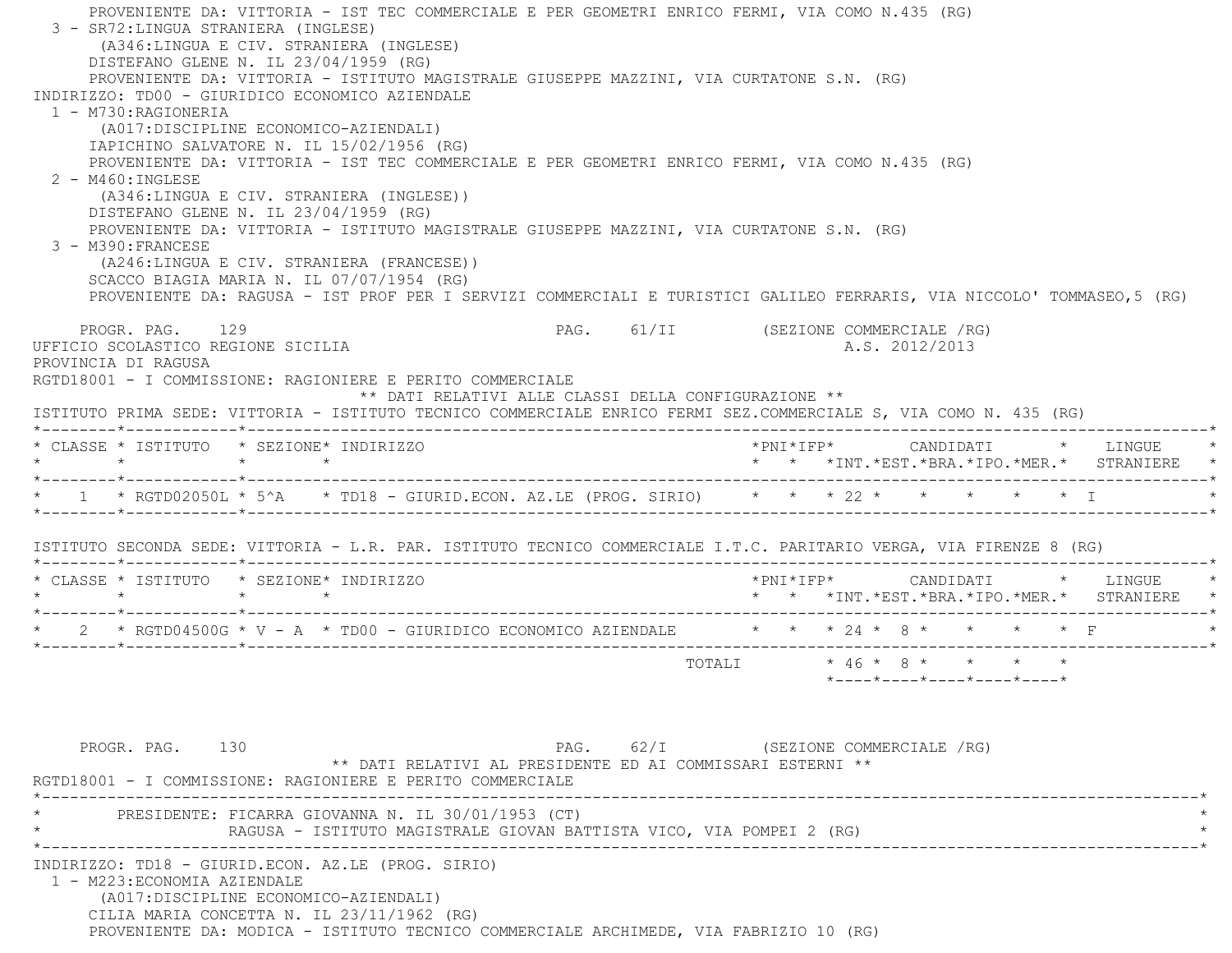PROVENIENTE DA: VITTORIA - IST TEC COMMERCIALE E PER GEOMETRI ENRICO FERMI, VIA COMO N.435 (RG)

3 - SR72:LINGUA STRANIERA (INGLESE)
(A346:LINGUA E CIV. STRANIERA (INGLESE)
DISTEFANO GLENE N. IL 23/04/1959 (RG)
PROVENIENTE DA: VITTORIA - ISTITUTO MAGISTRALE GIUSEPPE MAZZINI, VIA CURTATONE S.N. (RG)

INDIRIZZO: TD00 - GIURIDICO ECONOMICO AZIENDALE

1 - M730:RAGIONERIA
(A017:DISCIPLINE ECONOMICO-AZIENDALI)
IAPICHINO SALVATORE N. IL 15/02/1956 (RG)
PROVENIENTE DA: VITTORIA - IST TEC COMMERCIALE E PER GEOMETRI ENRICO FERMI, VIA COMO N.435 (RG)

2 - M460:INGLESE
(A346:LINGUA E CIV. STRANIERA (INGLESE))
DISTEFANO GLENE N. IL 23/04/1959 (RG)
PROVENIENTE DA: VITTORIA - ISTITUTO MAGISTRALE GIUSEPPE MAZZINI, VIA CURTATONE S.N. (RG)

3 - M390:FRANCESE
(A246:LINGUA E CIV. STRANIERA (FRANCESE))
SCACCO BIAGIA MARIA N. IL 07/07/1954 (RG)
PROVENIENTE DA: RAGUSA - IST PROF PER I SERVIZI COMMERCIALI E TURISTICI GALILEO FERRARIS, VIA NICCOLO' TOMMASEO,5 (RG)

PROGR. PAG. 129 PAG. 61/II (SEZIONE COMMERCIALE /RG)

UFFICIO SCOLASTICO REGIONE SICILIA A.S. 2012/2013

PROVINCIA DI RAGUSA

RGTD18001 - I COMMISSIONE: RAGIONIERE E PERITO COMMERCIALE

** DATI RELATIVI ALLE CLASSI DELLA CONFIGURAZIONE **

ISTITUTO PRIMA SEDE: VITTORIA - ISTITUTO TECNICO COMMERCIALE ENRICO FERMI SEZ.COMMERCIALE S, VIA COMO N. 435 (RG)

| CLASSE | ISTITUTO | SEZIONE | INDIRIZZO | PNI | IFP | CANDIDATI INT. | EST. | BRA. | IPO. | MER. | LINGUE STRANIERE |
|---|---|---|---|---|---|---|---|---|---|---|---|
| 1 | RGTD02050L | 5^A | TD18 - GIURID.ECON. AZ.LE (PROG. SIRIO) | | | 22 | | | | | I |

ISTITUTO SECONDA SEDE: VITTORIA - L.R. PAR. ISTITUTO TECNICO COMMERCIALE I.T.C. PARITARIO VERGA, VIA FIRENZE 8 (RG)

| CLASSE | ISTITUTO | SEZIONE | INDIRIZZO | PNI | IFP | CANDIDATI INT. | EST. | BRA. | IPO. | MER. | LINGUE STRANIERE |
|---|---|---|---|---|---|---|---|---|---|---|---|
| 2 | RGTD04500G | V - A | TD00 - GIURIDICO ECONOMICO AZIENDALE | | | 24 | 8 | | | | F |
| | | | TOTALI | | | 46 | 8 | | | | |

PROGR. PAG. 130 PAG. 62/I (SEZIONE COMMERCIALE /RG)

** DATI RELATIVI AL PRESIDENTE ED AI COMMISSARI ESTERNI **

RGTD18001 - I COMMISSIONE: RAGIONIERE E PERITO COMMERCIALE

PRESIDENTE: FICARRA GIOVANNA N. IL 30/01/1953 (CT)
RAGUSA - ISTITUTO MAGISTRALE GIOVAN BATTISTA VICO, VIA POMPEI 2 (RG)

INDIRIZZO: TD18 - GIURID.ECON. AZ.LE (PROG. SIRIO)

1 - M223:ECONOMIA AZIENDALE
(A017:DISCIPLINE ECONOMICO-AZIENDALI)
CILIA MARIA CONCETTA N. IL 23/11/1962 (RG)
PROVENIENTE DA: MODICA - ISTITUTO TECNICO COMMERCIALE ARCHIMEDE, VIA FABRIZIO 10 (RG)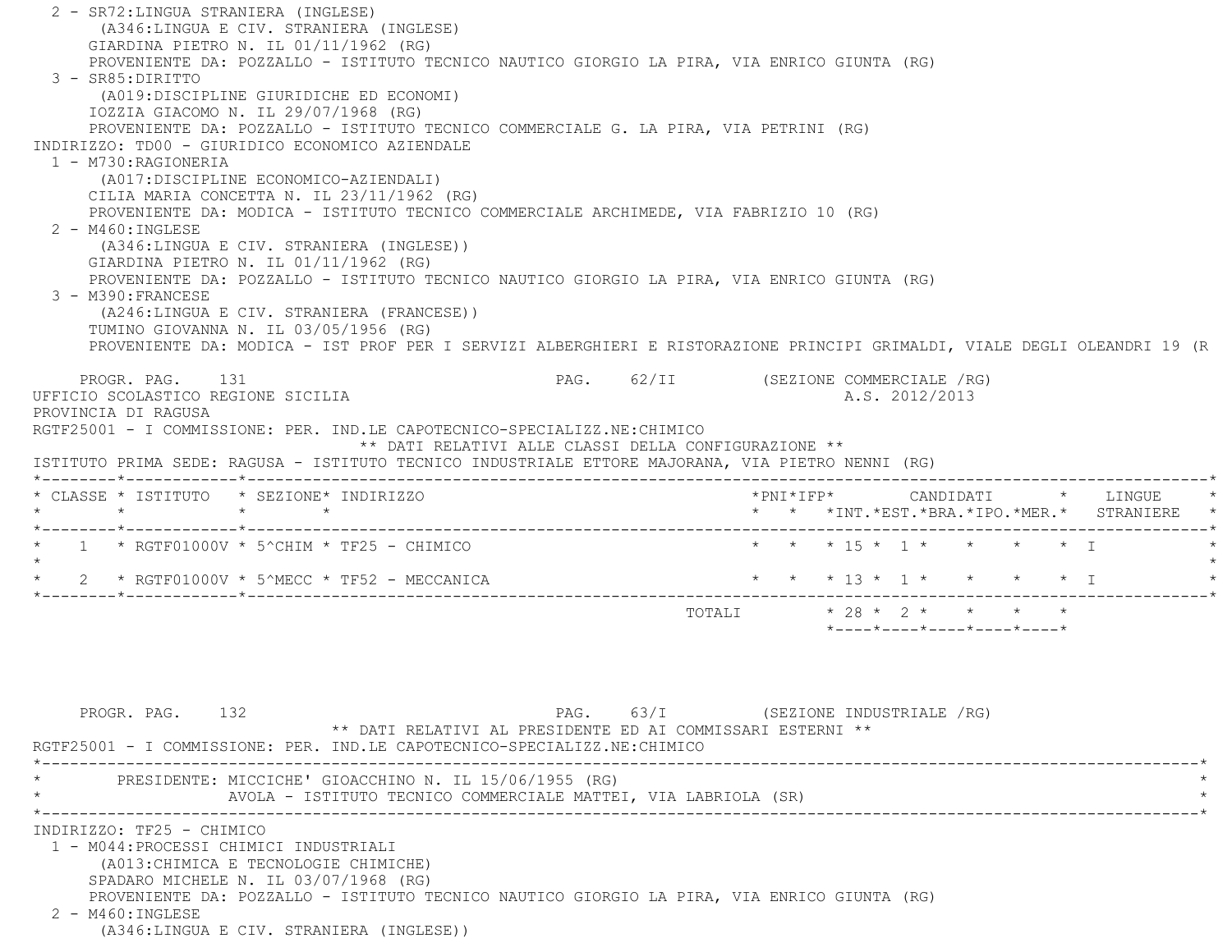2 - SR72:LINGUA STRANIERA (INGLESE)
(A346:LINGUA E CIV. STRANIERA (INGLESE)
GIARDINA PIETRO N. IL 01/11/1962 (RG)
PROVENIENTE DA: POZZALLO - ISTITUTO TECNICO NAUTICO GIORGIO LA PIRA, VIA ENRICO GIUNTA (RG)

3 - SR85:DIRITTO
(A019:DISCIPLINE GIURIDICHE ED ECONOMI)
IOZZIA GIACOMO N. IL 29/07/1968 (RG)
PROVENIENTE DA: POZZALLO - ISTITUTO TECNICO COMMERCIALE G. LA PIRA, VIA PETRINI (RG)

INDIRIZZO: TD00 - GIURIDICO ECONOMICO AZIENDALE

1 - M730:RAGIONERIA
(A017:DISCIPLINE ECONOMICO-AZIENDALI)
CILIA MARIA CONCETTA N. IL 23/11/1962 (RG)
PROVENIENTE DA: MODICA - ISTITUTO TECNICO COMMERCIALE ARCHIMEDE, VIA FABRIZIO 10 (RG)

2 - M460:INGLESE
(A346:LINGUA E CIV. STRANIERA (INGLESE))
GIARDINA PIETRO N. IL 01/11/1962 (RG)
PROVENIENTE DA: POZZALLO - ISTITUTO TECNICO NAUTICO GIORGIO LA PIRA, VIA ENRICO GIUNTA (RG)

3 - M390:FRANCESE
(A246:LINGUA E CIV. STRANIERA (FRANCESE))
TUMINO GIOVANNA N. IL 03/05/1956 (RG)
PROVENIENTE DA: MODICA - IST PROF PER I SERVIZI ALBERGHIERI E RISTORAZIONE PRINCIPI GRIMALDI, VIALE DEGLI OLEANDRI 19 (R

PROGR. PAG. 131 PAG. 62/II (SEZIONE COMMERCIALE /RG)

UFFICIO SCOLASTICO REGIONE SICILIA A.S. 2012/2013

PROVINCIA DI RAGUSA

RGTF25001 - I COMMISSIONE: PER. IND.LE CAPOTECNICO-SPECIALIZZ.NE:CHIMICO

** DATI RELATIVI ALLE CLASSI DELLA CONFIGURAZIONE **

ISTITUTO PRIMA SEDE: RAGUSA - ISTITUTO TECNICO INDUSTRIALE ETTORE MAJORANA, VIA PIETRO NENNI (RG)

| CLASSE | ISTITUTO | SEZIONE | INDIRIZZO | PNI | IFP | CANDIDATI INT. | CANDIDATI EST. | CANDIDATI BRA. | CANDIDATI IPO. | CANDIDATI MER. | LINGUE STRANIERE |
|---|---|---|---|---|---|---|---|---|---|---|---|
| 1 | RGTF01000V | 5^CHIM | TF25 - CHIMICO | | | 15 | 1 | | | | I |
| 2 | RGTF01000V | 5^MECC | TF52 - MECCANICA | | | 13 | 1 | | | | I |
| | | | TOTALI | | | 28 | 2 | | | | |

PROGR. PAG. 132 PAG. 63/I (SEZIONE INDUSTRIALE /RG)

** DATI RELATIVI AL PRESIDENTE ED AI COMMISSARI ESTERNI **

RGTF25001 - I COMMISSIONE: PER. IND.LE CAPOTECNICO-SPECIALIZZ.NE:CHIMICO

PRESIDENTE: MICCICHE' GIOACCHINO N. IL 15/06/1955 (RG)
AVOLA - ISTITUTO TECNICO COMMERCIALE MATTEI, VIA LABRIOLA (SR)

INDIRIZZO: TF25 - CHIMICO

1 - M044:PROCESSI CHIMICI INDUSTRIALI
(A013:CHIMICA E TECNOLOGIE CHIMICHE)
SPADARO MICHELE N. IL 03/07/1968 (RG)
PROVENIENTE DA: POZZALLO - ISTITUTO TECNICO NAUTICO GIORGIO LA PIRA, VIA ENRICO GIUNTA (RG)

2 - M460:INGLESE
(A346:LINGUA E CIV. STRANIERA (INGLESE))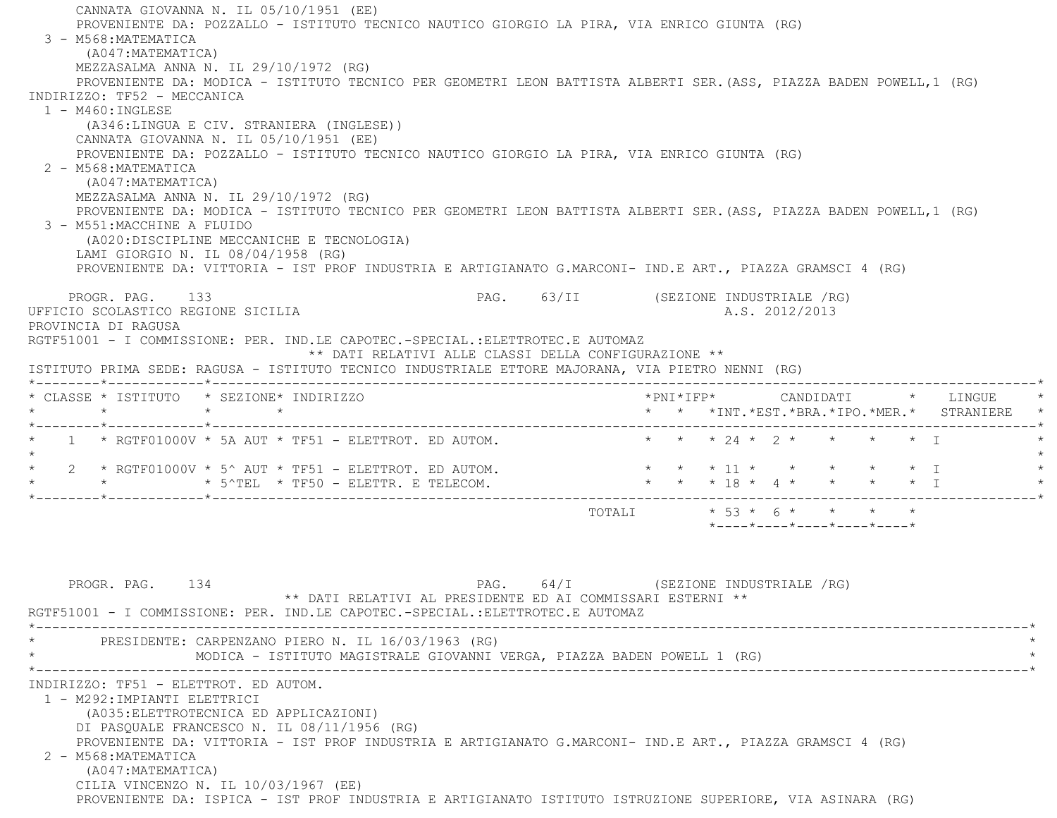CANNATA GIOVANNA N. IL 05/10/1951 (EE)
PROVENIENTE DA: POZZALLO - ISTITUTO TECNICO NAUTICO GIORGIO LA PIRA, VIA ENRICO GIUNTA (RG)

3 - M568:MATEMATICA
(A047:MATEMATICA)
MEZZASALMA ANNA N. IL 29/10/1972 (RG)
PROVENIENTE DA: MODICA - ISTITUTO TECNICO PER GEOMETRI LEON BATTISTA ALBERTI SER.(ASS, PIAZZA BADEN POWELL,1 (RG)

INDIRIZZO: TF52 - MECCANICA

1 - M460:INGLESE
(A346:LINGUA E CIV. STRANIERA (INGLESE))
CANNATA GIOVANNA N. IL 05/10/1951 (EE)
PROVENIENTE DA: POZZALLO - ISTITUTO TECNICO NAUTICO GIORGIO LA PIRA, VIA ENRICO GIUNTA (RG)

2 - M568:MATEMATICA
(A047:MATEMATICA)
MEZZASALMA ANNA N. IL 29/10/1972 (RG)
PROVENIENTE DA: MODICA - ISTITUTO TECNICO PER GEOMETRI LEON BATTISTA ALBERTI SER.(ASS, PIAZZA BADEN POWELL,1 (RG)

3 - M551:MACCHINE A FLUIDO
(A020:DISCIPLINE MECCANICHE E TECNOLOGIA)
LAMI GIORGIO N. IL 08/04/1958 (RG)
PROVENIENTE DA: VITTORIA - IST PROF INDUSTRIA E ARTIGIANATO G.MARCONI- IND.E ART., PIAZZA GRAMSCI 4 (RG)

PROGR. PAG. 133 PAG. 63/II (SEZIONE INDUSTRIALE /RG)

UFFICIO SCOLASTICO REGIONE SICILIA A.S. 2012/2013

PROVINCIA DI RAGUSA

RGTF51001 - I COMMISSIONE: PER. IND.LE CAPOTEC.-SPECIAL.:ELETTROTEC.E AUTOMAZ

** DATI RELATIVI ALLE CLASSI DELLA CONFIGURAZIONE **

ISTITUTO PRIMA SEDE: RAGUSA - ISTITUTO TECNICO INDUSTRIALE ETTORE MAJORANA, VIA PIETRO NENNI (RG)

| CLASSE | ISTITUTO | SEZIONE | INDIRIZZO | PNI | IFP | CANDIDATI INT. | EST. | BRA. | IPO. | MER. | LINGUE STRANIERE |
|---|---|---|---|---|---|---|---|---|---|---|---|
| 1 | RGTF01000V | 5A AUT | TF51 - ELETTROT. ED AUTOM. | | | 24 | 2 | | | | I |
| 2 | RGTF01000V | 5^ AUT | TF51 - ELETTROT. ED AUTOM. | | | 11 | | | | | I |
| | | 5^TEL | TF50 - ELETTR. E TELECOM. | | | 18 | 4 | | | | I |
| | | | TOTALI | | | 53 | 6 | | | | |

PROGR. PAG. 134 PAG. 64/I (SEZIONE INDUSTRIALE /RG)

** DATI RELATIVI AL PRESIDENTE ED AI COMMISSARI ESTERNI **

RGTF51001 - I COMMISSIONE: PER. IND.LE CAPOTEC.-SPECIAL.:ELETTROTEC.E AUTOMAZ

PRESIDENTE: CARPENZANO PIERO N. IL 16/03/1963 (RG)
MODICA - ISTITUTO MAGISTRALE GIOVANNI VERGA, PIAZZA BADEN POWELL 1 (RG)

INDIRIZZO: TF51 - ELETTROT. ED AUTOM.

1 - M292:IMPIANTI ELETTRICI
(A035:ELETTROTECNICA ED APPLICAZIONI)
DI PASQUALE FRANCESCO N. IL 08/11/1956 (RG)
PROVENIENTE DA: VITTORIA - IST PROF INDUSTRIA E ARTIGIANATO G.MARCONI- IND.E ART., PIAZZA GRAMSCI 4 (RG)

2 - M568:MATEMATICA
(A047:MATEMATICA)
CILIA VINCENZO N. IL 10/03/1967 (EE)
PROVENIENTE DA: ISPICA - IST PROF INDUSTRIA E ARTIGIANATO ISTITUTO ISTRUZIONE SUPERIORE, VIA ASINARA (RG)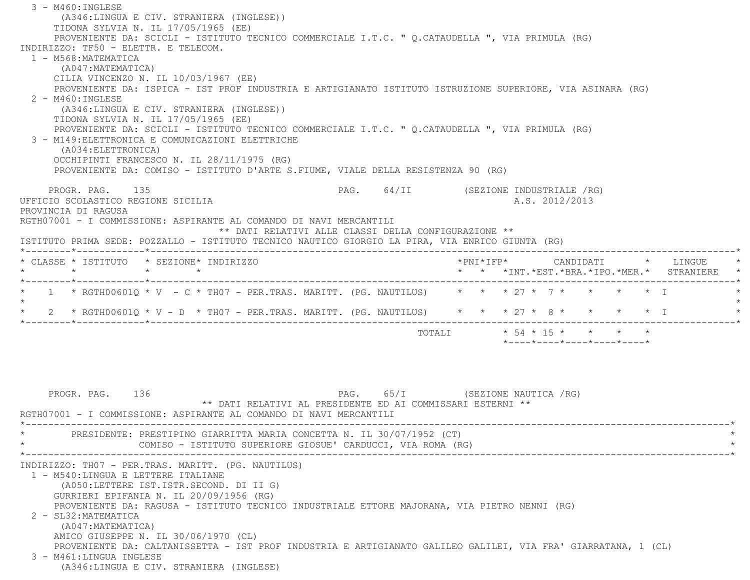3 - M460:INGLESE
(A346:LINGUA E CIV. STRANIERA (INGLESE))
TIDONA SYLVIA N. IL 17/05/1965 (EE)
PROVENIENTE DA: SCICLI - ISTITUTO TECNICO COMMERCIALE I.T.C. " Q.CATAUDELLA ", VIA PRIMULA (RG)

INDIRIZZO: TF50 - ELETTR. E TELECOM.

1 - M568:MATEMATICA
(A047:MATEMATICA)
CILIA VINCENZO N. IL 10/03/1967 (EE)
PROVENIENTE DA: ISPICA - IST PROF INDUSTRIA E ARTIGIANATO ISTITUTO ISTRUZIONE SUPERIORE, VIA ASINARA (RG)

2 - M460:INGLESE
(A346:LINGUA E CIV. STRANIERA (INGLESE))
TIDONA SYLVIA N. IL 17/05/1965 (EE)
PROVENIENTE DA: SCICLI - ISTITUTO TECNICO COMMERCIALE I.T.C. " Q.CATAUDELLA ", VIA PRIMULA (RG)

3 - M149:ELETTRONICA E COMUNICAZIONI ELETTRICHE
(A034:ELETTRONICA)
OCCHIPINTI FRANCESCO N. IL 28/11/1975 (RG)
PROVENIENTE DA: COMISO - ISTITUTO D'ARTE S.FIUME, VIALE DELLA RESISTENZA 90 (RG)

PROGR. PAG. 135 PAG. 64/II (SEZIONE INDUSTRIALE /RG)

UFFICIO SCOLASTICO REGIONE SICILIA A.S. 2012/2013

PROVINCIA DI RAGUSA

RGTH07001 - I COMMISSIONE: ASPIRANTE AL COMANDO DI NAVI MERCANTILI

** DATI RELATIVI ALLE CLASSI DELLA CONFIGURAZIONE **

ISTITUTO PRIMA SEDE: POZZALLO - ISTITUTO TECNICO NAUTICO GIORGIO LA PIRA, VIA ENRICO GIUNTA (RG)

| CLASSE | ISTITUTO | SEZIONE | INDIRIZZO | PNI | IFP | CANDIDATI INT. | EST. | BRA. | IPO. | MER. | LINGUE STRANIERE |
|---|---|---|---|---|---|---|---|---|---|---|---|
| 1 | RGTH00601Q | V - C | TH07 - PER.TRAS. MARITT. (PG. NAUTILUS) | | | 27 | 7 | | | | I |
| 2 | RGTH00601Q | V - D | TH07 - PER.TRAS. MARITT. (PG. NAUTILUS) | | | 27 | 8 | | | | I |
| | | | TOTALI | | | 54 | 15 | | | | |

PROGR. PAG. 136 PAG. 65/I (SEZIONE NAUTICA /RG)

** DATI RELATIVI AL PRESIDENTE ED AI COMMISSARI ESTERNI **

RGTH07001 - I COMMISSIONE: ASPIRANTE AL COMANDO DI NAVI MERCANTILI

PRESIDENTE: PRESTIPINO GIARRITTA MARIA CONCETTA N. IL 30/07/1952 (CT)
COMISO - ISTITUTO SUPERIORE GIOSUE' CARDUCCI, VIA ROMA (RG)

INDIRIZZO: TH07 - PER.TRAS. MARITT. (PG. NAUTILUS)

1 - M540:LINGUA E LETTERE ITALIANE
(A050:LETTERE IST.ISTR.SECOND. DI II G)
GURRIERI EPIFANIA N. IL 20/09/1956 (RG)
PROVENIENTE DA: RAGUSA - ISTITUTO TECNICO INDUSTRIALE ETTORE MAJORANA, VIA PIETRO NENNI (RG)

2 - SL32:MATEMATICA
(A047:MATEMATICA)
AMICO GIUSEPPE N. IL 30/06/1970 (CL)
PROVENIENTE DA: CALTANISSETTA - IST PROF INDUSTRIA E ARTIGIANATO GALILEO GALILEI, VIA FRA' GIARRATANA, 1 (CL)

3 - M461:LINGUA INGLESE
(A346:LINGUA E CIV. STRANIERA (INGLESE)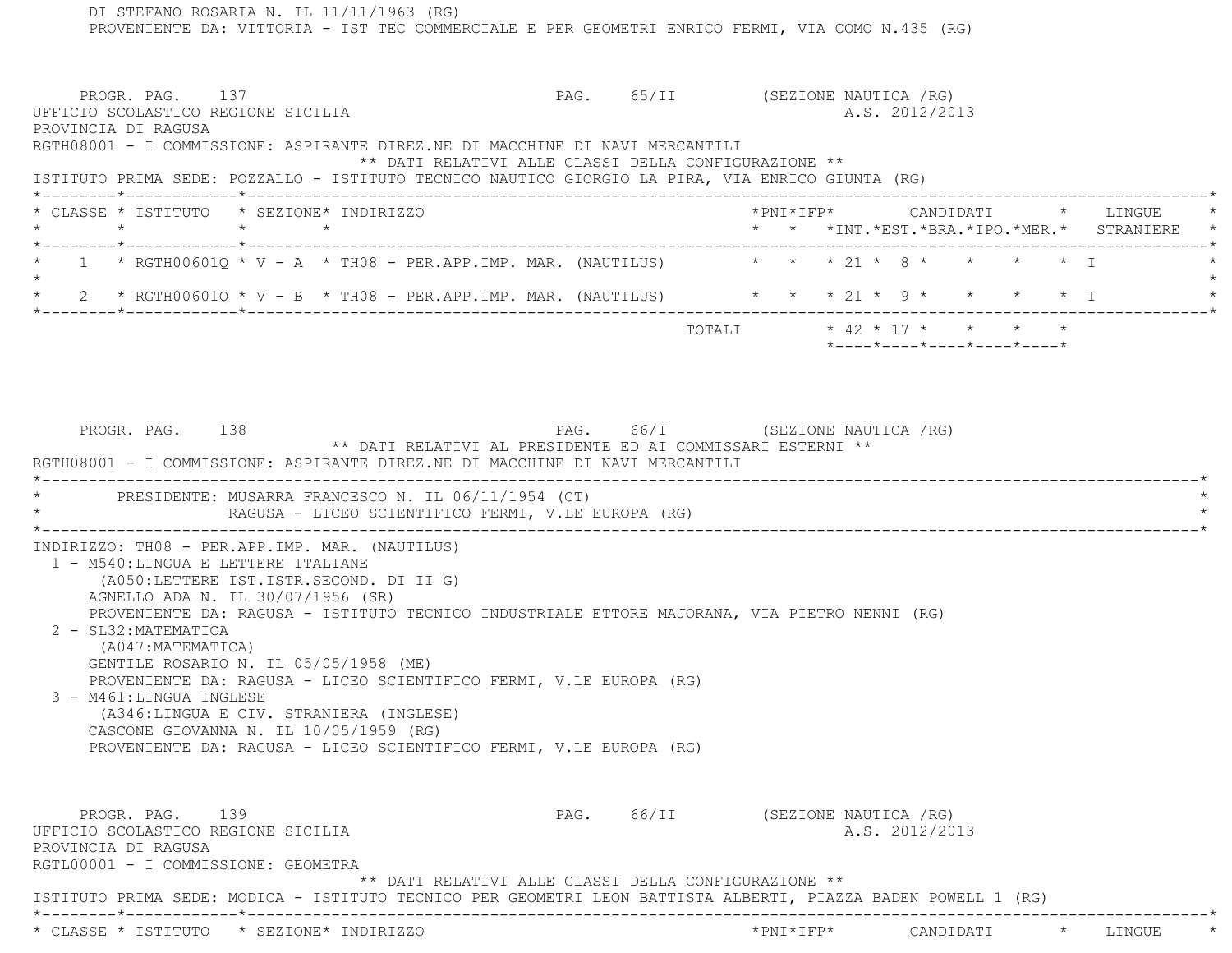DI STEFANO ROSARIA N. IL 11/11/1963 (RG)
PROVENIENTE DA: VITTORIA - IST TEC COMMERCIALE E PER GEOMETRI ENRICO FERMI, VIA COMO N.435 (RG)

PROGR. PAG. 137 PAG. 65/II (SEZIONE NAUTICA /RG)
UFFICIO SCOLASTICO REGIONE SICILIA A.S. 2012/2013
PROVINCIA DI RAGUSA
RGTH08001 - I COMMISSIONE: ASPIRANTE DIREZ.NE DI MACCHINE DI NAVI MERCANTILI

** DATI RELATIVI ALLE CLASSI DELLA CONFIGURAZIONE **

ISTITUTO PRIMA SEDE: POZZALLO - ISTITUTO TECNICO NAUTICO GIORGIO LA PIRA, VIA ENRICO GIUNTA (RG)

| CLASSE | ISTITUTO | SEZIONE | INDIRIZZO | PNI | IFP | CANDIDATI INT. | EST. | BRA. | IPO. | MER. | LINGUE STRANIERE |
|---|---|---|---|---|---|---|---|---|---|---|---|
| 1 | RGTH00601Q | V - A | TH08 - PER.APP.IMP. MAR. (NAUTILUS) | | | 21 | 8 | | | | I |
| 2 | RGTH00601Q | V - B | TH08 - PER.APP.IMP. MAR. (NAUTILUS) | | | 21 | 9 | | | | I |
| | | | TOTALI | | | 42 | 17 | | | | |

PROGR. PAG. 138 PAG. 66/I (SEZIONE NAUTICA /RG)

** DATI RELATIVI AL PRESIDENTE ED AI COMMISSARI ESTERNI **

RGTH08001 - I COMMISSIONE: ASPIRANTE DIREZ.NE DI MACCHINE DI NAVI MERCANTILI

PRESIDENTE: MUSARRA FRANCESCO N. IL 06/11/1954 (CT)
RAGUSA - LICEO SCIENTIFICO FERMI, V.LE EUROPA (RG)

INDIRIZZO: TH08 - PER.APP.IMP. MAR. (NAUTILUS)

1 - M540:LINGUA E LETTERE ITALIANE
(A050:LETTERE IST.ISTR.SECOND. DI II G)
AGNELLO ADA N. IL 30/07/1956 (SR)
PROVENIENTE DA: RAGUSA - ISTITUTO TECNICO INDUSTRIALE ETTORE MAJORANA, VIA PIETRO NENNI (RG)

2 - SL32:MATEMATICA
(A047:MATEMATICA)
GENTILE ROSARIO N. IL 05/05/1958 (ME)
PROVENIENTE DA: RAGUSA - LICEO SCIENTIFICO FERMI, V.LE EUROPA (RG)

3 - M461:LINGUA INGLESE
(A346:LINGUA E CIV. STRANIERA (INGLESE)
CASCONE GIOVANNA N. IL 10/05/1959 (RG)
PROVENIENTE DA: RAGUSA - LICEO SCIENTIFICO FERMI, V.LE EUROPA (RG)

PROGR. PAG. 139 PAG. 66/II (SEZIONE NAUTICA /RG)
UFFICIO SCOLASTICO REGIONE SICILIA A.S. 2012/2013
PROVINCIA DI RAGUSA
RGTL00001 - I COMMISSIONE: GEOMETRA

** DATI RELATIVI ALLE CLASSI DELLA CONFIGURAZIONE **

ISTITUTO PRIMA SEDE: MODICA - ISTITUTO TECNICO PER GEOMETRI LEON BATTISTA ALBERTI, PIAZZA BADEN POWELL 1 (RG)

| CLASSE | ISTITUTO | SEZIONE | INDIRIZZO | PNI | IFP | CANDIDATI | LINGUE |
|---|---|---|---|---|---|---|---|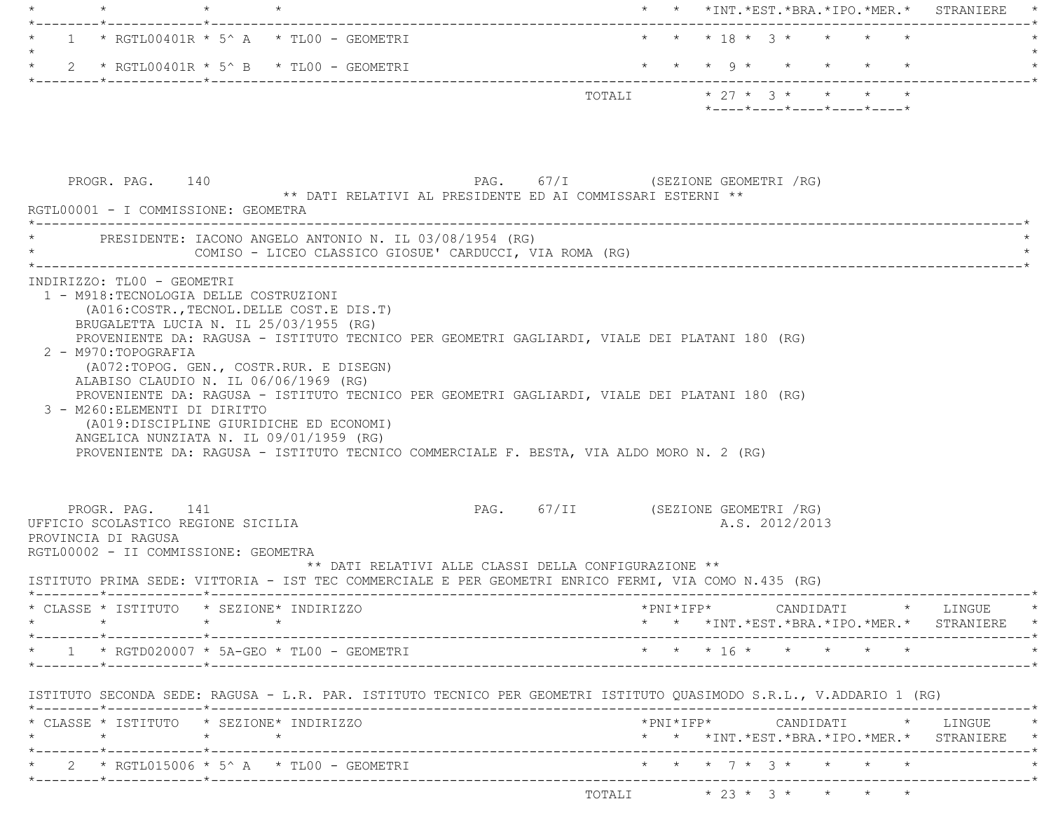| CLASSE | ISTITUTO | SEZIONE | INDIRIZZO | PNI | IFP | CANDIDATI INT. | EST. | BRA. | IPO. | MER. | LINGUE STRANIERE |
|---|---|---|---|---|---|---|---|---|---|---|---|
| 1 | RGTL00401R | 5^ A | TL00 - GEOMETRI | | | 18 | 3 | | | | |
| 2 | RGTL00401R | 5^ B | TL00 - GEOMETRI | | | 9 | | | | | |
| | | | TOTALI | | | 27 | 3 | | | | |

PROGR. PAG. 140 PAG. 67/I (SEZIONE GEOMETRI /RG)

** DATI RELATIVI AL PRESIDENTE ED AI COMMISSARI ESTERNI **

RGTL00001 - I COMMISSIONE: GEOMETRA

PRESIDENTE: IACONO ANGELO ANTONIO N. IL 03/08/1954 (RG)
COMISO - LICEO CLASSICO GIOSUE' CARDUCCI, VIA ROMA (RG)

INDIRIZZO: TL00 - GEOMETRI

1 - M918:TECNOLOGIA DELLE COSTRUZIONI
(A016:COSTR.,TECNOL.DELLE COST.E DIS.T)
BRUGALETTA LUCIA N. IL 25/03/1955 (RG)
PROVENIENTE DA: RAGUSA - ISTITUTO TECNICO PER GEOMETRI GAGLIARDI, VIALE DEI PLATANI 180 (RG)

2 - M970:TOPOGRAFIA
(A072:TOPOG. GEN., COSTR.RUR. E DISEGN)
ALABISO CLAUDIO N. IL 06/06/1969 (RG)
PROVENIENTE DA: RAGUSA - ISTITUTO TECNICO PER GEOMETRI GAGLIARDI, VIALE DEI PLATANI 180 (RG)

3 - M260:ELEMENTI DI DIRITTO
(A019:DISCIPLINE GIURIDICHE ED ECONOMI)
ANGELICA NUNZIATA N. IL 09/01/1959 (RG)
PROVENIENTE DA: RAGUSA - ISTITUTO TECNICO COMMERCIALE F. BESTA, VIA ALDO MORO N. 2 (RG)

PROGR. PAG. 141 PAG. 67/II (SEZIONE GEOMETRI /RG)

UFFICIO SCOLASTICO REGIONE SICILIA A.S. 2012/2013

PROVINCIA DI RAGUSA

RGTL00002 - II COMMISSIONE: GEOMETRA

** DATI RELATIVI ALLE CLASSI DELLA CONFIGURAZIONE **

ISTITUTO PRIMA SEDE: VITTORIA - IST TEC COMMERCIALE E PER GEOMETRI ENRICO FERMI, VIA COMO N.435 (RG)

| CLASSE | ISTITUTO | SEZIONE | INDIRIZZO | PNI | IFP | CANDIDATI INT. | EST. | BRA. | IPO. | MER. | LINGUE STRANIERE |
|---|---|---|---|---|---|---|---|---|---|---|---|
| 1 | RGTD020007 | 5A-GEO | TL00 - GEOMETRI | | | 16 | | | | | |

ISTITUTO SECONDA SEDE: RAGUSA - L.R. PAR. ISTITUTO TECNICO PER GEOMETRI ISTITUTO QUASIMODO S.R.L., V.ADDARIO 1 (RG)

| CLASSE | ISTITUTO | SEZIONE | INDIRIZZO | PNI | IFP | CANDIDATI INT. | EST. | BRA. | IPO. | MER. | LINGUE STRANIERE |
|---|---|---|---|---|---|---|---|---|---|---|---|
| 2 | RGTL015006 | 5^ A | TL00 - GEOMETRI | | | 7 | 3 | | | | |
| | | | TOTALI | | | 23 | 3 | | | | |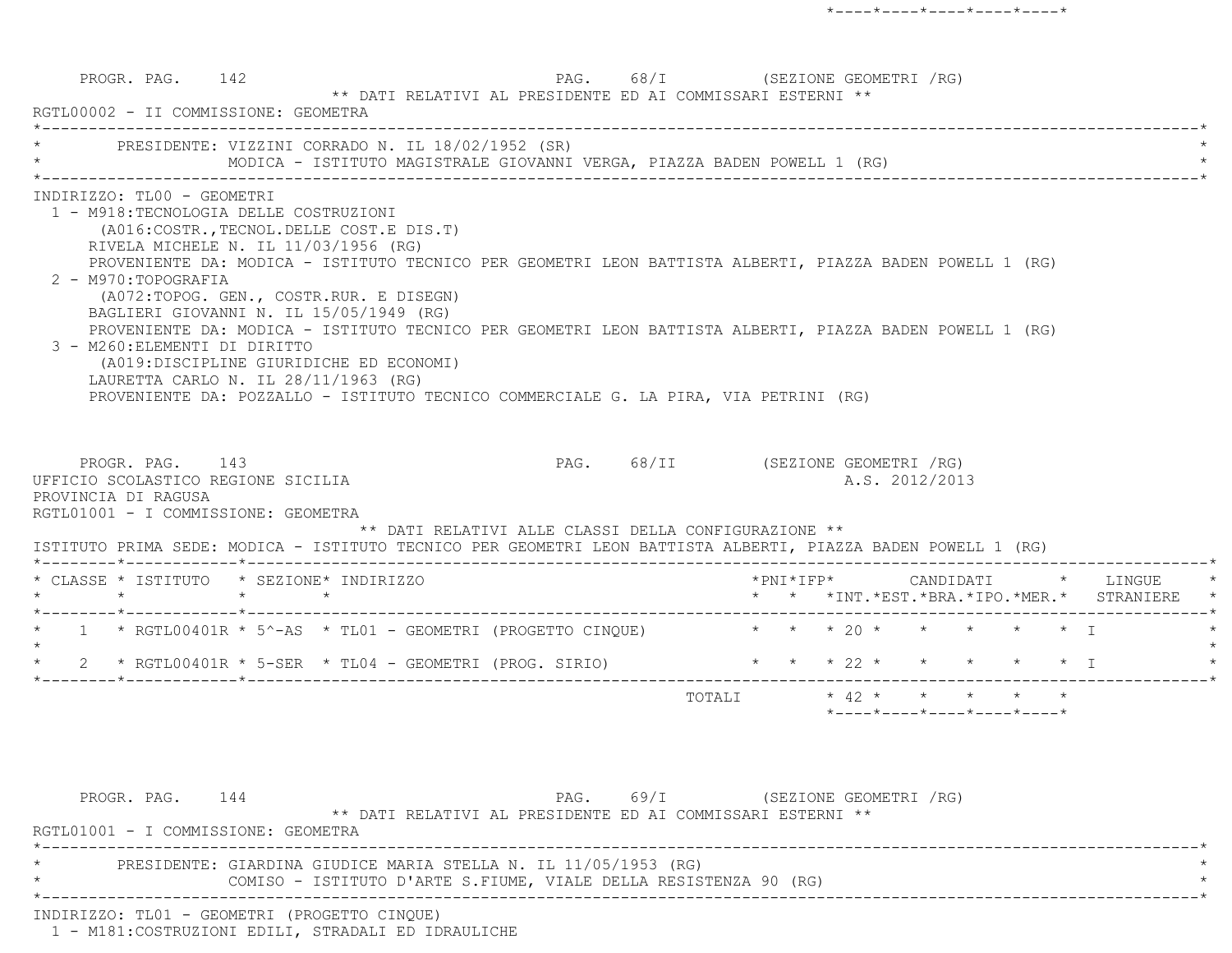PROGR. PAG. 142 PAG. 68/I (SEZIONE GEOMETRI /RG)

** DATI RELATIVI AL PRESIDENTE ED AI COMMISSARI ESTERNI **

RGTL00002 - II COMMISSIONE: GEOMETRA

PRESIDENTE: VIZZINI CORRADO N. IL 18/02/1952 (SR)
MODICA - ISTITUTO MAGISTRALE GIOVANNI VERGA, PIAZZA BADEN POWELL 1 (RG)

INDIRIZZO: TL00 - GEOMETRI

1 - M918:TECNOLOGIA DELLE COSTRUZIONI
(A016:COSTR.,TECNOL.DELLE COST.E DIS.T)
RIVELA MICHELE N. IL 11/03/1956 (RG)
PROVENIENTE DA: MODICA - ISTITUTO TECNICO PER GEOMETRI LEON BATTISTA ALBERTI, PIAZZA BADEN POWELL 1 (RG)

2 - M970:TOPOGRAFIA
(A072:TOPOG. GEN., COSTR.RUR. E DISEGN)
BAGLIERI GIOVANNI N. IL 15/05/1949 (RG)
PROVENIENTE DA: MODICA - ISTITUTO TECNICO PER GEOMETRI LEON BATTISTA ALBERTI, PIAZZA BADEN POWELL 1 (RG)

3 - M260:ELEMENTI DI DIRITTO
(A019:DISCIPLINE GIURIDICHE ED ECONOMI)
LAURETTA CARLO N. IL 28/11/1963 (RG)
PROVENIENTE DA: POZZALLO - ISTITUTO TECNICO COMMERCIALE G. LA PIRA, VIA PETRINI (RG)

PROGR. PAG. 143 PAG. 68/II (SEZIONE GEOMETRI /RG)

UFFICIO SCOLASTICO REGIONE SICILIA A.S. 2012/2013

PROVINCIA DI RAGUSA

RGTL01001 - I COMMISSIONE: GEOMETRA

** DATI RELATIVI ALLE CLASSI DELLA CONFIGURAZIONE **

ISTITUTO PRIMA SEDE: MODICA - ISTITUTO TECNICO PER GEOMETRI LEON BATTISTA ALBERTI, PIAZZA BADEN POWELL 1 (RG)

| CLASSE | ISTITUTO | SEZIONE | INDIRIZZO | PNI | IFP | CANDIDATI INT. | EST. | BRA. | IPO. | MER. | LINGUE STRANIERE |
|---|---|---|---|---|---|---|---|---|---|---|---|
| 1 | RGTL00401R | 5^-AS | TL01 - GEOMETRI (PROGETTO CINQUE) | | | 20 | | | | | I |
| 2 | RGTL00401R | 5-SER | TL04 - GEOMETRI (PROG. SIRIO) | | | 22 | | | | | I |
| | | | TOTALI | | | 42 | | | | | |

PROGR. PAG. 144 PAG. 69/I (SEZIONE GEOMETRI /RG)

** DATI RELATIVI AL PRESIDENTE ED AI COMMISSARI ESTERNI **

RGTL01001 - I COMMISSIONE: GEOMETRA

PRESIDENTE: GIARDINA GIUDICE MARIA STELLA N. IL 11/05/1953 (RG)
COMISO - ISTITUTO D'ARTE S.FIUME, VIALE DELLA RESISTENZA 90 (RG)

INDIRIZZO: TL01 - GEOMETRI (PROGETTO CINQUE)

1 - M181:COSTRUZIONI EDILI, STRADALI ED IDRAULICHE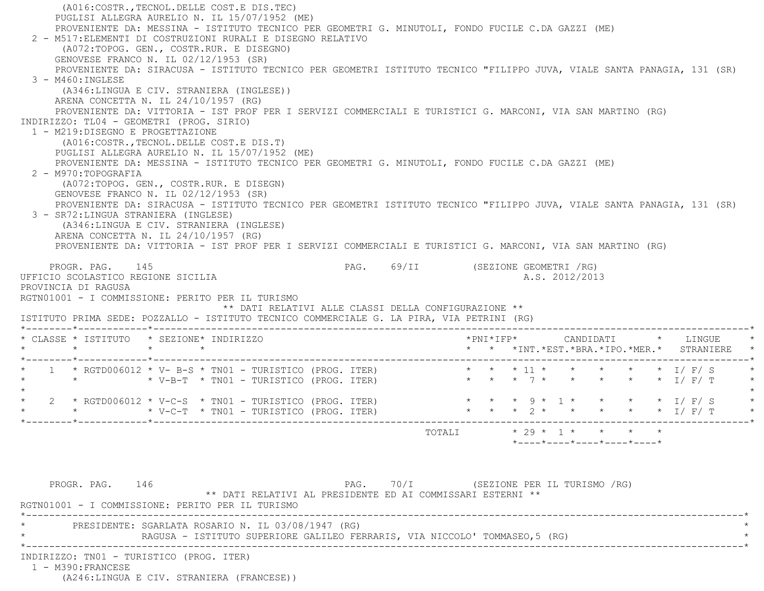(A016:COSTR.,TECNOL.DELLE COST.E DIS.TEC)
PUGLISI ALLEGRA AURELIO N. IL 15/07/1952 (ME)
PROVENIENTE DA: MESSINA - ISTITUTO TECNICO PER GEOMETRI G. MINUTOLI, FONDO FUCILE C.DA GAZZI (ME)

2 - M517:ELEMENTI DI COSTRUZIONI RURALI E DISEGNO RELATIVO
(A072:TOPOG. GEN., COSTR.RUR. E DISEGNO)
GENOVESE FRANCO N. IL 02/12/1953 (SR)
PROVENIENTE DA: SIRACUSA - ISTITUTO TECNICO PER GEOMETRI ISTITUTO TECNICO "FILIPPO JUVA, VIALE SANTA PANAGIA, 131 (SR)

3 - M460:INGLESE
(A346:LINGUA E CIV. STRANIERA (INGLESE))
ARENA CONCETTA N. IL 24/10/1957 (RG)
PROVENIENTE DA: VITTORIA - IST PROF PER I SERVIZI COMMERCIALI E TURISTICI G. MARCONI, VIA SAN MARTINO (RG)

INDIRIZZO: TL04 - GEOMETRI (PROG. SIRIO)

1 - M219:DISEGNO E PROGETTAZIONE
(A016:COSTR.,TECNOL.DELLE COST.E DIS.T)
PUGLISI ALLEGRA AURELIO N. IL 15/07/1952 (ME)
PROVENIENTE DA: MESSINA - ISTITUTO TECNICO PER GEOMETRI G. MINUTOLI, FONDO FUCILE C.DA GAZZI (ME)

2 - M970:TOPOGRAFIA
(A072:TOPOG. GEN., COSTR.RUR. E DISEGN)
GENOVESE FRANCO N. IL 02/12/1953 (SR)
PROVENIENTE DA: SIRACUSA - ISTITUTO TECNICO PER GEOMETRI ISTITUTO TECNICO "FILIPPO JUVA, VIALE SANTA PANAGIA, 131 (SR)

3 - SR72:LINGUA STRANIERA (INGLESE)
(A346:LINGUA E CIV. STRANIERA (INGLESE)
ARENA CONCETTA N. IL 24/10/1957 (RG)
PROVENIENTE DA: VITTORIA - IST PROF PER I SERVIZI COMMERCIALI E TURISTICI G. MARCONI, VIA SAN MARTINO (RG)

PROGR. PAG. 145 PAG. 69/II (SEZIONE GEOMETRI /RG)

UFFICIO SCOLASTICO REGIONE SICILIA A.S. 2012/2013

PROVINCIA DI RAGUSA

RGTN01001 - I COMMISSIONE: PERITO PER IL TURISMO

** DATI RELATIVI ALLE CLASSI DELLA CONFIGURAZIONE **

ISTITUTO PRIMA SEDE: POZZALLO - ISTITUTO TECNICO COMMERCIALE G. LA PIRA, VIA PETRINI (RG)

| CLASSE | ISTITUTO | SEZIONE | INDIRIZZO | PNI | IFP | CANDIDATI INT. | EST. | BRA. | IPO. | MER. | LINGUE STRANIERE |
|---|---|---|---|---|---|---|---|---|---|---|---|
| 1 | RGTD006012 | V- B-S | TN01 - TURISTICO (PROG. ITER) | | | 11 | | | | | I/ F/ S |
| | | V-B-T | TN01 - TURISTICO (PROG. ITER) | | | 7 | | | | | I/ F/ T |
| 2 | RGTD006012 | V-C-S | TN01 - TURISTICO (PROG. ITER) | | | 9 | 1 | | | | I/ F/ S |
| | | V-C-T | TN01 - TURISTICO (PROG. ITER) | | | 2 | | | | | I/ F/ T |
| | | | TOTALI | | | 29 | 1 | | | | |

PROGR. PAG. 146 PAG. 70/I (SEZIONE PER IL TURISMO /RG)

** DATI RELATIVI AL PRESIDENTE ED AI COMMISSARI ESTERNI **

RGTN01001 - I COMMISSIONE: PERITO PER IL TURISMO

PRESIDENTE: SGARLATA ROSARIO N. IL 03/08/1947 (RG)
RAGUSA - ISTITUTO SUPERIORE GALILEO FERRARIS, VIA NICCOLO' TOMMASEO,5 (RG)

INDIRIZZO: TN01 - TURISTICO (PROG. ITER)

1 - M390:FRANCESE
(A246:LINGUA E CIV. STRANIERA (FRANCESE))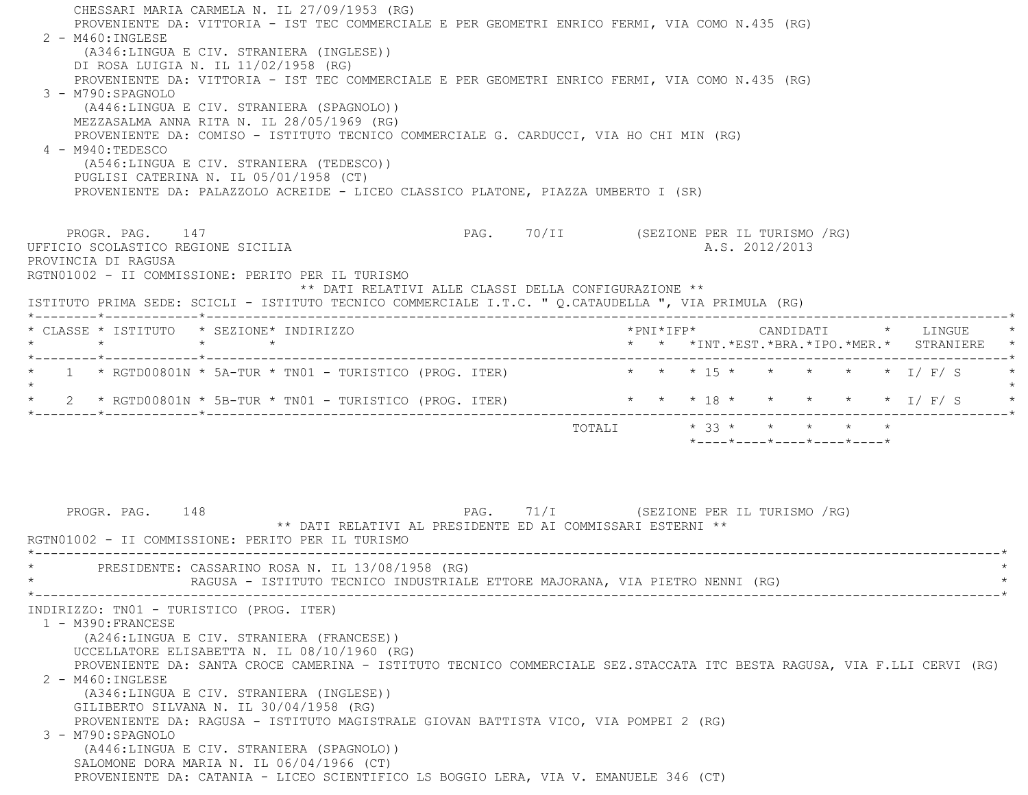CHESSARI MARIA CARMELA N. IL 27/09/1953 (RG)
PROVENIENTE DA: VITTORIA - IST TEC COMMERCIALE E PER GEOMETRI ENRICO FERMI, VIA COMO N.435 (RG)

2 - M460:INGLESE
(A346:LINGUA E CIV. STRANIERA (INGLESE))
DI ROSA LUIGIA N. IL 11/02/1958 (RG)
PROVENIENTE DA: VITTORIA - IST TEC COMMERCIALE E PER GEOMETRI ENRICO FERMI, VIA COMO N.435 (RG)

3 - M790:SPAGNOLO
(A446:LINGUA E CIV. STRANIERA (SPAGNOLO))
MEZZASALMA ANNA RITA N. IL 28/05/1969 (RG)
PROVENIENTE DA: COMISO - ISTITUTO TECNICO COMMERCIALE G. CARDUCCI, VIA HO CHI MIN (RG)

4 - M940:TEDESCO
(A546:LINGUA E CIV. STRANIERA (TEDESCO))
PUGLISI CATERINA N. IL 05/01/1958 (CT)
PROVENIENTE DA: PALAZZOLO ACREIDE - LICEO CLASSICO PLATONE, PIAZZA UMBERTO I (SR)

PROGR. PAG. 147 PAG. 70/II (SEZIONE PER IL TURISMO /RG)

UFFICIO SCOLASTICO REGIONE SICILIA A.S. 2012/2013

PROVINCIA DI RAGUSA

RGTN01002 - II COMMISSIONE: PERITO PER IL TURISMO

** DATI RELATIVI ALLE CLASSI DELLA CONFIGURAZIONE **

ISTITUTO PRIMA SEDE: SCICLI - ISTITUTO TECNICO COMMERCIALE I.T.C. " Q.CATAUDELLA ", VIA PRIMULA (RG)

| CLASSE | ISTITUTO | SEZIONE | INDIRIZZO | PNI | IFP | CANDIDATI INT. | EST. | BRA. | IPO. | MER. | LINGUE STRANIERE |
|---|---|---|---|---|---|---|---|---|---|---|---|
| 1 | RGTD00801N | 5A-TUR | TN01 - TURISTICO (PROG. ITER) | | | 15 | | | | | I/ F/ S |
| 2 | RGTD00801N | 5B-TUR | TN01 - TURISTICO (PROG. ITER) | | | 18 | | | | | I/ F/ S |
| | | | TOTALI | | | 33 | | | | | |

PROGR. PAG. 148 PAG. 71/I (SEZIONE PER IL TURISMO /RG)

** DATI RELATIVI AL PRESIDENTE ED AI COMMISSARI ESTERNI **

RGTN01002 - II COMMISSIONE: PERITO PER IL TURISMO

PRESIDENTE: CASSARINO ROSA N. IL 13/08/1958 (RG)
RAGUSA - ISTITUTO TECNICO INDUSTRIALE ETTORE MAJORANA, VIA PIETRO NENNI (RG)

INDIRIZZO: TN01 - TURISTICO (PROG. ITER)

1 - M390:FRANCESE
(A246:LINGUA E CIV. STRANIERA (FRANCESE))
UCCELLATORE ELISABETTA N. IL 08/10/1960 (RG)
PROVENIENTE DA: SANTA CROCE CAMERINA - ISTITUTO TECNICO COMMERCIALE SEZ.STACCATA ITC BESTA RAGUSA, VIA F.LLI CERVI (RG)

2 - M460:INGLESE
(A346:LINGUA E CIV. STRANIERA (INGLESE))
GILIBERTO SILVANA N. IL 30/04/1958 (RG)
PROVENIENTE DA: RAGUSA - ISTITUTO MAGISTRALE GIOVAN BATTISTA VICO, VIA POMPEI 2 (RG)

3 - M790:SPAGNOLO
(A446:LINGUA E CIV. STRANIERA (SPAGNOLO))
SALOMONE DORA MARIA N. IL 06/04/1966 (CT)
PROVENIENTE DA: CATANIA - LICEO SCIENTIFICO LS BOGGIO LERA, VIA V. EMANUELE 346 (CT)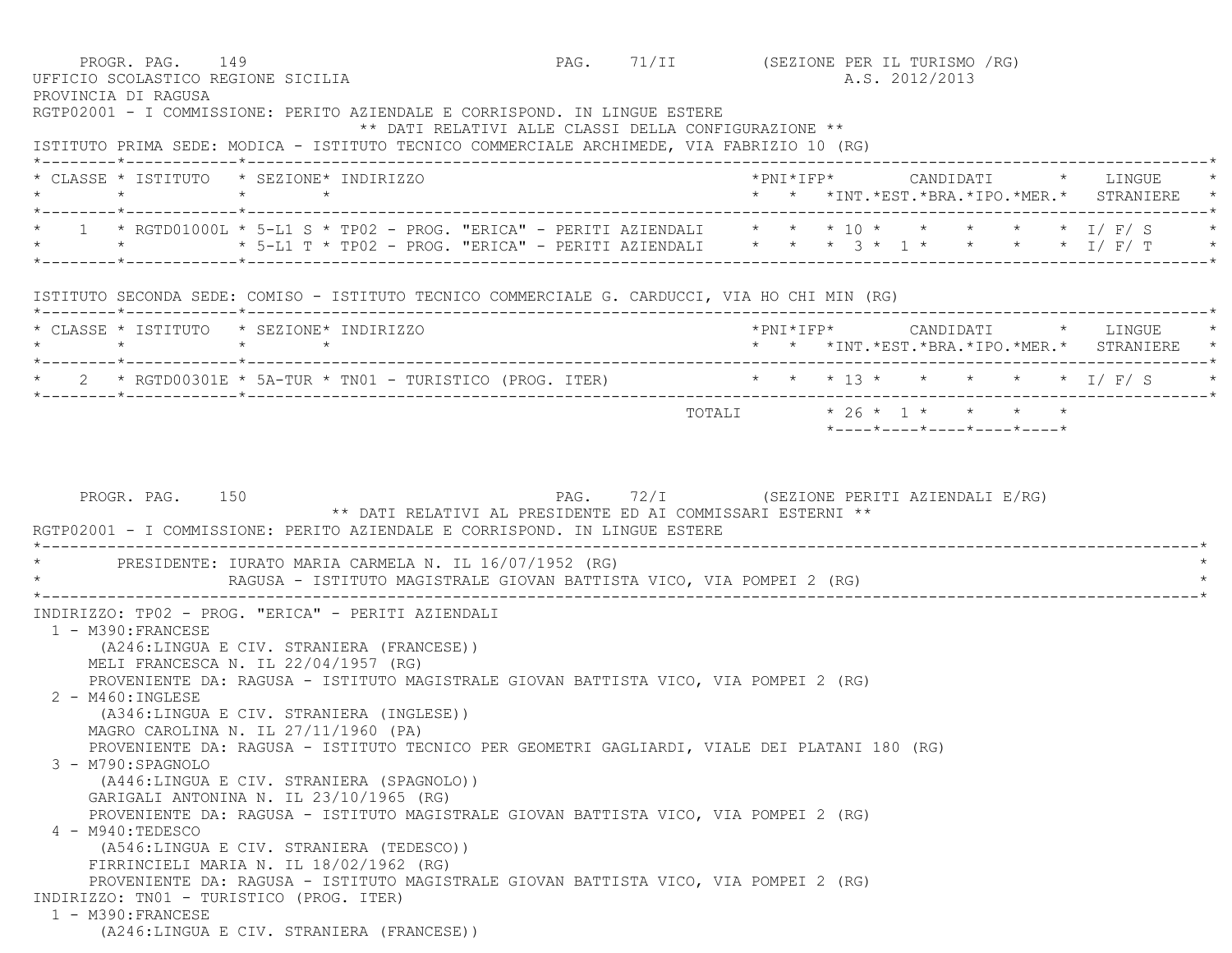PROGR. PAG. 149 PAG. 71/II (SEZIONE PER IL TURISMO /RG)

UFFICIO SCOLASTICO REGIONE SICILIA A.S. 2012/2013

PROVINCIA DI RAGUSA

RGTP02001 - I COMMISSIONE: PERITO AZIENDALE E CORRISPOND. IN LINGUE ESTERE

** DATI RELATIVI ALLE CLASSI DELLA CONFIGURAZIONE **

ISTITUTO PRIMA SEDE: MODICA - ISTITUTO TECNICO COMMERCIALE ARCHIMEDE, VIA FABRIZIO 10 (RG)

| CLASSE | ISTITUTO | SEZIONE | INDIRIZZO | PNI | IFP | CANDIDATI INT. | EST. | BRA. | IPO. | MER. | LINGUE STRANIERE |
|---|---|---|---|---|---|---|---|---|---|---|---|
| 1 | RGTD01000L | 5-L1 S | TP02 - PROG. "ERICA" - PERITI AZIENDALI | | | 10 | | | | | I/ F/ S |
| | | 5-L1 T | TP02 - PROG. "ERICA" - PERITI AZIENDALI | | | 3 | 1 | | | | I/ F/ T |

ISTITUTO SECONDA SEDE: COMISO - ISTITUTO TECNICO COMMERCIALE G. CARDUCCI, VIA HO CHI MIN (RG)

| CLASSE | ISTITUTO | SEZIONE | INDIRIZZO | PNI | IFP | CANDIDATI INT. | EST. | BRA. | IPO. | MER. | LINGUE STRANIERE |
|---|---|---|---|---|---|---|---|---|---|---|---|
| 2 | RGTD00301E | 5A-TUR | TN01 - TURISTICO (PROG. ITER) | | | 13 | | | | | I/ F/ S |
| | | | TOTALI | | | 26 | 1 | | | | |

PROGR. PAG. 150 PAG. 72/I (SEZIONE PERITI AZIENDALI E/RG)

** DATI RELATIVI AL PRESIDENTE ED AI COMMISSARI ESTERNI **

RGTP02001 - I COMMISSIONE: PERITO AZIENDALE E CORRISPOND. IN LINGUE ESTERE

PRESIDENTE: IURATO MARIA CARMELA N. IL 16/07/1952 (RG)
RAGUSA - ISTITUTO MAGISTRALE GIOVAN BATTISTA VICO, VIA POMPEI 2 (RG)

INDIRIZZO: TP02 - PROG. "ERICA" - PERITI AZIENDALI

1 - M390:FRANCESE
(A246:LINGUA E CIV. STRANIERA (FRANCESE))
MELI FRANCESCA N. IL 22/04/1957 (RG)
PROVENIENTE DA: RAGUSA - ISTITUTO MAGISTRALE GIOVAN BATTISTA VICO, VIA POMPEI 2 (RG)

2 - M460:INGLESE
(A346:LINGUA E CIV. STRANIERA (INGLESE))
MAGRO CAROLINA N. IL 27/11/1960 (PA)
PROVENIENTE DA: RAGUSA - ISTITUTO TECNICO PER GEOMETRI GAGLIARDI, VIALE DEI PLATANI 180 (RG)

3 - M790:SPAGNOLO
(A446:LINGUA E CIV. STRANIERA (SPAGNOLO))
GARIGALI ANTONINA N. IL 23/10/1965 (RG)
PROVENIENTE DA: RAGUSA - ISTITUTO MAGISTRALE GIOVAN BATTISTA VICO, VIA POMPEI 2 (RG)

4 - M940:TEDESCO
(A546:LINGUA E CIV. STRANIERA (TEDESCO))
FIRRINCIELI MARIA N. IL 18/02/1962 (RG)
PROVENIENTE DA: RAGUSA - ISTITUTO MAGISTRALE GIOVAN BATTISTA VICO, VIA POMPEI 2 (RG)

INDIRIZZO: TN01 - TURISTICO (PROG. ITER)

1 - M390:FRANCESE
(A246:LINGUA E CIV. STRANIERA (FRANCESE))